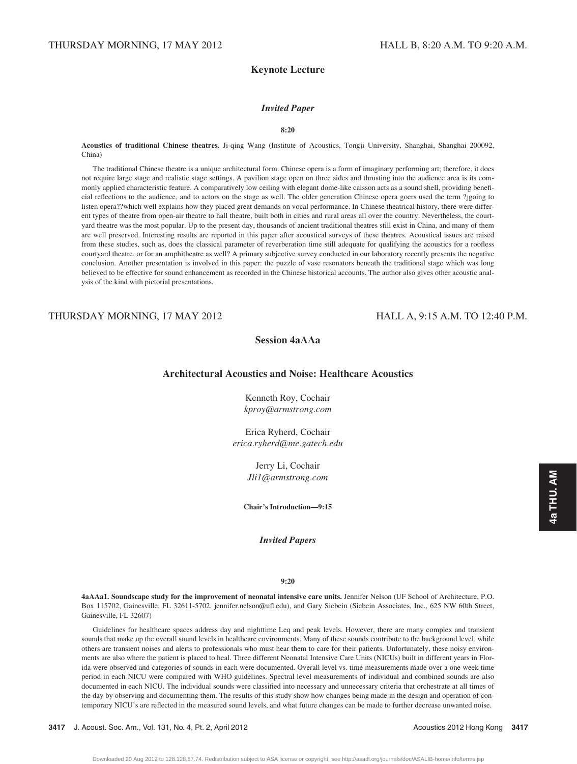THURSDAY MORNING, 17 MAY 2012 HALL B, 8:20 A.M. TO 9:20 A.M.

## Keynote Lecture

### *Invited Paper*

**8:20**

**Acoustics of traditional Chinese theatres.** Ji-qing Wang (Institute of Acoustics, Tongji University, Shanghai, Shanghai 200092, China)

The traditional Chinese theatre is a unique architectural form. Chinese opera is a form of imaginary performing art; therefore, it does not require large stage and realistic stage settings. A pavilion stage open on three sides and thrusting into the audience area is its commonly applied characteristic feature. A comparatively low ceiling with elegant dome-like caisson acts as a sound shell, providing beneficial reflections to the audience, and to actors on the stage as well. The older generation Chinese opera goers used the term ?}going to listen opera??which well explains how they placed great demands on vocal performance. In Chinese theatrical history, there were different types of theatre from open-air theatre to hall theatre, built both in cities and rural areas all over the country. Nevertheless, the courtyard theatre was the most popular. Up to the present day, thousands of ancient traditional theatres still exist in China, and many of them are well preserved. Interesting results are reported in this paper after acoustical surveys of these theatres. Acoustical issues are raised from these studies, such as, does the classical parameter of reverberation time still adequate for qualifying the acoustics for a roofless courtyard theatre, or for an amphitheatre as well? A primary subjective survey conducted in our laboratory recently presents the negative conclusion. Another presentation is involved in this paper: the puzzle of vase resonators beneath the traditional stage which was long believed to be effective for sound enhancement as recorded in the Chinese historical accounts. The author also gives other acoustic analysis of the kind with pictorial presentations.

THURSDAY MORNING, 17 MAY 2012 HALL A, 9:15 A.M. TO 12:40 P.M.

## Session 4aAAa

## Architectural Acoustics and Noise: Healthcare Acoustics

Kenneth Roy, Cochair
*kproy@armstrong.com*

Erica Ryherd, Cochair
*erica.ryherd@me.gatech.edu*

Jerry Li, Cochair
*Jli1@armstrong.com*

**Chair's Introduction—9:15**

### *Invited Papers*

**9:20**

**4aAAa1. Soundscape study for the improvement of neonatal intensive care units.** Jennifer Nelson (UF School of Architecture, P.O. Box 115702, Gainesville, FL 32611-5702, jennifer.nelson@ufl.edu), and Gary Siebein (Siebein Associates, Inc., 625 NW 60th Street, Gainesville, FL 32607)

Guidelines for healthcare spaces address day and nighttime Leq and peak levels. However, there are many complex and transient sounds that make up the overall sound levels in healthcare environments. Many of these sounds contribute to the background level, while others are transient noises and alerts to professionals who must hear them to care for their patients. Unfortunately, these noisy environments are also where the patient is placed to heal. Three different Neonatal Intensive Care Units (NICUs) built in different years in Florida were observed and categories of sounds in each were documented. Overall level vs. time measurements made over a one week time period in each NICU were compared with WHO guidelines. Spectral level measurements of individual and combined sounds are also documented in each NICU. The individual sounds were classified into necessary and unnecessary criteria that orchestrate at all times of the day by observing and documenting them. The results of this study show how changes being made in the design and operation of contemporary NICU's are reflected in the measured sound levels, and what future changes can be made to further decrease unwanted noise.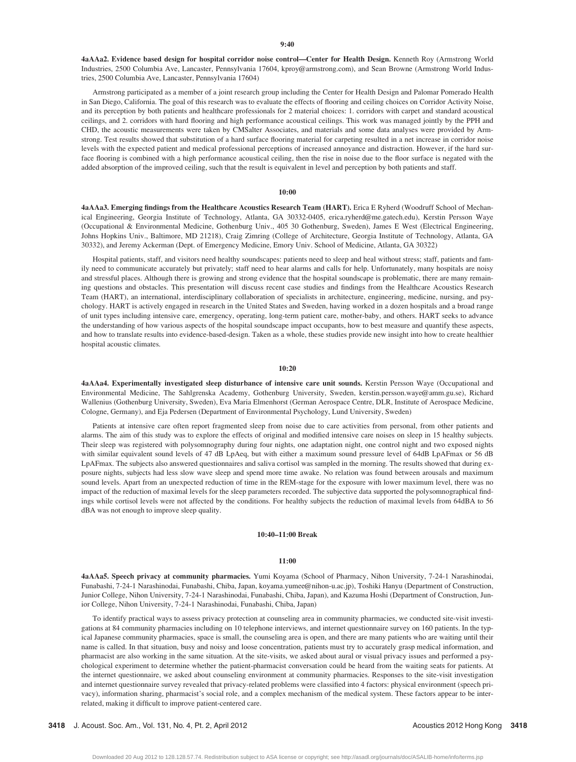**9:40**

**4aAAa2. Evidence based design for hospital corridor noise control—Center for Health Design.** Kenneth Roy (Armstrong World Industries, 2500 Columbia Ave, Lancaster, Pennsylvania 17604, kproy@armstrong.com), and Sean Browne (Armstrong World Industries, 2500 Columbia Ave, Lancaster, Pennsylvania 17604)

Armstrong participated as a member of a joint research group including the Center for Health Design and Palomar Pomerado Health in San Diego, California. The goal of this research was to evaluate the effects of flooring and ceiling choices on Corridor Activity Noise, and its perception by both patients and healthcare professionals for 2 material choices: 1. corridors with carpet and standard acoustical ceilings, and 2. corridors with hard flooring and high performance acoustical ceilings. This work was managed jointly by the PPH and CHD, the acoustic measurements were taken by CMSalter Associates, and materials and some data analyses were provided by Armstrong. Test results showed that substitution of a hard surface flooring material for carpeting resulted in a net increase in corridor noise levels with the expected patient and medical professional perceptions of increased annoyance and distraction. However, if the hard surface flooring is combined with a high performance acoustical ceiling, then the rise in noise due to the floor surface is negated with the added absorption of the improved ceiling, such that the result is equivalent in level and perception by both patients and staff.

**10:00**

**4aAAa3. Emerging findings from the Healthcare Acoustics Research Team (HART).** Erica E Ryherd (Woodruff School of Mechanical Engineering, Georgia Institute of Technology, Atlanta, GA 30332-0405, erica.ryherd@me.gatech.edu), Kerstin Persson Waye (Occupational & Environmental Medicine, Gothenburg Univ., 405 30 Gothenburg, Sweden), James E West (Electrical Engineering, Johns Hopkins Univ., Baltimore, MD 21218), Craig Zimring (College of Architecture, Georgia Institute of Technology, Atlanta, GA 30332), and Jeremy Ackerman (Dept. of Emergency Medicine, Emory Univ. School of Medicine, Atlanta, GA 30322)

Hospital patients, staff, and visitors need healthy soundscapes: patients need to sleep and heal without stress; staff, patients and family need to communicate accurately but privately; staff need to hear alarms and calls for help. Unfortunately, many hospitals are noisy and stressful places. Although there is growing and strong evidence that the hospital soundscape is problematic, there are many remaining questions and obstacles. This presentation will discuss recent case studies and findings from the Healthcare Acoustics Research Team (HART), an international, interdisciplinary collaboration of specialists in architecture, engineering, medicine, nursing, and psychology. HART is actively engaged in research in the United States and Sweden, having worked in a dozen hospitals and a broad range of unit types including intensive care, emergency, operating, long-term patient care, mother-baby, and others. HART seeks to advance the understanding of how various aspects of the hospital soundscape impact occupants, how to best measure and quantify these aspects, and how to translate results into evidence-based-design. Taken as a whole, these studies provide new insight into how to create healthier hospital acoustic climates.

**10:20**

**4aAAa4. Experimentally investigated sleep disturbance of intensive care unit sounds.** Kerstin Persson Waye (Occupational and Environmental Medicine, The Sahlgrenska Academy, Gothenburg University, Sweden, kerstin.persson.waye@amm.gu.se), Richard Wallenius (Gothenburg University, Sweden), Eva Maria Elmenhorst (German Aerospace Centre, DLR, Institute of Aerospace Medicine, Cologne, Germany), and Eja Pedersen (Department of Environmental Psychology, Lund University, Sweden)

Patients at intensive care often report fragmented sleep from noise due to care activities from personal, from other patients and alarms. The aim of this study was to explore the effects of original and modified intensive care noises on sleep in 15 healthy subjects. Their sleep was registered with polysomnography during four nights, one adaptation night, one control night and two exposed nights with similar equivalent sound levels of 47 dB LpAeq, but with either a maximum sound pressure level of 64dB LpAFmax or 56 dB LpAFmax. The subjects also answered questionnaires and saliva cortisol was sampled in the morning. The results showed that during exposure nights, subjects had less slow wave sleep and spend more time awake. No relation was found between arousals and maximum sound levels. Apart from an unexpected reduction of time in the REM-stage for the exposure with lower maximum level, there was no impact of the reduction of maximal levels for the sleep parameters recorded. The subjective data supported the polysomnographical findings while cortisol levels were not affected by the conditions. For healthy subjects the reduction of maximal levels from 64dBA to 56 dBA was not enough to improve sleep quality.

**10:40–11:00 Break**

**11:00**

**4aAAa5. Speech privacy at community pharmacies.** Yumi Koyama (School of Pharmacy, Nihon University, 7-24-1 Narashinodai, Funabashi, 7-24-1 Narashinodai, Funabashi, Chiba, Japan, koyama.yumee@nihon-u.ac.jp), Toshiki Hanyu (Department of Construction, Junior College, Nihon University, 7-24-1 Narashinodai, Funabashi, Chiba, Japan), and Kazuma Hoshi (Department of Construction, Junior College, Nihon University, 7-24-1 Narashinodai, Funabashi, Chiba, Japan)

To identify practical ways to assess privacy protection at counseling area in community pharmacies, we conducted site-visit investigations at 84 community pharmacies including on 10 telephone interviews, and internet questionnaire survey on 160 patients. In the typical Japanese community pharmacies, space is small, the counseling area is open, and there are many patients who are waiting until their name is called. In that situation, busy and noisy and loose concentration, patients must try to accurately grasp medical information, and pharmacist are also working in the same situation. At the site-visits, we asked about aural or visual privacy issues and performed a psychological experiment to determine whether the patient-pharmacist conversation could be heard from the waiting seats for patients. At the internet questionnaire, we asked about counseling environment at community pharmacies. Responses to the site-visit investigation and internet questionnaire survey revealed that privacy-related problems were classified into 4 factors: physical environment (speech privacy), information sharing, pharmacist's social role, and a complex mechanism of the medical system. These factors appear to be interrelated, making it difficult to improve patient-centered care.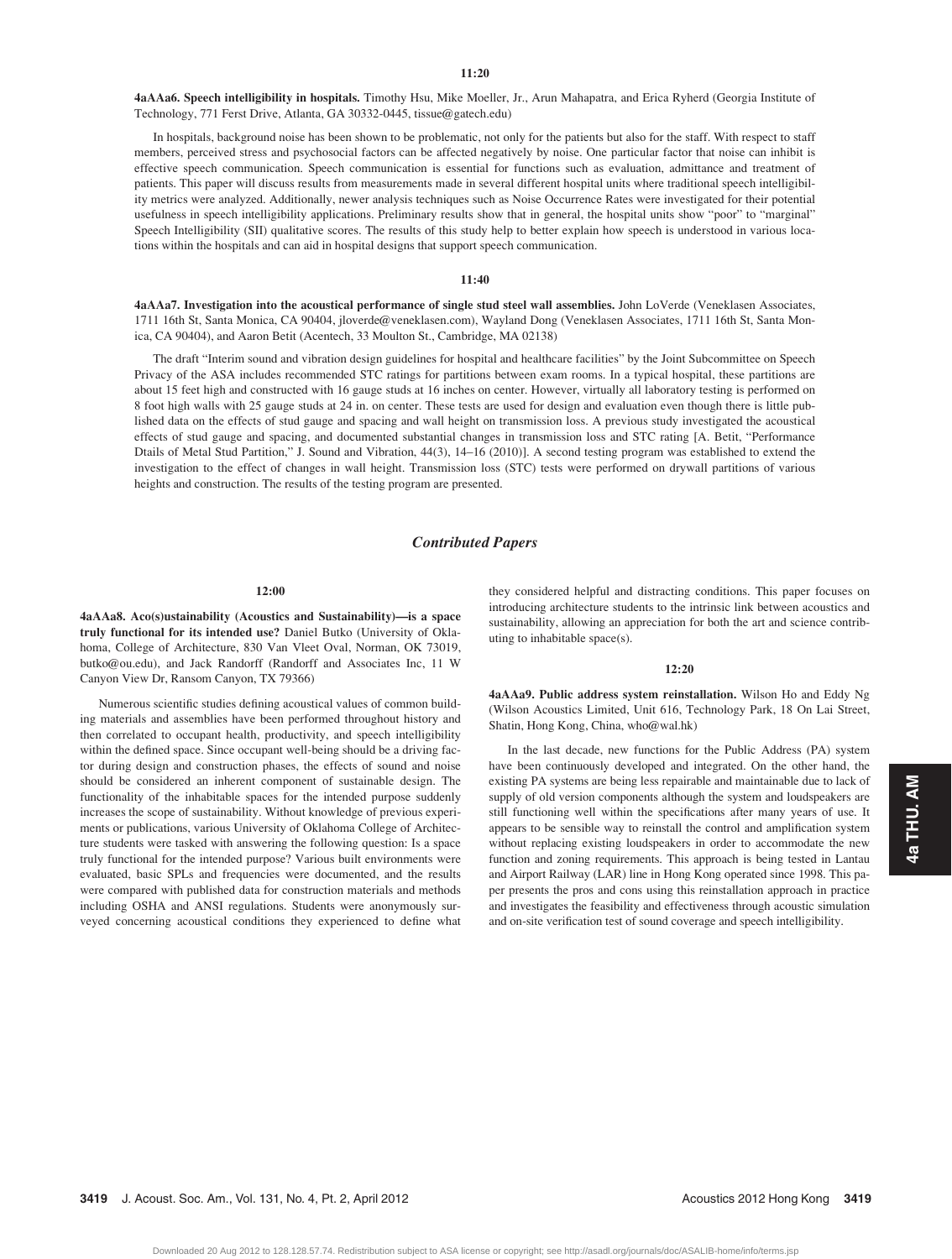**11:20**

**4aAAa6. Speech intelligibility in hospitals.** Timothy Hsu, Mike Moeller, Jr., Arun Mahapatra, and Erica Ryherd (Georgia Institute of Technology, 771 Ferst Drive, Atlanta, GA 30332-0445, tissue@gatech.edu)

In hospitals, background noise has been shown to be problematic, not only for the patients but also for the staff. With respect to staff members, perceived stress and psychosocial factors can be affected negatively by noise. One particular factor that noise can inhibit is effective speech communication. Speech communication is essential for functions such as evaluation, admittance and treatment of patients. This paper will discuss results from measurements made in several different hospital units where traditional speech intelligibility metrics were analyzed. Additionally, newer analysis techniques such as Noise Occurrence Rates were investigated for their potential usefulness in speech intelligibility applications. Preliminary results show that in general, the hospital units show "poor" to "marginal" Speech Intelligibility (SII) qualitative scores. The results of this study help to better explain how speech is understood in various locations within the hospitals and can aid in hospital designs that support speech communication.

**11:40**

**4aAAa7. Investigation into the acoustical performance of single stud steel wall assemblies.** John LoVerde (Veneklasen Associates, 1711 16th St, Santa Monica, CA 90404, jloverde@veneklasen.com), Wayland Dong (Veneklasen Associates, 1711 16th St, Santa Monica, CA 90404), and Aaron Betit (Acentech, 33 Moulton St., Cambridge, MA 02138)

The draft "Interim sound and vibration design guidelines for hospital and healthcare facilities" by the Joint Subcommittee on Speech Privacy of the ASA includes recommended STC ratings for partitions between exam rooms. In a typical hospital, these partitions are about 15 feet high and constructed with 16 gauge studs at 16 inches on center. However, virtually all laboratory testing is performed on 8 foot high walls with 25 gauge studs at 24 in. on center. These tests are used for design and evaluation even though there is little published data on the effects of stud gauge and spacing and wall height on transmission loss. A previous study investigated the acoustical effects of stud gauge and spacing, and documented substantial changes in transmission loss and STC rating [A. Betit, "Performance Dtails of Metal Stud Partition," J. Sound and Vibration, 44(3), 14–16 (2010)]. A second testing program was established to extend the investigation to the effect of changes in wall height. Transmission loss (STC) tests were performed on drywall partitions of various heights and construction. The results of the testing program are presented.

## *Contributed Papers*

**12:00**

**4aAAa8. Aco(s)ustainability (Acoustics and Sustainability)—is a space truly functional for its intended use?** Daniel Butko (University of Oklahoma, College of Architecture, 830 Van Vleet Oval, Norman, OK 73019, butko@ou.edu), and Jack Randorff (Randorff and Associates Inc, 11 W Canyon View Dr, Ransom Canyon, TX 79366)

Numerous scientific studies defining acoustical values of common building materials and assemblies have been performed throughout history and then correlated to occupant health, productivity, and speech intelligibility within the defined space. Since occupant well-being should be a driving factor during design and construction phases, the effects of sound and noise should be considered an inherent component of sustainable design. The functionality of the inhabitable spaces for the intended purpose suddenly increases the scope of sustainability. Without knowledge of previous experiments or publications, various University of Oklahoma College of Architecture students were tasked with answering the following question: Is a space truly functional for the intended purpose? Various built environments were evaluated, basic SPLs and frequencies were documented, and the results were compared with published data for construction materials and methods including OSHA and ANSI regulations. Students were anonymously surveyed concerning acoustical conditions they experienced to define what they considered helpful and distracting conditions. This paper focuses on introducing architecture students to the intrinsic link between acoustics and sustainability, allowing an appreciation for both the art and science contributing to inhabitable space(s).

**12:20**

**4aAAa9. Public address system reinstallation.** Wilson Ho and Eddy Ng (Wilson Acoustics Limited, Unit 616, Technology Park, 18 On Lai Street, Shatin, Hong Kong, China, who@wal.hk)

In the last decade, new functions for the Public Address (PA) system have been continuously developed and integrated. On the other hand, the existing PA systems are being less repairable and maintainable due to lack of supply of old version components although the system and loudspeakers are still functioning well within the specifications after many years of use. It appears to be sensible way to reinstall the control and amplification system without replacing existing loudspeakers in order to accommodate the new function and zoning requirements. This approach is being tested in Lantau and Airport Railway (LAR) line in Hong Kong operated since 1998. This paper presents the pros and cons using this reinstallation approach in practice and investigates the feasibility and effectiveness through acoustic simulation and on-site verification test of sound coverage and speech intelligibility.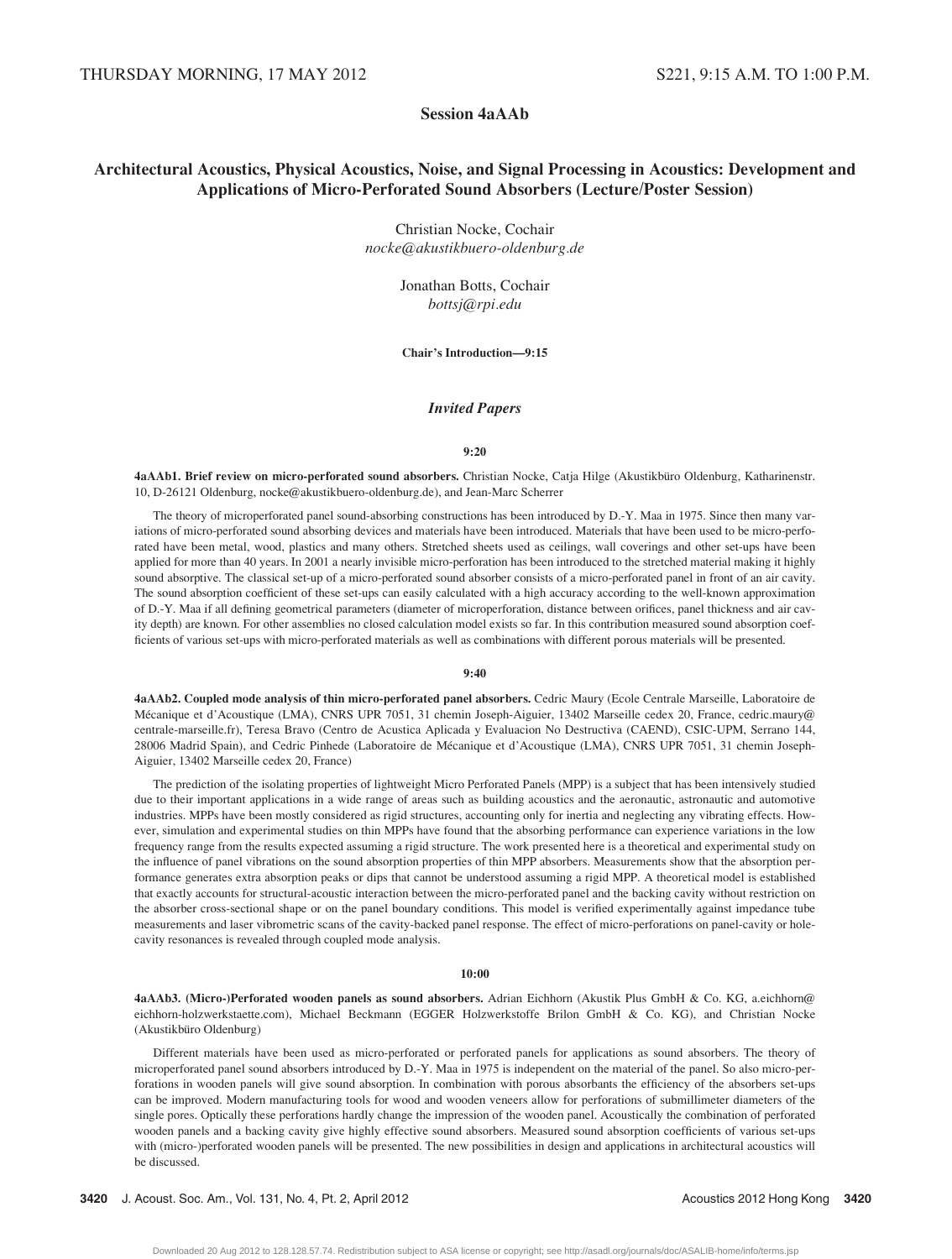THURSDAY MORNING, 17 MAY 2012 S221, 9:15 A.M. TO 1:00 P.M.

## Session 4aAAb

## Architectural Acoustics, Physical Acoustics, Noise, and Signal Processing in Acoustics: Development and Applications of Micro-Perforated Sound Absorbers (Lecture/Poster Session)

Christian Nocke, Cochair
*nocke@akustikbuero-oldenburg.de*

Jonathan Botts, Cochair
*bottsj@rpi.edu*

**Chair's Introduction—9:15**

### *Invited Papers*

**9:20**

**4aAAb1. Brief review on micro-perforated sound absorbers.** Christian Nocke, Catja Hilge (Akustikbüro Oldenburg, Katharinenstr. 10, D-26121 Oldenburg, nocke@akustikbuero-oldenburg.de), and Jean-Marc Scherrer

The theory of microperforated panel sound-absorbing constructions has been introduced by D.-Y. Maa in 1975. Since then many variations of micro-perforated sound absorbing devices and materials have been introduced. Materials that have been used to be micro-perforated have been metal, wood, plastics and many others. Stretched sheets used as ceilings, wall coverings and other set-ups have been applied for more than 40 years. In 2001 a nearly invisible micro-perforation has been introduced to the stretched material making it highly sound absorptive. The classical set-up of a micro-perforated sound absorber consists of a micro-perforated panel in front of an air cavity. The sound absorption coefficient of these set-ups can easily calculated with a high accuracy according to the well-known approximation of D.-Y. Maa if all defining geometrical parameters (diameter of microperforation, distance between orifices, panel thickness and air cavity depth) are known. For other assemblies no closed calculation model exists so far. In this contribution measured sound absorption coefficients of various set-ups with micro-perforated materials as well as combinations with different porous materials will be presented.

**9:40**

**4aAAb2. Coupled mode analysis of thin micro-perforated panel absorbers.** Cedric Maury (Ecole Centrale Marseille, Laboratoire de Mécanique et d'Acoustique (LMA), CNRS UPR 7051, 31 chemin Joseph-Aiguier, 13402 Marseille cedex 20, France, cedric.maury@centrale-marseille.fr), Teresa Bravo (Centro de Acustica Aplicada y Evaluacion No Destructiva (CAEND), CSIC-UPM, Serrano 144, 28006 Madrid Spain), and Cedric Pinhede (Laboratoire de Mécanique et d'Acoustique (LMA), CNRS UPR 7051, 31 chemin Joseph-Aiguier, 13402 Marseille cedex 20, France)

The prediction of the isolating properties of lightweight Micro Perforated Panels (MPP) is a subject that has been intensively studied due to their important applications in a wide range of areas such as building acoustics and the aeronautic, astronautic and automotive industries. MPPs have been mostly considered as rigid structures, accounting only for inertia and neglecting any vibrating effects. However, simulation and experimental studies on thin MPPs have found that the absorbing performance can experience variations in the low frequency range from the results expected assuming a rigid structure. The work presented here is a theoretical and experimental study on the influence of panel vibrations on the sound absorption properties of thin MPP absorbers. Measurements show that the absorption performance generates extra absorption peaks or dips that cannot be understood assuming a rigid MPP. A theoretical model is established that exactly accounts for structural-acoustic interaction between the micro-perforated panel and the backing cavity without restriction on the absorber cross-sectional shape or on the panel boundary conditions. This model is verified experimentally against impedance tube measurements and laser vibrometric scans of the cavity-backed panel response. The effect of micro-perforations on panel-cavity or hole-cavity resonances is revealed through coupled mode analysis.

**10:00**

**4aAAb3. (Micro-)Perforated wooden panels as sound absorbers.** Adrian Eichhorn (Akustik Plus GmbH & Co. KG, a.eichhorn@eichhorn-holzwerkstaette.com), Michael Beckmann (EGGER Holzwerkstoffe Brilon GmbH & Co. KG), and Christian Nocke (Akustikbüro Oldenburg)

Different materials have been used as micro-perforated or perforated panels for applications as sound absorbers. The theory of microperforated panel sound absorbers introduced by D.-Y. Maa in 1975 is independent on the material of the panel. So also micro-perforations in wooden panels will give sound absorption. In combination with porous absorbants the efficiency of the absorbers set-ups can be improved. Modern manufacturing tools for wood and wooden veneers allow for perforations of submillimeter diameters of the single pores. Optically these perforations hardly change the impression of the wooden panel. Acoustically the combination of perforated wooden panels and a backing cavity give highly effective sound absorbers. Measured sound absorption coefficients of various set-ups with (micro-)perforated wooden panels will be presented. The new possibilities in design and applications in architectural acoustics will be discussed.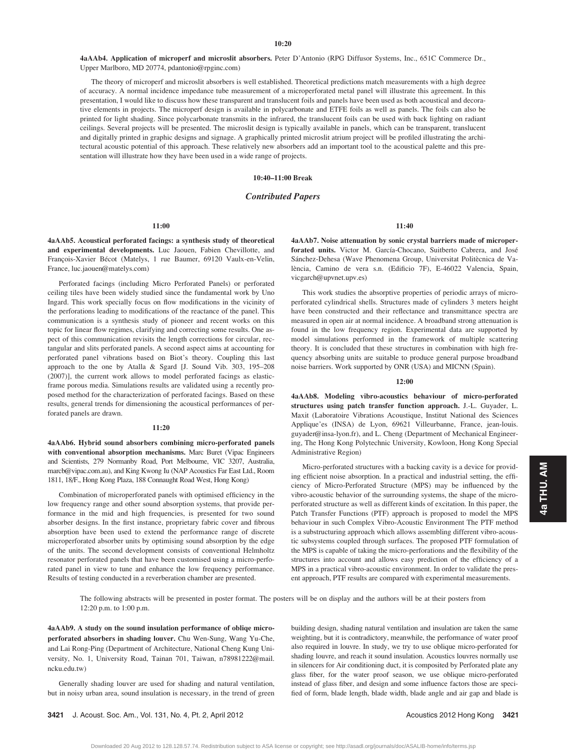**10:20**

**4aAAb4. Application of microperf and microslit absorbers.** Peter D'Antonio (RPG Diffusor Systems, Inc., 651C Commerce Dr., Upper Marlboro, MD 20774, pdantonio@rpginc.com)

The theory of microperf and microslit absorbers is well established. Theoretical predictions match measurements with a high degree of accuracy. A normal incidence impedance tube measurement of a microperforated metal panel will illustrate this agreement. In this presentation, I would like to discuss how these transparent and translucent foils and panels have been used as both acoustical and decorative elements in projects. The microperf design is available in polycarbonate and ETFE foils as well as panels. The foils can also be printed for light shading. Since polycarbonate transmits in the infrared, the translucent foils can be used with back lighting on radiant ceilings. Several projects will be presented. The microslit design is typically available in panels, which can be transparent, translucent and digitally printed in graphic designs and signage. A graphically printed microslit atrium project will be profiled illustrating the architectural acoustic potential of this approach. These relatively new absorbers add an important tool to the acoustical palette and this presentation will illustrate how they have been used in a wide range of projects.

**10:40–11:00 Break**

## *Contributed Papers*

**11:00**

**4aAAb5. Acoustical perforated facings: a synthesis study of theoretical and experimental developments.** Luc Jaouen, Fabien Chevillotte, and François-Xavier Bécot (Matelys, 1 rue Baumer, 69120 Vaulx-en-Velin, France, luc.jaouen@matelys.com)

Perforated facings (including Micro Perforated Panels) or perforated ceiling tiles have been widely studied since the fundamental work by Uno Ingard. This work specially focus on flow modifications in the vicinity of the perforations leading to modifications of the reactance of the panel. This communication is a synthesis study of pioneer and recent works on this topic for linear flow regimes, clarifying and correcting some results. One aspect of this communication revisits the length corrections for circular, rectangular and slits perforated panels. A second aspect aims at accounting for perforated panel vibrations based on Biot's theory. Coupling this last approach to the one by Atalla & Sgard [J. Sound Vib. 303, 195–208 (2007)], the current work allows to model perforated facings as elastic-frame porous media. Simulations results are validated using a recently proposed method for the characterization of perforated facings. Based on these results, general trends for dimensioning the acoustical performances of perforated panels are drawn.

**11:20**

**4aAAb6. Hybrid sound absorbers combining micro-perforated panels with conventional absorption mechanisms.** Marc Buret (Vipac Engineers and Scientists, 279 Normanby Road, Port Melbourne, VIC 3207, Australia, marcb@vipac.com.au), and King Kwong Iu (NAP Acoustics Far East Ltd., Room 1811, 18/F., Hong Kong Plaza, 188 Connaught Road West, Hong Kong)

Combination of microperforated panels with optimised efficiency in the low frequency range and other sound absorption systems, that provide performance in the mid and high frequencies, is presented for two sound absorber designs. In the first instance, proprietary fabric cover and fibrous absorption have been used to extend the performance range of discrete microperforated absorber units by optimising sound absorption by the edge of the units. The second development consists of conventional Helmholtz resonator perforated panels that have been customised using a micro-perforated panel in view to tune and enhance the low frequency performance. Results of testing conducted in a reverberation chamber are presented.

**11:40**

**4aAAb7. Noise attenuation by sonic crystal barriers made of microperforated units.** Victor M. García-Chocano, Suitberto Cabrera, and José Sánchez-Dehesa (Wave Phenomena Group, Universitat Politècnica de València, Camino de vera s.n. (Edificio 7F), E-46022 Valencia, Spain, vicgarch@upvnet.upv.es)

This work studies the absorptive properties of periodic arrays of microperforated cylindrical shells. Structures made of cylinders 3 meters height have been constructed and their reflectance and transmittance spectra are measured in open air at normal incidence. A broadband strong attenuation is found in the low frequency region. Experimental data are supported by model simulations performed in the framework of multiple scattering theory. It is concluded that these structures in combination with high frequency absorbing units are suitable to produce general purpose broadband noise barriers. Work supported by ONR (USA) and MICNN (Spain).

**12:00**

**4aAAb8. Modeling vibro-acoustics behaviour of micro-perforated structures using patch transfer function approach.** J.-L. Guyader, L. Maxit (Laboratoire Vibrations Acoustique, Institut National des Sciences Applique's (INSA) de Lyon, 69621 Villeurbanne, France, jean-louis.guyader@insa-lyon.fr), and L. Cheng (Department of Mechanical Engineering, The Hong Kong Polytechnic University, Kowloon, Hong Kong Special Administrative Region)

Micro-perforated structures with a backing cavity is a device for providing efficient noise absorption. In a practical and industrial setting, the efficiency of Micro-Perforated Structure (MPS) may be influenced by the vibro-acoustic behavior of the surrounding systems, the shape of the microperforated structure as well as different kinds of excitation. In this paper, the Patch Transfer Functions (PTF) approach is proposed to model the MPS behaviour in such Complex Vibro-Acoustic Environment The PTF method is a substructuring approach which allows assembling different vibro-acoustic subsystems coupled through surfaces. The proposed PTF formulation of the MPS is capable of taking the micro-perforations and the flexibility of the structures into account and allows easy prediction of the efficiency of a MPS in a practical vibro-acoustic environment. In order to validate the present approach, PTF results are compared with experimental measurements.

The following abstracts will be presented in poster format. The posters will be on display and the authors will be at their posters from 12:20 p.m. to 1:00 p.m.

**4aAAb9. A study on the sound insulation performance of obliqe micro-perforated absorbers in shading louver.** Chu Wen-Sung, Wang Yu-Che, and Lai Rong-Ping (Department of Architecture, National Cheng Kung University, No. 1, University Road, Tainan 701, Taiwan, n78981222@mail.ncku.edu.tw)

Generally shading louver are used for shading and natural ventilation, but in noisy urban area, sound insulation is necessary, in the trend of green building design, shading natural ventilation and insulation are taken the same weighting, but it is contradictory, meanwhile, the performance of water proof also required in louver. In study, we try to use oblique micro-perforated for shading louvre, and reach it sound insulation. Acoustics louvres normally use in silencers for Air conditioning duct, it is composited by Perforated plate any glass fiber, for the water proof season, we use oblique micro-perforated instead of glass fiber, and design and some influence factors those are specified of form, blade length, blade width, blade angle and air gap and blade is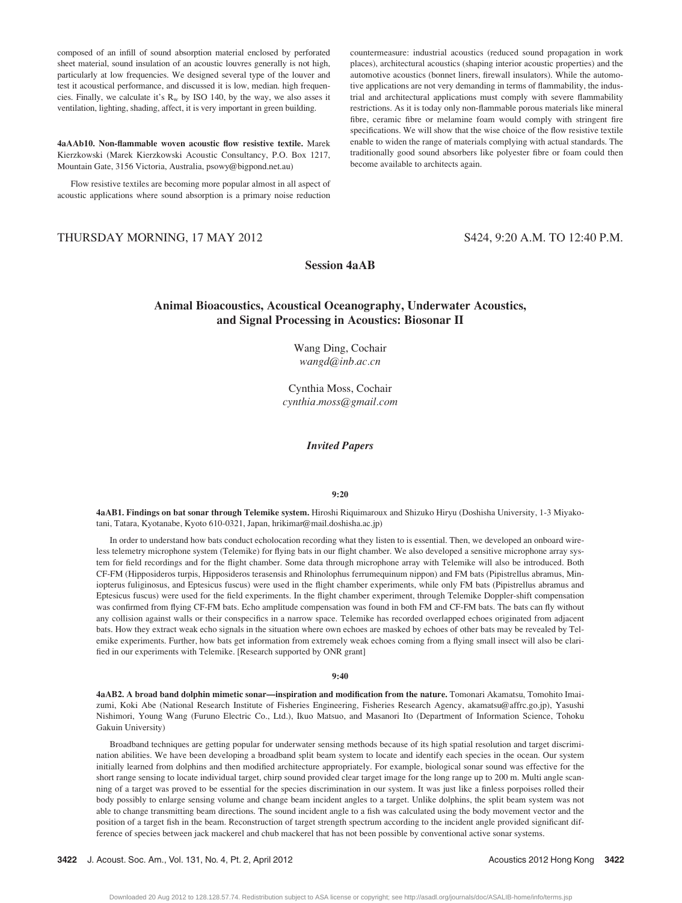composed of an infill of sound absorption material enclosed by perforated sheet material, sound insulation of an acoustic louvres generally is not high, particularly at low frequencies. We designed several type of the louver and test it acoustical performance, and discussed it is low, median. high frequencies. Finally, we calculate it's $R_w$ by ISO 140, by the way, we also asses it ventilation, lighting, shading, affect, it is very important in green building.

**4aAAb10. Non-flammable woven acoustic flow resistive textile.** Marek Kierzkowski (Marek Kierzkowski Acoustic Consultancy, P.O. Box 1217, Mountain Gate, 3156 Victoria, Australia, psowy@bigpond.net.au)

Flow resistive textiles are becoming more popular almost in all aspect of acoustic applications where sound absorption is a primary noise reduction countermeasure: industrial acoustics (reduced sound propagation in work places), architectural acoustics (shaping interior acoustic properties) and the automotive acoustics (bonnet liners, firewall insulators). While the automotive applications are not very demanding in terms of flammability, the industrial and architectural applications must comply with severe flammability restrictions. As it is today only non-flammable porous materials like mineral fibre, ceramic fibre or melamine foam would comply with stringent fire specifications. We will show that the wise choice of the flow resistive textile enable to widen the range of materials complying with actual standards. The traditionally good sound absorbers like polyester fibre or foam could then become available to architects again.

THURSDAY MORNING, 17 MAY 2012 — S424, 9:20 A.M. TO 12:40 P.M.

## Session 4aAB

## Animal Bioacoustics, Acoustical Oceanography, Underwater Acoustics, and Signal Processing in Acoustics: Biosonar II

Wang Ding, Cochair
*wangd@inb.ac.cn*

Cynthia Moss, Cochair
*cynthia.moss@gmail.com*

### *Invited Papers*

**9:20**

**4aAB1. Findings on bat sonar through Telemike system.** Hiroshi Riquimaroux and Shizuko Hiryu (Doshisha University, 1-3 Miyakotani, Tatara, Kyotanabe, Kyoto 610-0321, Japan, hrikimar@mail.doshisha.ac.jp)

In order to understand how bats conduct echolocation recording what they listen to is essential. Then, we developed an onboard wireless telemetry microphone system (Telemike) for flying bats in our flight chamber. We also developed a sensitive microphone array system for field recordings and for the flight chamber. Some data through microphone array with Telemike will also be introduced. Both CF-FM (Hipposideros turpis, Hipposideros terasensis and Rhinolophus ferrumequinum nippon) and FM bats (Pipistrellus abramus, Miniopterus fuliginosus, and Eptesicus fuscus) were used in the flight chamber experiments, while only FM bats (Pipistrellus abramus and Eptesicus fuscus) were used for the field experiments. In the flight chamber experiment, through Telemike Doppler-shift compensation was confirmed from flying CF-FM bats. Echo amplitude compensation was found in both FM and CF-FM bats. The bats can fly without any collision against walls or their conspecifics in a narrow space. Telemike has recorded overlapped echoes originated from adjacent bats. How they extract weak echo signals in the situation where own echoes are masked by echoes of other bats may be revealed by Telemike experiments. Further, how bats get information from extremely weak echoes coming from a flying small insect will also be clarified in our experiments with Telemike. [Research supported by ONR grant]

**9:40**

**4aAB2. A broad band dolphin mimetic sonar—inspiration and modification from the nature.** Tomonari Akamatsu, Tomohito Imaizumi, Koki Abe (National Research Institute of Fisheries Engineering, Fisheries Research Agency, akamatsu@affrc.go.jp), Yasushi Nishimori, Young Wang (Furuno Electric Co., Ltd.), Ikuo Matsuo, and Masanori Ito (Department of Information Science, Tohoku Gakuin University)

Broadband techniques are getting popular for underwater sensing methods because of its high spatial resolution and target discrimination abilities. We have been developing a broadband split beam system to locate and identify each species in the ocean. Our system initially learned from dolphins and then modified architecture appropriately. For example, biological sonar sound was effective for the short range sensing to locate individual target, chirp sound provided clear target image for the long range up to 200 m. Multi angle scanning of a target was proved to be essential for the species discrimination in our system. It was just like a finless porpoises rolled their body possibly to enlarge sensing volume and change beam incident angles to a target. Unlike dolphins, the split beam system was not able to change transmitting beam directions. The sound incident angle to a fish was calculated using the body movement vector and the position of a target fish in the beam. Reconstruction of target strength spectrum according to the incident angle provided significant difference of species between jack mackerel and chub mackerel that has not been possible by conventional active sonar systems.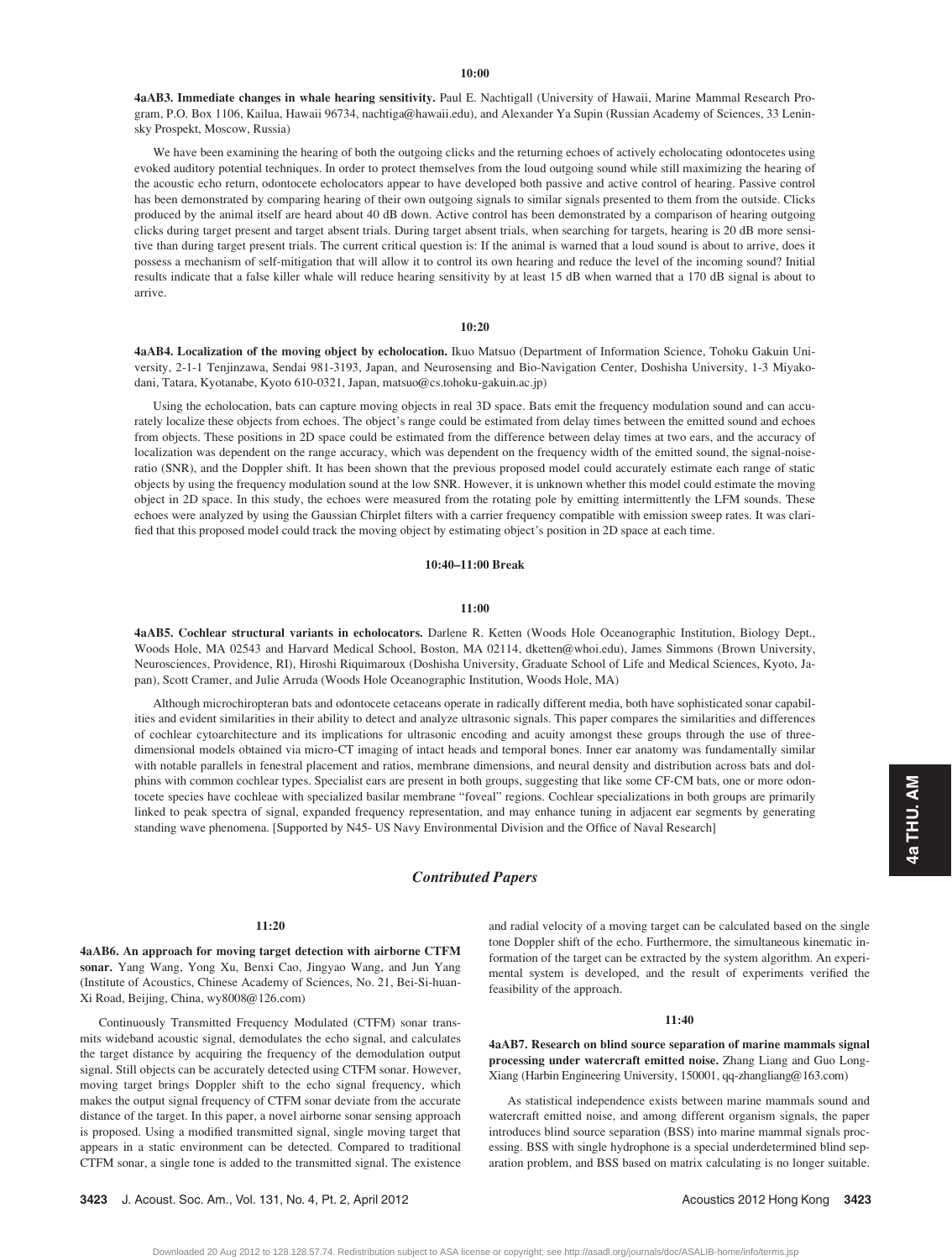**10:00**

**4aAB3. Immediate changes in whale hearing sensitivity.** Paul E. Nachtigall (University of Hawaii, Marine Mammal Research Program, P.O. Box 1106, Kailua, Hawaii 96734, nachtiga@hawaii.edu), and Alexander Ya Supin (Russian Academy of Sciences, 33 Leninsky Prospekt, Moscow, Russia)

We have been examining the hearing of both the outgoing clicks and the returning echoes of actively echolocating odontocetes using evoked auditory potential techniques. In order to protect themselves from the loud outgoing sound while still maximizing the hearing of the acoustic echo return, odontocete echolocators appear to have developed both passive and active control of hearing. Passive control has been demonstrated by comparing hearing of their own outgoing signals to similar signals presented to them from the outside. Clicks produced by the animal itself are heard about 40 dB down. Active control has been demonstrated by a comparison of hearing outgoing clicks during target present and target absent trials. During target absent trials, when searching for targets, hearing is 20 dB more sensitive than during target present trials. The current critical question is: If the animal is warned that a loud sound is about to arrive, does it possess a mechanism of self-mitigation that will allow it to control its own hearing and reduce the level of the incoming sound? Initial results indicate that a false killer whale will reduce hearing sensitivity by at least 15 dB when warned that a 170 dB signal is about to arrive.

**10:20**

**4aAB4. Localization of the moving object by echolocation.** Ikuo Matsuo (Department of Information Science, Tohoku Gakuin University, 2-1-1 Tenjinzawa, Sendai 981-3193, Japan, and Neurosensing and Bio-Navigation Center, Doshisha University, 1-3 Miyakodani, Tatara, Kyotanabe, Kyoto 610-0321, Japan, matsuo@cs.tohoku-gakuin.ac.jp)

Using the echolocation, bats can capture moving objects in real 3D space. Bats emit the frequency modulation sound and can accurately localize these objects from echoes. The object's range could be estimated from delay times between the emitted sound and echoes from objects. These positions in 2D space could be estimated from the difference between delay times at two ears, and the accuracy of localization was dependent on the range accuracy, which was dependent on the frequency width of the emitted sound, the signal-noise-ratio (SNR), and the Doppler shift. It has been shown that the previous proposed model could accurately estimate each range of static objects by using the frequency modulation sound at the low SNR. However, it is unknown whether this model could estimate the moving object in 2D space. In this study, the echoes were measured from the rotating pole by emitting intermittently the LFM sounds. These echoes were analyzed by using the Gaussian Chirplet filters with a carrier frequency compatible with emission sweep rates. It was clarified that this proposed model could track the moving object by estimating object's position in 2D space at each time.

**10:40–11:00 Break**

**11:00**

**4aAB5. Cochlear structural variants in echolocators.** Darlene R. Ketten (Woods Hole Oceanographic Institution, Biology Dept., Woods Hole, MA 02543 and Harvard Medical School, Boston, MA 02114, dketten@whoi.edu), James Simmons (Brown University, Neurosciences, Providence, RI), Hiroshi Riquimaroux (Doshisha University, Graduate School of Life and Medical Sciences, Kyoto, Japan), Scott Cramer, and Julie Arruda (Woods Hole Oceanographic Institution, Woods Hole, MA)

Although microchiropteran bats and odontocete cetaceans operate in radically different media, both have sophisticated sonar capabilities and evident similarities in their ability to detect and analyze ultrasonic signals. This paper compares the similarities and differences of cochlear cytoarchitecture and its implications for ultrasonic encoding and acuity amongst these groups through the use of three-dimensional models obtained via micro-CT imaging of intact heads and temporal bones. Inner ear anatomy was fundamentally similar with notable parallels in fenestral placement and ratios, membrane dimensions, and neural density and distribution across bats and dolphins with common cochlear types. Specialist ears are present in both groups, suggesting that like some CF-CM bats, one or more odontocete species have cochleae with specialized basilar membrane "foveal" regions. Cochlear specializations in both groups are primarily linked to peak spectra of signal, expanded frequency representation, and may enhance tuning in adjacent ear segments by generating standing wave phenomena. [Supported by N45- US Navy Environmental Division and the Office of Naval Research]

## *Contributed Papers*

**11:20**

**4aAB6. An approach for moving target detection with airborne CTFM sonar.** Yang Wang, Yong Xu, Benxi Cao, Jingyao Wang, and Jun Yang (Institute of Acoustics, Chinese Academy of Sciences, No. 21, Bei-Si-huan-Xi Road, Beijing, China, wy8008@126.com)

Continuously Transmitted Frequency Modulated (CTFM) sonar transmits wideband acoustic signal, demodulates the echo signal, and calculates the target distance by acquiring the frequency of the demodulation output signal. Still objects can be accurately detected using CTFM sonar. However, moving target brings Doppler shift to the echo signal frequency, which makes the output signal frequency of CTFM sonar deviate from the accurate distance of the target. In this paper, a novel airborne sonar sensing approach is proposed. Using a modified transmitted signal, single moving target that appears in a static environment can be detected. Compared to traditional CTFM sonar, a single tone is added to the transmitted signal. The existence and radial velocity of a moving target can be calculated based on the single tone Doppler shift of the echo. Furthermore, the simultaneous kinematic information of the target can be extracted by the system algorithm. An experimental system is developed, and the result of experiments verified the feasibility of the approach.

**11:40**

**4aAB7. Research on blind source separation of marine mammals signal processing under watercraft emitted noise.** Zhang Liang and Guo Long-Xiang (Harbin Engineering University, 150001, qq-zhangliang@163.com)

As statistical independence exists between marine mammals sound and watercraft emitted noise, and among different organism signals, the paper introduces blind source separation (BSS) into marine mammal signals processing. BSS with single hydrophone is a special underdetermined blind separation problem, and BSS based on matrix calculating is no longer suitable.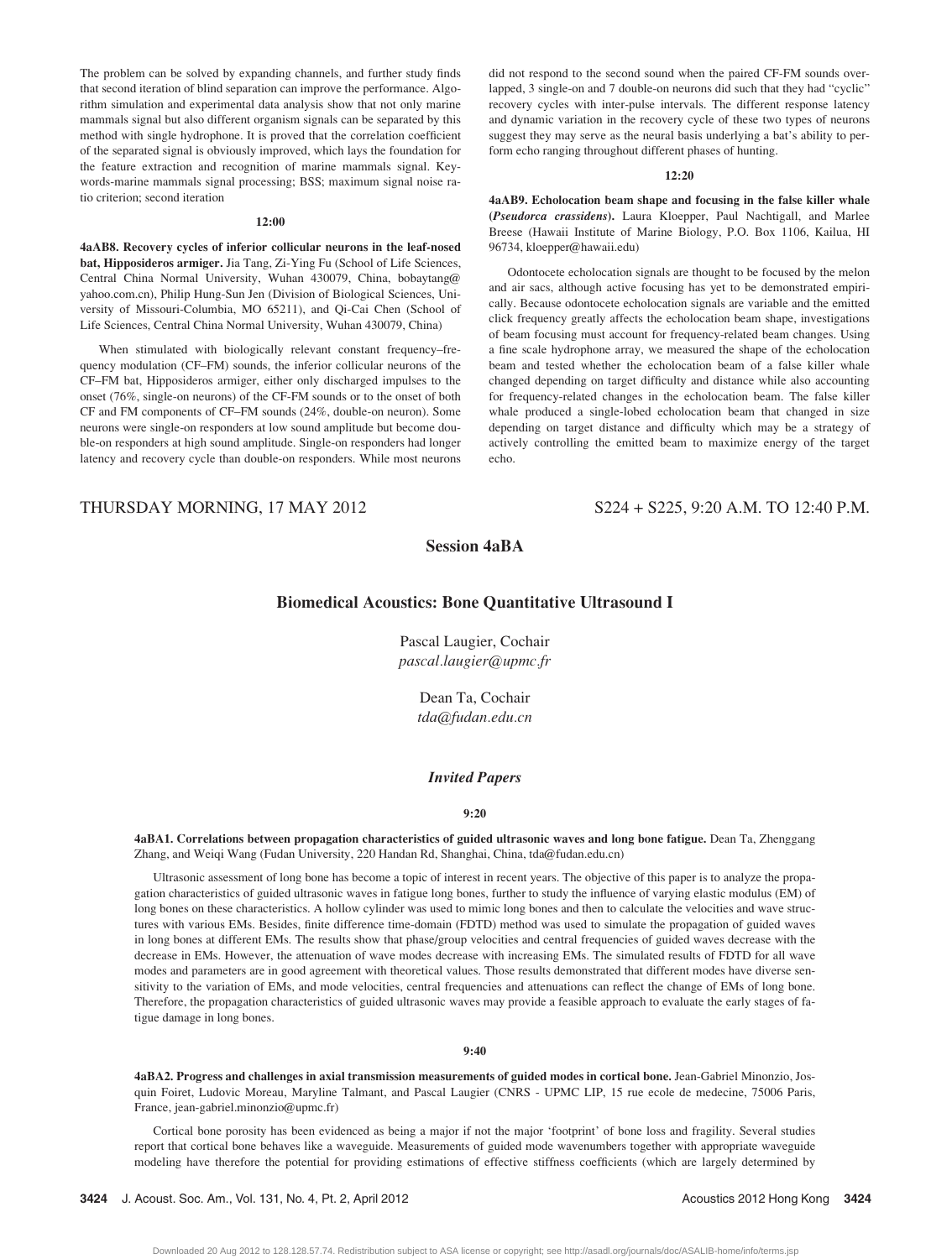The problem can be solved by expanding channels, and further study finds that second iteration of blind separation can improve the performance. Algorithm simulation and experimental data analysis show that not only marine mammals signal but also different organism signals can be separated by this method with single hydrophone. It is proved that the correlation coefficient of the separated signal is obviously improved, which lays the foundation for the feature extraction and recognition of marine mammals signal. Keywords-marine mammals signal processing; BSS; maximum signal noise ratio criterion; second iteration

**12:00**

**4aAB8. Recovery cycles of inferior collicular neurons in the leaf-nosed bat, Hipposideros armiger.** Jia Tang, Zi-Ying Fu (School of Life Sciences, Central China Normal University, Wuhan 430079, China, bobaytang@yahoo.com.cn), Philip Hung-Sun Jen (Division of Biological Sciences, University of Missouri-Columbia, MO 65211), and Qi-Cai Chen (School of Life Sciences, Central China Normal University, Wuhan 430079, China)

When stimulated with biologically relevant constant frequency–frequency modulation (CF–FM) sounds, the inferior collicular neurons of the CF–FM bat, Hipposideros armiger, either only discharged impulses to the onset (76%, single-on neurons) of the CF-FM sounds or to the onset of both CF and FM components of CF–FM sounds (24%, double-on neuron). Some neurons were single-on responders at low sound amplitude but become double-on responders at high sound amplitude. Single-on responders had longer latency and recovery cycle than double-on responders. While most neurons did not respond to the second sound when the paired CF-FM sounds overlapped, 3 single-on and 7 double-on neurons did such that they had "cyclic" recovery cycles with inter-pulse intervals. The different response latency and dynamic variation in the recovery cycle of these two types of neurons suggest they may serve as the neural basis underlying a bat's ability to perform echo ranging throughout different phases of hunting.

**12:20**

**4aAB9. Echolocation beam shape and focusing in the false killer whale (*Pseudorca crassidens*).** Laura Kloepper, Paul Nachtigall, and Marlee Breese (Hawaii Institute of Marine Biology, P.O. Box 1106, Kailua, HI 96734, kloepper@hawaii.edu)

Odontocete echolocation signals are thought to be focused by the melon and air sacs, although active focusing has yet to be demonstrated empirically. Because odontocete echolocation signals are variable and the emitted click frequency greatly affects the echolocation beam shape, investigations of beam focusing must account for frequency-related beam changes. Using a fine scale hydrophone array, we measured the shape of the echolocation beam and tested whether the echolocation beam of a false killer whale changed depending on target difficulty and distance while also accounting for frequency-related changes in the echolocation beam. The false killer whale produced a single-lobed echolocation beam that changed in size depending on target distance and difficulty which may be a strategy of actively controlling the emitted beam to maximize energy of the target echo.

THURSDAY MORNING, 17 MAY 2012 — S224 + S225, 9:20 A.M. TO 12:40 P.M.

## Session 4aBA

## Biomedical Acoustics: Bone Quantitative Ultrasound I

Pascal Laugier, Cochair
*pascal.laugier@upmc.fr*

Dean Ta, Cochair
*tda@fudan.edu.cn*

### *Invited Papers*

**9:20**

**4aBA1. Correlations between propagation characteristics of guided ultrasonic waves and long bone fatigue.** Dean Ta, Zhenggang Zhang, and Weiqi Wang (Fudan University, 220 Handan Rd, Shanghai, China, tda@fudan.edu.cn)

Ultrasonic assessment of long bone has become a topic of interest in recent years. The objective of this paper is to analyze the propagation characteristics of guided ultrasonic waves in fatigue long bones, further to study the influence of varying elastic modulus (EM) of long bones on these characteristics. A hollow cylinder was used to mimic long bones and then to calculate the velocities and wave structures with various EMs. Besides, finite difference time-domain (FDTD) method was used to simulate the propagation of guided waves in long bones at different EMs. The results show that phase/group velocities and central frequencies of guided waves decrease with the decrease in EMs. However, the attenuation of wave modes decrease with increasing EMs. The simulated results of FDTD for all wave modes and parameters are in good agreement with theoretical values. Those results demonstrated that different modes have diverse sensitivity to the variation of EMs, and mode velocities, central frequencies and attenuations can reflect the change of EMs of long bone. Therefore, the propagation characteristics of guided ultrasonic waves may provide a feasible approach to evaluate the early stages of fatigue damage in long bones.

**9:40**

**4aBA2. Progress and challenges in axial transmission measurements of guided modes in cortical bone.** Jean-Gabriel Minonzio, Josquin Foiret, Ludovic Moreau, Maryline Talmant, and Pascal Laugier (CNRS - UPMC LIP, 15 rue ecole de medecine, 75006 Paris, France, jean-gabriel.minonzio@upmc.fr)

Cortical bone porosity has been evidenced as being a major if not the major 'footprint' of bone loss and fragility. Several studies report that cortical bone behaves like a waveguide. Measurements of guided mode wavenumbers together with appropriate waveguide modeling have therefore the potential for providing estimations of effective stiffness coefficients (which are largely determined by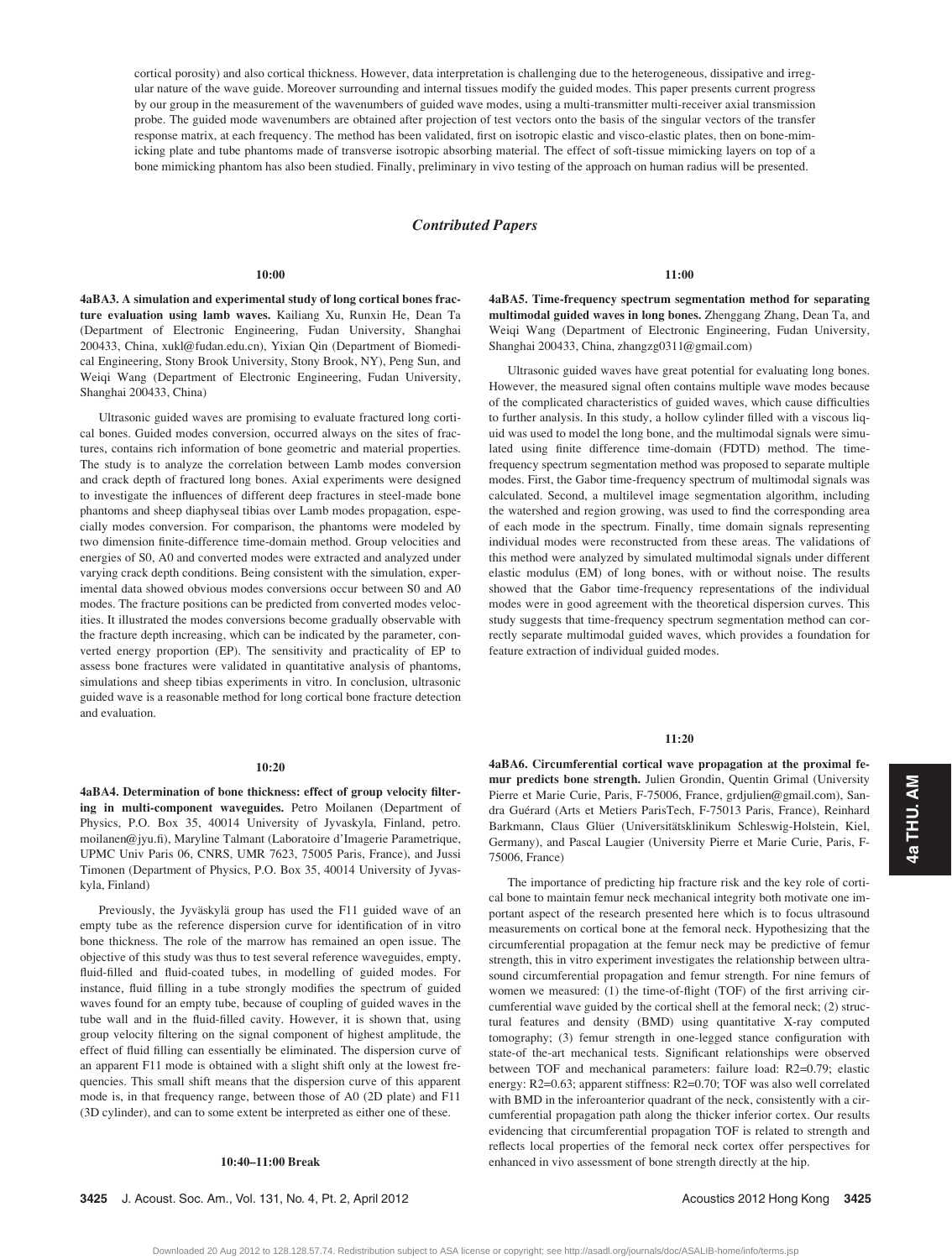cortical porosity) and also cortical thickness. However, data interpretation is challenging due to the heterogeneous, dissipative and irregular nature of the wave guide. Moreover surrounding and internal tissues modify the guided modes. This paper presents current progress by our group in the measurement of the wavenumbers of guided wave modes, using a multi-transmitter multi-receiver axial transmission probe. The guided mode wavenumbers are obtained after projection of test vectors onto the basis of the singular vectors of the transfer response matrix, at each frequency. The method has been validated, first on isotropic elastic and visco-elastic plates, then on bone-mimicking plate and tube phantoms made of transverse isotropic absorbing material. The effect of soft-tissue mimicking layers on top of a bone mimicking phantom has also been studied. Finally, preliminary in vivo testing of the approach on human radius will be presented.

## *Contributed Papers*

**10:00**

**4aBA3. A simulation and experimental study of long cortical bones fracture evaluation using lamb waves.** Kailiang Xu, Runxin He, Dean Ta (Department of Electronic Engineering, Fudan University, Shanghai 200433, China, xukl@fudan.edu.cn), Yixian Qin (Department of Biomedical Engineering, Stony Brook University, Stony Brook, NY), Peng Sun, and Weiqi Wang (Department of Electronic Engineering, Fudan University, Shanghai 200433, China)

Ultrasonic guided waves are promising to evaluate fractured long cortical bones. Guided modes conversion, occurred always on the sites of fractures, contains rich information of bone geometric and material properties. The study is to analyze the correlation between Lamb modes conversion and crack depth of fractured long bones. Axial experiments were designed to investigate the influences of different deep fractures in steel-made bone phantoms and sheep diaphyseal tibias over Lamb modes propagation, especially modes conversion. For comparison, the phantoms were modeled by two dimension finite-difference time-domain method. Group velocities and energies of S0, A0 and converted modes were extracted and analyzed under varying crack depth conditions. Being consistent with the simulation, experimental data showed obvious modes conversions occur between S0 and A0 modes. The fracture positions can be predicted from converted modes velocities. It illustrated the modes conversions become gradually observable with the fracture depth increasing, which can be indicated by the parameter, converted energy proportion (EP). The sensitivity and practicality of EP to assess bone fractures were validated in quantitative analysis of phantoms, simulations and sheep tibias experiments in vitro. In conclusion, ultrasonic guided wave is a reasonable method for long cortical bone fracture detection and evaluation.

**10:20**

**4aBA4. Determination of bone thickness: effect of group velocity filtering in multi-component waveguides.** Petro Moilanen (Department of Physics, P.O. Box 35, 40014 University of Jyvaskyla, Finland, petro.moilanen@jyu.fi), Maryline Talmant (Laboratoire d'Imagerie Parametrique, UPMC Univ Paris 06, CNRS, UMR 7623, 75005 Paris, France), and Jussi Timonen (Department of Physics, P.O. Box 35, 40014 University of Jyvaskyla, Finland)

Previously, the Jyväskylä group has used the F11 guided wave of an empty tube as the reference dispersion curve for identification of in vitro bone thickness. The role of the marrow has remained an open issue. The objective of this study was thus to test several reference waveguides, empty, fluid-filled and fluid-coated tubes, in modelling of guided modes. For instance, fluid filling in a tube strongly modifies the spectrum of guided waves found for an empty tube, because of coupling of guided waves in the tube wall and in the fluid-filled cavity. However, it is shown that, using group velocity filtering on the signal component of highest amplitude, the effect of fluid filling can essentially be eliminated. The dispersion curve of an apparent F11 mode is obtained with a slight shift only at the lowest frequencies. This small shift means that the dispersion curve of this apparent mode is, in that frequency range, between those of A0 (2D plate) and F11 (3D cylinder), and can to some extent be interpreted as either one of these.

**10:40–11:00 Break**

**11:00**

**4aBA5. Time-frequency spectrum segmentation method for separating multimodal guided waves in long bones.** Zhenggang Zhang, Dean Ta, and Weiqi Wang (Department of Electronic Engineering, Fudan University, Shanghai 200433, China, zhangzg0311@gmail.com)

Ultrasonic guided waves have great potential for evaluating long bones. However, the measured signal often contains multiple wave modes because of the complicated characteristics of guided waves, which cause difficulties to further analysis. In this study, a hollow cylinder filled with a viscous liquid was used to model the long bone, and the multimodal signals were simulated using finite difference time-domain (FDTD) method. The time-frequency spectrum segmentation method was proposed to separate multiple modes. First, the Gabor time-frequency spectrum of multimodal signals was calculated. Second, a multilevel image segmentation algorithm, including the watershed and region growing, was used to find the corresponding area of each mode in the spectrum. Finally, time domain signals representing individual modes were reconstructed from these areas. The validations of this method were analyzed by simulated multimodal signals under different elastic modulus (EM) of long bones, with or without noise. The results showed that the Gabor time-frequency representations of the individual modes were in good agreement with the theoretical dispersion curves. This study suggests that time-frequency spectrum segmentation method can correctly separate multimodal guided waves, which provides a foundation for feature extraction of individual guided modes.

**11:20**

**4aBA6. Circumferential cortical wave propagation at the proximal femur predicts bone strength.** Julien Grondin, Quentin Grimal (University Pierre et Marie Curie, Paris, F-75006, France, grdjulien@gmail.com), Sandra Guérard (Arts et Metiers ParisTech, F-75013 Paris, France), Reinhard Barkmann, Claus Glüer (Universitätsklinikum Schleswig-Holstein, Kiel, Germany), and Pascal Laugier (University Pierre et Marie Curie, Paris, F-75006, France)

The importance of predicting hip fracture risk and the key role of cortical bone to maintain femur neck mechanical integrity both motivate one important aspect of the research presented here which is to focus ultrasound measurements on cortical bone at the femoral neck. Hypothesizing that the circumferential propagation at the femur neck may be predictive of femur strength, this in vitro experiment investigates the relationship between ultrasound circumferential propagation and femur strength. For nine femurs of women we measured: (1) the time-of-flight (TOF) of the first arriving circumferential wave guided by the cortical shell at the femoral neck; (2) structural features and density (BMD) using quantitative X-ray computed tomography; (3) femur strength in one-legged stance configuration with state-of the-art mechanical tests. Significant relationships were observed between TOF and mechanical parameters: failure load: $R2=0.79$; elastic energy: $R2=0.63$; apparent stiffness: $R2=0.70$; TOF was also well correlated with BMD in the inferoanterior quadrant of the neck, consistently with a circumferential propagation path along the thicker inferior cortex. Our results evidencing that circumferential propagation TOF is related to strength and reflects local properties of the femoral neck cortex offer perspectives for enhanced in vivo assessment of bone strength directly at the hip.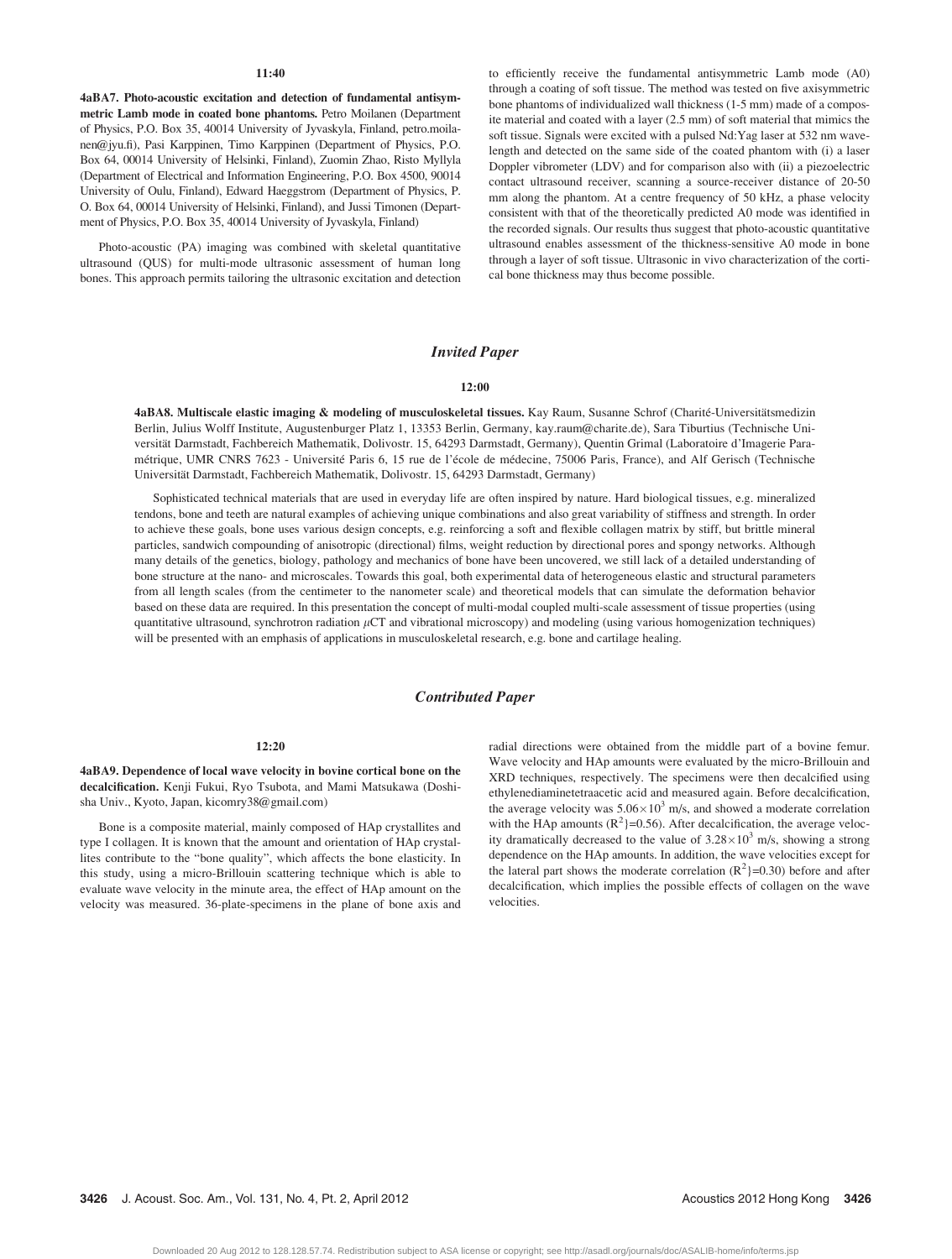**11:40**

**4aBA7. Photo-acoustic excitation and detection of fundamental antisymmetric Lamb mode in coated bone phantoms.** Petro Moilanen (Department of Physics, P.O. Box 35, 40014 University of Jyvaskyla, Finland, petro.moilanen@jyu.fi), Pasi Karppinen, Timo Karppinen (Department of Physics, P.O. Box 64, 00014 University of Helsinki, Finland), Zuomin Zhao, Risto Myllyla (Department of Electrical and Information Engineering, P.O. Box 4500, 90014 University of Oulu, Finland), Edward Haeggstrom (Department of Physics, P. O. Box 64, 00014 University of Helsinki, Finland), and Jussi Timonen (Department of Physics, P.O. Box 35, 40014 University of Jyvaskyla, Finland)

Photo-acoustic (PA) imaging was combined with skeletal quantitative ultrasound (QUS) for multi-mode ultrasonic assessment of human long bones. This approach permits tailoring the ultrasonic excitation and detection to efficiently receive the fundamental antisymmetric Lamb mode (A0) through a coating of soft tissue. The method was tested on five axisymmetric bone phantoms of individualized wall thickness (1-5 mm) made of a composite material and coated with a layer (2.5 mm) of soft material that mimics the soft tissue. Signals were excited with a pulsed Nd:Yag laser at 532 nm wavelength and detected on the same side of the coated phantom with (i) a laser Doppler vibrometer (LDV) and for comparison also with (ii) a piezoelectric contact ultrasound receiver, scanning a source-receiver distance of 20-50 mm along the phantom. At a centre frequency of 50 kHz, a phase velocity consistent with that of the theoretically predicted A0 mode was identified in the recorded signals. Our results thus suggest that photo-acoustic quantitative ultrasound enables assessment of the thickness-sensitive A0 mode in bone through a layer of soft tissue. Ultrasonic in vivo characterization of the cortical bone thickness may thus become possible.

## *Invited Paper*

**12:00**

**4aBA8. Multiscale elastic imaging & modeling of musculoskeletal tissues.** Kay Raum, Susanne Schrof (Charité-Universitätsmedizin Berlin, Julius Wolff Institute, Augustenburger Platz 1, 13353 Berlin, Germany, kay.raum@charite.de), Sara Tiburtius (Technische Universität Darmstadt, Fachbereich Mathematik, Dolivostr. 15, 64293 Darmstadt, Germany), Quentin Grimal (Laboratoire d'Imagerie Paramétrique, UMR CNRS 7623 - Université Paris 6, 15 rue de l'école de médecine, 75006 Paris, France), and Alf Gerisch (Technische Universität Darmstadt, Fachbereich Mathematik, Dolivostr. 15, 64293 Darmstadt, Germany)

Sophisticated technical materials that are used in everyday life are often inspired by nature. Hard biological tissues, e.g. mineralized tendons, bone and teeth are natural examples of achieving unique combinations and also great variability of stiffness and strength. In order to achieve these goals, bone uses various design concepts, e.g. reinforcing a soft and flexible collagen matrix by stiff, but brittle mineral particles, sandwich compounding of anisotropic (directional) films, weight reduction by directional pores and spongy networks. Although many details of the genetics, biology, pathology and mechanics of bone have been uncovered, we still lack of a detailed understanding of bone structure at the nano- and microscales. Towards this goal, both experimental data of heterogeneous elastic and structural parameters from all length scales (from the centimeter to the nanometer scale) and theoretical models that can simulate the deformation behavior based on these data are required. In this presentation the concept of multi-modal coupled multi-scale assessment of tissue properties (using quantitative ultrasound, synchrotron radiation $\mu$CT and vibrational microscopy) and modeling (using various homogenization techniques) will be presented with an emphasis of applications in musculoskeletal research, e.g. bone and cartilage healing.

## *Contributed Paper*

**12:20**

**4aBA9. Dependence of local wave velocity in bovine cortical bone on the decalcification.** Kenji Fukui, Ryo Tsubota, and Mami Matsukawa (Doshisha Univ., Kyoto, Japan, kicomry38@gmail.com)

Bone is a composite material, mainly composed of HAp crystallites and type I collagen. It is known that the amount and orientation of HAp crystallites contribute to the "bone quality", which affects the bone elasticity. In this study, using a micro-Brillouin scattering technique which is able to evaluate wave velocity in the minute area, the effect of HAp amount on the velocity was measured. 36-plate-specimens in the plane of bone axis and radial directions were obtained from the middle part of a bovine femur. Wave velocity and HAp amounts were evaluated by the micro-Brillouin and XRD techniques, respectively. The specimens were then decalcified using ethylenediaminetetraacetic acid and measured again. Before decalcification, the average velocity was $5.06\times10^3$ m/s, and showed a moderate correlation with the HAp amounts ($R^2$}=0.56). After decalcification, the average velocity dramatically decreased to the value of $3.28\times10^3$ m/s, showing a strong dependence on the HAp amounts. In addition, the wave velocities except for the lateral part shows the moderate correlation ($R^2$}=0.30) before and after decalcification, which implies the possible effects of collagen on the wave velocities.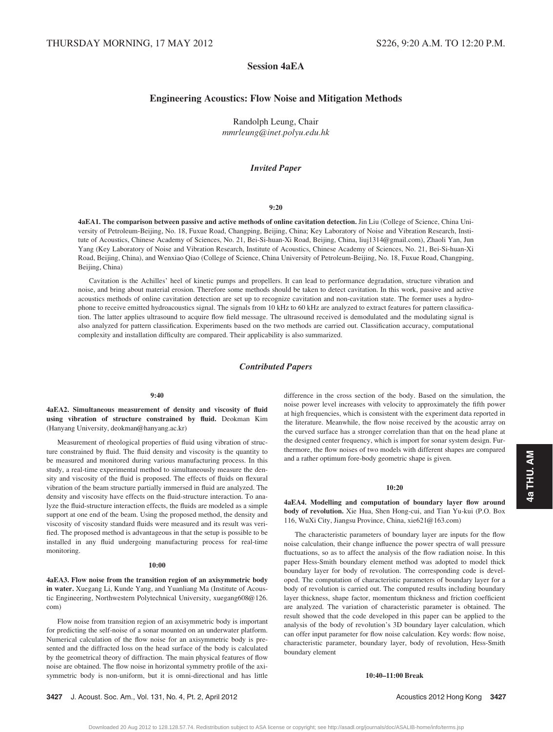THURSDAY MORNING, 17 MAY 2012 S226, 9:20 A.M. TO 12:20 P.M.

# Session 4aEA

## Engineering Acoustics: Flow Noise and Mitigation Methods

Randolph Leung, Chair
*mmrleung@inet.polyu.edu.hk*

### *Invited Paper*

**9:20**

**4aEA1. The comparison between passive and active methods of online cavitation detection.** Jin Liu (College of Science, China University of Petroleum-Beijing, No. 18, Fuxue Road, Changping, Beijing, China; Key Laboratory of Noise and Vibration Research, Institute of Acoustics, Chinese Academy of Sciences, No. 21, Bei-Si-huan-Xi Road, Beijing, China, liuj1314@gmail.com), Zhaoli Yan, Jun Yang (Key Laboratory of Noise and Vibration Research, Institute of Acoustics, Chinese Academy of Sciences, No. 21, Bei-Si-huan-Xi Road, Beijing, China), and Wenxiao Qiao (College of Science, China University of Petroleum-Beijing, No. 18, Fuxue Road, Changping, Beijing, China)

Cavitation is the Achilles' heel of kinetic pumps and propellers. It can lead to performance degradation, structure vibration and noise, and bring about material erosion. Therefore some methods should be taken to detect cavitation. In this work, passive and active acoustics methods of online cavitation detection are set up to recognize cavitation and non-cavitation state. The former uses a hydrophone to receive emitted hydroacoustics signal. The signals from 10 kHz to 60 kHz are analyzed to extract features for pattern classification. The latter applies ultrasound to acquire flow field message. The ultrasound received is demodulated and the modulating signal is also analyzed for pattern classification. Experiments based on the two methods are carried out. Classification accuracy, computational complexity and installation difficulty are compared. Their applicability is also summarized.

### *Contributed Papers*

**9:40**

**4aEA2. Simultaneous measurement of density and viscosity of fluid using vibration of structure constrained by fluid.** Deokman Kim (Hanyang University, deokman@hanyang.ac.kr)

Measurement of rheological properties of fluid using vibration of structure constrained by fluid. The fluid density and viscosity is the quantity to be measured and monitored during various manufacturing process. In this study, a real-time experimental method to simultaneously measure the density and viscosity of the fluid is proposed. The effects of fluids on flexural vibration of the beam structure partially immersed in fluid are analyzed. The density and viscosity have effects on the fluid-structure interaction. To analyze the fluid-structure interaction effects, the fluids are modeled as a simple support at one end of the beam. Using the proposed method, the density and viscosity of viscosity standard fluids were measured and its result was verified. The proposed method is advantageous in that the setup is possible to be installed in any fluid undergoing manufacturing process for real-time monitoring.

**10:00**

**4aEA3. Flow noise from the transition region of an axisymmetric body in water.** Xuegang Li, Kunde Yang, and Yuanliang Ma (Institute of Acoustic Engineering, Northwestern Polytechnical University, xuegang608@126.com)

Flow noise from transition region of an axisymmetric body is important for predicting the self-noise of a sonar mounted on an underwater platform. Numerical calculation of the flow noise for an axisymmetric body is presented and the diffracted loss on the head surface of the body is calculated by the geometrical theory of diffraction. The main physical features of flow noise are obtained. The flow noise in horizontal symmetry profile of the axisymmetric body is non-uniform, but it is omni-directional and has little difference in the cross section of the body. Based on the simulation, the noise power level increases with velocity to approximately the fifth power at high frequencies, which is consistent with the experiment data reported in the literature. Meanwhile, the flow noise received by the acoustic array on the curved surface has a stronger correlation than that on the head plane at the designed center frequency, which is import for sonar system design. Furthermore, the flow noises of two models with different shapes are compared and a rather optimum fore-body geometric shape is given.

**10:20**

**4aEA4. Modelling and computation of boundary layer flow around body of revolution.** Xie Hua, Shen Hong-cui, and Tian Yu-kui (P.O. Box 116, WuXi City, Jiangsu Province, China, xie621@163.com)

The characteristic parameters of boundary layer are inputs for the flow noise calculation, their change influence the power spectra of wall pressure fluctuations, so as to affect the analysis of the flow radiation noise. In this paper Hess-Smith boundary element method was adopted to model thick boundary layer for body of revolution. The corresponding code is developed. The computation of characteristic parameters of boundary layer for a body of revolution is carried out. The computed results including boundary layer thickness, shape factor, momentum thickness and friction coefficient are analyzed. The variation of characteristic parameter is obtained. The result showed that the code developed in this paper can be applied to the analysis of the body of revolution's 3D boundary layer calculation, which can offer input parameter for flow noise calculation. Key words: flow noise, characteristic parameter, boundary layer, body of revolution, Hess-Smith boundary element

**10:40–11:00 Break**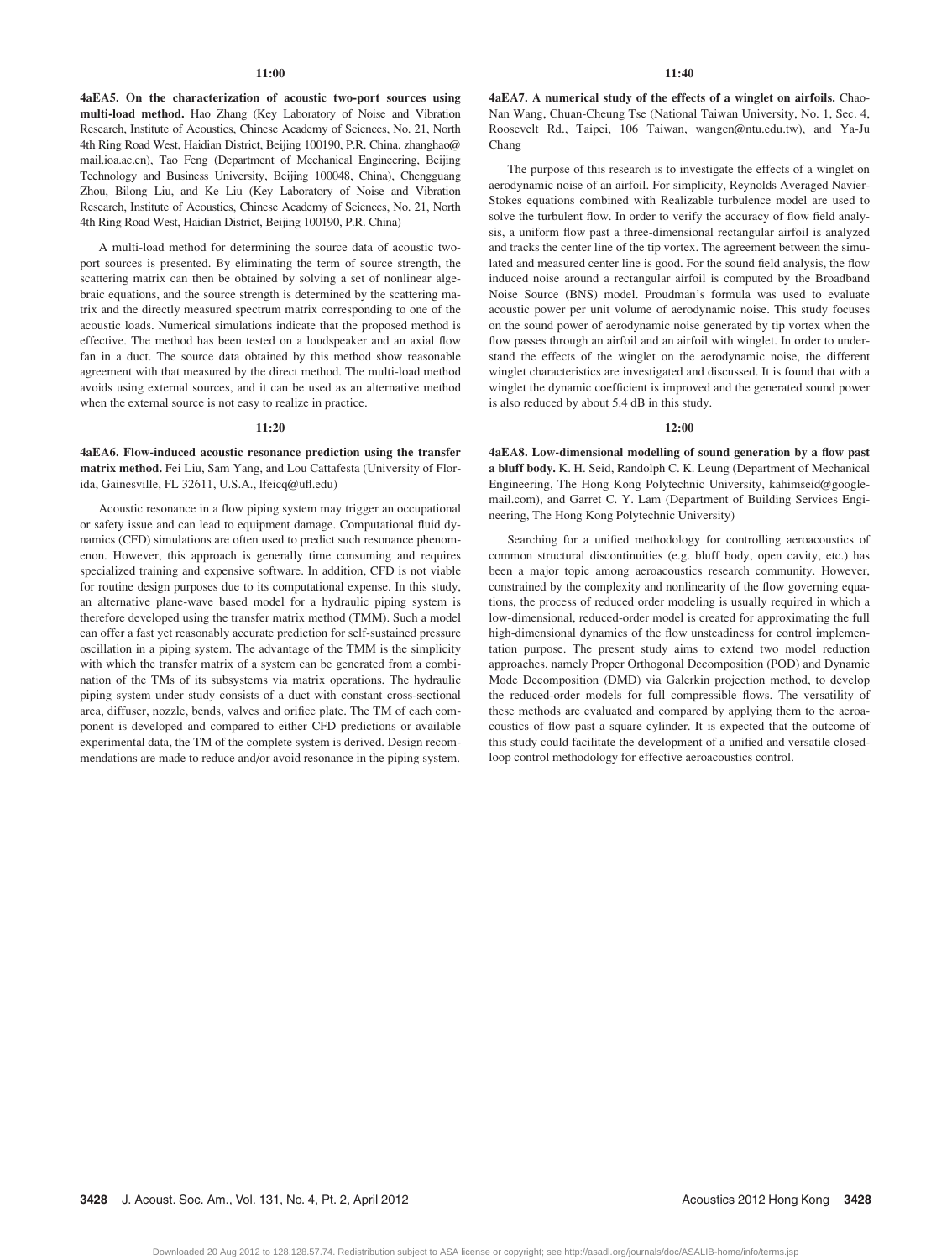**11:00**

**4aEA5. On the characterization of acoustic two-port sources using multi-load method.** Hao Zhang (Key Laboratory of Noise and Vibration Research, Institute of Acoustics, Chinese Academy of Sciences, No. 21, North 4th Ring Road West, Haidian District, Beijing 100190, P.R. China, zhanghao@mail.ioa.ac.cn), Tao Feng (Department of Mechanical Engineering, Beijing Technology and Business University, Beijing 100048, China), Chengguang Zhou, Bilong Liu, and Ke Liu (Key Laboratory of Noise and Vibration Research, Institute of Acoustics, Chinese Academy of Sciences, No. 21, North 4th Ring Road West, Haidian District, Beijing 100190, P.R. China)

A multi-load method for determining the source data of acoustic two-port sources is presented. By eliminating the term of source strength, the scattering matrix can then be obtained by solving a set of nonlinear algebraic equations, and the source strength is determined by the scattering matrix and the directly measured spectrum matrix corresponding to one of the acoustic loads. Numerical simulations indicate that the proposed method is effective. The method has been tested on a loudspeaker and an axial flow fan in a duct. The source data obtained by this method show reasonable agreement with that measured by the direct method. The multi-load method avoids using external sources, and it can be used as an alternative method when the external source is not easy to realize in practice.

**11:20**

**4aEA6. Flow-induced acoustic resonance prediction using the transfer matrix method.** Fei Liu, Sam Yang, and Lou Cattafesta (University of Florida, Gainesville, FL 32611, U.S.A., lfeicq@ufl.edu)

Acoustic resonance in a flow piping system may trigger an occupational or safety issue and can lead to equipment damage. Computational fluid dynamics (CFD) simulations are often used to predict such resonance phenomenon. However, this approach is generally time consuming and requires specialized training and expensive software. In addition, CFD is not viable for routine design purposes due to its computational expense. In this study, an alternative plane-wave based model for a hydraulic piping system is therefore developed using the transfer matrix method (TMM). Such a model can offer a fast yet reasonably accurate prediction for self-sustained pressure oscillation in a piping system. The advantage of the TMM is the simplicity with which the transfer matrix of a system can be generated from a combination of the TMs of its subsystems via matrix operations. The hydraulic piping system under study consists of a duct with constant cross-sectional area, diffuser, nozzle, bends, valves and orifice plate. The TM of each component is developed and compared to either CFD predictions or available experimental data, the TM of the complete system is derived. Design recommendations are made to reduce and/or avoid resonance in the piping system.

**11:40**

**4aEA7. A numerical study of the effects of a winglet on airfoils.** Chao-Nan Wang, Chuan-Cheung Tse (National Taiwan University, No. 1, Sec. 4, Roosevelt Rd., Taipei, 106 Taiwan, wangcn@ntu.edu.tw), and Ya-Ju Chang

The purpose of this research is to investigate the effects of a winglet on aerodynamic noise of an airfoil. For simplicity, Reynolds Averaged Navier-Stokes equations combined with Realizable turbulence model are used to solve the turbulent flow. In order to verify the accuracy of flow field analysis, a uniform flow past a three-dimensional rectangular airfoil is analyzed and tracks the center line of the tip vortex. The agreement between the simulated and measured center line is good. For the sound field analysis, the flow induced noise around a rectangular airfoil is computed by the Broadband Noise Source (BNS) model. Proudman's formula was used to evaluate acoustic power per unit volume of aerodynamic noise. This study focuses on the sound power of aerodynamic noise generated by tip vortex when the flow passes through an airfoil and an airfoil with winglet. In order to understand the effects of the winglet on the aerodynamic noise, the different winglet characteristics are investigated and discussed. It is found that with a winglet the dynamic coefficient is improved and the generated sound power is also reduced by about 5.4 dB in this study.

**12:00**

**4aEA8. Low-dimensional modelling of sound generation by a flow past a bluff body.** K. H. Seid, Randolph C. K. Leung (Department of Mechanical Engineering, The Hong Kong Polytechnic University, kahimseid@googlemail.com), and Garret C. Y. Lam (Department of Building Services Engineering, The Hong Kong Polytechnic University)

Searching for a unified methodology for controlling aeroacoustics of common structural discontinuities (e.g. bluff body, open cavity, etc.) has been a major topic among aeroacoustics research community. However, constrained by the complexity and nonlinearity of the flow governing equations, the process of reduced order modeling is usually required in which a low-dimensional, reduced-order model is created for approximating the full high-dimensional dynamics of the flow unsteadiness for control implementation purpose. The present study aims to extend two model reduction approaches, namely Proper Orthogonal Decomposition (POD) and Dynamic Mode Decomposition (DMD) via Galerkin projection method, to develop the reduced-order models for full compressible flows. The versatility of these methods are evaluated and compared by applying them to the aeroacoustics of flow past a square cylinder. It is expected that the outcome of this study could facilitate the development of a unified and versatile closed-loop control methodology for effective aeroacoustics control.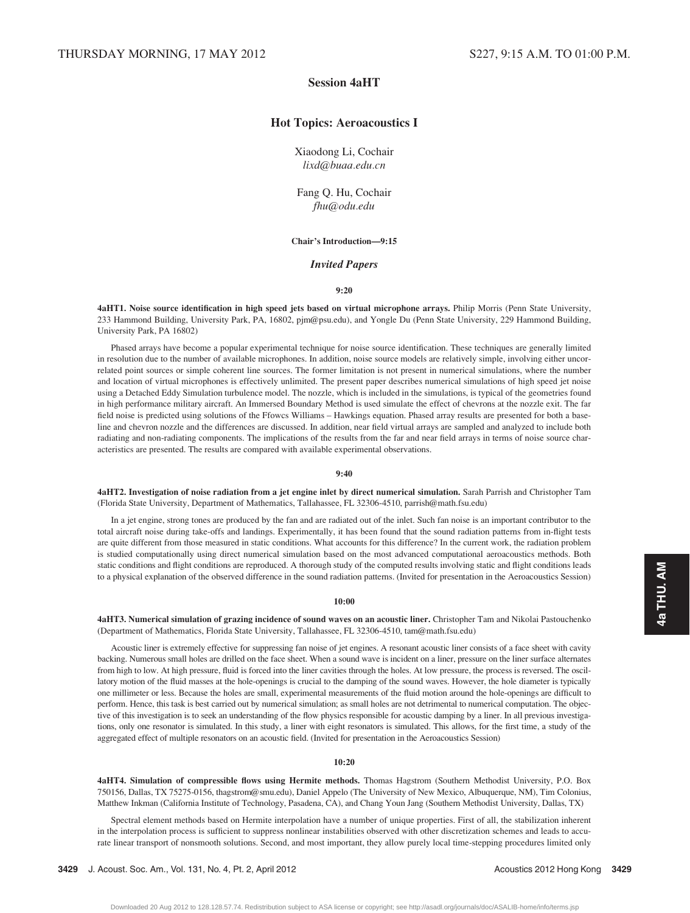THURSDAY MORNING, 17 MAY 2012 S227, 9:15 A.M. TO 01:00 P.M.

# Session 4aHT

## Hot Topics: Aeroacoustics I

Xiaodong Li, Cochair
*lixd@buaa.edu.cn*

Fang Q. Hu, Cochair
*fhu@odu.edu*

**Chair's Introduction—9:15**

### *Invited Papers*

**9:20**

**4aHT1. Noise source identification in high speed jets based on virtual microphone arrays.** Philip Morris (Penn State University, 233 Hammond Building, University Park, PA, 16802, pjm@psu.edu), and Yongle Du (Penn State University, 229 Hammond Building, University Park, PA 16802)

Phased arrays have become a popular experimental technique for noise source identification. These techniques are generally limited in resolution due to the number of available microphones. In addition, noise source models are relatively simple, involving either uncorrelated point sources or simple coherent line sources. The former limitation is not present in numerical simulations, where the number and location of virtual microphones is effectively unlimited. The present paper describes numerical simulations of high speed jet noise using a Detached Eddy Simulation turbulence model. The nozzle, which is included in the simulations, is typical of the geometries found in high performance military aircraft. An Immersed Boundary Method is used simulate the effect of chevrons at the nozzle exit. The far field noise is predicted using solutions of the Ffowcs Williams – Hawkings equation. Phased array results are presented for both a baseline and chevron nozzle and the differences are discussed. In addition, near field virtual arrays are sampled and analyzed to include both radiating and non-radiating components. The implications of the results from the far and near field arrays in terms of noise source characteristics are presented. The results are compared with available experimental observations.

**9:40**

**4aHT2. Investigation of noise radiation from a jet engine inlet by direct numerical simulation.** Sarah Parrish and Christopher Tam (Florida State University, Department of Mathematics, Tallahassee, FL 32306-4510, parrish@math.fsu.edu)

In a jet engine, strong tones are produced by the fan and are radiated out of the inlet. Such fan noise is an important contributor to the total aircraft noise during take-offs and landings. Experimentally, it has been found that the sound radiation patterns from in-flight tests are quite different from those measured in static conditions. What accounts for this difference? In the current work, the radiation problem is studied computationally using direct numerical simulation based on the most advanced computational aeroacoustics methods. Both static conditions and flight conditions are reproduced. A thorough study of the computed results involving static and flight conditions leads to a physical explanation of the observed difference in the sound radiation patterns. (Invited for presentation in the Aeroacoustics Session)

**10:00**

**4aHT3. Numerical simulation of grazing incidence of sound waves on an acoustic liner.** Christopher Tam and Nikolai Pastouchenko (Department of Mathematics, Florida State University, Tallahassee, FL 32306-4510, tam@math.fsu.edu)

Acoustic liner is extremely effective for suppressing fan noise of jet engines. A resonant acoustic liner consists of a face sheet with cavity backing. Numerous small holes are drilled on the face sheet. When a sound wave is incident on a liner, pressure on the liner surface alternates from high to low. At high pressure, fluid is forced into the liner cavities through the holes. At low pressure, the process is reversed. The oscillatory motion of the fluid masses at the hole-openings is crucial to the damping of the sound waves. However, the hole diameter is typically one millimeter or less. Because the holes are small, experimental measurements of the fluid motion around the hole-openings are difficult to perform. Hence, this task is best carried out by numerical simulation; as small holes are not detrimental to numerical computation. The objective of this investigation is to seek an understanding of the flow physics responsible for acoustic damping by a liner. In all previous investigations, only one resonator is simulated. In this study, a liner with eight resonators is simulated. This allows, for the first time, a study of the aggregated effect of multiple resonators on an acoustic field. (Invited for presentation in the Aeroacoustics Session)

**10:20**

**4aHT4. Simulation of compressible flows using Hermite methods.** Thomas Hagstrom (Southern Methodist University, P.O. Box 750156, Dallas, TX 75275-0156, thagstrom@smu.edu), Daniel Appelo (The University of New Mexico, Albuquerque, NM), Tim Colonius, Matthew Inkman (California Institute of Technology, Pasadena, CA), and Chang Youn Jang (Southern Methodist University, Dallas, TX)

Spectral element methods based on Hermite interpolation have a number of unique properties. First of all, the stabilization inherent in the interpolation process is sufficient to suppress nonlinear instabilities observed with other discretization schemes and leads to accurate linear transport of nonsmooth solutions. Second, and most important, they allow purely local time-stepping procedures limited only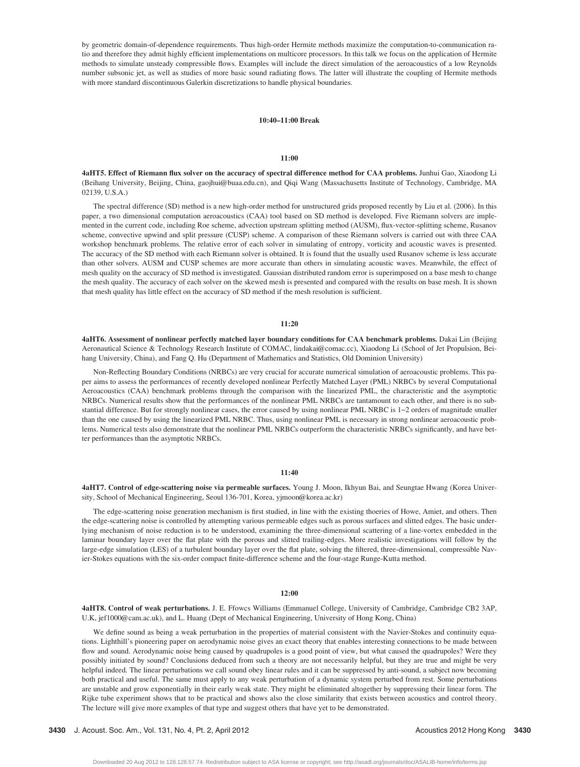by geometric domain-of-dependence requirements. Thus high-order Hermite methods maximize the computation-to-communication ratio and therefore they admit highly efficient implementations on multicore processors. In this talk we focus on the application of Hermite methods to simulate unsteady compressible flows. Examples will include the direct simulation of the aeroacoustics of a low Reynolds number subsonic jet, as well as studies of more basic sound radiating flows. The latter will illustrate the coupling of Hermite methods with more standard discontinuous Galerkin discretizations to handle physical boundaries.

**10:40–11:00 Break**

**11:00**

**4aHT5. Effect of Riemann flux solver on the accuracy of spectral difference method for CAA problems.** Junhui Gao, Xiaodong Li (Beihang University, Beijing, China, gaojhui@buaa.edu.cn), and Qiqi Wang (Massachusetts Institute of Technology, Cambridge, MA 02139, U.S.A.)

The spectral difference (SD) method is a new high-order method for unstructured grids proposed recently by Liu et al. (2006). In this paper, a two dimensional computation aeroacoustics (CAA) tool based on SD method is developed. Five Riemann solvers are implemented in the current code, including Roe scheme, advection upstream splitting method (AUSM), flux-vector-splitting scheme, Rusanov scheme, convective upwind and split pressure (CUSP) scheme. A comparison of these Riemann solvers is carried out with three CAA workshop benchmark problems. The relative error of each solver in simulating of entropy, vorticity and acoustic waves is presented. The accuracy of the SD method with each Riemann solver is obtained. It is found that the usually used Rusanov scheme is less accurate than other solvers. AUSM and CUSP schemes are more accurate than others in simulating acoustic waves. Meanwhile, the effect of mesh quality on the accuracy of SD method is investigated. Gaussian distributed random error is superimposed on a base mesh to change the mesh quality. The accuracy of each solver on the skewed mesh is presented and compared with the results on base mesh. It is shown that mesh quality has little effect on the accuracy of SD method if the mesh resolution is sufficient.

**11:20**

**4aHT6. Assessment of nonlinear perfectly matched layer boundary conditions for CAA benchmark problems.** Dakai Lin (Beijing Aeronautical Science & Technology Research Institute of COMAC, lindakai@comac.cc), Xiaodong Li (School of Jet Propulsion, Beihang University, China), and Fang Q. Hu (Department of Mathematics and Statistics, Old Dominion University)

Non-Reflecting Boundary Conditions (NRBCs) are very crucial for accurate numerical simulation of aeroacoustic problems. This paper aims to assess the performances of recently developed nonlinear Perfectly Matched Layer (PML) NRBCs by several Computational Aeroacoustics (CAA) benchmark problems through the comparison with the linearized PML, the characteristic and the asymptotic NRBCs. Numerical results show that the performances of the nonlinear PML NRBCs are tantamount to each other, and there is no substantial difference. But for strongly nonlinear cases, the error caused by using nonlinear PML NRBC is 1~2 orders of magnitude smaller than the one caused by using the linearized PML NRBC. Thus, using nonlinear PML is necessary in strong nonlinear aeroacoustic problems. Numerical tests also demonstrate that the nonlinear PML NRBCs outperform the characteristic NRBCs significantly, and have better performances than the asymptotic NRBCs.

**11:40**

**4aHT7. Control of edge-scattering noise via permeable surfaces.** Young J. Moon, Ikhyun Bai, and Seungtae Hwang (Korea University, School of Mechanical Engineering, Seoul 136-701, Korea, yjmoon@korea.ac.kr)

The edge-scattering noise generation mechanism is first studied, in line with the existing thoeries of Howe, Amiet, and others. Then the edge-scattering noise is controlled by attempting various permeable edges such as porous surfaces and slitted edges. The basic underlying mechanism of noise reduction is to be understood, examining the three-dimensional scattering of a line-vortex embedded in the laminar boundary layer over the flat plate with the porous and slitted trailing-edges. More realistic investigations will follow by the large-edge simulation (LES) of a turbulent boundary layer over the flat plate, solving the filtered, three-dimensional, compressible Navier-Stokes equations with the six-order compact finite-difference scheme and the four-stage Runge-Kutta method.

**12:00**

**4aHT8. Control of weak perturbations.** J. E. Ffowcs Williams (Emmanuel College, University of Cambridge, Cambridge CB2 3AP, U.K, jef1000@cam.ac.uk), and L. Huang (Dept of Mechanical Engineering, University of Hong Kong, China)

We define sound as being a weak perturbation in the properties of material consistent with the Navier-Stokes and continuity equations. Lighthill's pioneering paper on aerodynamic noise gives an exact theory that enables interesting connections to be made between flow and sound. Aerodynamic noise being caused by quadrupoles is a good point of view, but what caused the quadrupoles? Were they possibly initiated by sound? Conclusions deduced from such a theory are not necessarily helpful, but they are true and might be very helpful indeed. The linear perturbations we call sound obey linear rules and it can be suppressed by anti-sound, a subject now becoming both practical and useful. The same must apply to any weak perturbation of a dynamic system perturbed from rest. Some perturbations are unstable and grow exponentially in their early weak state. They might be eliminated altogether by suppressing their linear form. The Rijke tube experiment shows that to be practical and shows also the close similarity that exists between acoustics and control theory. The lecture will give more examples of that type and suggest others that have yet to be demonstrated.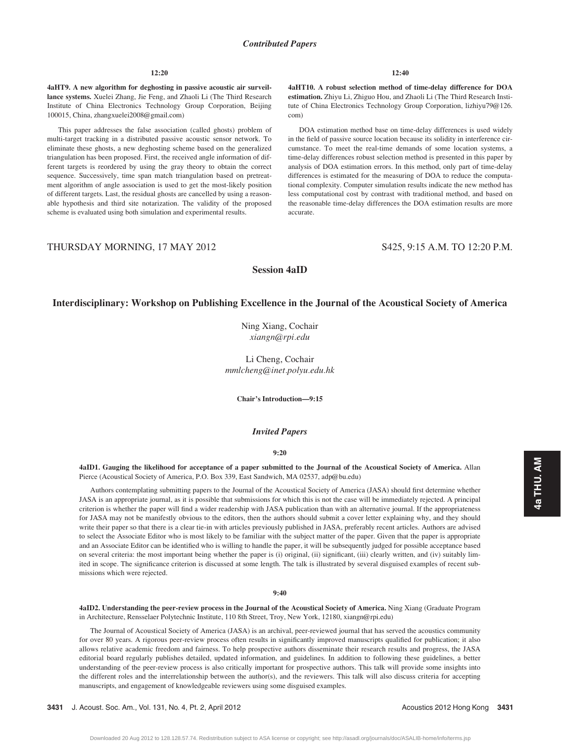*Contributed Papers*

12:20

**4aHT9. A new algorithm for deghosting in passive acoustic air surveillance systems.** Xuelei Zhang, Jie Feng, and Zhaoli Li (The Third Research Institute of China Electronics Technology Group Corporation, Beijing 100015, China, zhangxuelei2008@gmail.com)

This paper addresses the false association (called ghosts) problem of multi-target tracking in a distributed passive acoustic sensor network. To eliminate these ghosts, a new deghosting scheme based on the generalized triangulation has been proposed. First, the received angle information of different targets is reordered by using the gray theory to obtain the correct sequence. Successively, time span match triangulation based on pretreatment algorithm of angle association is used to get the most-likely position of different targets. Last, the residual ghosts are cancelled by using a reasonable hypothesis and third site notarization. The validity of the proposed scheme is evaluated using both simulation and experimental results.

12:40

**4aHT10. A robust selection method of time-delay difference for DOA estimation.** Zhiyu Li, Zhiguo Hou, and Zhaoli Li (The Third Research Institute of China Electronics Technology Group Corporation, lizhiyu79@126.com)

DOA estimation method base on time-delay differences is used widely in the field of passive source location because its solidity in interference circumstance. To meet the real-time demands of some location systems, a time-delay differences robust selection method is presented in this paper by analysis of DOA estimation errors. In this method, only part of time-delay differences is estimated for the measuring of DOA to reduce the computational complexity. Computer simulation results indicate the new method has less computational cost by contrast with traditional method, and based on the reasonable time-delay differences the DOA estimation results are more accurate.

THURSDAY MORNING, 17 MAY 2012 — S425, 9:15 A.M. TO 12:20 P.M.

## Session 4aID

## Interdisciplinary: Workshop on Publishing Excellence in the Journal of the Acoustical Society of America

Ning Xiang, Cochair
*xiangn@rpi.edu*

Li Cheng, Cochair
*mmlcheng@inet.polyu.edu.hk*

**Chair's Introduction—9:15**

*Invited Papers*

9:20

**4aID1. Gauging the likelihood for acceptance of a paper submitted to the Journal of the Acoustical Society of America.** Allan Pierce (Acoustical Society of America, P.O. Box 339, East Sandwich, MA 02537, adp@bu.edu)

Authors contemplating submitting papers to the Journal of the Acoustical Society of America (JASA) should first determine whether JASA is an appropriate journal, as it is possible that submissions for which this is not the case will be immediately rejected. A principal criterion is whether the paper will find a wider readership with JASA publication than with an alternative journal. If the appropriateness for JASA may not be manifestly obvious to the editors, then the authors should submit a cover letter explaining why, and they should write their paper so that there is a clear tie-in with articles previously published in JASA, preferably recent articles. Authors are advised to select the Associate Editor who is most likely to be familiar with the subject matter of the paper. Given that the paper is appropriate and an Associate Editor can be identified who is willing to handle the paper, it will be subsequently judged for possible acceptance based on several criteria: the most important being whether the paper is (i) original, (ii) significant, (iii) clearly written, and (iv) suitably limited in scope. The significance criterion is discussed at some length. The talk is illustrated by several disguised examples of recent submissions which were rejected.

9:40

**4aID2. Understanding the peer-review process in the Journal of the Acoustical Society of America.** Ning Xiang (Graduate Program in Architecture, Rensselaer Polytechnic Institute, 110 8th Street, Troy, New York, 12180, xiangn@rpi.edu)

The Journal of Acoustical Society of America (JASA) is an archival, peer-reviewed journal that has served the acoustics community for over 80 years. A rigorous peer-review process often results in significantly improved manuscripts qualified for publication; it also allows relative academic freedom and fairness. To help prospective authors disseminate their research results and progress, the JASA editorial board regularly publishes detailed, updated information, and guidelines. In addition to following these guidelines, a better understanding of the peer-review process is also critically important for prospective authors. This talk will provide some insights into the different roles and the interrelationship between the author(s), and the reviewers. This talk will also discuss criteria for accepting manuscripts, and engagement of knowledgeable reviewers using some disguised examples.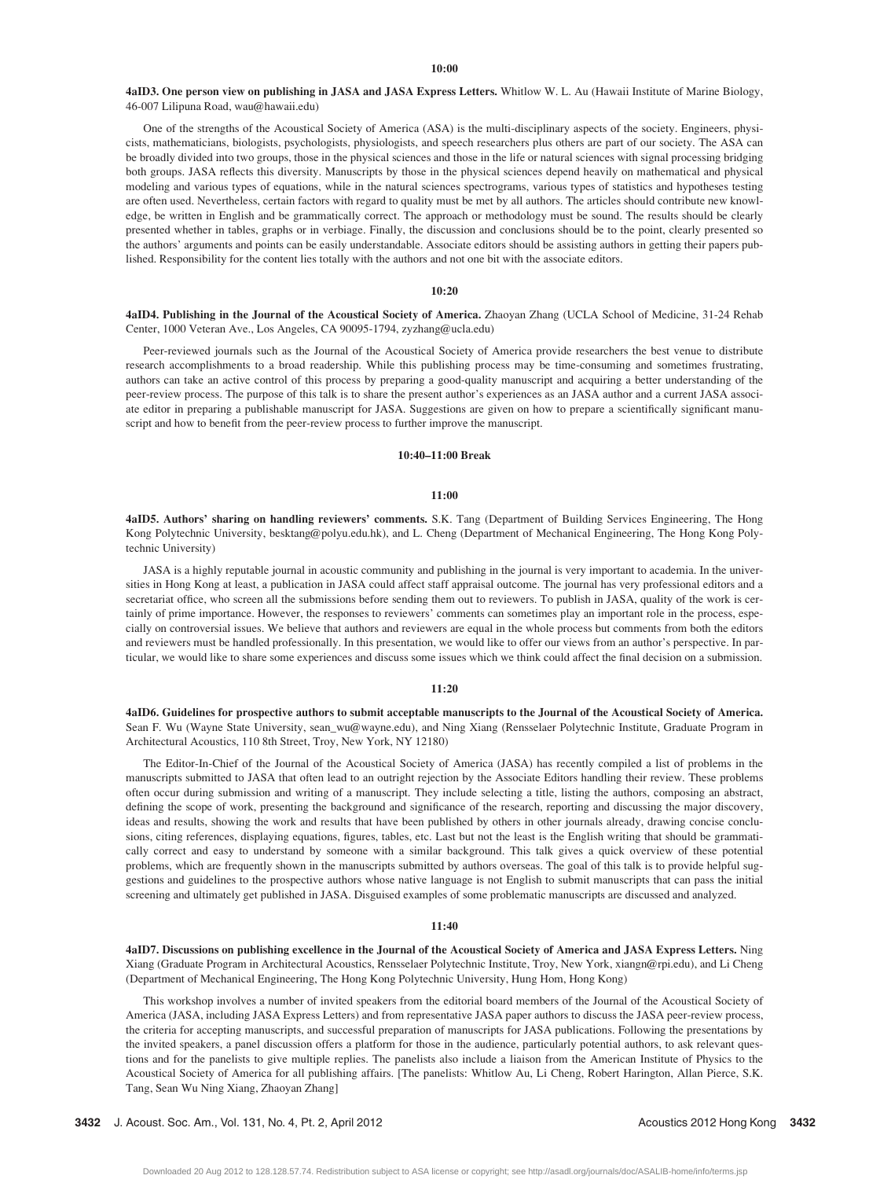**10:00**

**4aID3. One person view on publishing in JASA and JASA Express Letters.** Whitlow W. L. Au (Hawaii Institute of Marine Biology, 46-007 Lilipuna Road, wau@hawaii.edu)

One of the strengths of the Acoustical Society of America (ASA) is the multi-disciplinary aspects of the society. Engineers, physicists, mathematicians, biologists, psychologists, physiologists, and speech researchers plus others are part of our society. The ASA can be broadly divided into two groups, those in the physical sciences and those in the life or natural sciences with signal processing bridging both groups. JASA reflects this diversity. Manuscripts by those in the physical sciences depend heavily on mathematical and physical modeling and various types of equations, while in the natural sciences spectrograms, various types of statistics and hypotheses testing are often used. Nevertheless, certain factors with regard to quality must be met by all authors. The articles should contribute new knowledge, be written in English and be grammatically correct. The approach or methodology must be sound. The results should be clearly presented whether in tables, graphs or in verbiage. Finally, the discussion and conclusions should be to the point, clearly presented so the authors' arguments and points can be easily understandable. Associate editors should be assisting authors in getting their papers published. Responsibility for the content lies totally with the authors and not one bit with the associate editors.

**10:20**

**4aID4. Publishing in the Journal of the Acoustical Society of America.** Zhaoyan Zhang (UCLA School of Medicine, 31-24 Rehab Center, 1000 Veteran Ave., Los Angeles, CA 90095-1794, zyzhang@ucla.edu)

Peer-reviewed journals such as the Journal of the Acoustical Society of America provide researchers the best venue to distribute research accomplishments to a broad readership. While this publishing process may be time-consuming and sometimes frustrating, authors can take an active control of this process by preparing a good-quality manuscript and acquiring a better understanding of the peer-review process. The purpose of this talk is to share the present author's experiences as an JASA author and a current JASA associate editor in preparing a publishable manuscript for JASA. Suggestions are given on how to prepare a scientifically significant manuscript and how to benefit from the peer-review process to further improve the manuscript.

**10:40–11:00 Break**

**11:00**

**4aID5. Authors' sharing on handling reviewers' comments.** S.K. Tang (Department of Building Services Engineering, The Hong Kong Polytechnic University, besktang@polyu.edu.hk), and L. Cheng (Department of Mechanical Engineering, The Hong Kong Polytechnic University)

JASA is a highly reputable journal in acoustic community and publishing in the journal is very important to academia. In the universities in Hong Kong at least, a publication in JASA could affect staff appraisal outcome. The journal has very professional editors and a secretariat office, who screen all the submissions before sending them out to reviewers. To publish in JASA, quality of the work is certainly of prime importance. However, the responses to reviewers' comments can sometimes play an important role in the process, especially on controversial issues. We believe that authors and reviewers are equal in the whole process but comments from both the editors and reviewers must be handled professionally. In this presentation, we would like to offer our views from an author's perspective. In particular, we would like to share some experiences and discuss some issues which we think could affect the final decision on a submission.

**11:20**

**4aID6. Guidelines for prospective authors to submit acceptable manuscripts to the Journal of the Acoustical Society of America.** Sean F. Wu (Wayne State University, sean_wu@wayne.edu), and Ning Xiang (Rensselaer Polytechnic Institute, Graduate Program in Architectural Acoustics, 110 8th Street, Troy, New York, NY 12180)

The Editor-In-Chief of the Journal of the Acoustical Society of America (JASA) has recently compiled a list of problems in the manuscripts submitted to JASA that often lead to an outright rejection by the Associate Editors handling their review. These problems often occur during submission and writing of a manuscript. They include selecting a title, listing the authors, composing an abstract, defining the scope of work, presenting the background and significance of the research, reporting and discussing the major discovery, ideas and results, showing the work and results that have been published by others in other journals already, drawing concise conclusions, citing references, displaying equations, figures, tables, etc. Last but not the least is the English writing that should be grammatically correct and easy to understand by someone with a similar background. This talk gives a quick overview of these potential problems, which are frequently shown in the manuscripts submitted by authors overseas. The goal of this talk is to provide helpful suggestions and guidelines to the prospective authors whose native language is not English to submit manuscripts that can pass the initial screening and ultimately get published in JASA. Disguised examples of some problematic manuscripts are discussed and analyzed.

**11:40**

**4aID7. Discussions on publishing excellence in the Journal of the Acoustical Society of America and JASA Express Letters.** Ning Xiang (Graduate Program in Architectural Acoustics, Rensselaer Polytechnic Institute, Troy, New York, xiangn@rpi.edu), and Li Cheng (Department of Mechanical Engineering, The Hong Kong Polytechnic University, Hung Hom, Hong Kong)

This workshop involves a number of invited speakers from the editorial board members of the Journal of the Acoustical Society of America (JASA, including JASA Express Letters) and from representative JASA paper authors to discuss the JASA peer-review process, the criteria for accepting manuscripts, and successful preparation of manuscripts for JASA publications. Following the presentations by the invited speakers, a panel discussion offers a platform for those in the audience, particularly potential authors, to ask relevant questions and for the panelists to give multiple replies. The panelists also include a liaison from the American Institute of Physics to the Acoustical Society of America for all publishing affairs. [The panelists: Whitlow Au, Li Cheng, Robert Harington, Allan Pierce, S.K. Tang, Sean Wu Ning Xiang, Zhaoyan Zhang]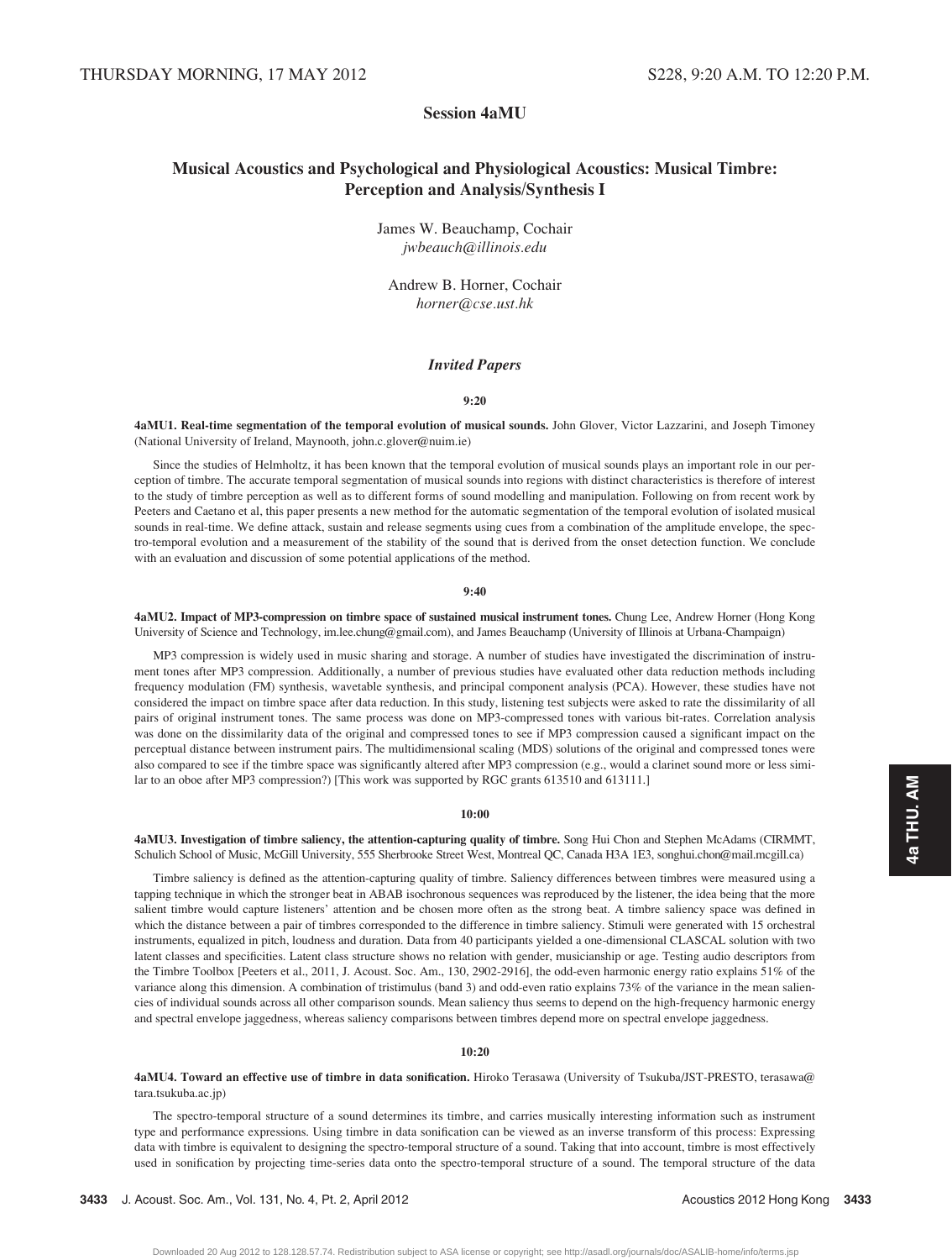THURSDAY MORNING, 17 MAY 2012 S228, 9:20 A.M. TO 12:20 P.M.

# Session 4aMU

## Musical Acoustics and Psychological and Physiological Acoustics: Musical Timbre: Perception and Analysis/Synthesis I

James W. Beauchamp, Cochair
*jwbeauch@illinois.edu*

Andrew B. Horner, Cochair
*horner@cse.ust.hk*

### *Invited Papers*

**9:20**

**4aMU1. Real-time segmentation of the temporal evolution of musical sounds.** John Glover, Victor Lazzarini, and Joseph Timoney (National University of Ireland, Maynooth, john.c.glover@nuim.ie)

Since the studies of Helmholtz, it has been known that the temporal evolution of musical sounds plays an important role in our perception of timbre. The accurate temporal segmentation of musical sounds into regions with distinct characteristics is therefore of interest to the study of timbre perception as well as to different forms of sound modelling and manipulation. Following on from recent work by Peeters and Caetano et al, this paper presents a new method for the automatic segmentation of the temporal evolution of isolated musical sounds in real-time. We define attack, sustain and release segments using cues from a combination of the amplitude envelope, the spectro-temporal evolution and a measurement of the stability of the sound that is derived from the onset detection function. We conclude with an evaluation and discussion of some potential applications of the method.

**9:40**

**4aMU2. Impact of MP3-compression on timbre space of sustained musical instrument tones.** Chung Lee, Andrew Horner (Hong Kong University of Science and Technology, im.lee.chung@gmail.com), and James Beauchamp (University of Illinois at Urbana-Champaign)

MP3 compression is widely used in music sharing and storage. A number of studies have investigated the discrimination of instrument tones after MP3 compression. Additionally, a number of previous studies have evaluated other data reduction methods including frequency modulation (FM) synthesis, wavetable synthesis, and principal component analysis (PCA). However, these studies have not considered the impact on timbre space after data reduction. In this study, listening test subjects were asked to rate the dissimilarity of all pairs of original instrument tones. The same process was done on MP3-compressed tones with various bit-rates. Correlation analysis was done on the dissimilarity data of the original and compressed tones to see if MP3 compression caused a significant impact on the perceptual distance between instrument pairs. The multidimensional scaling (MDS) solutions of the original and compressed tones were also compared to see if the timbre space was significantly altered after MP3 compression (e.g., would a clarinet sound more or less similar to an oboe after MP3 compression?) [This work was supported by RGC grants 613510 and 613111.]

**10:00**

**4aMU3. Investigation of timbre saliency, the attention-capturing quality of timbre.** Song Hui Chon and Stephen McAdams (CIRMMT, Schulich School of Music, McGill University, 555 Sherbrooke Street West, Montreal QC, Canada H3A 1E3, songhui.chon@mail.mcgill.ca)

Timbre saliency is defined as the attention-capturing quality of timbre. Saliency differences between timbres were measured using a tapping technique in which the stronger beat in ABAB isochronous sequences was reproduced by the listener, the idea being that the more salient timbre would capture listeners' attention and be chosen more often as the strong beat. A timbre saliency space was defined in which the distance between a pair of timbres corresponded to the difference in timbre saliency. Stimuli were generated with 15 orchestral instruments, equalized in pitch, loudness and duration. Data from 40 participants yielded a one-dimensional CLASCAL solution with two latent classes and specificities. Latent class structure shows no relation with gender, musicianship or age. Testing audio descriptors from the Timbre Toolbox [Peeters et al., 2011, J. Acoust. Soc. Am., 130, 2902-2916], the odd-even harmonic energy ratio explains 51% of the variance along this dimension. A combination of tristimulus (band 3) and odd-even ratio explains 73% of the variance in the mean saliencies of individual sounds across all other comparison sounds. Mean saliency thus seems to depend on the high-frequency harmonic energy and spectral envelope jaggedness, whereas saliency comparisons between timbres depend more on spectral envelope jaggedness.

**10:20**

**4aMU4. Toward an effective use of timbre in data sonification.** Hiroko Terasawa (University of Tsukuba/JST-PRESTO, terasawa@tara.tsukuba.ac.jp)

The spectro-temporal structure of a sound determines its timbre, and carries musically interesting information such as instrument type and performance expressions. Using timbre in data sonification can be viewed as an inverse transform of this process: Expressing data with timbre is equivalent to designing the spectro-temporal structure of a sound. Taking that into account, timbre is most effectively used in sonification by projecting time-series data onto the spectro-temporal structure of a sound. The temporal structure of the data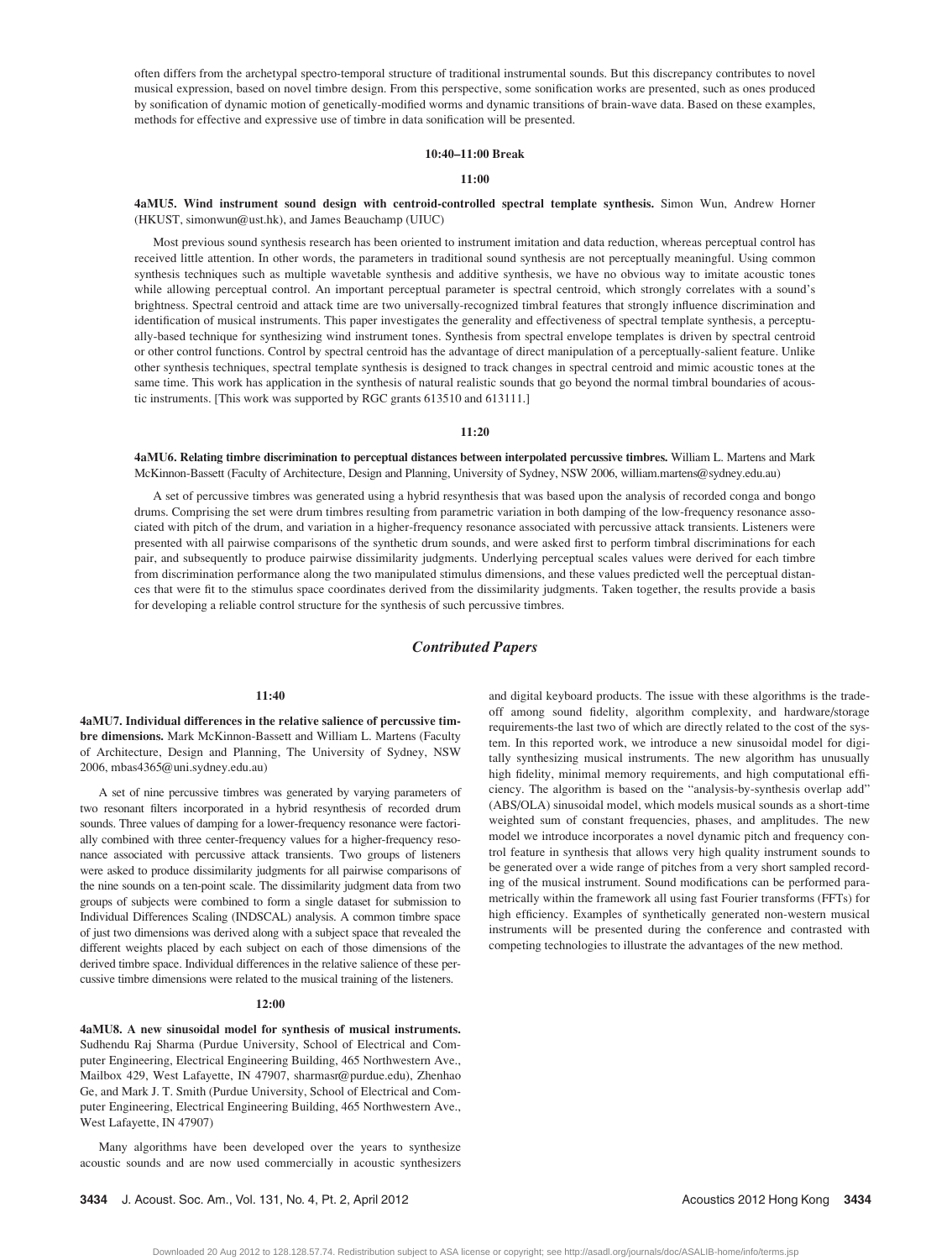often differs from the archetypal spectro-temporal structure of traditional instrumental sounds. But this discrepancy contributes to novel musical expression, based on novel timbre design. From this perspective, some sonification works are presented, such as ones produced by sonification of dynamic motion of genetically-modified worms and dynamic transitions of brain-wave data. Based on these examples, methods for effective and expressive use of timbre in data sonification will be presented.

**10:40–11:00 Break**

**11:00**

**4aMU5. Wind instrument sound design with centroid-controlled spectral template synthesis.** Simon Wun, Andrew Horner (HKUST, simonwun@ust.hk), and James Beauchamp (UIUC)

Most previous sound synthesis research has been oriented to instrument imitation and data reduction, whereas perceptual control has received little attention. In other words, the parameters in traditional sound synthesis are not perceptually meaningful. Using common synthesis techniques such as multiple wavetable synthesis and additive synthesis, we have no obvious way to imitate acoustic tones while allowing perceptual control. An important perceptual parameter is spectral centroid, which strongly correlates with a sound's brightness. Spectral centroid and attack time are two universally-recognized timbral features that strongly influence discrimination and identification of musical instruments. This paper investigates the generality and effectiveness of spectral template synthesis, a perceptually-based technique for synthesizing wind instrument tones. Synthesis from spectral envelope templates is driven by spectral centroid or other control functions. Control by spectral centroid has the advantage of direct manipulation of a perceptually-salient feature. Unlike other synthesis techniques, spectral template synthesis is designed to track changes in spectral centroid and mimic acoustic tones at the same time. This work has application in the synthesis of natural realistic sounds that go beyond the normal timbral boundaries of acoustic instruments. [This work was supported by RGC grants 613510 and 613111.]

**11:20**

**4aMU6. Relating timbre discrimination to perceptual distances between interpolated percussive timbres.** William L. Martens and Mark McKinnon-Bassett (Faculty of Architecture, Design and Planning, University of Sydney, NSW 2006, william.martens@sydney.edu.au)

A set of percussive timbres was generated using a hybrid resynthesis that was based upon the analysis of recorded conga and bongo drums. Comprising the set were drum timbres resulting from parametric variation in both damping of the low-frequency resonance associated with pitch of the drum, and variation in a higher-frequency resonance associated with percussive attack transients. Listeners were presented with all pairwise comparisons of the synthetic drum sounds, and were asked first to perform timbral discriminations for each pair, and subsequently to produce pairwise dissimilarity judgments. Underlying perceptual scales values were derived for each timbre from discrimination performance along the two manipulated stimulus dimensions, and these values predicted well the perceptual distances that were fit to the stimulus space coordinates derived from the dissimilarity judgments. Taken together, the results provide a basis for developing a reliable control structure for the synthesis of such percussive timbres.

## *Contributed Papers*

**11:40**

**4aMU7. Individual differences in the relative salience of percussive timbre dimensions.** Mark McKinnon-Bassett and William L. Martens (Faculty of Architecture, Design and Planning, The University of Sydney, NSW 2006, mbas4365@uni.sydney.edu.au)

A set of nine percussive timbres was generated by varying parameters of two resonant filters incorporated in a hybrid resynthesis of recorded drum sounds. Three values of damping for a lower-frequency resonance were factorially combined with three center-frequency values for a higher-frequency resonance associated with percussive attack transients. Two groups of listeners were asked to produce dissimilarity judgments for all pairwise comparisons of the nine sounds on a ten-point scale. The dissimilarity judgment data from two groups of subjects were combined to form a single dataset for submission to Individual Differences Scaling (INDSCAL) analysis. A common timbre space of just two dimensions was derived along with a subject space that revealed the different weights placed by each subject on each of those dimensions of the derived timbre space. Individual differences in the relative salience of these percussive timbre dimensions were related to the musical training of the listeners.

**12:00**

**4aMU8. A new sinusoidal model for synthesis of musical instruments.** Sudhendu Raj Sharma (Purdue University, School of Electrical and Computer Engineering, Electrical Engineering Building, 465 Northwestern Ave., Mailbox 429, West Lafayette, IN 47907, sharmasr@purdue.edu), Zhenhao Ge, and Mark J. T. Smith (Purdue University, School of Electrical and Computer Engineering, Electrical Engineering Building, 465 Northwestern Ave., West Lafayette, IN 47907)

Many algorithms have been developed over the years to synthesize acoustic sounds and are now used commercially in acoustic synthesizers and digital keyboard products. The issue with these algorithms is the tradeoff among sound fidelity, algorithm complexity, and hardware/storage requirements-the last two of which are directly related to the cost of the system. In this reported work, we introduce a new sinusoidal model for digitally synthesizing musical instruments. The new algorithm has unusually high fidelity, minimal memory requirements, and high computational efficiency. The algorithm is based on the "analysis-by-synthesis overlap add" (ABS/OLA) sinusoidal model, which models musical sounds as a short-time weighted sum of constant frequencies, phases, and amplitudes. The new model we introduce incorporates a novel dynamic pitch and frequency control feature in synthesis that allows very high quality instrument sounds to be generated over a wide range of pitches from a very short sampled recording of the musical instrument. Sound modifications can be performed parametrically within the framework all using fast Fourier transforms (FFTs) for high efficiency. Examples of synthetically generated non-western musical instruments will be presented during the conference and contrasted with competing technologies to illustrate the advantages of the new method.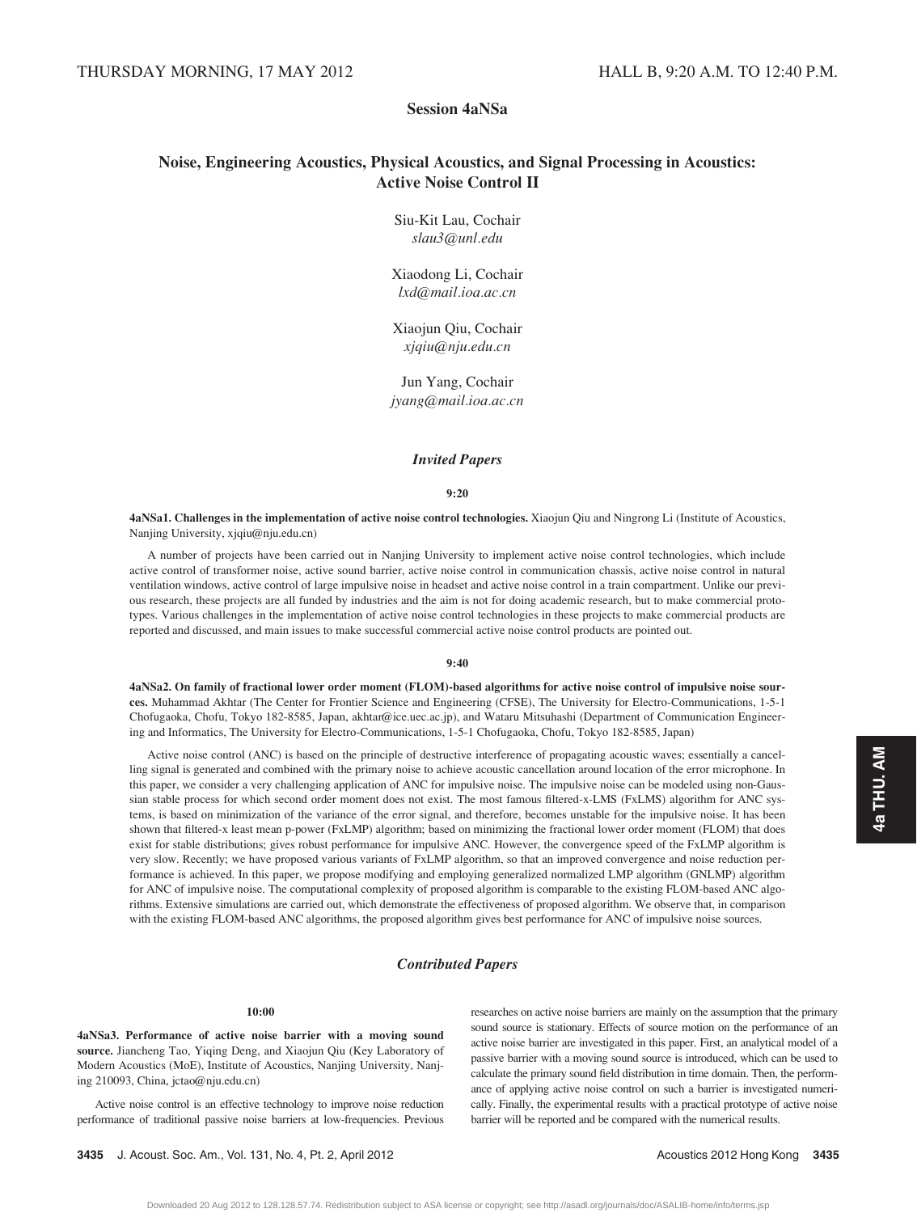THURSDAY MORNING, 17 MAY 2012 HALL B, 9:20 A.M. TO 12:40 P.M.

## Session 4aNSa

## Noise, Engineering Acoustics, Physical Acoustics, and Signal Processing in Acoustics: Active Noise Control II

Siu-Kit Lau, Cochair
*slau3@unl.edu*

Xiaodong Li, Cochair
*lxd@mail.ioa.ac.cn*

Xiaojun Qiu, Cochair
*xjqiu@nju.edu.cn*

Jun Yang, Cochair
*jyang@mail.ioa.ac.cn*

### *Invited Papers*

**9:20**

**4aNSa1. Challenges in the implementation of active noise control technologies.** Xiaojun Qiu and Ningrong Li (Institute of Acoustics, Nanjing University, xjqiu@nju.edu.cn)

A number of projects have been carried out in Nanjing University to implement active noise control technologies, which include active control of transformer noise, active sound barrier, active noise control in communication chassis, active noise control in natural ventilation windows, active control of large impulsive noise in headset and active noise control in a train compartment. Unlike our previous research, these projects are all funded by industries and the aim is not for doing academic research, but to make commercial prototypes. Various challenges in the implementation of active noise control technologies in these projects to make commercial products are reported and discussed, and main issues to make successful commercial active noise control products are pointed out.

**9:40**

**4aNSa2. On family of fractional lower order moment (FLOM)-based algorithms for active noise control of impulsive noise sources.** Muhammad Akhtar (The Center for Frontier Science and Engineering (CFSE), The University for Electro-Communications, 1-5-1 Chofugaoka, Chofu, Tokyo 182-8585, Japan, akhtar@ice.uec.ac.jp), and Wataru Mitsuhashi (Department of Communication Engineering and Informatics, The University for Electro-Communications, 1-5-1 Chofugaoka, Chofu, Tokyo 182-8585, Japan)

Active noise control (ANC) is based on the principle of destructive interference of propagating acoustic waves; essentially a cancelling signal is generated and combined with the primary noise to achieve acoustic cancellation around location of the error microphone. In this paper, we consider a very challenging application of ANC for impulsive noise. The impulsive noise can be modeled using non-Gaussian stable process for which second order moment does not exist. The most famous filtered-x-LMS (FxLMS) algorithm for ANC systems, is based on minimization of the variance of the error signal, and therefore, becomes unstable for the impulsive noise. It has been shown that filtered-x least mean p-power (FxLMP) algorithm; based on minimizing the fractional lower order moment (FLOM) that does exist for stable distributions; gives robust performance for impulsive ANC. However, the convergence speed of the FxLMP algorithm is very slow. Recently; we have proposed various variants of FxLMP algorithm, so that an improved convergence and noise reduction performance is achieved. In this paper, we propose modifying and employing generalized normalized LMP algorithm (GNLMP) algorithm for ANC of impulsive noise. The computational complexity of proposed algorithm is comparable to the existing FLOM-based ANC algorithms. Extensive simulations are carried out, which demonstrate the effectiveness of proposed algorithm. We observe that, in comparison with the existing FLOM-based ANC algorithms, the proposed algorithm gives best performance for ANC of impulsive noise sources.

### *Contributed Papers*

**10:00**

**4aNSa3. Performance of active noise barrier with a moving sound source.** Jiancheng Tao, Yiqing Deng, and Xiaojun Qiu (Key Laboratory of Modern Acoustics (MoE), Institute of Acoustics, Nanjing University, Nanjing 210093, China, jctao@nju.edu.cn)

Active noise control is an effective technology to improve noise reduction performance of traditional passive noise barriers at low-frequencies. Previous researches on active noise barriers are mainly on the assumption that the primary sound source is stationary. Effects of source motion on the performance of an active noise barrier are investigated in this paper. First, an analytical model of a passive barrier with a moving sound source is introduced, which can be used to calculate the primary sound field distribution in time domain. Then, the performance of applying active noise control on such a barrier is investigated numerically. Finally, the experimental results with a practical prototype of active noise barrier will be reported and be compared with the numerical results.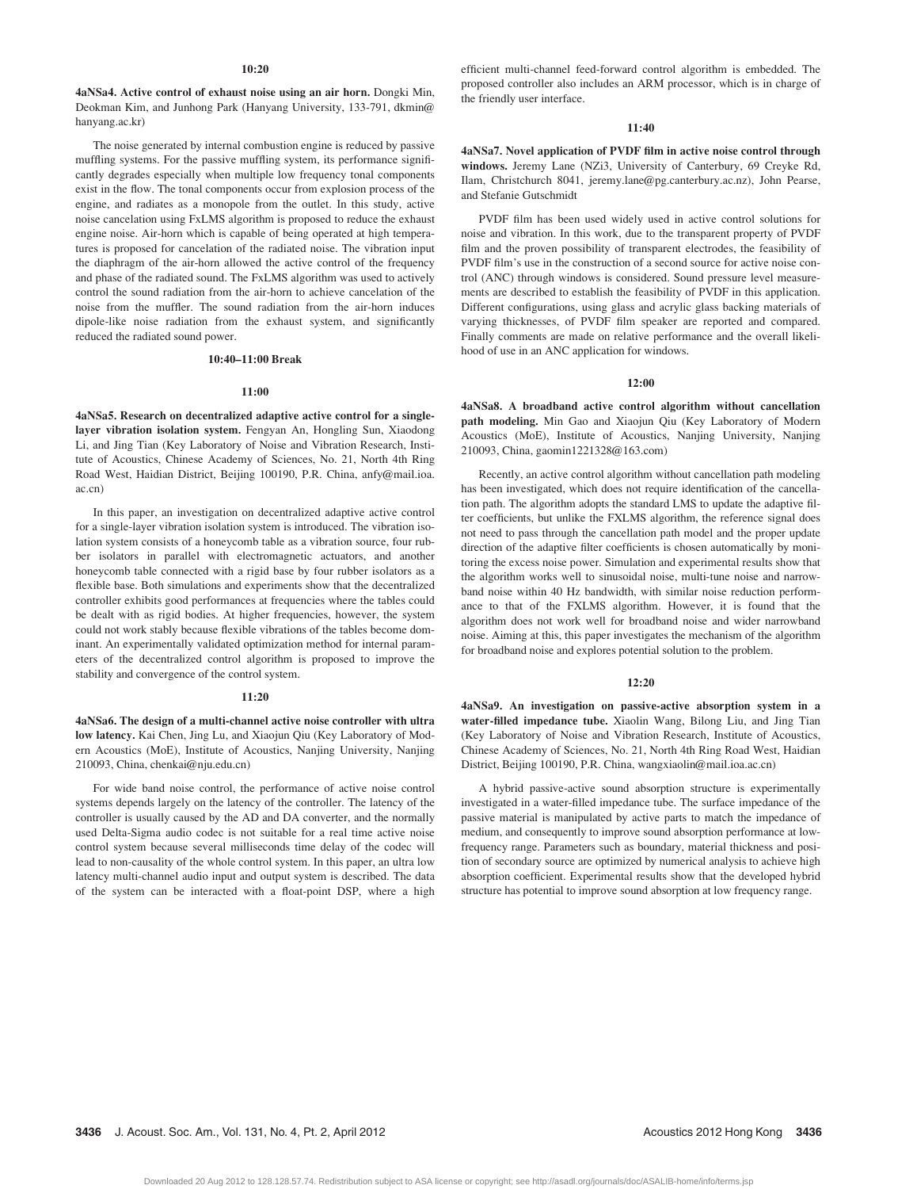**10:20**

**4aNSa4. Active control of exhaust noise using an air horn.** Dongki Min, Deokman Kim, and Junhong Park (Hanyang University, 133-791, dkmin@hanyang.ac.kr)

The noise generated by internal combustion engine is reduced by passive muffling systems. For the passive muffling system, its performance significantly degrades especially when multiple low frequency tonal components exist in the flow. The tonal components occur from explosion process of the engine, and radiates as a monopole from the outlet. In this study, active noise cancelation using FxLMS algorithm is proposed to reduce the exhaust engine noise. Air-horn which is capable of being operated at high temperatures is proposed for cancelation of the radiated noise. The vibration input the diaphragm of the air-horn allowed the active control of the frequency and phase of the radiated sound. The FxLMS algorithm was used to actively control the sound radiation from the air-horn to achieve cancelation of the noise from the muffler. The sound radiation from the air-horn induces dipole-like noise radiation from the exhaust system, and significantly reduced the radiated sound power.

**10:40–11:00 Break**

**11:00**

**4aNSa5. Research on decentralized adaptive active control for a single-layer vibration isolation system.** Fengyan An, Hongling Sun, Xiaodong Li, and Jing Tian (Key Laboratory of Noise and Vibration Research, Institute of Acoustics, Chinese Academy of Sciences, No. 21, North 4th Ring Road West, Haidian District, Beijing 100190, P.R. China, anfy@mail.ioa.ac.cn)

In this paper, an investigation on decentralized adaptive active control for a single-layer vibration isolation system is introduced. The vibration isolation system consists of a honeycomb table as a vibration source, four rubber isolators in parallel with electromagnetic actuators, and another honeycomb table connected with a rigid base by four rubber isolators as a flexible base. Both simulations and experiments show that the decentralized controller exhibits good performances at frequencies where the tables could be dealt with as rigid bodies. At higher frequencies, however, the system could not work stably because flexible vibrations of the tables become dominant. An experimentally validated optimization method for internal parameters of the decentralized control algorithm is proposed to improve the stability and convergence of the control system.

**11:20**

**4aNSa6. The design of a multi-channel active noise controller with ultra low latency.** Kai Chen, Jing Lu, and Xiaojun Qiu (Key Laboratory of Modern Acoustics (MoE), Institute of Acoustics, Nanjing University, Nanjing 210093, China, chenkai@nju.edu.cn)

For wide band noise control, the performance of active noise control systems depends largely on the latency of the controller. The latency of the controller is usually caused by the AD and DA converter, and the normally used Delta-Sigma audio codec is not suitable for a real time active noise control system because several milliseconds time delay of the codec will lead to non-causality of the whole control system. In this paper, an ultra low latency multi-channel audio input and output system is described. The data of the system can be interacted with a float-point DSP, where a high efficient multi-channel feed-forward control algorithm is embedded. The proposed controller also includes an ARM processor, which is in charge of the friendly user interface.

**11:40**

**4aNSa7. Novel application of PVDF film in active noise control through windows.** Jeremy Lane (NZi3, University of Canterbury, 69 Creyke Rd, Ilam, Christchurch 8041, jeremy.lane@pg.canterbury.ac.nz), John Pearse, and Stefanie Gutschmidt

PVDF film has been used widely used in active control solutions for noise and vibration. In this work, due to the transparent property of PVDF film and the proven possibility of transparent electrodes, the feasibility of PVDF film's use in the construction of a second source for active noise control (ANC) through windows is considered. Sound pressure level measurements are described to establish the feasibility of PVDF in this application. Different configurations, using glass and acrylic glass backing materials of varying thicknesses, of PVDF film speaker are reported and compared. Finally comments are made on relative performance and the overall likelihood of use in an ANC application for windows.

**12:00**

**4aNSa8. A broadband active control algorithm without cancellation path modeling.** Min Gao and Xiaojun Qiu (Key Laboratory of Modern Acoustics (MoE), Institute of Acoustics, Nanjing University, Nanjing 210093, China, gaomin1221328@163.com)

Recently, an active control algorithm without cancellation path modeling has been investigated, which does not require identification of the cancellation path. The algorithm adopts the standard LMS to update the adaptive filter coefficients, but unlike the FXLMS algorithm, the reference signal does not need to pass through the cancellation path model and the proper update direction of the adaptive filter coefficients is chosen automatically by monitoring the excess noise power. Simulation and experimental results show that the algorithm works well to sinusoidal noise, multi-tune noise and narrowband noise within 40 Hz bandwidth, with similar noise reduction performance to that of the FXLMS algorithm. However, it is found that the algorithm does not work well for broadband noise and wider narrowband noise. Aiming at this, this paper investigates the mechanism of the algorithm for broadband noise and explores potential solution to the problem.

**12:20**

**4aNSa9. An investigation on passive-active absorption system in a water-filled impedance tube.** Xiaolin Wang, Bilong Liu, and Jing Tian (Key Laboratory of Noise and Vibration Research, Institute of Acoustics, Chinese Academy of Sciences, No. 21, North 4th Ring Road West, Haidian District, Beijing 100190, P.R. China, wangxiaolin@mail.ioa.ac.cn)

A hybrid passive-active sound absorption structure is experimentally investigated in a water-filled impedance tube. The surface impedance of the passive material is manipulated by active parts to match the impedance of medium, and consequently to improve sound absorption performance at low-frequency range. Parameters such as boundary, material thickness and position of secondary source are optimized by numerical analysis to achieve high absorption coefficient. Experimental results show that the developed hybrid structure has potential to improve sound absorption at low frequency range.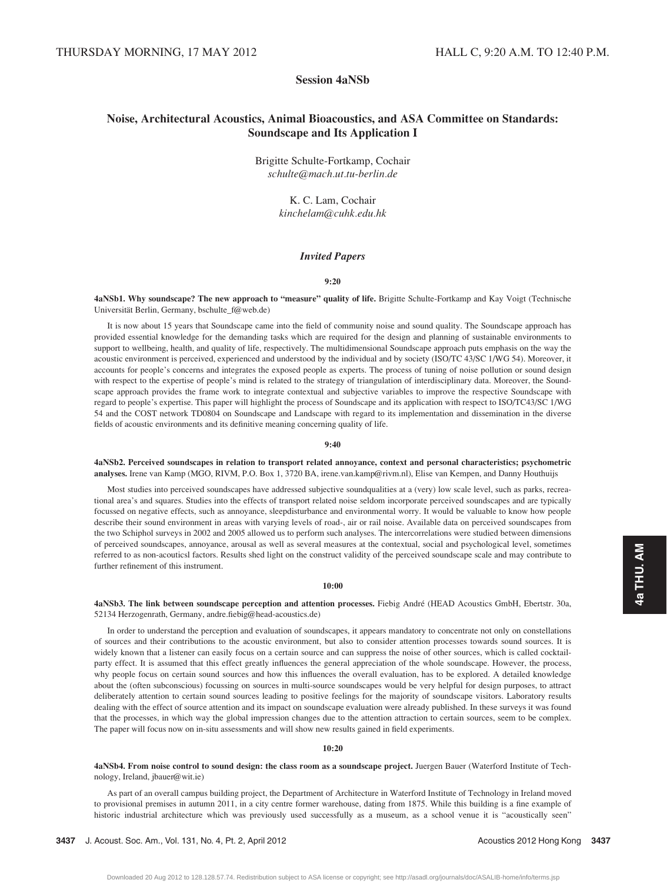THURSDAY MORNING, 17 MAY 2012 HALL C, 9:20 A.M. TO 12:40 P.M.

## Session 4aNSb

## Noise, Architectural Acoustics, Animal Bioacoustics, and ASA Committee on Standards: Soundscape and Its Application I

Brigitte Schulte-Fortkamp, Cochair
*schulte@mach.ut.tu-berlin.de*

K. C. Lam, Cochair
*kinchelam@cuhk.edu.hk*

### *Invited Papers*

**9:20**

**4aNSb1. Why soundscape? The new approach to "measure" quality of life.** Brigitte Schulte-Fortkamp and Kay Voigt (Technische Universität Berlin, Germany, bschulte_f@web.de)

It is now about 15 years that Soundscape came into the field of community noise and sound quality. The Soundscape approach has provided essential knowledge for the demanding tasks which are required for the design and planning of sustainable environments to support to wellbeing, health, and quality of life, respectively. The multidimensional Soundscape approach puts emphasis on the way the acoustic environment is perceived, experienced and understood by the individual and by society (ISO/TC 43/SC 1/WG 54). Moreover, it accounts for people's concerns and integrates the exposed people as experts. The process of tuning of noise pollution or sound design with respect to the expertise of people's mind is related to the strategy of triangulation of interdisciplinary data. Moreover, the Soundscape approach provides the frame work to integrate contextual and subjective variables to improve the respective Soundscape with regard to people's expertise. This paper will highlight the process of Soundscape and its application with respect to ISO/TC43/SC 1/WG 54 and the COST network TD0804 on Soundscape and Landscape with regard to its implementation and dissemination in the diverse fields of acoustic environments and its definitive meaning concerning quality of life.

**9:40**

**4aNSb2. Perceived soundscapes in relation to transport related annoyance, context and personal characteristics; psychometric analyses.** Irene van Kamp (MGO, RIVM, P.O. Box 1, 3720 BA, irene.van.kamp@rivm.nl), Elise van Kempen, and Danny Houthuijs

Most studies into perceived soundscapes have addressed subjective soundqualities at a (very) low scale level, such as parks, recreational area's and squares. Studies into the effects of transport related noise seldom incorporate perceived soundscapes and are typically focussed on negative effects, such as annoyance, sleepdisturbance and environmental worry. It would be valuable to know how people describe their sound environment in areas with varying levels of road-, air or rail noise. Available data on perceived soundscapes from the two Schiphol surveys in 2002 and 2005 allowed us to perform such analyses. The intercorrelations were studied between dimensions of perceived soundscapes, annoyance, arousal as well as several measures at the contextual, social and psychological level, sometimes referred to as non-acoutiscl factors. Results shed light on the construct validity of the perceived soundscape scale and may contribute to further refinement of this instrument.

**10:00**

**4aNSb3. The link between soundscape perception and attention processes.** Fiebig André (HEAD Acoustics GmbH, Ebertstr. 30a, 52134 Herzogenrath, Germany, andre.fiebig@head-acoustics.de)

In order to understand the perception and evaluation of soundscapes, it appears mandatory to concentrate not only on constellations of sources and their contributions to the acoustic environment, but also to consider attention processes towards sound sources. It is widely known that a listener can easily focus on a certain source and can suppress the noise of other sources, which is called cocktail-party effect. It is assumed that this effect greatly influences the general appreciation of the whole soundscape. However, the process, why people focus on certain sound sources and how this influences the overall evaluation, has to be explored. A detailed knowledge about the (often subconscious) focussing on sources in multi-source soundscapes would be very helpful for design purposes, to attract deliberately attention to certain sound sources leading to positive feelings for the majority of soundscape visitors. Laboratory results dealing with the effect of source attention and its impact on soundscape evaluation were already published. In these surveys it was found that the processes, in which way the global impression changes due to the attention attraction to certain sources, seem to be complex. The paper will focus now on in-situ assessments and will show new results gained in field experiments.

**10:20**

**4aNSb4. From noise control to sound design: the class room as a soundscape project.** Juergen Bauer (Waterford Institute of Technology, Ireland, jbauer@wit.ie)

As part of an overall campus building project, the Department of Architecture in Waterford Institute of Technology in Ireland moved to provisional premises in autumn 2011, in a city centre former warehouse, dating from 1875. While this building is a fine example of historic industrial architecture which was previously used successfully as a museum, as a school venue it is "acoustically seen"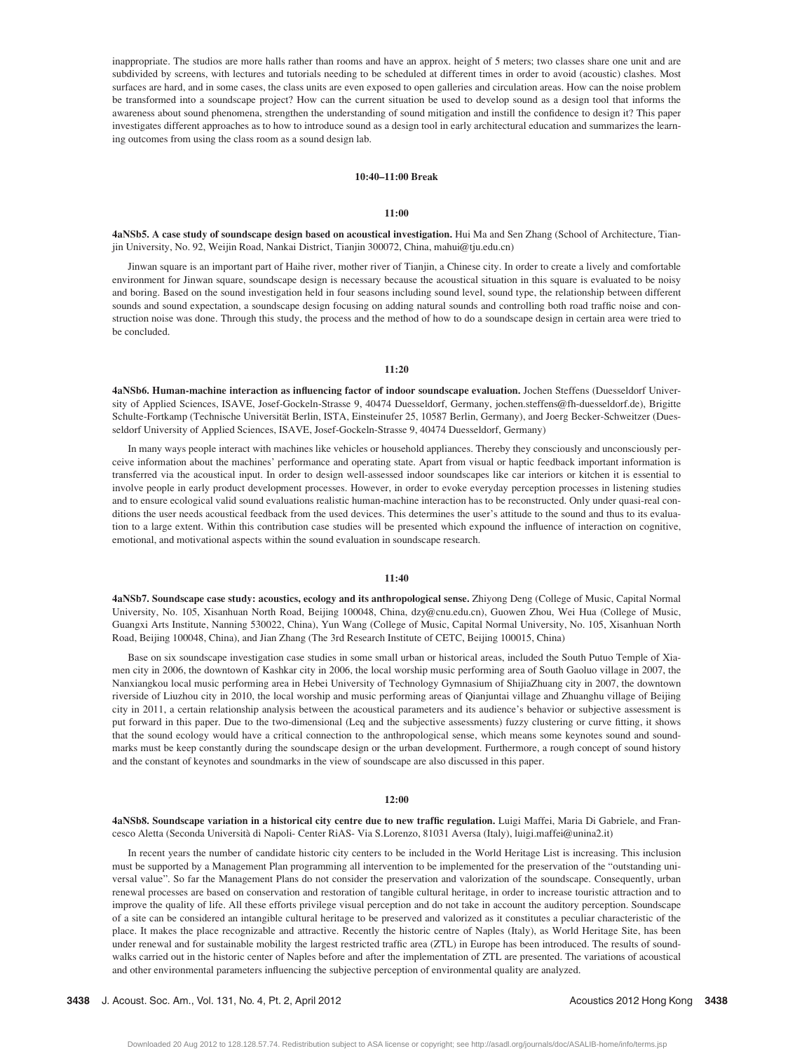inappropriate. The studios are more halls rather than rooms and have an approx. height of 5 meters; two classes share one unit and are subdivided by screens, with lectures and tutorials needing to be scheduled at different times in order to avoid (acoustic) clashes. Most surfaces are hard, and in some cases, the class units are even exposed to open galleries and circulation areas. How can the noise problem be transformed into a soundscape project? How can the current situation be used to develop sound as a design tool that informs the awareness about sound phenomena, strengthen the understanding of sound mitigation and instill the confidence to design it? This paper investigates different approaches as to how to introduce sound as a design tool in early architectural education and summarizes the learning outcomes from using the class room as a sound design lab.

**10:40–11:00 Break**

**11:00**

**4aNSb5. A case study of soundscape design based on acoustical investigation.** Hui Ma and Sen Zhang (School of Architecture, Tianjin University, No. 92, Weijin Road, Nankai District, Tianjin 300072, China, mahui@tju.edu.cn)

Jinwan square is an important part of Haihe river, mother river of Tianjin, a Chinese city. In order to create a lively and comfortable environment for Jinwan square, soundscape design is necessary because the acoustical situation in this square is evaluated to be noisy and boring. Based on the sound investigation held in four seasons including sound level, sound type, the relationship between different sounds and sound expectation, a soundscape design focusing on adding natural sounds and controlling both road traffic noise and construction noise was done. Through this study, the process and the method of how to do a soundscape design in certain area were tried to be concluded.

**11:20**

**4aNSb6. Human-machine interaction as influencing factor of indoor soundscape evaluation.** Jochen Steffens (Duesseldorf University of Applied Sciences, ISAVE, Josef-Gockeln-Strasse 9, 40474 Duesseldorf, Germany, jochen.steffens@fh-duesseldorf.de), Brigitte Schulte-Fortkamp (Technische Universität Berlin, ISTA, Einsteinufer 25, 10587 Berlin, Germany), and Joerg Becker-Schweitzer (Duesseldorf University of Applied Sciences, ISAVE, Josef-Gockeln-Strasse 9, 40474 Duesseldorf, Germany)

In many ways people interact with machines like vehicles or household appliances. Thereby they consciously and unconsciously perceive information about the machines' performance and operating state. Apart from visual or haptic feedback important information is transferred via the acoustical input. In order to design well-assessed indoor soundscapes like car interiors or kitchen it is essential to involve people in early product development processes. However, in order to evoke everyday perception processes in listening studies and to ensure ecological valid sound evaluations realistic human-machine interaction has to be reconstructed. Only under quasi-real conditions the user needs acoustical feedback from the used devices. This determines the user's attitude to the sound and thus to its evaluation to a large extent. Within this contribution case studies will be presented which expound the influence of interaction on cognitive, emotional, and motivational aspects within the sound evaluation in soundscape research.

**11:40**

**4aNSb7. Soundscape case study: acoustics, ecology and its anthropological sense.** Zhiyong Deng (College of Music, Capital Normal University, No. 105, Xisanhuan North Road, Beijing 100048, China, dzy@cnu.edu.cn), Guowen Zhou, Wei Hua (College of Music, Guangxi Arts Institute, Nanning 530022, China), Yun Wang (College of Music, Capital Normal University, No. 105, Xisanhuan North Road, Beijing 100048, China), and Jian Zhang (The 3rd Research Institute of CETC, Beijing 100015, China)

Base on six soundscape investigation case studies in some small urban or historical areas, included the South Putuo Temple of Xiamen city in 2006, the downtown of Kashkar city in 2006, the local worship music performing area of South Gaoluo village in 2007, the Nanxiangkou local music performing area in Hebei University of Technology Gymnasium of ShijiaZhuang city in 2007, the downtown riverside of Liuzhou city in 2010, the local worship and music performing areas of Qianjuntai village and Zhuanghu village of Beijing city in 2011, a certain relationship analysis between the acoustical parameters and its audience's behavior or subjective assessment is put forward in this paper. Due to the two-dimensional (Leq and the subjective assessments) fuzzy clustering or curve fitting, it shows that the sound ecology would have a critical connection to the anthropological sense, which means some keynotes sound and soundmarks must be keep constantly during the soundscape design or the urban development. Furthermore, a rough concept of sound history and the constant of keynotes and soundmarks in the view of soundscape are also discussed in this paper.

**12:00**

**4aNSb8. Soundscape variation in a historical city centre due to new traffic regulation.** Luigi Maffei, Maria Di Gabriele, and Francesco Aletta (Seconda Università di Napoli- Center RiAS- Via S.Lorenzo, 81031 Aversa (Italy), luigi.maffei@unina2.it)

In recent years the number of candidate historic city centers to be included in the World Heritage List is increasing. This inclusion must be supported by a Management Plan programming all intervention to be implemented for the preservation of the "outstanding universal value". So far the Management Plans do not consider the preservation and valorization of the soundscape. Consequently, urban renewal processes are based on conservation and restoration of tangible cultural heritage, in order to increase touristic attraction and to improve the quality of life. All these efforts privilege visual perception and do not take in account the auditory perception. Soundscape of a site can be considered an intangible cultural heritage to be preserved and valorized as it constitutes a peculiar characteristic of the place. It makes the place recognizable and attractive. Recently the historic centre of Naples (Italy), as World Heritage Site, has been under renewal and for sustainable mobility the largest restricted traffic area (ZTL) in Europe has been introduced. The results of soundwalks carried out in the historic center of Naples before and after the implementation of ZTL are presented. The variations of acoustical and other environmental parameters influencing the subjective perception of environmental quality are analyzed.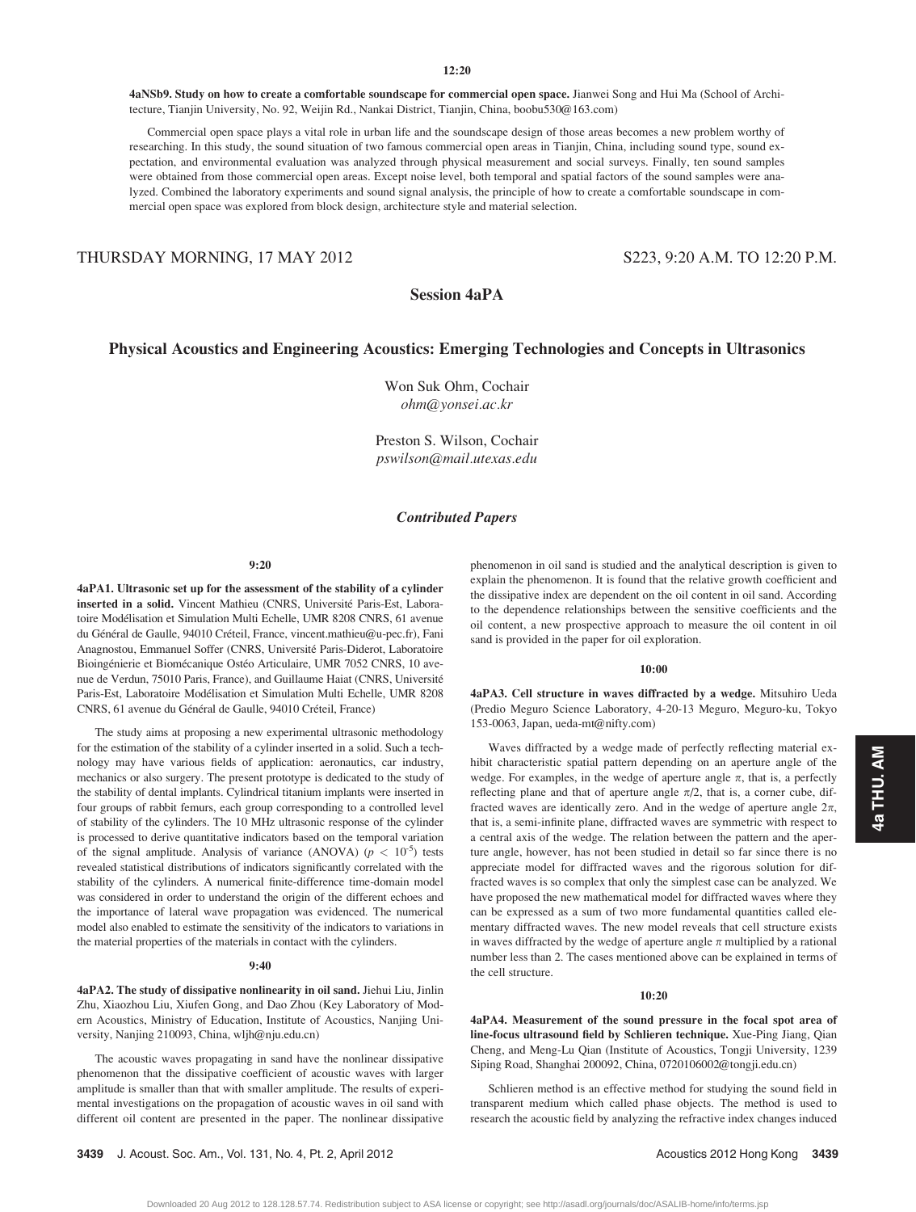12:20

**4aNSb9. Study on how to create a comfortable soundscape for commercial open space.** Jianwei Song and Hui Ma (School of Architecture, Tianjin University, No. 92, Weijin Rd., Nankai District, Tianjin, China, boobu530@163.com)

Commercial open space plays a vital role in urban life and the soundscape design of those areas becomes a new problem worthy of researching. In this study, the sound situation of two famous commercial open areas in Tianjin, China, including sound type, sound expectation, and environmental evaluation was analyzed through physical measurement and social surveys. Finally, ten sound samples were obtained from those commercial open areas. Except noise level, both temporal and spatial factors of the sound samples were analyzed. Combined the laboratory experiments and sound signal analysis, the principle of how to create a comfortable soundscape in commercial open space was explored from block design, architecture style and material selection.

THURSDAY MORNING, 17 MAY 2012 S223, 9:20 A.M. TO 12:20 P.M.

# Session 4aPA

## Physical Acoustics and Engineering Acoustics: Emerging Technologies and Concepts in Ultrasonics

Won Suk Ohm, Cochair
*ohm@yonsei.ac.kr*

Preston S. Wilson, Cochair
*pswilson@mail.utexas.edu*

### *Contributed Papers*

9:20

**4aPA1. Ultrasonic set up for the assessment of the stability of a cylinder inserted in a solid.** Vincent Mathieu (CNRS, Université Paris-Est, Laboratoire Modélisation et Simulation Multi Echelle, UMR 8208 CNRS, 61 avenue du Général de Gaulle, 94010 Créteil, France, vincent.mathieu@u-pec.fr), Fani Anagnostou, Emmanuel Soffer (CNRS, Université Paris-Diderot, Laboratoire Bioingénierie et Biomécanique Ostéo Articulaire, UMR 7052 CNRS, 10 avenue de Verdun, 75010 Paris, France), and Guillaume Haiat (CNRS, Université Paris-Est, Laboratoire Modélisation et Simulation Multi Echelle, UMR 8208 CNRS, 61 avenue du Général de Gaulle, 94010 Créteil, France)

The study aims at proposing a new experimental ultrasonic methodology for the estimation of the stability of a cylinder inserted in a solid. Such a technology may have various fields of application: aeronautics, car industry, mechanics or also surgery. The present prototype is dedicated to the study of the stability of dental implants. Cylindrical titanium implants were inserted in four groups of rabbit femurs, each group corresponding to a controlled level of stability of the cylinders. The 10 MHz ultrasonic response of the cylinder is processed to derive quantitative indicators based on the temporal variation of the signal amplitude. Analysis of variance (ANOVA) ($p < 10^{-5}$) tests revealed statistical distributions of indicators significantly correlated with the stability of the cylinders. A numerical finite-difference time-domain model was considered in order to understand the origin of the different echoes and the importance of lateral wave propagation was evidenced. The numerical model also enabled to estimate the sensitivity of the indicators to variations in the material properties of the materials in contact with the cylinders.

9:40

**4aPA2. The study of dissipative nonlinearity in oil sand.** Jiehui Liu, Jinlin Zhu, Xiaozhou Liu, Xiufen Gong, and Dao Zhou (Key Laboratory of Modern Acoustics, Ministry of Education, Institute of Acoustics, Nanjing University, Nanjing 210093, China, wljh@nju.edu.cn)

The acoustic waves propagating in sand have the nonlinear dissipative phenomenon that the dissipative coefficient of acoustic waves with larger amplitude is smaller than that with smaller amplitude. The results of experimental investigations on the propagation of acoustic waves in oil sand with different oil content are presented in the paper. The nonlinear dissipative phenomenon in oil sand is studied and the analytical description is given to explain the phenomenon. It is found that the relative growth coefficient and the dissipative index are dependent on the oil content in oil sand. According to the dependence relationships between the sensitive coefficients and the oil content, a new prospective approach to measure the oil content in oil sand is provided in the paper for oil exploration.

10:00

**4aPA3. Cell structure in waves diffracted by a wedge.** Mitsuhiro Ueda (Predio Meguro Science Laboratory, 4-20-13 Meguro, Meguro-ku, Tokyo 153-0063, Japan, ueda-mt@nifty.com)

Waves diffracted by a wedge made of perfectly reflecting material exhibit characteristic spatial pattern depending on an aperture angle of the wedge. For examples, in the wedge of aperture angle $\pi$, that is, a perfectly reflecting plane and that of aperture angle $\pi/2$, that is, a corner cube, diffracted waves are identically zero. And in the wedge of aperture angle $2\pi$, that is, a semi-infinite plane, diffracted waves are symmetric with respect to a central axis of the wedge. The relation between the pattern and the aperture angle, however, has not been studied in detail so far since there is no appreciate model for diffracted waves and the rigorous solution for diffracted waves is so complex that only the simplest case can be analyzed. We have proposed the new mathematical model for diffracted waves where they can be expressed as a sum of two more fundamental quantities called elementary diffracted waves. The new model reveals that cell structure exists in waves diffracted by the wedge of aperture angle $\pi$ multiplied by a rational number less than 2. The cases mentioned above can be explained in terms of the cell structure.

10:20

**4aPA4. Measurement of the sound pressure in the focal spot area of line-focus ultrasound field by Schlieren technique.** Xue-Ping Jiang, Qian Cheng, and Meng-Lu Qian (Institute of Acoustics, Tongji University, 1239 Siping Road, Shanghai 200092, China, 0720106002@tongji.edu.cn)

Schlieren method is an effective method for studying the sound field in transparent medium which called phase objects. The method is used to research the acoustic field by analyzing the refractive index changes induced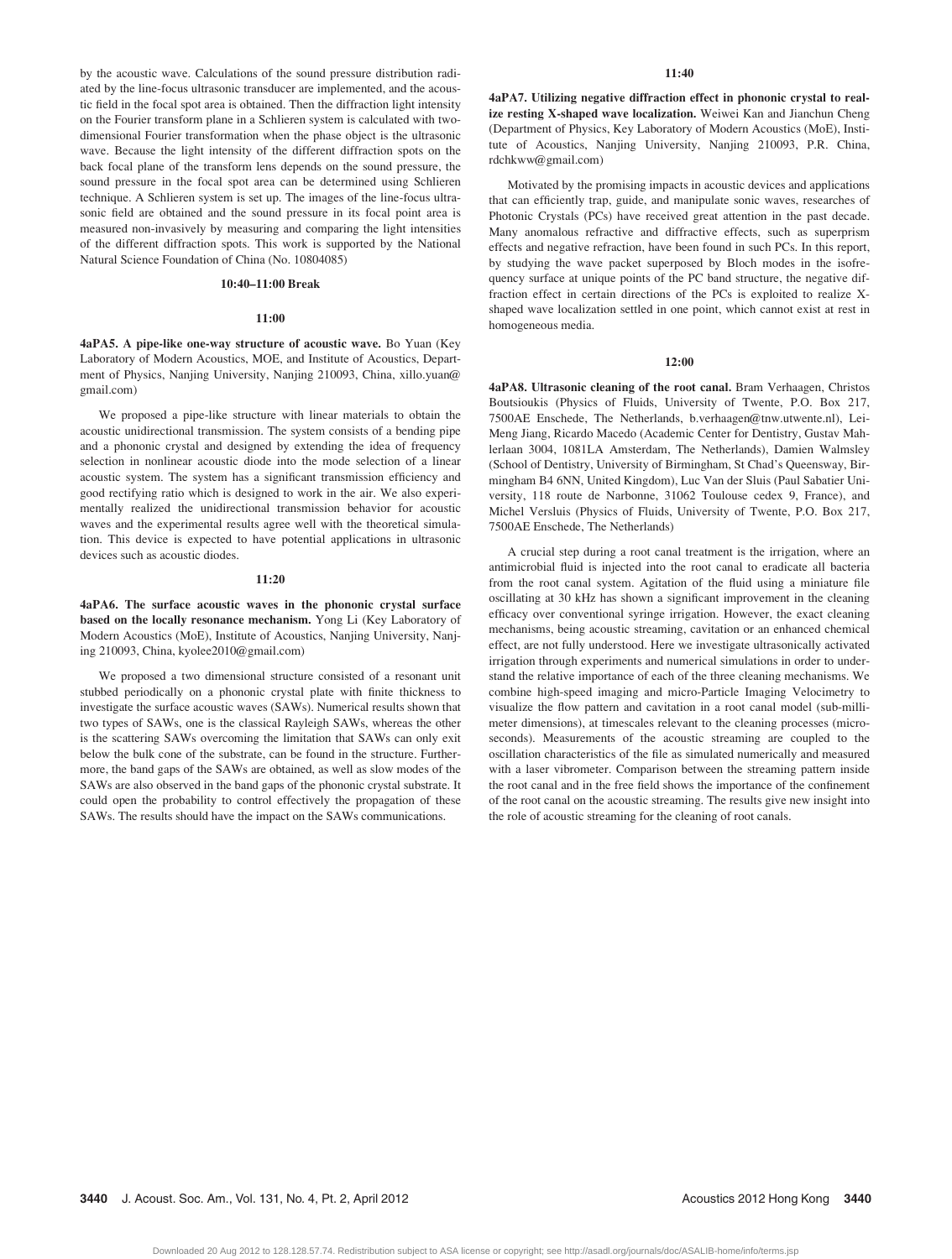by the acoustic wave. Calculations of the sound pressure distribution radiated by the line-focus ultrasonic transducer are implemented, and the acoustic field in the focal spot area is obtained. Then the diffraction light intensity on the Fourier transform plane in a Schlieren system is calculated with two-dimensional Fourier transformation when the phase object is the ultrasonic wave. Because the light intensity of the different diffraction spots on the back focal plane of the transform lens depends on the sound pressure, the sound pressure in the focal spot area can be determined using Schlieren technique. A Schlieren system is set up. The images of the line-focus ultrasonic field are obtained and the sound pressure in its focal point area is measured non-invasively by measuring and comparing the light intensities of the different diffraction spots. This work is supported by the National Natural Science Foundation of China (No. 10804085)

**10:40–11:00 Break**

**11:00**

**4aPA5. A pipe-like one-way structure of acoustic wave.** Bo Yuan (Key Laboratory of Modern Acoustics, MOE, and Institute of Acoustics, Department of Physics, Nanjing University, Nanjing 210093, China, xillo.yuan@gmail.com)

We proposed a pipe-like structure with linear materials to obtain the acoustic unidirectional transmission. The system consists of a bending pipe and a phononic crystal and designed by extending the idea of frequency selection in nonlinear acoustic diode into the mode selection of a linear acoustic system. The system has a significant transmission efficiency and good rectifying ratio which is designed to work in the air. We also experimentally realized the unidirectional transmission behavior for acoustic waves and the experimental results agree well with the theoretical simulation. This device is expected to have potential applications in ultrasonic devices such as acoustic diodes.

**11:20**

**4aPA6. The surface acoustic waves in the phononic crystal surface based on the locally resonance mechanism.** Yong Li (Key Laboratory of Modern Acoustics (MoE), Institute of Acoustics, Nanjing University, Nanjing 210093, China, kyolee2010@gmail.com)

We proposed a two dimensional structure consisted of a resonant unit stubbed periodically on a phononic crystal plate with finite thickness to investigate the surface acoustic waves (SAWs). Numerical results shown that two types of SAWs, one is the classical Rayleigh SAWs, whereas the other is the scattering SAWs overcoming the limitation that SAWs can only exit below the bulk cone of the substrate, can be found in the structure. Furthermore, the band gaps of the SAWs are obtained, as well as slow modes of the SAWs are also observed in the band gaps of the phononic crystal substrate. It could open the probability to control effectively the propagation of these SAWs. The results should have the impact on the SAWs communications.

**11:40**

**4aPA7. Utilizing negative diffraction effect in phononic crystal to realize resting X-shaped wave localization.** Weiwei Kan and Jianchun Cheng (Department of Physics, Key Laboratory of Modern Acoustics (MoE), Institute of Acoustics, Nanjing University, Nanjing 210093, P.R. China, rdchkww@gmail.com)

Motivated by the promising impacts in acoustic devices and applications that can efficiently trap, guide, and manipulate sonic waves, researches of Photonic Crystals (PCs) have received great attention in the past decade. Many anomalous refractive and diffractive effects, such as superprism effects and negative refraction, have been found in such PCs. In this report, by studying the wave packet superposed by Bloch modes in the isofrequency surface at unique points of the PC band structure, the negative diffraction effect in certain directions of the PCs is exploited to realize X-shaped wave localization settled in one point, which cannot exist at rest in homogeneous media.

**12:00**

**4aPA8. Ultrasonic cleaning of the root canal.** Bram Verhaagen, Christos Boutsioukis (Physics of Fluids, University of Twente, P.O. Box 217, 7500AE Enschede, The Netherlands, b.verhaagen@tnw.utwente.nl), Lei-Meng Jiang, Ricardo Macedo (Academic Center for Dentistry, Gustav Mahlerlaan 3004, 1081LA Amsterdam, The Netherlands), Damien Walmsley (School of Dentistry, University of Birmingham, St Chad's Queensway, Birmingham B4 6NN, United Kingdom), Luc Van der Sluis (Paul Sabatier University, 118 route de Narbonne, 31062 Toulouse cedex 9, France), and Michel Versluis (Physics of Fluids, University of Twente, P.O. Box 217, 7500AE Enschede, The Netherlands)

A crucial step during a root canal treatment is the irrigation, where an antimicrobial fluid is injected into the root canal to eradicate all bacteria from the root canal system. Agitation of the fluid using a miniature file oscillating at 30 kHz has shown a significant improvement in the cleaning efficacy over conventional syringe irrigation. However, the exact cleaning mechanisms, being acoustic streaming, cavitation or an enhanced chemical effect, are not fully understood. Here we investigate ultrasonically activated irrigation through experiments and numerical simulations in order to understand the relative importance of each of the three cleaning mechanisms. We combine high-speed imaging and micro-Particle Imaging Velocimetry to visualize the flow pattern and cavitation in a root canal model (sub-millimeter dimensions), at timescales relevant to the cleaning processes (microseconds). Measurements of the acoustic streaming are coupled to the oscillation characteristics of the file as simulated numerically and measured with a laser vibrometer. Comparison between the streaming pattern inside the root canal and in the free field shows the importance of the confinement of the root canal on the acoustic streaming. The results give new insight into the role of acoustic streaming for the cleaning of root canals.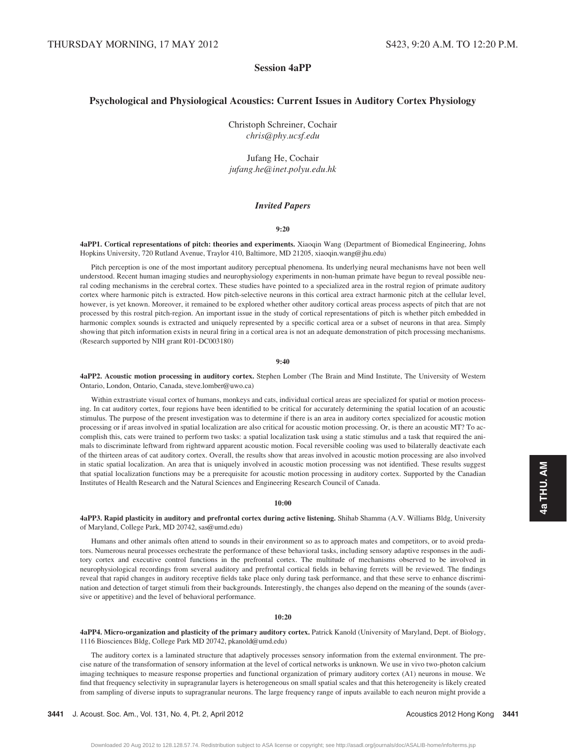## Session 4aPP

## Psychological and Physiological Acoustics: Current Issues in Auditory Cortex Physiology

Christoph Schreiner, Cochair
*chris@phy.ucsf.edu*

Jufang He, Cochair
*jufang.he@inet.polyu.edu.hk*

### *Invited Papers*

**9:20**

**4aPP1. Cortical representations of pitch: theories and experiments.** Xiaoqin Wang (Department of Biomedical Engineering, Johns Hopkins University, 720 Rutland Avenue, Traylor 410, Baltimore, MD 21205, xiaoqin.wang@jhu.edu)

Pitch perception is one of the most important auditory perceptual phenomena. Its underlying neural mechanisms have not been well understood. Recent human imaging studies and neurophysiology experiments in non-human primate have begun to reveal possible neural coding mechanisms in the cerebral cortex. These studies have pointed to a specialized area in the rostral region of primate auditory cortex where harmonic pitch is extracted. How pitch-selective neurons in this cortical area extract harmonic pitch at the cellular level, however, is yet known. Moreover, it remained to be explored whether other auditory cortical areas process aspects of pitch that are not processed by this rostral pitch-region. An important issue in the study of cortical representations of pitch is whether pitch embedded in harmonic complex sounds is extracted and uniquely represented by a specific cortical area or a subset of neurons in that area. Simply showing that pitch information exists in neural firing in a cortical area is not an adequate demonstration of pitch processing mechanisms. (Research supported by NIH grant R01-DC003180)

**9:40**

**4aPP2. Acoustic motion processing in auditory cortex.** Stephen Lomber (The Brain and Mind Institute, The University of Western Ontario, London, Ontario, Canada, steve.lomber@uwo.ca)

Within extrastriate visual cortex of humans, monkeys and cats, individual cortical areas are specialized for spatial or motion processing. In cat auditory cortex, four regions have been identified to be critical for accurately determining the spatial location of an acoustic stimulus. The purpose of the present investigation was to determine if there is an area in auditory cortex specialized for acoustic motion processing or if areas involved in spatial localization are also critical for acoustic motion processing. Or, is there an acoustic MT? To accomplish this, cats were trained to perform two tasks: a spatial localization task using a static stimulus and a task that required the animals to discriminate leftward from rightward apparent acoustic motion. Focal reversible cooling was used to bilaterally deactivate each of the thirteen areas of cat auditory cortex. Overall, the results show that areas involved in acoustic motion processing are also involved in static spatial localization. An area that is uniquely involved in acoustic motion processing was not identified. These results suggest that spatial localization functions may be a prerequisite for acoustic motion processing in auditory cortex. Supported by the Canadian Institutes of Health Research and the Natural Sciences and Engineering Research Council of Canada.

**10:00**

**4aPP3. Rapid plasticity in auditory and prefrontal cortex during active listening.** Shihab Shamma (A.V. Williams Bldg, University of Maryland, College Park, MD 20742, sas@umd.edu)

Humans and other animals often attend to sounds in their environment so as to approach mates and competitors, or to avoid predators. Numerous neural processes orchestrate the performance of these behavioral tasks, including sensory adaptive responses in the auditory cortex and executive control functions in the prefrontal cortex. The multitude of mechanisms observed to be involved in neurophysiological recordings from several auditory and prefrontal cortical fields in behaving ferrets will be reviewed. The findings reveal that rapid changes in auditory receptive fields take place only during task performance, and that these serve to enhance discrimination and detection of target stimuli from their backgrounds. Interestingly, the changes also depend on the meaning of the sounds (aversive or appetitive) and the level of behavioral performance.

**10:20**

**4aPP4. Micro-organization and plasticity of the primary auditory cortex.** Patrick Kanold (University of Maryland, Dept. of Biology, 1116 Biosciences Bldg, College Park MD 20742, pkanold@umd.edu)

The auditory cortex is a laminated structure that adaptively processes sensory information from the external environment. The precise nature of the transformation of sensory information at the level of cortical networks is unknown. We use in vivo two-photon calcium imaging techniques to measure response properties and functional organization of primary auditory cortex (A1) neurons in mouse. We find that frequency selectivity in supragranular layers is heterogeneous on small spatial scales and that this heterogeneity is likely created from sampling of diverse inputs to supragranular neurons. The large frequency range of inputs available to each neuron might provide a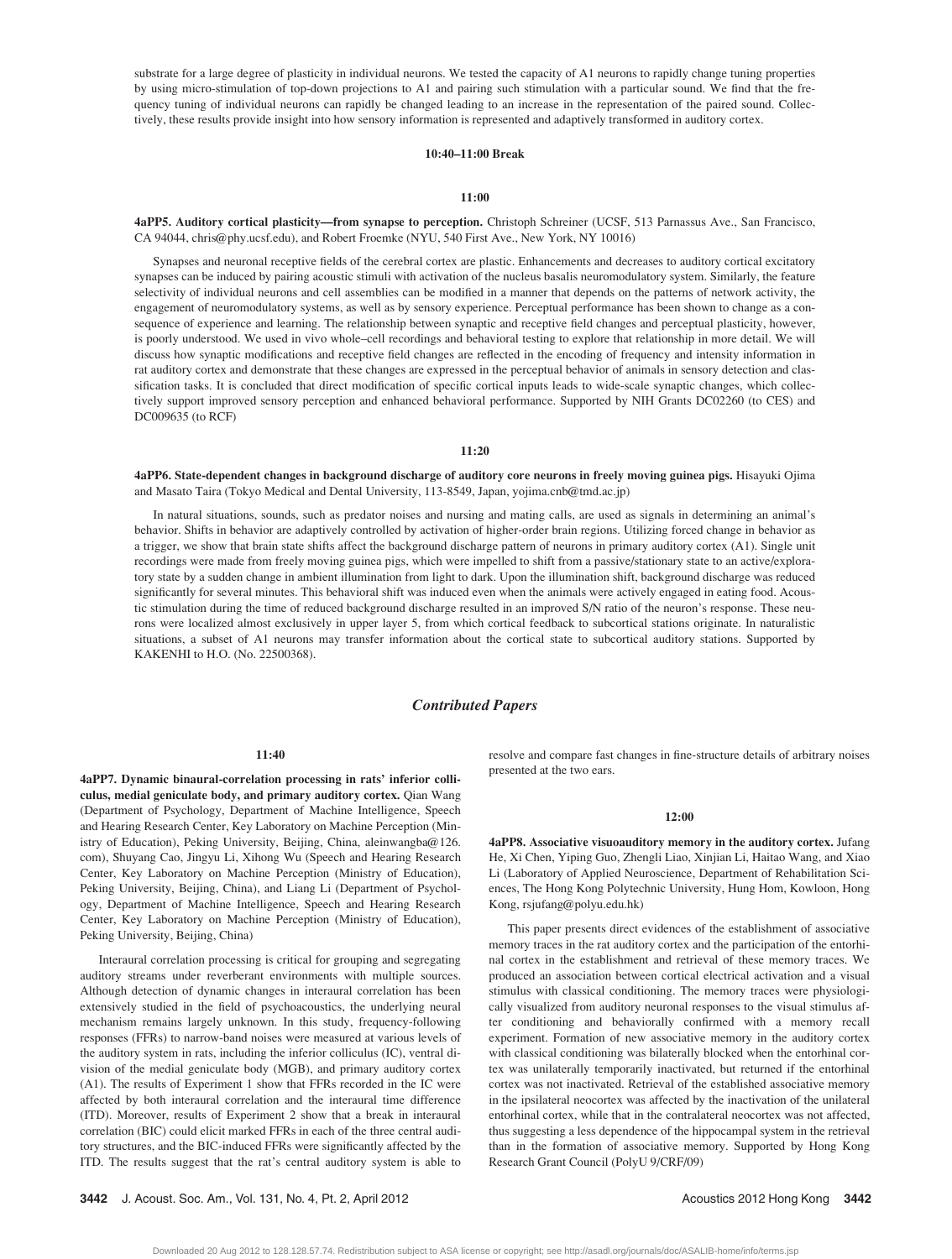substrate for a large degree of plasticity in individual neurons. We tested the capacity of A1 neurons to rapidly change tuning properties by using micro-stimulation of top-down projections to A1 and pairing such stimulation with a particular sound. We find that the frequency tuning of individual neurons can rapidly be changed leading to an increase in the representation of the paired sound. Collectively, these results provide insight into how sensory information is represented and adaptively transformed in auditory cortex.

**10:40–11:00 Break**

**11:00**

**4aPP5. Auditory cortical plasticity—from synapse to perception.** Christoph Schreiner (UCSF, 513 Parnassus Ave., San Francisco, CA 94044, chris@phy.ucsf.edu), and Robert Froemke (NYU, 540 First Ave., New York, NY 10016)

Synapses and neuronal receptive fields of the cerebral cortex are plastic. Enhancements and decreases to auditory cortical excitatory synapses can be induced by pairing acoustic stimuli with activation of the nucleus basalis neuromodulatory system. Similarly, the feature selectivity of individual neurons and cell assemblies can be modified in a manner that depends on the patterns of network activity, the engagement of neuromodulatory systems, as well as by sensory experience. Perceptual performance has been shown to change as a consequence of experience and learning. The relationship between synaptic and receptive field changes and perceptual plasticity, however, is poorly understood. We used in vivo whole–cell recordings and behavioral testing to explore that relationship in more detail. We will discuss how synaptic modifications and receptive field changes are reflected in the encoding of frequency and intensity information in rat auditory cortex and demonstrate that these changes are expressed in the perceptual behavior of animals in sensory detection and classification tasks. It is concluded that direct modification of specific cortical inputs leads to wide-scale synaptic changes, which collectively support improved sensory perception and enhanced behavioral performance. Supported by NIH Grants DC02260 (to CES) and DC009635 (to RCF)

**11:20**

**4aPP6. State-dependent changes in background discharge of auditory core neurons in freely moving guinea pigs.** Hisayuki Ojima and Masato Taira (Tokyo Medical and Dental University, 113-8549, Japan, yojima.cnb@tmd.ac.jp)

In natural situations, sounds, such as predator noises and nursing and mating calls, are used as signals in determining an animal's behavior. Shifts in behavior are adaptively controlled by activation of higher-order brain regions. Utilizing forced change in behavior as a trigger, we show that brain state shifts affect the background discharge pattern of neurons in primary auditory cortex (A1). Single unit recordings were made from freely moving guinea pigs, which were impelled to shift from a passive/stationary state to an active/exploratory state by a sudden change in ambient illumination from light to dark. Upon the illumination shift, background discharge was reduced significantly for several minutes. This behavioral shift was induced even when the animals were actively engaged in eating food. Acoustic stimulation during the time of reduced background discharge resulted in an improved S/N ratio of the neuron's response. These neurons were localized almost exclusively in upper layer 5, from which cortical feedback to subcortical stations originate. In naturalistic situations, a subset of A1 neurons may transfer information about the cortical state to subcortical auditory stations. Supported by KAKENHI to H.O. (No. 22500368).

## *Contributed Papers*

**11:40**

**4aPP7. Dynamic binaural-correlation processing in rats' inferior colliculus, medial geniculate body, and primary auditory cortex.** Qian Wang (Department of Psychology, Department of Machine Intelligence, Speech and Hearing Research Center, Key Laboratory on Machine Perception (Ministry of Education), Peking University, Beijing, China, aleinwangba@126.com), Shuyang Cao, Jingyu Li, Xihong Wu (Speech and Hearing Research Center, Key Laboratory on Machine Perception (Ministry of Education), Peking University, Beijing, China), and Liang Li (Department of Psychology, Department of Machine Intelligence, Speech and Hearing Research Center, Key Laboratory on Machine Perception (Ministry of Education), Peking University, Beijing, China)

Interaural correlation processing is critical for grouping and segregating auditory streams under reverberant environments with multiple sources. Although detection of dynamic changes in interaural correlation has been extensively studied in the field of psychoacoustics, the underlying neural mechanism remains largely unknown. In this study, frequency-following responses (FFRs) to narrow-band noises were measured at various levels of the auditory system in rats, including the inferior colliculus (IC), ventral division of the medial geniculate body (MGB), and primary auditory cortex (A1). The results of Experiment 1 show that FFRs recorded in the IC were affected by both interaural correlation and the interaural time difference (ITD). Moreover, results of Experiment 2 show that a break in interaural correlation (BIC) could elicit marked FFRs in each of the three central auditory structures, and the BIC-induced FFRs were significantly affected by the ITD. The results suggest that the rat's central auditory system is able to resolve and compare fast changes in fine-structure details of arbitrary noises presented at the two ears.

**12:00**

**4aPP8. Associative visuoauditory memory in the auditory cortex.** Jufang He, Xi Chen, Yiping Guo, Zhengli Liao, Xinjian Li, Haitao Wang, and Xiao Li (Laboratory of Applied Neuroscience, Department of Rehabilitation Sciences, The Hong Kong Polytechnic University, Hung Hom, Kowloon, Hong Kong, rsjufang@polyu.edu.hk)

This paper presents direct evidences of the establishment of associative memory traces in the rat auditory cortex and the participation of the entorhinal cortex in the establishment and retrieval of these memory traces. We produced an association between cortical electrical activation and a visual stimulus with classical conditioning. The memory traces were physiologically visualized from auditory neuronal responses to the visual stimulus after conditioning and behaviorally confirmed with a memory recall experiment. Formation of new associative memory in the auditory cortex with classical conditioning was bilaterally blocked when the entorhinal cortex was unilaterally temporarily inactivated, but returned if the entorhinal cortex was not inactivated. Retrieval of the established associative memory in the ipsilateral neocortex was affected by the inactivation of the unilateral entorhinal cortex, while that in the contralateral neocortex was not affected, thus suggesting a less dependence of the hippocampal system in the retrieval than in the formation of associative memory. Supported by Hong Kong Research Grant Council (PolyU 9/CRF/09)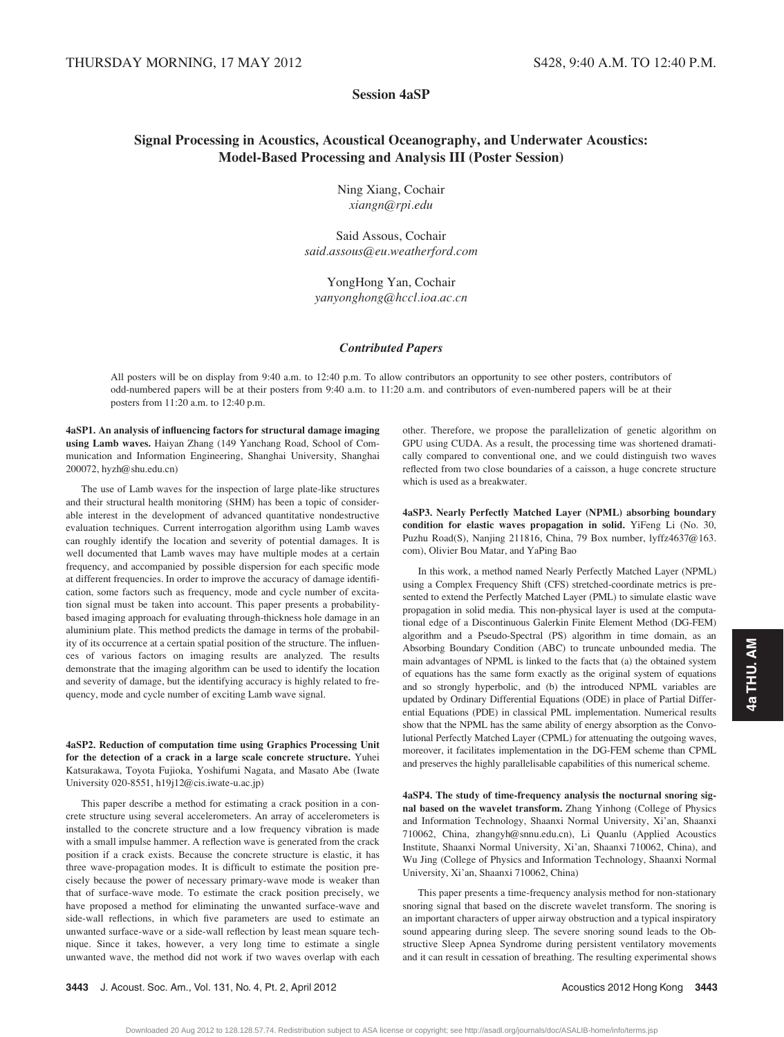THURSDAY MORNING, 17 MAY 2012 S428, 9:40 A.M. TO 12:40 P.M.

# Session 4aSP

## Signal Processing in Acoustics, Acoustical Oceanography, and Underwater Acoustics: Model-Based Processing and Analysis III (Poster Session)

Ning Xiang, Cochair
*xiangn@rpi.edu*

Said Assous, Cochair
*said.assous@eu.weatherford.com*

YongHong Yan, Cochair
*yanyonghong@hccl.ioa.ac.cn*

### *Contributed Papers*

All posters will be on display from 9:40 a.m. to 12:40 p.m. To allow contributors an opportunity to see other posters, contributors of odd-numbered papers will be at their posters from 9:40 a.m. to 11:20 a.m. and contributors of even-numbered papers will be at their posters from 11:20 a.m. to 12:40 p.m.

**4aSP1. An analysis of influencing factors for structural damage imaging using Lamb waves.** Haiyan Zhang (149 Yanchang Road, School of Communication and Information Engineering, Shanghai University, Shanghai 200072, hyzh@shu.edu.cn)

The use of Lamb waves for the inspection of large plate-like structures and their structural health monitoring (SHM) has been a topic of considerable interest in the development of advanced quantitative nondestructive evaluation techniques. Current interrogation algorithm using Lamb waves can roughly identify the location and severity of potential damages. It is well documented that Lamb waves may have multiple modes at a certain frequency, and accompanied by possible dispersion for each specific mode at different frequencies. In order to improve the accuracy of damage identification, some factors such as frequency, mode and cycle number of excitation signal must be taken into account. This paper presents a probability-based imaging approach for evaluating through-thickness hole damage in an aluminium plate. This method predicts the damage in terms of the probability of its occurrence at a certain spatial position of the structure. The influences of various factors on imaging results are analyzed. The results demonstrate that the imaging algorithm can be used to identify the location and severity of damage, but the identifying accuracy is highly related to frequency, mode and cycle number of exciting Lamb wave signal.

**4aSP2. Reduction of computation time using Graphics Processing Unit for the detection of a crack in a large scale concrete structure.** Yuhei Katsurakawa, Toyota Fujioka, Yoshifumi Nagata, and Masato Abe (Iwate University 020-8551, h19j12@cis.iwate-u.ac.jp)

This paper describe a method for estimating a crack position in a concrete structure using several accelerometers. An array of accelerometers is installed to the concrete structure and a low frequency vibration is made with a small impulse hammer. A reflection wave is generated from the crack position if a crack exists. Because the concrete structure is elastic, it has three wave-propagation modes. It is difficult to estimate the position precisely because the power of necessary primary-wave mode is weaker than that of surface-wave mode. To estimate the crack position precisely, we have proposed a method for eliminating the unwanted surface-wave and side-wall reflections, in which five parameters are used to estimate an unwanted surface-wave or a side-wall reflection by least mean square technique. Since it takes, however, a very long time to estimate a single unwanted wave, the method did not work if two waves overlap with each other. Therefore, we propose the parallelization of genetic algorithm on GPU using CUDA. As a result, the processing time was shortened dramatically compared to conventional one, and we could distinguish two waves reflected from two close boundaries of a caisson, a huge concrete structure which is used as a breakwater.

**4aSP3. Nearly Perfectly Matched Layer (NPML) absorbing boundary condition for elastic waves propagation in solid.** YiFeng Li (No. 30, Puzhu Road(S), Nanjing 211816, China, 79 Box number, lyffz4637@163.com), Olivier Bou Matar, and YaPing Bao

In this work, a method named Nearly Perfectly Matched Layer (NPML) using a Complex Frequency Shift (CFS) stretched-coordinate metrics is presented to extend the Perfectly Matched Layer (PML) to simulate elastic wave propagation in solid media. This non-physical layer is used at the computational edge of a Discontinuous Galerkin Finite Element Method (DG-FEM) algorithm and a Pseudo-Spectral (PS) algorithm in time domain, as an Absorbing Boundary Condition (ABC) to truncate unbounded media. The main advantages of NPML is linked to the facts that (a) the obtained system of equations has the same form exactly as the original system of equations and so strongly hyperbolic, and (b) the introduced NPML variables are updated by Ordinary Differential Equations (ODE) in place of Partial Differential Equations (PDE) in classical PML implementation. Numerical results show that the NPML has the same ability of energy absorption as the Convolutional Perfectly Matched Layer (CPML) for attenuating the outgoing waves, moreover, it facilitates implementation in the DG-FEM scheme than CPML and preserves the highly parallelisable capabilities of this numerical scheme.

**4aSP4. The study of time-frequency analysis the nocturnal snoring signal based on the wavelet transform.** Zhang Yinhong (College of Physics and Information Technology, Shaanxi Normal University, Xi'an, Shaanxi 710062, China, zhangyh@snnu.edu.cn), Li Quanlu (Applied Acoustics Institute, Shaanxi Normal University, Xi'an, Shaanxi 710062, China), and Wu Jing (College of Physics and Information Technology, Shaanxi Normal University, Xi'an, Shaanxi 710062, China)

This paper presents a time-frequency analysis method for non-stationary snoring signal that based on the discrete wavelet transform. The snoring is an important characters of upper airway obstruction and a typical inspiratory sound appearing during sleep. The severe snoring sound leads to the Obstructive Sleep Apnea Syndrome during persistent ventilatory movements and it can result in cessation of breathing. The resulting experimental shows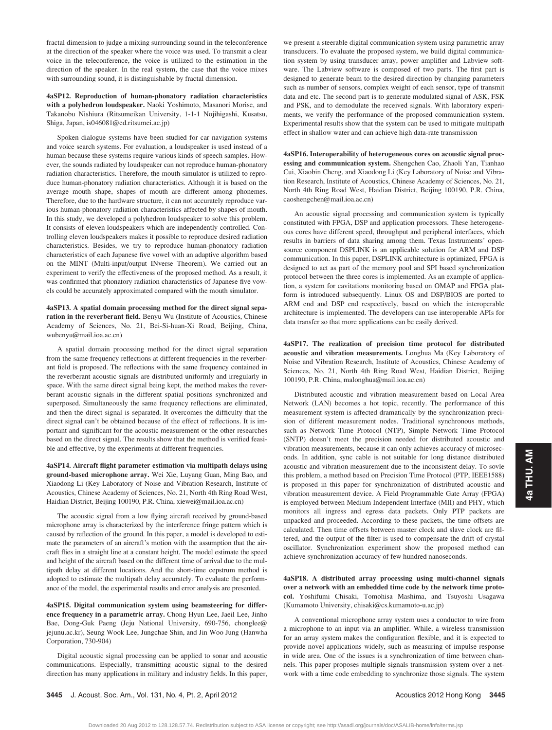fractal dimension to judge a mixing surrounding sound in the teleconference at the direction of the speaker where the voice was used. To transmit a clear voice in the teleconference, the voice is utilized to the estimation in the direction of the speaker. In the real system, the case that the voice mixes with surrounding sound, it is distinguishable by fractal dimension.

**4aSP12. Reproduction of human-phonatory radiation characteristics with a polyhedron loudspeaker.** Naoki Yoshimoto, Masanori Morise, and Takanobu Nishiura (Ritsumeikan University, 1-1-1 Nojihigashi, Kusatsu, Shiga, Japan, is046081@ed.ritsumei.ac.jp)

Spoken dialogue systems have been studied for car navigation systems and voice search systems. For evaluation, a loudspeaker is used instead of a human because these systems require various kinds of speech samples. However, the sounds radiated by loudspeaker can not reproduce human-phonatory radiation characteristics. Therefore, the mouth simulator is utilized to reproduce human-phonatory radiation characteristics. Although it is based on the average mouth shape, shapes of mouth are different among phonemes. Therefore, due to the hardware structure, it can not accurately reproduce various human-phonatory radiation characteristics affected by shapes of mouth. In this study, we developed a polyhedron loudspeaker to solve this problem. It consists of eleven loudspeakers which are independently controlled. Controlling eleven loudspeakers makes it possible to reproduce desired radiation characteristics. Besides, we try to reproduce human-phonatory radiation characteristics of each Japanese five vowel with an adaptive algorithm based on the MINT (Multi-input/output INverse Theorem). We carried out an experiment to verify the effectiveness of the proposed method. As a result, it was confirmed that phonatory radiation characteristics of Japanese five vowels could be accurately approximated compared with the mouth simulator.

**4aSP13. A spatial domain processing method for the direct signal separation in the reverberant field.** Benyu Wu (Institute of Acoustics, Chinese Academy of Sciences, No. 21, Bei-Si-huan-Xi Road, Beijing, China, wubenyu@mail.ioa.ac.cn)

A spatial domain processing method for the direct signal separation from the same frequency reflections at different frequencies in the reverberant field is proposed. The reflections with the same frequency contained in the reverberant acoustic signals are distributed uniformly and irregularly in space. With the same direct signal being kept, the method makes the reverberant acoustic signals in the different spatial positions synchronized and superposed. Simultaneously the same frequency reflections are eliminated, and then the direct signal is separated. It overcomes the difficulty that the direct signal can't be obtained because of the effect of reflections. It is important and significant for the acoustic measurement or the other researches based on the direct signal. The results show that the method is verified feasible and effective, by the experiments at different frequencies.

**4aSP14. Aircraft flight parameter estimation via multipath delays using ground-based microphone array.** Wei Xie, Luyang Guan, Ming Bao, and Xiaodong Li (Key Laboratory of Noise and Vibration Research, Institute of Acoustics, Chinese Academy of Sciences, No. 21, North 4th Ring Road West, Haidian District, Beijing 100190, P.R. China, xiewei@mail.ioa.ac.cn)

The acoustic signal from a low flying aircraft received by ground-based microphone array is characterized by the interference fringe pattern which is caused by reflection of the ground. In this paper, a model is developed to estimate the parameters of an aircraft's motion with the assumption that the aircraft flies in a straight line at a constant height. The model estimate the speed and height of the aircraft based on the different time of arrival due to the multipath delay at different locations. And the short-time cepstrum method is adopted to estimate the multipath delay accurately. To evaluate the performance of the model, the experimental results and error analysis are presented.

**4aSP15. Digital communication system using beamsteering for difference frequency in a parametric array.** Chong Hyun Lee, Jaeil Lee, Jinho Bae, Dong-Guk Paeng (Jeju National University, 690-756, chonglee@jejunu.ac.kr), Seung Wook Lee, Jungchae Shin, and Jin Woo Jung (Hanwha Corporation, 730-904)

Digital acoustic signal processing can be applied to sonar and acoustic communications. Especially, transmitting acoustic signal to the desired direction has many applications in military and industry fields. In this paper, we present a steerable digital communication system using parametric array transducers. To evaluate the proposed system, we build digital communication system by using transducer array, power amplifier and Labview software. The Labview software is composed of two parts. The first part is designed to generate beam to the desired direction by changing parameters such as number of sensors, complex weight of each sensor, type of transmit data and etc. The second part is to generate modulated signal of ASK, FSK and PSK, and to demodulate the received signals. With laboratory experiments, we verify the performance of the proposed communication system. Experimental results show that the system can be used to mitigate multipath effect in shallow water and can achieve high data-rate transmission

**4aSP16. Interoperability of heterogeneous cores on acoustic signal processing and communication system.** Shengchen Cao, Zhaoli Yan, Tianhao Cui, Xiaobin Cheng, and Xiaodong Li (Key Laboratory of Noise and Vibration Research, Institute of Acoustics, Chinese Academy of Sciences, No. 21, North 4th Ring Road West, Haidian District, Beijing 100190, P.R. China, caoshengchen@mail.ioa.ac.cn)

An acoustic signal processing and communication system is typically constituted with FPGA, DSP and application processors. These heterogeneous cores have different speed, throughput and peripheral interfaces, which results in barriers of data sharing among them. Texas Instruments' open-source component DSPLINK is an applicable solution for ARM and DSP communication. In this paper, DSPLINK architecture is optimized, FPGA is designed to act as part of the memory pool and SPI based synchronization protocol between the three cores is implemented. As an example of application, a system for cavitations monitoring based on OMAP and FPGA platform is introduced subsequently. Linux OS and DSP/BIOS are ported to ARM end and DSP end respectively, based on which the interoperable architecture is implemented. The developers can use interoperable APIs for data transfer so that more applications can be easily derived.

**4aSP17. The realization of precision time protocol for distributed acoustic and vibration measurements.** Longhua Ma (Key Laboratory of Noise and Vibration Research, Institute of Acoustics, Chinese Academy of Sciences, No. 21, North 4th Ring Road West, Haidian District, Beijing 100190, P.R. China, malonghua@mail.ioa.ac.cn)

Distributed acoustic and vibration measurement based on Local Area Network (LAN) becomes a hot topic, recently. The performance of this measurement system is affected dramatically by the synchronization precision of different measurement nodes. Traditional synchronous methods, such as Network Time Protocol (NTP), Simple Network Time Protocol (SNTP) doesn't meet the precision needed for distributed acoustic and vibration measurements, because it can only achieves accuracy of microseconds. In addition, sync cable is not suitable for long distance distributed acoustic and vibration measurement due to the inconsistent delay. To sovle this problem, a method based on Precision Time Protocol (PTP, IEEE1588) is proposed in this paper for synchronization of distributed acoustic and vibration measurement device. A Field Programmable Gate Array (FPGA) is employed between Medium Independent Interface (MII) and PHY, which monitors all ingress and egress data packets. Only PTP packets are unpacked and proceeded. According to these packets, the time offsets are calculated. Then time offsets between master clock and slave clock are filtered, and the output of the filter is used to compensate the drift of crystal oscillator. Synchronization experiment show the proposed method can achieve synchronization accuracy of few hundred nanoseconds.

**4aSP18. A distributed array processing using multi-channel signals over a network with an embedded time code by the network time protocol.** Yoshifumi Chisaki, Tomohisa Mashima, and Tsuyoshi Usagawa (Kumamoto University, chisaki@cs.kumamoto-u.ac.jp)

A conventional microphone array system uses a conductor to wire from a microphone to an input via an amplifier. While, a wireless transmission for an array system makes the configuration flexible, and it is expected to provide novel applications widely, such as measuring of impulse response in wide area. One of the issues is a synchronization of time between channels. This paper proposes multiple signals transmission system over a network with a time code embedding to synchronize those signals. The system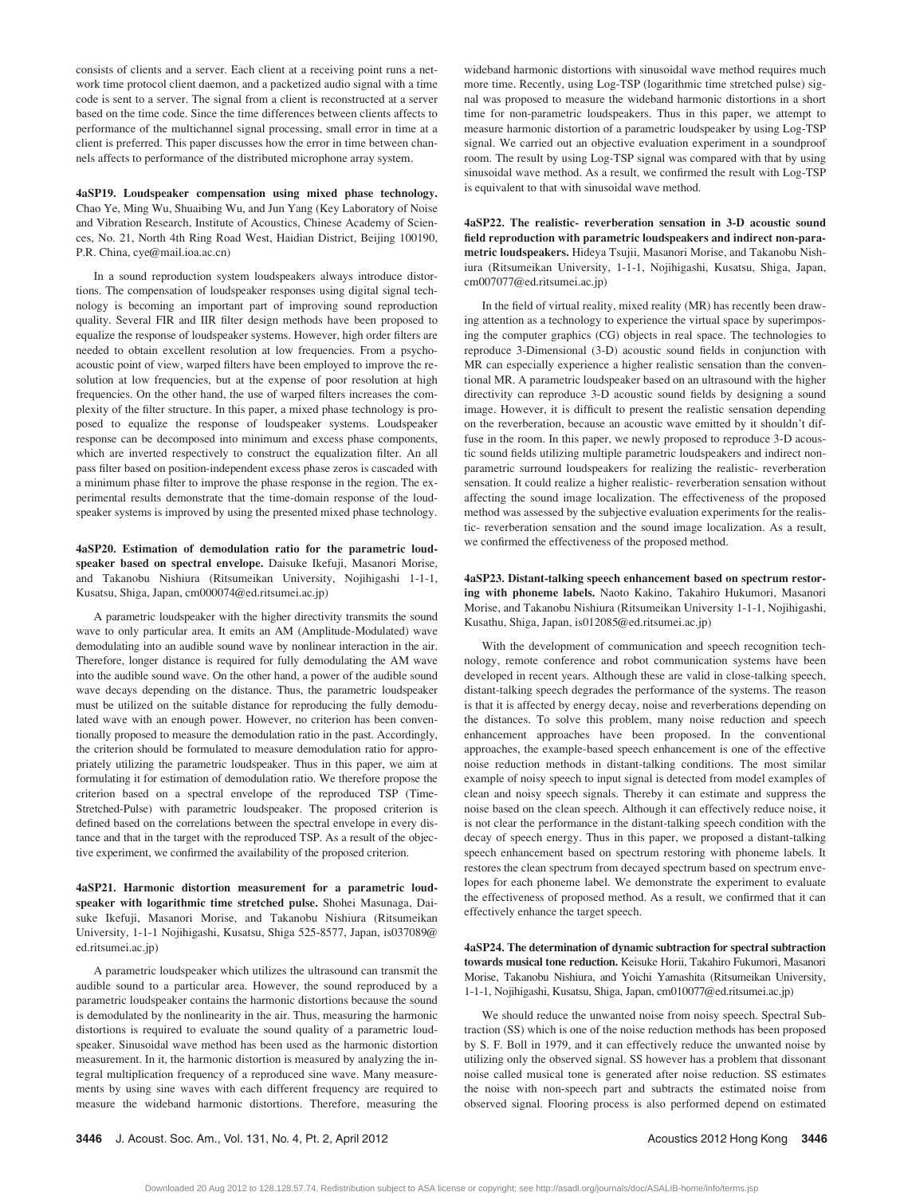consists of clients and a server. Each client at a receiving point runs a network time protocol client daemon, and a packetized audio signal with a time code is sent to a server. The signal from a client is reconstructed at a server based on the time code. Since the time differences between clients affects to performance of the multichannel signal processing, small error in time at a client is preferred. This paper discusses how the error in time between channels affects to performance of the distributed microphone array system.

**4aSP19. Loudspeaker compensation using mixed phase technology.** Chao Ye, Ming Wu, Shuaibing Wu, and Jun Yang (Key Laboratory of Noise and Vibration Research, Institute of Acoustics, Chinese Academy of Sciences, No. 21, North 4th Ring Road West, Haidian District, Beijing 100190, P.R. China, cye@mail.ioa.ac.cn)

In a sound reproduction system loudspeakers always introduce distortions. The compensation of loudspeaker responses using digital signal technology is becoming an important part of improving sound reproduction quality. Several FIR and IIR filter design methods have been proposed to equalize the response of loudspeaker systems. However, high order filters are needed to obtain excellent resolution at low frequencies. From a psychoacoustic point of view, warped filters have been employed to improve the resolution at low frequencies, but at the expense of poor resolution at high frequencies. On the other hand, the use of warped filters increases the complexity of the filter structure. In this paper, a mixed phase technology is proposed to equalize the response of loudspeaker systems. Loudspeaker response can be decomposed into minimum and excess phase components, which are inverted respectively to construct the equalization filter. An all pass filter based on position-independent excess phase zeros is cascaded with a minimum phase filter to improve the phase response in the region. The experimental results demonstrate that the time-domain response of the loudspeaker systems is improved by using the presented mixed phase technology.

**4aSP20. Estimation of demodulation ratio for the parametric loudspeaker based on spectral envelope.** Daisuke Ikefuji, Masanori Morise, and Takanobu Nishiura (Ritsumeikan University, Nojihigashi 1-1-1, Kusatsu, Shiga, Japan, cm000074@ed.ritsumei.ac.jp)

A parametric loudspeaker with the higher directivity transmits the sound wave to only particular area. It emits an AM (Amplitude-Modulated) wave demodulating into an audible sound wave by nonlinear interaction in the air. Therefore, longer distance is required for fully demodulating the AM wave into the audible sound wave. On the other hand, a power of the audible sound wave decays depending on the distance. Thus, the parametric loudspeaker must be utilized on the suitable distance for reproducing the fully demodulated wave with an enough power. However, no criterion has been conventionally proposed to measure the demodulation ratio in the past. Accordingly, the criterion should be formulated to measure demodulation ratio for appropriately utilizing the parametric loudspeaker. Thus in this paper, we aim at formulating it for estimation of demodulation ratio. We therefore propose the criterion based on a spectral envelope of the reproduced TSP (Time-Stretched-Pulse) with parametric loudspeaker. The proposed criterion is defined based on the correlations between the spectral envelope in every distance and that in the target with the reproduced TSP. As a result of the objective experiment, we confirmed the availability of the proposed criterion.

**4aSP21. Harmonic distortion measurement for a parametric loudspeaker with logarithmic time stretched pulse.** Shohei Masunaga, Daisuke Ikefuji, Masanori Morise, and Takanobu Nishiura (Ritsumeikan University, 1-1-1 Nojihigashi, Kusatsu, Shiga 525-8577, Japan, is037089@ed.ritsumei.ac.jp)

A parametric loudspeaker which utilizes the ultrasound can transmit the audible sound to a particular area. However, the sound reproduced by a parametric loudspeaker contains the harmonic distortions because the sound is demodulated by the nonlinearity in the air. Thus, measuring the harmonic distortions is required to evaluate the sound quality of a parametric loudspeaker. Sinusoidal wave method has been used as the harmonic distortion measurement. In it, the harmonic distortion is measured by analyzing the integral multiplication frequency of a reproduced sine wave. Many measurements by using sine waves with each different frequency are required to measure the wideband harmonic distortions. Therefore, measuring the wideband harmonic distortions with sinusoidal wave method requires much more time. Recently, using Log-TSP (logarithmic time stretched pulse) signal was proposed to measure the wideband harmonic distortions in a short time for non-parametric loudspeakers. Thus in this paper, we attempt to measure harmonic distortion of a parametric loudspeaker by using Log-TSP signal. We carried out an objective evaluation experiment in a soundproof room. The result by using Log-TSP signal was compared with that by using sinusoidal wave method. As a result, we confirmed the result with Log-TSP is equivalent to that with sinusoidal wave method.

**4aSP22. The realistic- reverberation sensation in 3-D acoustic sound field reproduction with parametric loudspeakers and indirect non-parametric loudspeakers.** Hideya Tsujii, Masanori Morise, and Takanobu Nishiura (Ritsumeikan University, 1-1-1, Nojihigashi, Kusatsu, Shiga, Japan, cm007077@ed.ritsumei.ac.jp)

In the field of virtual reality, mixed reality (MR) has recently been drawing attention as a technology to experience the virtual space by superimposing the computer graphics (CG) objects in real space. The technologies to reproduce 3-Dimensional (3-D) acoustic sound fields in conjunction with MR can especially experience a higher realistic sensation than the conventional MR. A parametric loudspeaker based on an ultrasound with the higher directivity can reproduce 3-D acoustic sound fields by designing a sound image. However, it is difficult to present the realistic sensation depending on the reverberation, because an acoustic wave emitted by it shouldn't diffuse in the room. In this paper, we newly proposed to reproduce 3-D acoustic sound fields utilizing multiple parametric loudspeakers and indirect non-parametric surround loudspeakers for realizing the realistic- reverberation sensation. It could realize a higher realistic- reverberation sensation without affecting the sound image localization. The effectiveness of the proposed method was assessed by the subjective evaluation experiments for the realistic- reverberation sensation and the sound image localization. As a result, we confirmed the effectiveness of the proposed method.

**4aSP23. Distant-talking speech enhancement based on spectrum restoring with phoneme labels.** Naoto Kakino, Takahiro Hukumori, Masanori Morise, and Takanobu Nishiura (Ritsumeikan University 1-1-1, Nojihigashi, Kusathu, Shiga, Japan, is012085@ed.ritsumei.ac.jp)

With the development of communication and speech recognition technology, remote conference and robot communication systems have been developed in recent years. Although these are valid in close-talking speech, distant-talking speech degrades the performance of the systems. The reason is that it is affected by energy decay, noise and reverberations depending on the distances. To solve this problem, many noise reduction and speech enhancement approaches have been proposed. In the conventional approaches, the example-based speech enhancement is one of the effective noise reduction methods in distant-talking conditions. The most similar example of noisy speech to input signal is detected from model examples of clean and noisy speech signals. Thereby it can estimate and suppress the noise based on the clean speech. Although it can effectively reduce noise, it is not clear the performance in the distant-talking speech condition with the decay of speech energy. Thus in this paper, we proposed a distant-talking speech enhancement based on spectrum restoring with phoneme labels. It restores the clean spectrum from decayed spectrum based on spectrum envelopes for each phoneme label. We demonstrate the experiment to evaluate the effectiveness of proposed method. As a result, we confirmed that it can effectively enhance the target speech.

**4aSP24. The determination of dynamic subtraction for spectral subtraction towards musical tone reduction.** Keisuke Horii, Takahiro Fukumori, Masanori Morise, Takanobu Nishiura, and Yoichi Yamashita (Ritsumeikan University, 1-1-1, Nojihigashi, Kusatsu, Shiga, Japan, cm010077@ed.ritsumei.ac.jp)

We should reduce the unwanted noise from noisy speech. Spectral Subtraction (SS) which is one of the noise reduction methods has been proposed by S. F. Boll in 1979, and it can effectively reduce the unwanted noise by utilizing only the observed signal. SS however has a problem that dissonant noise called musical tone is generated after noise reduction. SS estimates the noise with non-speech part and subtracts the estimated noise from observed signal. Flooring process is also performed depend on estimated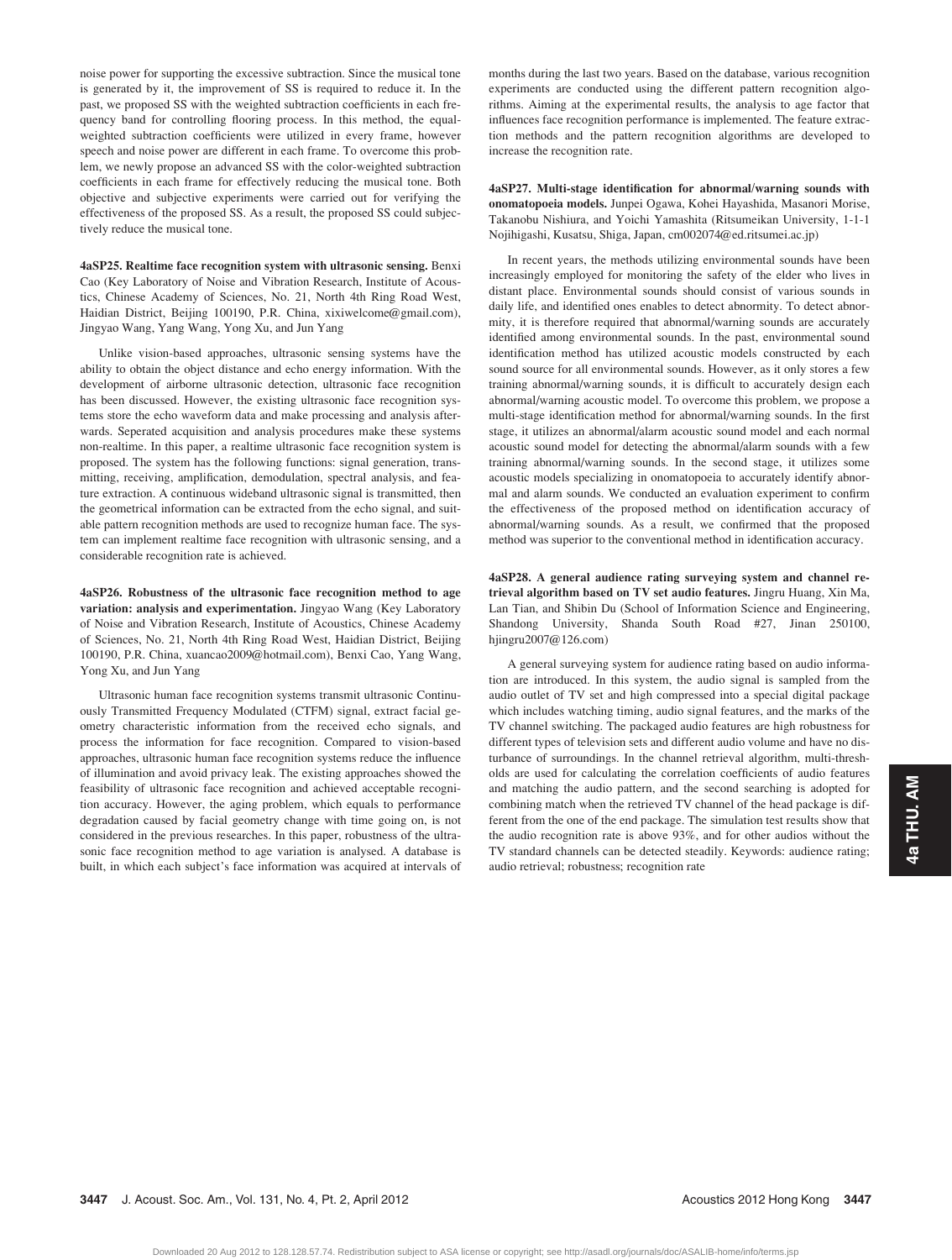noise power for supporting the excessive subtraction. Since the musical tone is generated by it, the improvement of SS is required to reduce it. In the past, we proposed SS with the weighted subtraction coefficients in each frequency band for controlling flooring process. In this method, the equal-weighted subtraction coefficients were utilized in every frame, however speech and noise power are different in each frame. To overcome this problem, we newly propose an advanced SS with the color-weighted subtraction coefficients in each frame for effectively reducing the musical tone. Both objective and subjective experiments were carried out for verifying the effectiveness of the proposed SS. As a result, the proposed SS could subjectively reduce the musical tone.

**4aSP25. Realtime face recognition system with ultrasonic sensing.** Benxi Cao (Key Laboratory of Noise and Vibration Research, Institute of Acoustics, Chinese Academy of Sciences, No. 21, North 4th Ring Road West, Haidian District, Beijing 100190, P.R. China, xixiwelcome@gmail.com), Jingyao Wang, Yang Wang, Yong Xu, and Jun Yang

Unlike vision-based approaches, ultrasonic sensing systems have the ability to obtain the object distance and echo energy information. With the development of airborne ultrasonic detection, ultrasonic face recognition has been discussed. However, the existing ultrasonic face recognition systems store the echo waveform data and make processing and analysis afterwards. Seperated acquisition and analysis procedures make these systems non-realtime. In this paper, a realtime ultrasonic face recognition system is proposed. The system has the following functions: signal generation, transmitting, receiving, amplification, demodulation, spectral analysis, and feature extraction. A continuous wideband ultrasonic signal is transmitted, then the geometrical information can be extracted from the echo signal, and suitable pattern recognition methods are used to recognize human face. The system can implement realtime face recognition with ultrasonic sensing, and a considerable recognition rate is achieved.

**4aSP26. Robustness of the ultrasonic face recognition method to age variation: analysis and experimentation.** Jingyao Wang (Key Laboratory of Noise and Vibration Research, Institute of Acoustics, Chinese Academy of Sciences, No. 21, North 4th Ring Road West, Haidian District, Beijing 100190, P.R. China, xuancao2009@hotmail.com), Benxi Cao, Yang Wang, Yong Xu, and Jun Yang

Ultrasonic human face recognition systems transmit ultrasonic Continuously Transmitted Frequency Modulated (CTFM) signal, extract facial geometry characteristic information from the received echo signals, and process the information for face recognition. Compared to vision-based approaches, ultrasonic human face recognition systems reduce the influence of illumination and avoid privacy leak. The existing approaches showed the feasibility of ultrasonic face recognition and achieved acceptable recognition accuracy. However, the aging problem, which equals to performance degradation caused by facial geometry change with time going on, is not considered in the previous researches. In this paper, robustness of the ultrasonic face recognition method to age variation is analysed. A database is built, in which each subject's face information was acquired at intervals of months during the last two years. Based on the database, various recognition experiments are conducted using the different pattern recognition algorithms. Aiming at the experimental results, the analysis to age factor that influences face recognition performance is implemented. The feature extraction methods and the pattern recognition algorithms are developed to increase the recognition rate.

**4aSP27. Multi-stage identification for abnormal/warning sounds with onomatopoeia models.** Junpei Ogawa, Kohei Hayashida, Masanori Morise, Takanobu Nishiura, and Yoichi Yamashita (Ritsumeikan University, 1-1-1 Nojihigashi, Kusatsu, Shiga, Japan, cm002074@ed.ritsumei.ac.jp)

In recent years, the methods utilizing environmental sounds have been increasingly employed for monitoring the safety of the elder who lives in distant place. Environmental sounds should consist of various sounds in daily life, and identified ones enables to detect abnormity. To detect abnormity, it is therefore required that abnormal/warning sounds are accurately identified among environmental sounds. In the past, environmental sound identification method has utilized acoustic models constructed by each sound source for all environmental sounds. However, as it only stores a few training abnormal/warning sounds, it is difficult to accurately design each abnormal/warning acoustic model. To overcome this problem, we propose a multi-stage identification method for abnormal/warning sounds. In the first stage, it utilizes an abnormal/alarm acoustic sound model and each normal acoustic sound model for detecting the abnormal/alarm sounds with a few training abnormal/warning sounds. In the second stage, it utilizes some acoustic models specializing in onomatopoeia to accurately identify abnormal and alarm sounds. We conducted an evaluation experiment to confirm the effectiveness of the proposed method on identification accuracy of abnormal/warning sounds. As a result, we confirmed that the proposed method was superior to the conventional method in identification accuracy.

**4aSP28. A general audience rating surveying system and channel retrieval algorithm based on TV set audio features.** Jingru Huang, Xin Ma, Lan Tian, and Shibin Du (School of Information Science and Engineering, Shandong University, Shanda South Road #27, Jinan 250100, hjingru2007@126.com)

A general surveying system for audience rating based on audio information are introduced. In this system, the audio signal is sampled from the audio outlet of TV set and high compressed into a special digital package which includes watching timing, audio signal features, and the marks of the TV channel switching. The packaged audio features are high robustness for different types of television sets and different audio volume and have no disturbance of surroundings. In the channel retrieval algorithm, multi-thresholds are used for calculating the correlation coefficients of audio features and matching the audio pattern, and the second searching is adopted for combining match when the retrieved TV channel of the head package is different from the one of the end package. The simulation test results show that the audio recognition rate is above 93%, and for other audios without the TV standard channels can be detected steadily. Keywords: audience rating; audio retrieval; robustness; recognition rate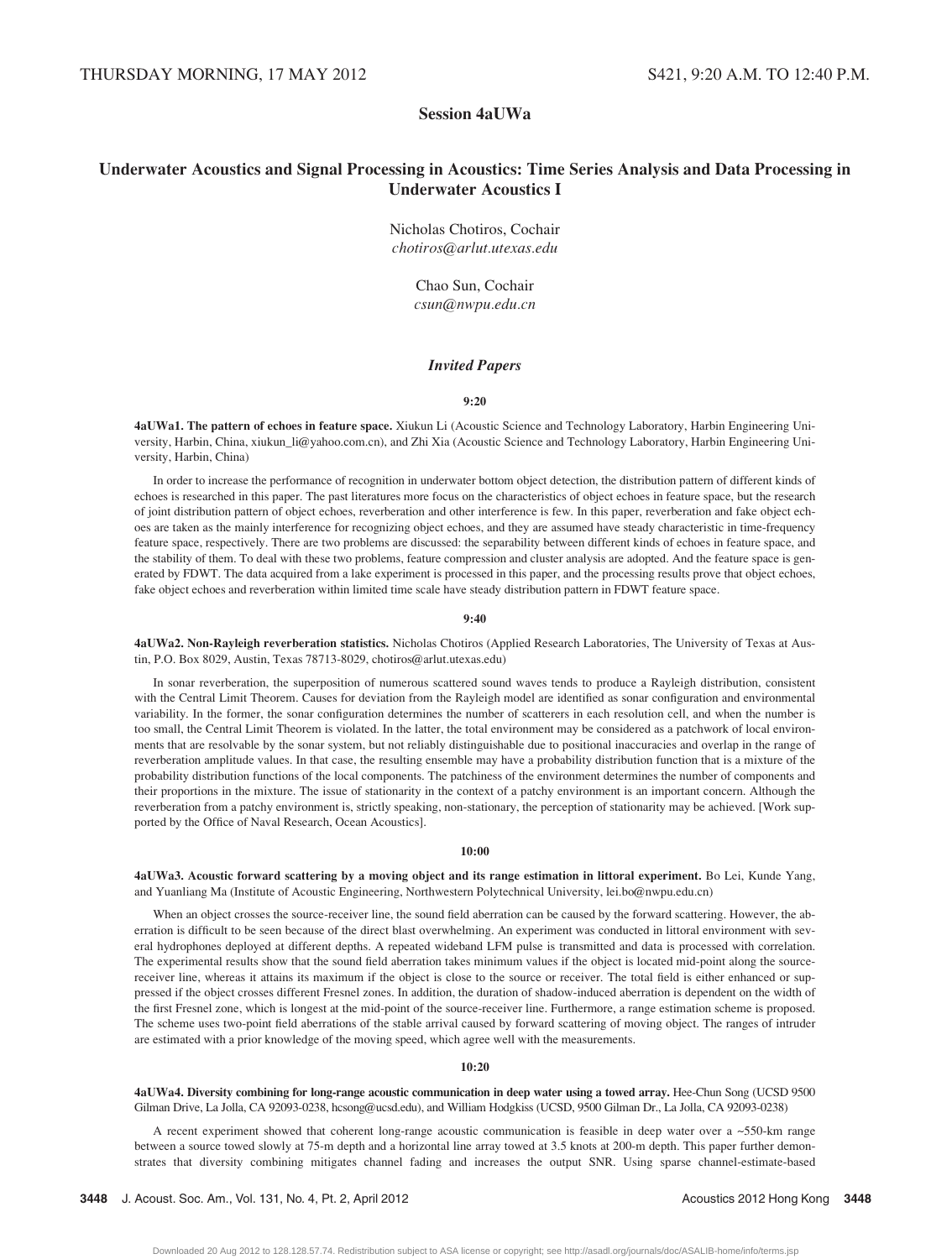THURSDAY MORNING, 17 MAY 2012 S421, 9:20 A.M. TO 12:40 P.M.

# Session 4aUWa

## Underwater Acoustics and Signal Processing in Acoustics: Time Series Analysis and Data Processing in Underwater Acoustics I

Nicholas Chotiros, Cochair
*chotiros@arlut.utexas.edu*

Chao Sun, Cochair
*csun@nwpu.edu.cn*

### *Invited Papers*

**9:20**

**4aUWa1. The pattern of echoes in feature space.** Xiukun Li (Acoustic Science and Technology Laboratory, Harbin Engineering University, Harbin, China, xiukun_li@yahoo.com.cn), and Zhi Xia (Acoustic Science and Technology Laboratory, Harbin Engineering University, Harbin, China)

In order to increase the performance of recognition in underwater bottom object detection, the distribution pattern of different kinds of echoes is researched in this paper. The past literatures more focus on the characteristics of object echoes in feature space, but the research of joint distribution pattern of object echoes, reverberation and other interference is few. In this paper, reverberation and fake object echoes are taken as the mainly interference for recognizing object echoes, and they are assumed have steady characteristic in time-frequency feature space, respectively. There are two problems are discussed: the separability between different kinds of echoes in feature space, and the stability of them. To deal with these two problems, feature compression and cluster analysis are adopted. And the feature space is generated by FDWT. The data acquired from a lake experiment is processed in this paper, and the processing results prove that object echoes, fake object echoes and reverberation within limited time scale have steady distribution pattern in FDWT feature space.

**9:40**

**4aUWa2. Non-Rayleigh reverberation statistics.** Nicholas Chotiros (Applied Research Laboratories, The University of Texas at Austin, P.O. Box 8029, Austin, Texas 78713-8029, chotiros@arlut.utexas.edu)

In sonar reverberation, the superposition of numerous scattered sound waves tends to produce a Rayleigh distribution, consistent with the Central Limit Theorem. Causes for deviation from the Rayleigh model are identified as sonar configuration and environmental variability. In the former, the sonar configuration determines the number of scatterers in each resolution cell, and when the number is too small, the Central Limit Theorem is violated. In the latter, the total environment may be considered as a patchwork of local environments that are resolvable by the sonar system, but not reliably distinguishable due to positional inaccuracies and overlap in the range of reverberation amplitude values. In that case, the resulting ensemble may have a probability distribution function that is a mixture of the probability distribution functions of the local components. The patchiness of the environment determines the number of components and their proportions in the mixture. The issue of stationarity in the context of a patchy environment is an important concern. Although the reverberation from a patchy environment is, strictly speaking, non-stationary, the perception of stationarity may be achieved. [Work supported by the Office of Naval Research, Ocean Acoustics].

**10:00**

**4aUWa3. Acoustic forward scattering by a moving object and its range estimation in littoral experiment.** Bo Lei, Kunde Yang, and Yuanliang Ma (Institute of Acoustic Engineering, Northwestern Polytechnical University, lei.bo@nwpu.edu.cn)

When an object crosses the source-receiver line, the sound field aberration can be caused by the forward scattering. However, the aberration is difficult to be seen because of the direct blast overwhelming. An experiment was conducted in littoral environment with several hydrophones deployed at different depths. A repeated wideband LFM pulse is transmitted and data is processed with correlation. The experimental results show that the sound field aberration takes minimum values if the object is located mid-point along the source-receiver line, whereas it attains its maximum if the object is close to the source or receiver. The total field is either enhanced or suppressed if the object crosses different Fresnel zones. In addition, the duration of shadow-induced aberration is dependent on the width of the first Fresnel zone, which is longest at the mid-point of the source-receiver line. Furthermore, a range estimation scheme is proposed. The scheme uses two-point field aberrations of the stable arrival caused by forward scattering of moving object. The ranges of intruder are estimated with a prior knowledge of the moving speed, which agree well with the measurements.

**10:20**

**4aUWa4. Diversity combining for long-range acoustic communication in deep water using a towed array.** Hee-Chun Song (UCSD 9500 Gilman Drive, La Jolla, CA 92093-0238, hcsong@ucsd.edu), and William Hodgkiss (UCSD, 9500 Gilman Dr., La Jolla, CA 92093-0238)

A recent experiment showed that coherent long-range acoustic communication is feasible in deep water over a ~550-km range between a source towed slowly at 75-m depth and a horizontal line array towed at 3.5 knots at 200-m depth. This paper further demonstrates that diversity combining mitigates channel fading and increases the output SNR. Using sparse channel-estimate-based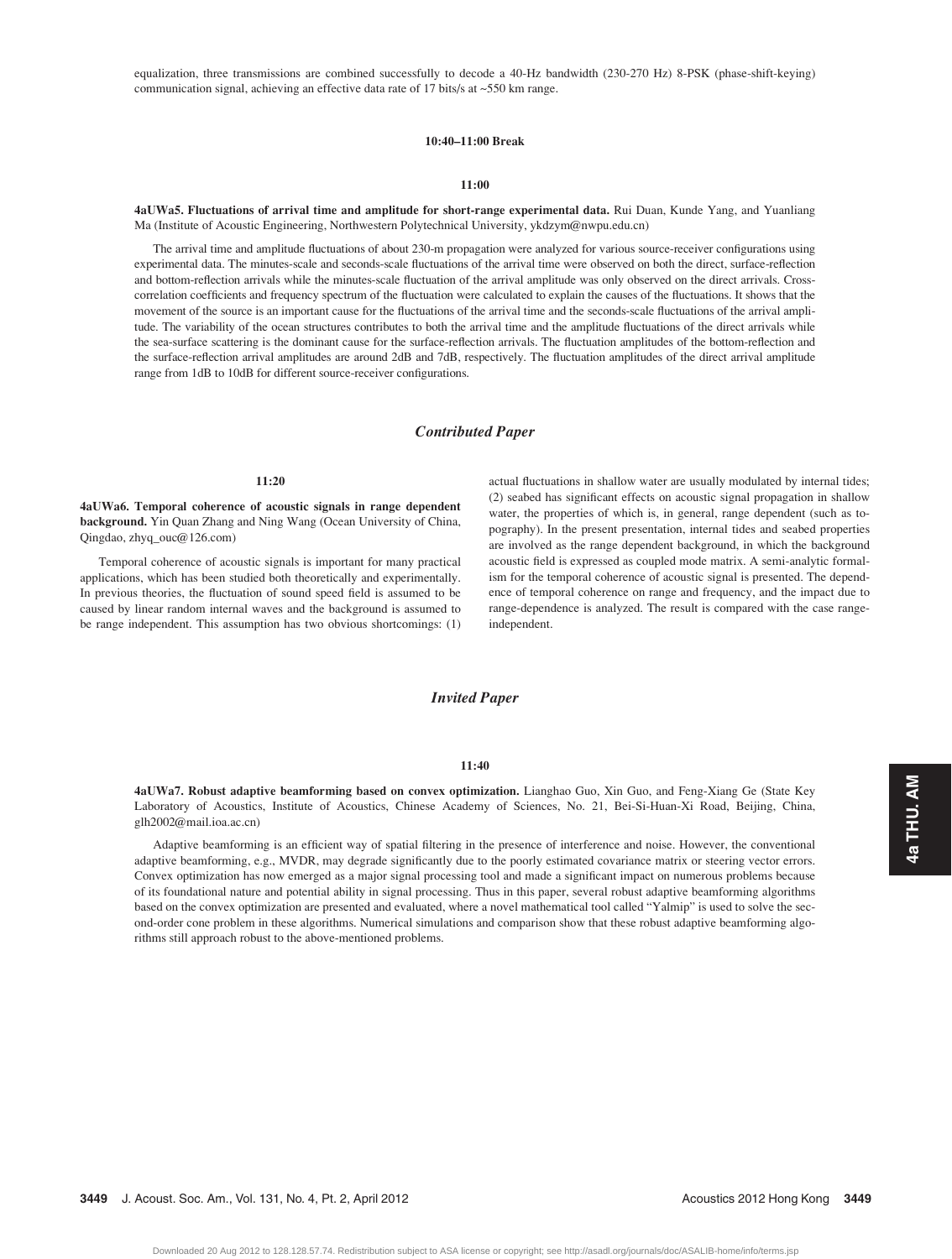equalization, three transmissions are combined successfully to decode a 40-Hz bandwidth (230-270 Hz) 8-PSK (phase-shift-keying) communication signal, achieving an effective data rate of 17 bits/s at ~550 km range.

**10:40–11:00 Break**

**11:00**

**4aUWa5. Fluctuations of arrival time and amplitude for short-range experimental data.** Rui Duan, Kunde Yang, and Yuanliang Ma (Institute of Acoustic Engineering, Northwestern Polytechnical University, ykdzym@nwpu.edu.cn)

The arrival time and amplitude fluctuations of about 230-m propagation were analyzed for various source-receiver configurations using experimental data. The minutes-scale and seconds-scale fluctuations of the arrival time were observed on both the direct, surface-reflection and bottom-reflection arrivals while the minutes-scale fluctuation of the arrival amplitude was only observed on the direct arrivals. Cross-correlation coefficients and frequency spectrum of the fluctuation were calculated to explain the causes of the fluctuations. It shows that the movement of the source is an important cause for the fluctuations of the arrival time and the seconds-scale fluctuations of the arrival amplitude. The variability of the ocean structures contributes to both the arrival time and the amplitude fluctuations of the direct arrivals while the sea-surface scattering is the dominant cause for the surface-reflection arrivals. The fluctuation amplitudes of the bottom-reflection and the surface-reflection arrival amplitudes are around 2dB and 7dB, respectively. The fluctuation amplitudes of the direct arrival amplitude range from 1dB to 10dB for different source-receiver configurations.

## *Contributed Paper*

**11:20**

**4aUWa6. Temporal coherence of acoustic signals in range dependent background.** Yin Quan Zhang and Ning Wang (Ocean University of China, Qingdao, zhyq_ouc@126.com)

Temporal coherence of acoustic signals is important for many practical applications, which has been studied both theoretically and experimentally. In previous theories, the fluctuation of sound speed field is assumed to be caused by linear random internal waves and the background is assumed to be range independent. This assumption has two obvious shortcomings: (1) actual fluctuations in shallow water are usually modulated by internal tides; (2) seabed has significant effects on acoustic signal propagation in shallow water, the properties of which is, in general, range dependent (such as topography). In the present presentation, internal tides and seabed properties are involved as the range dependent background, in which the background acoustic field is expressed as coupled mode matrix. A semi-analytic formalism for the temporal coherence of acoustic signal is presented. The dependence of temporal coherence on range and frequency, and the impact due to range-dependence is analyzed. The result is compared with the case range-independent.

## *Invited Paper*

**11:40**

**4aUWa7. Robust adaptive beamforming based on convex optimization.** Lianghao Guo, Xin Guo, and Feng-Xiang Ge (State Key Laboratory of Acoustics, Institute of Acoustics, Chinese Academy of Sciences, No. 21, Bei-Si-Huan-Xi Road, Beijing, China, glh2002@mail.ioa.ac.cn)

Adaptive beamforming is an efficient way of spatial filtering in the presence of interference and noise. However, the conventional adaptive beamforming, e.g., MVDR, may degrade significantly due to the poorly estimated covariance matrix or steering vector errors. Convex optimization has now emerged as a major signal processing tool and made a significant impact on numerous problems because of its foundational nature and potential ability in signal processing. Thus in this paper, several robust adaptive beamforming algorithms based on the convex optimization are presented and evaluated, where a novel mathematical tool called "Yalmip" is used to solve the second-order cone problem in these algorithms. Numerical simulations and comparison show that these robust adaptive beamforming algorithms still approach robust to the above-mentioned problems.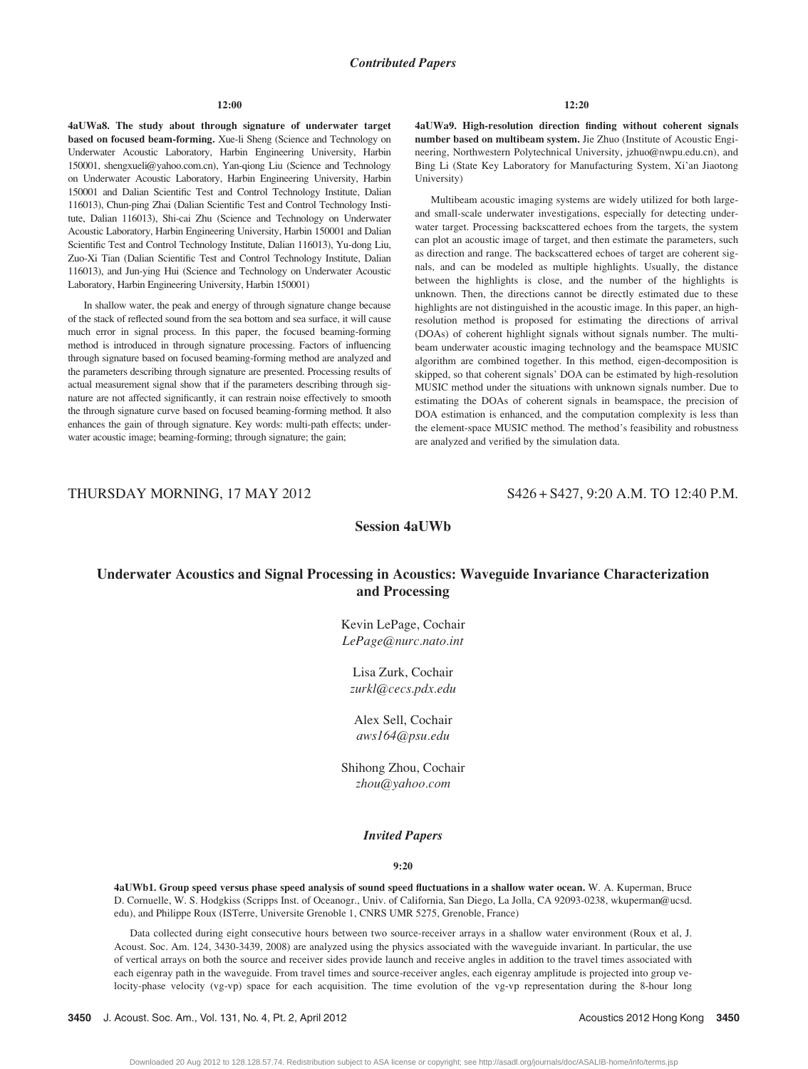### *Contributed Papers*

**12:00**

**4aUWa8. The study about through signature of underwater target based on focused beam-forming.** Xue-li Sheng (Science and Technology on Underwater Acoustic Laboratory, Harbin Engineering University, Harbin 150001, shengxueli@yahoo.com.cn), Yan-qiong Liu (Science and Technology on Underwater Acoustic Laboratory, Harbin Engineering University, Harbin 150001 and Dalian Scientific Test and Control Technology Institute, Dalian 116013), Chun-ping Zhai (Dalian Scientific Test and Control Technology Institute, Dalian 116013), Shi-cai Zhu (Science and Technology on Underwater Acoustic Laboratory, Harbin Engineering University, Harbin 150001 and Dalian Scientific Test and Control Technology Institute, Dalian 116013), Yu-dong Liu, Zuo-Xi Tian (Dalian Scientific Test and Control Technology Institute, Dalian 116013), and Jun-ying Hui (Science and Technology on Underwater Acoustic Laboratory, Harbin Engineering University, Harbin 150001)

In shallow water, the peak and energy of through signature change because of the stack of reflected sound from the sea bottom and sea surface, it will cause much error in signal process. In this paper, the focused beaming-forming method is introduced in through signature processing. Factors of influencing through signature based on focused beaming-forming method are analyzed and the parameters describing through signature are presented. Processing results of actual measurement signal show that if the parameters describing through signature are not affected significantly, it can restrain noise effectively to smooth the through signature curve based on focused beaming-forming method. It also enhances the gain of through signature. Key words: multi-path effects; underwater acoustic image; beaming-forming; through signature; the gain;

**12:20**

**4aUWa9. High-resolution direction finding without coherent signals number based on multibeam system.** Jie Zhuo (Institute of Acoustic Engineering, Northwestern Polytechnical University, jzhuo@nwpu.edu.cn), and Bing Li (State Key Laboratory for Manufacturing System, Xi'an Jiaotong University)

Multibeam acoustic imaging systems are widely utilized for both large- and small-scale underwater investigations, especially for detecting underwater target. Processing backscattered echoes from the targets, the system can plot an acoustic image of target, and then estimate the parameters, such as direction and range. The backscattered echoes of target are coherent signals, and can be modeled as multiple highlights. Usually, the distance between the highlights is close, and the number of the highlights is unknown. Then, the directions cannot be directly estimated due to these highlights are not distinguished in the acoustic image. In this paper, an high-resolution method is proposed for estimating the directions of arrival (DOAs) of coherent highlight signals without signals number. The multibeam underwater acoustic imaging technology and the beamspace MUSIC algorithm are combined together. In this method, eigen-decomposition is skipped, so that coherent signals' DOA can be estimated by high-resolution MUSIC method under the situations with unknown signals number. Due to estimating the DOAs of coherent signals in beamspace, the precision of DOA estimation is enhanced, and the computation complexity is less than the element-space MUSIC method. The method's feasibility and robustness are analyzed and verified by the simulation data.

THURSDAY MORNING, 17 MAY 2012 — S426 + S427, 9:20 A.M. TO 12:40 P.M.

## Session 4aUWb

## Underwater Acoustics and Signal Processing in Acoustics: Waveguide Invariance Characterization and Processing

Kevin LePage, Cochair
*LePage@nurc.nato.int*

Lisa Zurk, Cochair
*zurkl@cecs.pdx.edu*

Alex Sell, Cochair
*aws164@psu.edu*

Shihong Zhou, Cochair
*zhou@yahoo.com*

### *Invited Papers*

**9:20**

**4aUWb1. Group speed versus phase speed analysis of sound speed fluctuations in a shallow water ocean.** W. A. Kuperman, Bruce D. Cornuelle, W. S. Hodgkiss (Scripps Inst. of Oceanogr., Univ. of California, San Diego, La Jolla, CA 92093-0238, wkuperman@ucsd.edu), and Philippe Roux (ISTerre, Universite Grenoble 1, CNRS UMR 5275, Grenoble, France)

Data collected during eight consecutive hours between two source-receiver arrays in a shallow water environment (Roux et al, J. Acoust. Soc. Am. 124, 3430-3439, 2008) are analyzed using the physics associated with the waveguide invariant. In particular, the use of vertical arrays on both the source and receiver sides provide launch and receive angles in addition to the travel times associated with each eigenray path in the waveguide. From travel times and source-receiver angles, each eigenray amplitude is projected into group velocity-phase velocity (vg-vp) space for each acquisition. The time evolution of the vg-vp representation during the 8-hour long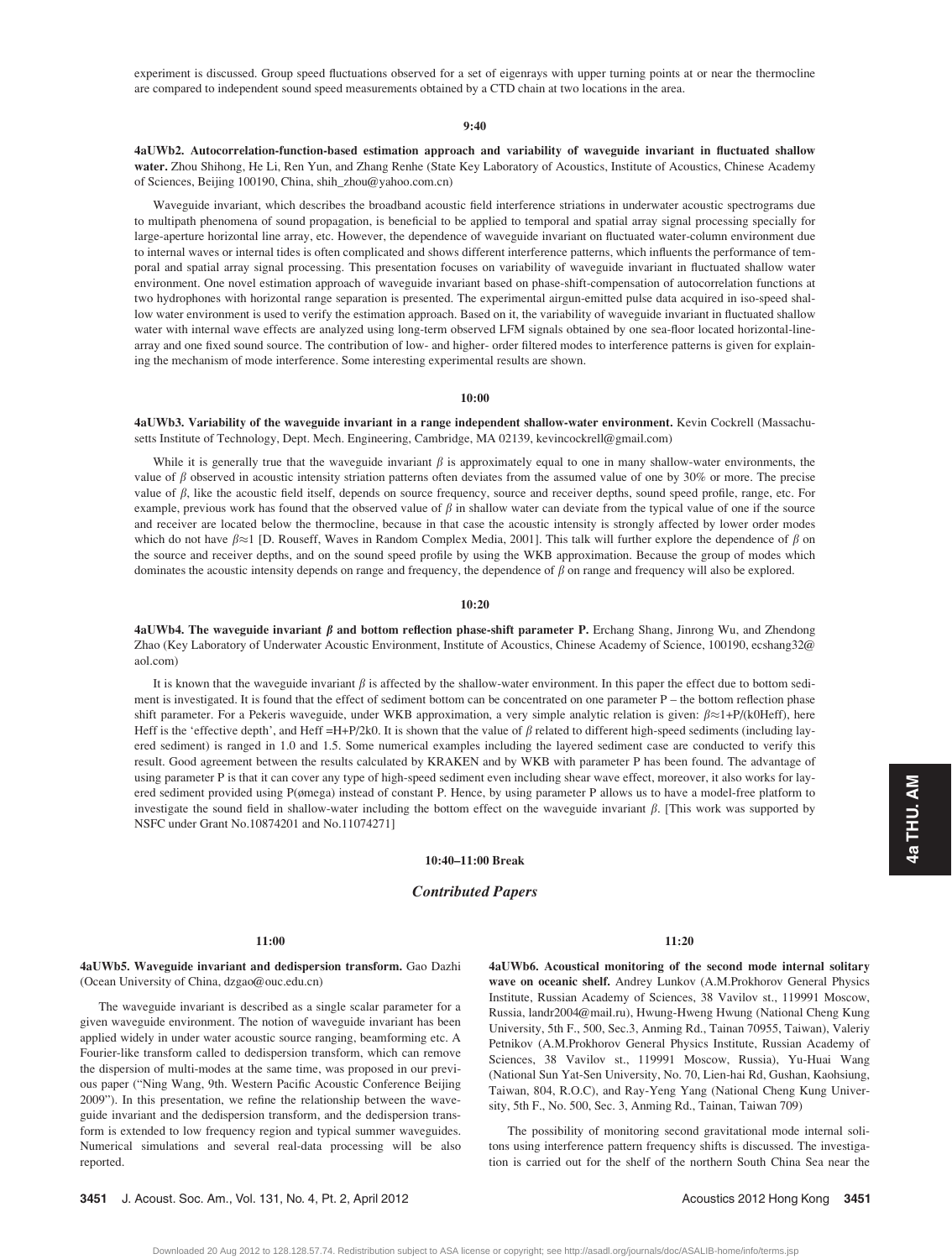experiment is discussed. Group speed fluctuations observed for a set of eigenrays with upper turning points at or near the thermocline are compared to independent sound speed measurements obtained by a CTD chain at two locations in the area.

9:40

**4aUWb2. Autocorrelation-function-based estimation approach and variability of waveguide invariant in fluctuated shallow water.** Zhou Shihong, He Li, Ren Yun, and Zhang Renhe (State Key Laboratory of Acoustics, Institute of Acoustics, Chinese Academy of Sciences, Beijing 100190, China, shih_zhou@yahoo.com.cn)

Waveguide invariant, which describes the broadband acoustic field interference striations in underwater acoustic spectrograms due to multipath phenomena of sound propagation, is beneficial to be applied to temporal and spatial array signal processing specially for large-aperture horizontal line array, etc. However, the dependence of waveguide invariant on fluctuated water-column environment due to internal waves or internal tides is often complicated and shows different interference patterns, which influents the performance of temporal and spatial array signal processing. This presentation focuses on variability of waveguide invariant in fluctuated shallow water environment. One novel estimation approach of waveguide invariant based on phase-shift-compensation of autocorrelation functions at two hydrophones with horizontal range separation is presented. The experimental airgun-emitted pulse data acquired in iso-speed shallow water environment is used to verify the estimation approach. Based on it, the variability of waveguide invariant in fluctuated shallow water with internal wave effects are analyzed using long-term observed LFM signals obtained by one sea-floor located horizontal-line-array and one fixed sound source. The contribution of low- and higher- order filtered modes to interference patterns is given for explaining the mechanism of mode interference. Some interesting experimental results are shown.

10:00

**4aUWb3. Variability of the waveguide invariant in a range independent shallow-water environment.** Kevin Cockrell (Massachusetts Institute of Technology, Dept. Mech. Engineering, Cambridge, MA 02139, kevincockrell@gmail.com)

While it is generally true that the waveguide invariant $\beta$ is approximately equal to one in many shallow-water environments, the value of $\beta$ observed in acoustic intensity striation patterns often deviates from the assumed value of one by 30% or more. The precise value of $\beta$, like the acoustic field itself, depends on source frequency, source and receiver depths, sound speed profile, range, etc. For example, previous work has found that the observed value of $\beta$ in shallow water can deviate from the typical value of one if the source and receiver are located below the thermocline, because in that case the acoustic intensity is strongly affected by lower order modes which do not have $\beta \approx 1$ [D. Rouseff, Waves in Random Complex Media, 2001]. This talk will further explore the dependence of $\beta$ on the source and receiver depths, and on the sound speed profile by using the WKB approximation. Because the group of modes which dominates the acoustic intensity depends on range and frequency, the dependence of $\beta$ on range and frequency will also be explored.

10:20

**4aUWb4. The waveguide invariant $\beta$ and bottom reflection phase-shift parameter P.** Erchang Shang, Jinrong Wu, and Zhendong Zhao (Key Laboratory of Underwater Acoustic Environment, Institute of Acoustics, Chinese Academy of Science, 100190, ecshang32@aol.com)

It is known that the waveguide invariant $\beta$ is affected by the shallow-water environment. In this paper the effect due to bottom sediment is investigated. It is found that the effect of sediment bottom can be concentrated on one parameter P – the bottom reflection phase shift parameter. For a Pekeris waveguide, under WKB approximation, a very simple analytic relation is given: $\beta \approx 1+P/(k0Heff)$, here Heff is the 'effective depth', and Heff =H+P/2k0. It is shown that the value of $\beta$ related to different high-speed sediments (including layered sediment) is ranged in 1.0 and 1.5. Some numerical examples including the layered sediment case are conducted to verify this result. Good agreement between the results calculated by KRAKEN and by WKB with parameter P has been found. The advantage of using parameter P is that it can cover any type of high-speed sediment even including shear wave effect, moreover, it also works for layered sediment provided using P(ømega) instead of constant P. Hence, by using parameter P allows us to have a model-free platform to investigate the sound field in shallow-water including the bottom effect on the waveguide invariant $\beta$. [This work was supported by NSFC under Grant No.10874201 and No.11074271]

10:40–11:00 Break

## *Contributed Papers*

11:00

**4aUWb5. Waveguide invariant and dedispersion transform.** Gao Dazhi (Ocean University of China, dzgao@ouc.edu.cn)

The waveguide invariant is described as a single scalar parameter for a given waveguide environment. The notion of waveguide invariant has been applied widely in under water acoustic source ranging, beamforming etc. A Fourier-like transform called to dedispersion transform, which can remove the dispersion of multi-modes at the same time, was proposed in our previous paper ("Ning Wang, 9th. Western Pacific Acoustic Conference Beijing 2009"). In this presentation, we refine the relationship between the waveguide invariant and the dedispersion transform, and the dedispersion transform is extended to low frequency region and typical summer waveguides. Numerical simulations and several real-data processing will be also reported.

11:20

**4aUWb6. Acoustical monitoring of the second mode internal solitary wave on oceanic shelf.** Andrey Lunkov (A.M.Prokhorov General Physics Institute, Russian Academy of Sciences, 38 Vavilov st., 119991 Moscow, Russia, landr2004@mail.ru), Hwung-Hweng Hwung (National Cheng Kung University, 5th F., 500, Sec.3, Anming Rd., Tainan 70955, Taiwan), Valeriy Petnikov (A.M.Prokhorov General Physics Institute, Russian Academy of Sciences, 38 Vavilov st., 119991 Moscow, Russia), Yu-Huai Wang (National Sun Yat-Sen University, No. 70, Lien-hai Rd, Gushan, Kaohsiung, Taiwan, 804, R.O.C), and Ray-Yeng Yang (National Cheng Kung University, 5th F., No. 500, Sec. 3, Anming Rd., Tainan, Taiwan 709)

The possibility of monitoring second gravitational mode internal solitons using interference pattern frequency shifts is discussed. The investigation is carried out for the shelf of the northern South China Sea near the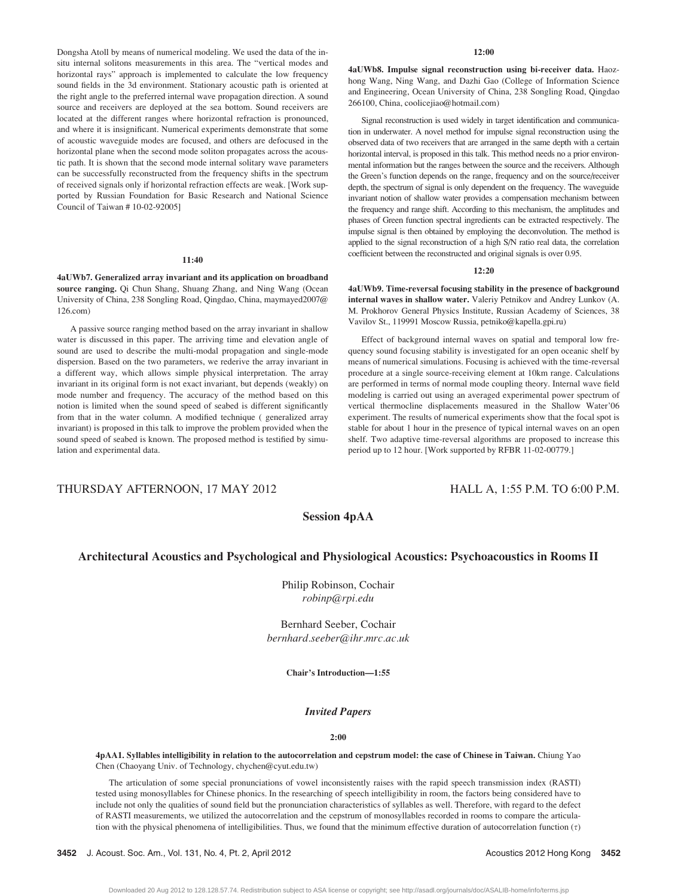Dongsha Atoll by means of numerical modeling. We used the data of the in-situ internal solitons measurements in this area. The "vertical modes and horizontal rays" approach is implemented to calculate the low frequency sound fields in the 3d environment. Stationary acoustic path is oriented at the right angle to the preferred internal wave propagation direction. A sound source and receivers are deployed at the sea bottom. Sound receivers are located at the different ranges where horizontal refraction is pronounced, and where it is insignificant. Numerical experiments demonstrate that some of acoustic waveguide modes are focused, and others are defocused in the horizontal plane when the second mode soliton propagates across the acoustic path. It is shown that the second mode internal solitary wave parameters can be successfully reconstructed from the frequency shifts in the spectrum of received signals only if horizontal refraction effects are weak. [Work supported by Russian Foundation for Basic Research and National Science Council of Taiwan # 10-02-92005]

**11:40**

**4aUWb7. Generalized array invariant and its application on broadband source ranging.** Qi Chun Shang, Shuang Zhang, and Ning Wang (Ocean University of China, 238 Songling Road, Qingdao, China, maymayed2007@126.com)

A passive source ranging method based on the array invariant in shallow water is discussed in this paper. The arriving time and elevation angle of sound are used to describe the multi-modal propagation and single-mode dispersion. Based on the two parameters, we rederive the array invariant in a different way, which allows simple physical interpretation. The array invariant in its original form is not exact invariant, but depends (weakly) on mode number and frequency. The accuracy of the method based on this notion is limited when the sound speed of seabed is different significantly from that in the water column. A modified technique ( generalized array invariant) is proposed in this talk to improve the problem provided when the sound speed of seabed is known. The proposed method is testified by simulation and experimental data.

**12:00**

**4aUWb8. Impulse signal reconstruction using bi-receiver data.** Haozhong Wang, Ning Wang, and Dazhi Gao (College of Information Science and Engineering, Ocean University of China, 238 Songling Road, Qingdao 266100, China, coolicejiao@hotmail.com)

Signal reconstruction is used widely in target identification and communication in underwater. A novel method for impulse signal reconstruction using the observed data of two receivers that are arranged in the same depth with a certain horizontal interval, is proposed in this talk. This method needs no a prior environmental information but the ranges between the source and the receivers. Although the Green's function depends on the range, frequency and on the source/receiver depth, the spectrum of signal is only dependent on the frequency. The waveguide invariant notion of shallow water provides a compensation mechanism between the frequency and range shift. According to this mechanism, the amplitudes and phases of Green function spectral ingredients can be extracted respectively. The impulse signal is then obtained by employing the deconvolution. The method is applied to the signal reconstruction of a high S/N ratio real data, the correlation coefficient between the reconstructed and original signals is over 0.95.

**12:20**

**4aUWb9. Time-reversal focusing stability in the presence of background internal waves in shallow water.** Valeriy Petnikov and Andrey Lunkov (A. M. Prokhorov General Physics Institute, Russian Academy of Sciences, 38 Vavilov St., 119991 Moscow Russia, petniko@kapella.gpi.ru)

Effect of background internal waves on spatial and temporal low frequency sound focusing stability is investigated for an open oceanic shelf by means of numerical simulations. Focusing is achieved with the time-reversal procedure at a single source-receiving element at 10km range. Calculations are performed in terms of normal mode coupling theory. Internal wave field modeling is carried out using an averaged experimental power spectrum of vertical thermocline displacements measured in the Shallow Water'06 experiment. The results of numerical experiments show that the focal spot is stable for about 1 hour in the presence of typical internal waves on an open shelf. Two adaptive time-reversal algorithms are proposed to increase this period up to 12 hour. [Work supported by RFBR 11-02-00779.]

THURSDAY AFTERNOON, 17 MAY 2012 — HALL A, 1:55 P.M. TO 6:00 P.M.

## Session 4pAA

## Architectural Acoustics and Psychological and Physiological Acoustics: Psychoacoustics in Rooms II

Philip Robinson, Cochair
*robinp@rpi.edu*

Bernhard Seeber, Cochair
*bernhard.seeber@ihr.mrc.ac.uk*

**Chair's Introduction—1:55**

### *Invited Papers*

**2:00**

**4pAA1. Syllables intelligibility in relation to the autocorrelation and cepstrum model: the case of Chinese in Taiwan.** Chiung Yao Chen (Chaoyang Univ. of Technology, chychen@cyut.edu.tw)

The articulation of some special pronunciations of vowel inconsistently raises with the rapid speech transmission index (RASTI) tested using monosyllables for Chinese phonics. In the researching of speech intelligibility in room, the factors being considered have to include not only the qualities of sound field but the pronunciation characteristics of syllables as well. Therefore, with regard to the defect of RASTI measurements, we utilized the autocorrelation and the cepstrum of monosyllables recorded in rooms to compare the articulation with the physical phenomena of intelligibilities. Thus, we found that the minimum effective duration of autocorrelation function ($\tau$)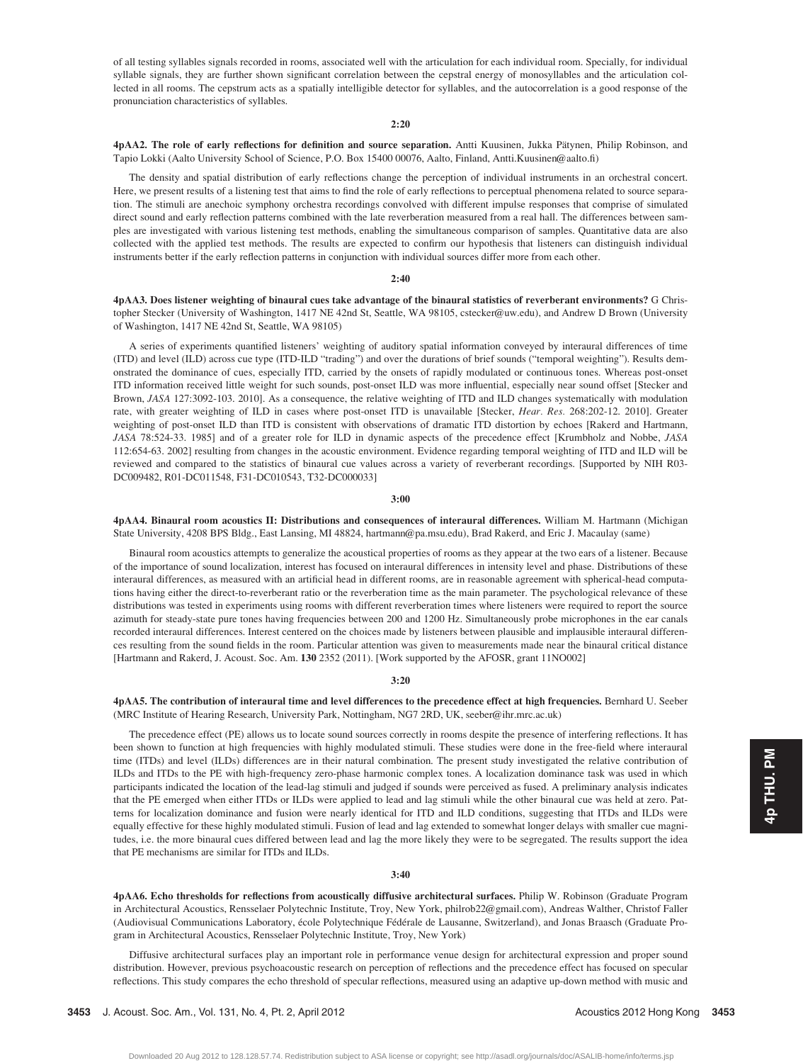of all testing syllables signals recorded in rooms, associated well with the articulation for each individual room. Specially, for individual syllable signals, they are further shown significant correlation between the cepstral energy of monosyllables and the articulation collected in all rooms. The cepstrum acts as a spatially intelligible detector for syllables, and the autocorrelation is a good response of the pronunciation characteristics of syllables.

**2:20**

**4pAA2. The role of early reflections for definition and source separation.** Antti Kuusinen, Jukka Pätynen, Philip Robinson, and Tapio Lokki (Aalto University School of Science, P.O. Box 15400 00076, Aalto, Finland, Antti.Kuusinen@aalto.fi)

The density and spatial distribution of early reflections change the perception of individual instruments in an orchestral concert. Here, we present results of a listening test that aims to find the role of early reflections to perceptual phenomena related to source separation. The stimuli are anechoic symphony orchestra recordings convolved with different impulse responses that comprise of simulated direct sound and early reflection patterns combined with the late reverberation measured from a real hall. The differences between samples are investigated with various listening test methods, enabling the simultaneous comparison of samples. Quantitative data are also collected with the applied test methods. The results are expected to confirm our hypothesis that listeners can distinguish individual instruments better if the early reflection patterns in conjunction with individual sources differ more from each other.

**2:40**

**4pAA3. Does listener weighting of binaural cues take advantage of the binaural statistics of reverberant environments?** G Christopher Stecker (University of Washington, 1417 NE 42nd St, Seattle, WA 98105, cstecker@uw.edu), and Andrew D Brown (University of Washington, 1417 NE 42nd St, Seattle, WA 98105)

A series of experiments quantified listeners' weighting of auditory spatial information conveyed by interaural differences of time (ITD) and level (ILD) across cue type (ITD-ILD "trading") and over the durations of brief sounds ("temporal weighting"). Results demonstrated the dominance of cues, especially ITD, carried by the onsets of rapidly modulated or continuous tones. Whereas post-onset ITD information received little weight for such sounds, post-onset ILD was more influential, especially near sound offset [Stecker and Brown, *JASA* 127:3092-103. 2010]. As a consequence, the relative weighting of ITD and ILD changes systematically with modulation rate, with greater weighting of ILD in cases where post-onset ITD is unavailable [Stecker, *Hear. Res.* 268:202-12. 2010]. Greater weighting of post-onset ILD than ITD is consistent with observations of dramatic ITD distortion by echoes [Rakerd and Hartmann, *JASA* 78:524-33. 1985] and of a greater role for ILD in dynamic aspects of the precedence effect [Krumbholz and Nobbe, *JASA* 112:654-63. 2002] resulting from changes in the acoustic environment. Evidence regarding temporal weighting of ITD and ILD will be reviewed and compared to the statistics of binaural cue values across a variety of reverberant recordings. [Supported by NIH R03-DC009482, R01-DC011548, F31-DC010543, T32-DC000033]

**3:00**

**4pAA4. Binaural room acoustics II: Distributions and consequences of interaural differences.** William M. Hartmann (Michigan State University, 4208 BPS Bldg., East Lansing, MI 48824, hartmann@pa.msu.edu), Brad Rakerd, and Eric J. Macaulay (same)

Binaural room acoustics attempts to generalize the acoustical properties of rooms as they appear at the two ears of a listener. Because of the importance of sound localization, interest has focused on interaural differences in intensity level and phase. Distributions of these interaural differences, as measured with an artificial head in different rooms, are in reasonable agreement with spherical-head computations having either the direct-to-reverberant ratio or the reverberation time as the main parameter. The psychological relevance of these distributions was tested in experiments using rooms with different reverberation times where listeners were required to report the source azimuth for steady-state pure tones having frequencies between 200 and 1200 Hz. Simultaneously probe microphones in the ear canals recorded interaural differences. Interest centered on the choices made by listeners between plausible and implausible interaural differences resulting from the sound fields in the room. Particular attention was given to measurements made near the binaural critical distance [Hartmann and Rakerd, J. Acoust. Soc. Am. **130** 2352 (2011). [Work supported by the AFOSR, grant 11NO002]

**3:20**

**4pAA5. The contribution of interaural time and level differences to the precedence effect at high frequencies.** Bernhard U. Seeber (MRC Institute of Hearing Research, University Park, Nottingham, NG7 2RD, UK, seeber@ihr.mrc.ac.uk)

The precedence effect (PE) allows us to locate sound sources correctly in rooms despite the presence of interfering reflections. It has been shown to function at high frequencies with highly modulated stimuli. These studies were done in the free-field where interaural time (ITDs) and level (ILDs) differences are in their natural combination. The present study investigated the relative contribution of ILDs and ITDs to the PE with high-frequency zero-phase harmonic complex tones. A localization dominance task was used in which participants indicated the location of the lead-lag stimuli and judged if sounds were perceived as fused. A preliminary analysis indicates that the PE emerged when either ITDs or ILDs were applied to lead and lag stimuli while the other binaural cue was held at zero. Patterns for localization dominance and fusion were nearly identical for ITD and ILD conditions, suggesting that ITDs and ILDs were equally effective for these highly modulated stimuli. Fusion of lead and lag extended to somewhat longer delays with smaller cue magnitudes, i.e. the more binaural cues differed between lead and lag the more likely they were to be segregated. The results support the idea that PE mechanisms are similar for ITDs and ILDs.

**3:40**

**4pAA6. Echo thresholds for reflections from acoustically diffusive architectural surfaces.** Philip W. Robinson (Graduate Program in Architectural Acoustics, Rensselaer Polytechnic Institute, Troy, New York, philrob22@gmail.com), Andreas Walther, Christof Faller (Audiovisual Communications Laboratory, école Polytechnique Fédérale de Lausanne, Switzerland), and Jonas Braasch (Graduate Program in Architectural Acoustics, Rensselaer Polytechnic Institute, Troy, New York)

Diffusive architectural surfaces play an important role in performance venue design for architectural expression and proper sound distribution. However, previous psychoacoustic research on perception of reflections and the precedence effect has focused on specular reflections. This study compares the echo threshold of specular reflections, measured using an adaptive up-down method with music and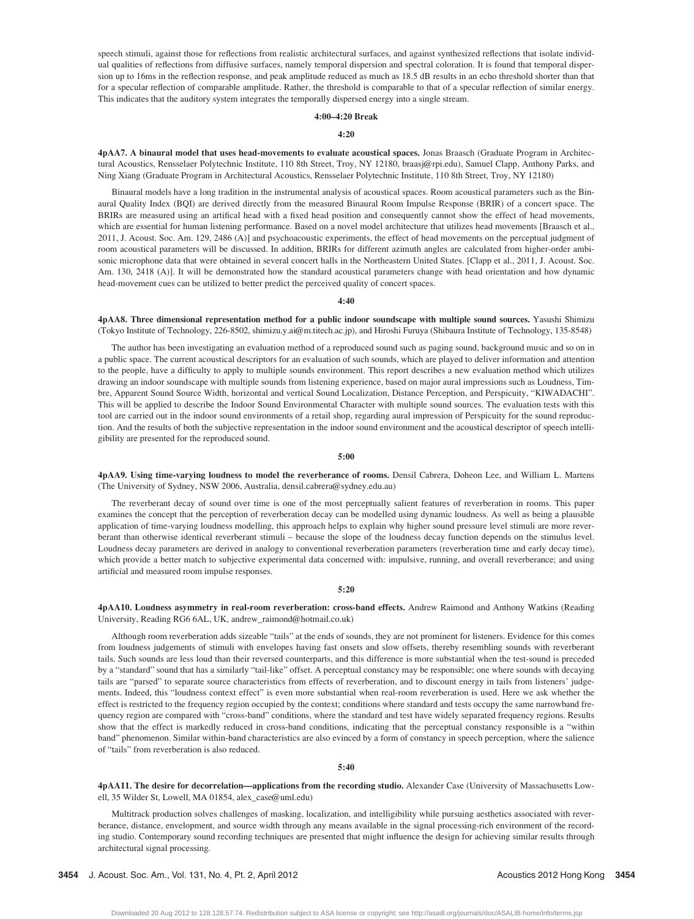speech stimuli, against those for reflections from realistic architectural surfaces, and against synthesized reflections that isolate individual qualities of reflections from diffusive surfaces, namely temporal dispersion and spectral coloration. It is found that temporal dispersion up to 16ms in the reflection response, and peak amplitude reduced as much as 18.5 dB results in an echo threshold shorter than that for a specular reflection of comparable amplitude. Rather, the threshold is comparable to that of a specular reflection of similar energy. This indicates that the auditory system integrates the temporally dispersed energy into a single stream.

**4:00–4:20 Break**

**4:20**

**4pAA7. A binaural model that uses head-movements to evaluate acoustical spaces.** Jonas Braasch (Graduate Program in Architectural Acoustics, Rensselaer Polytechnic Institute, 110 8th Street, Troy, NY 12180, braasj@rpi.edu), Samuel Clapp, Anthony Parks, and Ning Xiang (Graduate Program in Architectural Acoustics, Rensselaer Polytechnic Institute, 110 8th Street, Troy, NY 12180)

Binaural models have a long tradition in the instrumental analysis of acoustical spaces. Room acoustical parameters such as the Binaural Quality Index (BQI) are derived directly from the measured Binaural Room Impulse Response (BRIR) of a concert space. The BRIRs are measured using an artifical head with a fixed head position and consequently cannot show the effect of head movements, which are essential for human listening performance. Based on a novel model architecture that utilizes head movements [Braasch et al., 2011, J. Acoust. Soc. Am. 129, 2486 (A)] and psychoacoustic experiments, the effect of head movements on the perceptual judgment of room acoustical parameters will be discussed. In addition, BRIRs for different azimuth angles are calculated from higher-order ambisonic microphone data that were obtained in several concert halls in the Northeastern United States. [Clapp et al., 2011, J. Acoust. Soc. Am. 130, 2418 (A)]. It will be demonstrated how the standard acoustical parameters change with head orientation and how dynamic head-movement cues can be utilized to better predict the perceived quality of concert spaces.

**4:40**

**4pAA8. Three dimensional representation method for a public indoor soundscape with multiple sound sources.** Yasushi Shimizu (Tokyo Institute of Technology, 226-8502, shimizu.y.ai@m.titech.ac.jp), and Hiroshi Furuya (Shibaura Institute of Technology, 135-8548)

The author has been investigating an evaluation method of a reproduced sound such as paging sound, background music and so on in a public space. The current acoustical descriptors for an evaluation of such sounds, which are played to deliver information and attention to the people, have a difficulty to apply to multiple sounds environment. This report describes a new evaluation method which utilizes drawing an indoor soundscape with multiple sounds from listening experience, based on major aural impressions such as Loudness, Timbre, Apparent Sound Source Width, horizontal and vertical Sound Localization, Distance Perception, and Perspicuity, "KIWADACHI". This will be applied to describe the Indoor Sound Environmental Character with multiple sound sources. The evaluation tests with this tool are carried out in the indoor sound environments of a retail shop, regarding aural impression of Perspicuity for the sound reproduction. And the results of both the subjective representation in the indoor sound environment and the acoustical descriptor of speech intelligibility are presented for the reproduced sound.

**5:00**

**4pAA9. Using time-varying loudness to model the reverberance of rooms.** Densil Cabrera, Doheon Lee, and William L. Martens (The University of Sydney, NSW 2006, Australia, densil.cabrera@sydney.edu.au)

The reverberant decay of sound over time is one of the most perceptually salient features of reverberation in rooms. This paper examines the concept that the perception of reverberation decay can be modelled using dynamic loudness. As well as being a plausible application of time-varying loudness modelling, this approach helps to explain why higher sound pressure level stimuli are more reverberant than otherwise identical reverberant stimuli – because the slope of the loudness decay function depends on the stimulus level. Loudness decay parameters are derived in analogy to conventional reverberation parameters (reverberation time and early decay time), which provide a better match to subjective experimental data concerned with: impulsive, running, and overall reverberance; and using artificial and measured room impulse responses.

**5:20**

**4pAA10. Loudness asymmetry in real-room reverberation: cross-band effects.** Andrew Raimond and Anthony Watkins (Reading University, Reading RG6 6AL, UK, andrew_raimond@hotmail.co.uk)

Although room reverberation adds sizeable "tails" at the ends of sounds, they are not prominent for listeners. Evidence for this comes from loudness judgements of stimuli with envelopes having fast onsets and slow offsets, thereby resembling sounds with reverberant tails. Such sounds are less loud than their reversed counterparts, and this difference is more substantial when the test-sound is preceded by a "standard" sound that has a similarly "tail-like" offset. A perceptual constancy may be responsible; one where sounds with decaying tails are "parsed" to separate source characteristics from effects of reverberation, and to discount energy in tails from listeners' judgements. Indeed, this "loudness context effect" is even more substantial when real-room reverberation is used. Here we ask whether the effect is restricted to the frequency region occupied by the context; conditions where standard and tests occupy the same narrowband frequency region are compared with "cross-band" conditions, where the standard and test have widely separated frequency regions. Results show that the effect is markedly reduced in cross-band conditions, indicating that the perceptual constancy responsible is a "within band" phenomenon. Similar within-band characteristics are also evinced by a form of constancy in speech perception, where the salience of "tails" from reverberation is also reduced.

**5:40**

**4pAA11. The desire for decorrelation—applications from the recording studio.** Alexander Case (University of Massachusetts Lowell, 35 Wilder St, Lowell, MA 01854, alex_case@uml.edu)

Multitrack production solves challenges of masking, localization, and intelligibility while pursuing aesthetics associated with reverberance, distance, envelopment, and source width through any means available in the signal processing-rich environment of the recording studio. Contemporary sound recording techniques are presented that might influence the design for achieving similar results through architectural signal processing.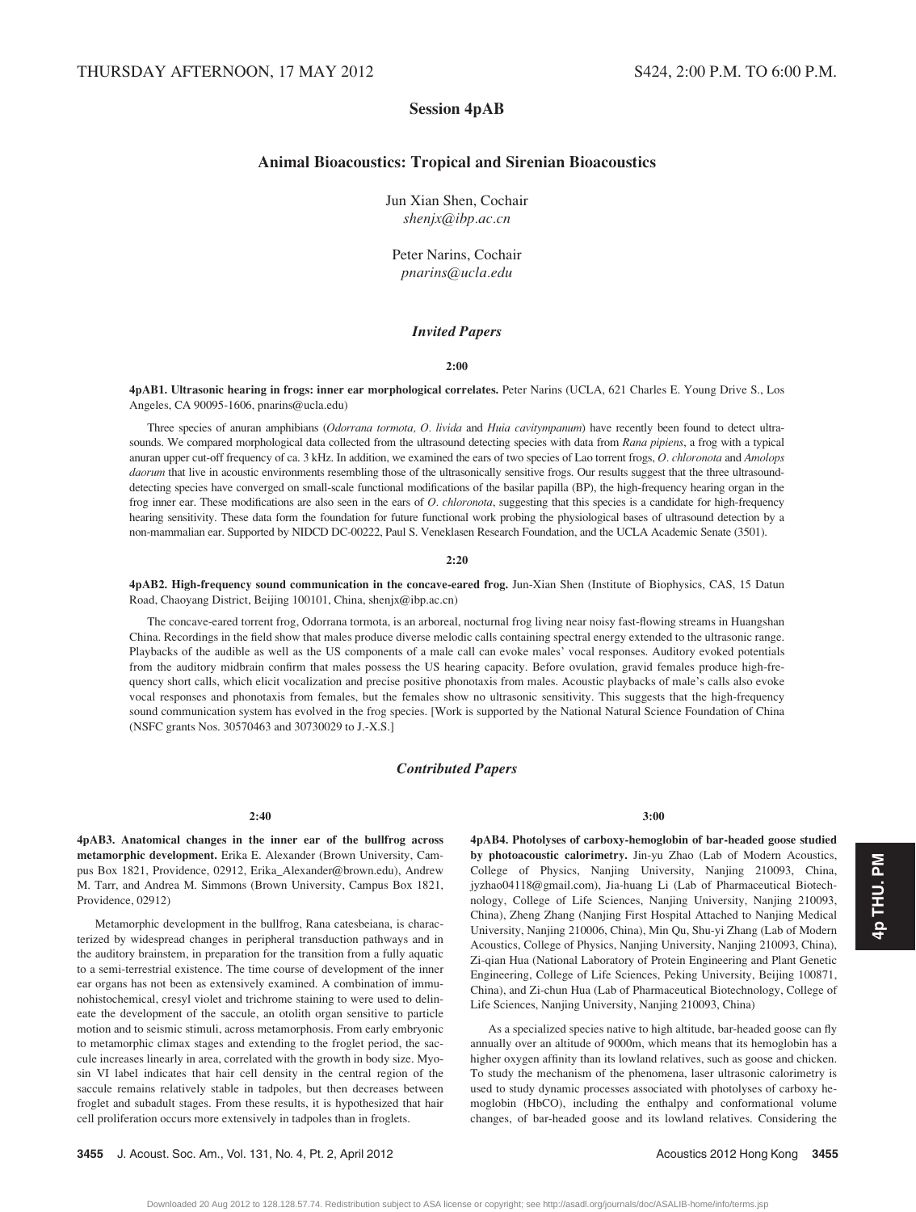## THURSDAY AFTERNOON, 17 MAY 2012 — S424, 2:00 P.M. TO 6:00 P.M.

# Session 4pAB

## Animal Bioacoustics: Tropical and Sirenian Bioacoustics

Jun Xian Shen, Cochair
*shenjx@ibp.ac.cn*

Peter Narins, Cochair
*pnarins@ucla.edu*

### *Invited Papers*

**2:00**

**4pAB1. Ultrasonic hearing in frogs: inner ear morphological correlates.** Peter Narins (UCLA, 621 Charles E. Young Drive S., Los Angeles, CA 90095-1606, pnarins@ucla.edu)

Three species of anuran amphibians (*Odorrana tormota, O. livida* and *Huia cavitympanum*) have recently been found to detect ultrasounds. We compared morphological data collected from the ultrasound detecting species with data from *Rana pipiens*, a frog with a typical anuran upper cut-off frequency of ca. 3 kHz. In addition, we examined the ears of two species of Lao torrent frogs, *O. chloronota* and *Amolops daorum* that live in acoustic environments resembling those of the ultrasonically sensitive frogs. Our results suggest that the three ultrasound-detecting species have converged on small-scale functional modifications of the basilar papilla (BP), the high-frequency hearing organ in the frog inner ear. These modifications are also seen in the ears of *O. chloronota*, suggesting that this species is a candidate for high-frequency hearing sensitivity. These data form the foundation for future functional work probing the physiological bases of ultrasound detection by a non-mammalian ear. Supported by NIDCD DC-00222, Paul S. Veneklasen Research Foundation, and the UCLA Academic Senate (3501).

**2:20**

**4pAB2. High-frequency sound communication in the concave-eared frog.** Jun-Xian Shen (Institute of Biophysics, CAS, 15 Datun Road, Chaoyang District, Beijing 100101, China, shenjx@ibp.ac.cn)

The concave-eared torrent frog, Odorrana tormota, is an arboreal, nocturnal frog living near noisy fast-flowing streams in Huangshan China. Recordings in the field show that males produce diverse melodic calls containing spectral energy extended to the ultrasonic range. Playbacks of the audible as well as the US components of a male call can evoke males' vocal responses. Auditory evoked potentials from the auditory midbrain confirm that males possess the US hearing capacity. Before ovulation, gravid females produce high-frequency short calls, which elicit vocalization and precise positive phonotaxis from males. Acoustic playbacks of male's calls also evoke vocal responses and phonotaxis from females, but the females show no ultrasonic sensitivity. This suggests that the high-frequency sound communication system has evolved in the frog species. [Work is supported by the National Natural Science Foundation of China (NSFC grants Nos. 30570463 and 30730029 to J.-X.S.]

### *Contributed Papers*

**2:40**

**4pAB3. Anatomical changes in the inner ear of the bullfrog across metamorphic development.** Erika E. Alexander (Brown University, Campus Box 1821, Providence, 02912, Erika_Alexander@brown.edu), Andrew M. Tarr, and Andrea M. Simmons (Brown University, Campus Box 1821, Providence, 02912)

Metamorphic development in the bullfrog, Rana catesbeiana, is characterized by widespread changes in peripheral transduction pathways and in the auditory brainstem, in preparation for the transition from a fully aquatic to a semi-terrestrial existence. The time course of development of the inner ear organs has not been as extensively examined. A combination of immunohistochemical, cresyl violet and trichrome staining to were used to delineate the development of the saccule, an otolith organ sensitive to particle motion and to seismic stimuli, across metamorphosis. From early embryonic to metamorphic climax stages and extending to the froglet period, the saccule increases linearly in area, correlated with the growth in body size. Myosin VI label indicates that hair cell density in the central region of the saccule remains relatively stable in tadpoles, but then decreases between froglet and subadult stages. From these results, it is hypothesized that hair cell proliferation occurs more extensively in tadpoles than in froglets.

**3:00**

**4pAB4. Photolyses of carboxy-hemoglobin of bar-headed goose studied by photoacoustic calorimetry.** Jin-yu Zhao (Lab of Modern Acoustics, College of Physics, Nanjing University, Nanjing 210093, China, jyzhao04118@gmail.com), Jia-huang Li (Lab of Pharmaceutical Biotechnology, College of Life Sciences, Nanjing University, Nanjing 210093, China), Zheng Zhang (Nanjing First Hospital Attached to Nanjing Medical University, Nanjing 210006, China), Min Qu, Shu-yi Zhang (Lab of Modern Acoustics, College of Physics, Nanjing University, Nanjing 210093, China), Zi-qian Hua (National Laboratory of Protein Engineering and Plant Genetic Engineering, College of Life Sciences, Peking University, Beijing 100871, China), and Zi-chun Hua (Lab of Pharmaceutical Biotechnology, College of Life Sciences, Nanjing University, Nanjing 210093, China)

As a specialized species native to high altitude, bar-headed goose can fly annually over an altitude of 9000m, which means that its hemoglobin has a higher oxygen affinity than its lowland relatives, such as goose and chicken. To study the mechanism of the phenomena, laser ultrasonic calorimetry is used to study dynamic processes associated with photolyses of carboxy hemoglobin (HbCO), including the enthalpy and conformational volume changes, of bar-headed goose and its lowland relatives. Considering the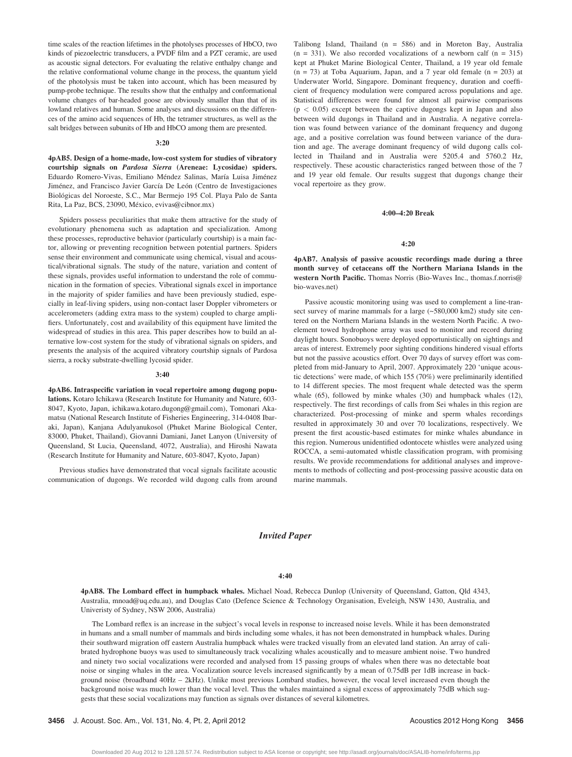time scales of the reaction lifetimes in the photolyses processes of HbCO, two kinds of piezoelectric transducers, a PVDF film and a PZT ceramic, are used as acoustic signal detectors. For evaluating the relative enthalpy change and the relative conformational volume change in the process, the quantum yield of the photolysis must be taken into account, which has been measured by pump-probe technique. The results show that the enthalpy and conformational volume changes of bar-headed goose are obviously smaller than that of its lowland relatives and human. Some analyses and discussions on the differences of the amino acid sequences of Hb, the tetramer structures, as well as the salt bridges between subunits of Hb and HbCO among them are presented.

**3:20**

**4pAB5. Design of a home-made, low-cost system for studies of vibratory courtship signals on *Pardosa Sierra* (Areneae: Lycosidae) spiders.** Eduardo Romero-Vivas, Emiliano Méndez Salinas, María Luisa Jiménez Jiménez, and Francisco Javier García De León (Centro de Investigaciones Biológicas del Noroeste, S.C., Mar Bermejo 195 Col. Playa Palo de Santa Rita, La Paz, BCS, 23090, México, evivas@cibnor.mx)

Spiders possess peculiarities that make them attractive for the study of evolutionary phenomena such as adaptation and specialization. Among these processes, reproductive behavior (particularly courtship) is a main factor, allowing or preventing recognition between potential partners. Spiders sense their environment and communicate using chemical, visual and acoustical/vibrational signals. The study of the nature, variation and content of these signals, provides useful information to understand the role of communication in the formation of species. Vibrational signals excel in importance in the majority of spider families and have been previously studied, especially in leaf-living spiders, using non-contact laser Doppler vibrometers or accelerometers (adding extra mass to the system) coupled to charge amplifiers. Unfortunately, cost and availability of this equipment have limited the widespread of studies in this area. This paper describes how to build an alternative low-cost system for the study of vibrational signals on spiders, and presents the analysis of the acquired vibratory courtship signals of Pardosa sierra, a rocky substrate-dwelling lycosid spider.

**3:40**

**4pAB6. Intraspecific variation in vocal repertoire among dugong populations.** Kotaro Ichikawa (Research Institute for Humanity and Nature, 603-8047, Kyoto, Japan, ichikawa.kotaro.dugong@gmail.com), Tomonari Akamatsu (National Research Institute of Fisheries Engineering, 314-0408 Ibaraki, Japan), Kanjana Adulyanukosol (Phuket Marine Biological Center, 83000, Phuket, Thailand), Giovanni Damiani, Janet Lanyon (University of Queensland, St Lucia, Queensland, 4072, Australia), and Hiroshi Nawata (Research Institute for Humanity and Nature, 603-8047, Kyoto, Japan)

Previous studies have demonstrated that vocal signals facilitate acoustic communication of dugongs. We recorded wild dugong calls from around Talibong Island, Thailand (n = 586) and in Moreton Bay, Australia (n = 331). We also recorded vocalizations of a newborn calf (n = 315) kept at Phuket Marine Biological Center, Thailand, a 19 year old female (n = 73) at Toba Aquarium, Japan, and a 7 year old female (n = 203) at Underwater World, Singapore. Dominant frequency, duration and coefficient of frequency modulation were compared across populations and age. Statistical differences were found for almost all pairwise comparisons ($p < 0.05$) except between the captive dugongs kept in Japan and also between wild dugongs in Thailand and in Australia. A negative correlation was found between variance of the dominant frequency and dugong age, and a positive correlation was found between variance of the duration and age. The average dominant frequency of wild dugong calls collected in Thailand and in Australia were 5205.4 and 5760.2 Hz, respectively. These acoustic characteristics ranged between those of the 7 and 19 year old female. Our results suggest that dugongs change their vocal repertoire as they grow.

**4:00–4:20 Break**

**4:20**

**4pAB7. Analysis of passive acoustic recordings made during a three month survey of cetaceans off the Northern Mariana Islands in the western North Pacific.** Thomas Norris (Bio-Waves Inc., thomas.f.norris@bio-waves.net)

Passive acoustic monitoring using was used to complement a line-transect survey of marine mammals for a large (~580,000 km2) study site centered on the Northern Mariana Islands in the western North Pacific. A two-element towed hydrophone array was used to monitor and record during daylight hours. Sonobuoys were deployed opportunistically on sightings and areas of interest. Extremely poor sighting conditions hindered visual efforts but not the passive acoustics effort. Over 70 days of survey effort was completed from mid-January to April, 2007. Approximately 220 'unique acoustic detections' were made, of which 155 (70%) were preliminarily identified to 14 different species. The most frequent whale detected was the sperm whale (65), followed by minke whales (30) and humpback whales (12), respectively. The first recordings of calls from Sei whales in this region are characterized. Post-processing of minke and sperm whales recordings resulted in approximately 30 and over 70 localizations, respectively. We present the first acoustic-based estimates for minke whales abundance in this region. Numerous unidentified odontocete whistles were analyzed using ROCCA, a semi-automated whistle classification program, with promising results. We provide recommendations for additional analyses and improvements to methods of collecting and post-processing passive acoustic data on marine mammals.

## *Invited Paper*

**4:40**

**4pAB8. The Lombard effect in humpback whales.** Michael Noad, Rebecca Dunlop (University of Queensland, Gatton, Qld 4343, Australia, mnoad@uq.edu.au), and Douglas Cato (Defence Science & Technology Organisation, Eveleigh, NSW 1430, Australia, and Univeristy of Sydney, NSW 2006, Australia)

The Lombard reflex is an increase in the subject's vocal levels in response to increased noise levels. While it has been demonstrated in humans and a small number of mammals and birds including some whales, it has not been demonstrated in humpback whales. During their southward migration off eastern Australia humpback whales were tracked visually from an elevated land station. An array of calibrated hydrophone buoys was used to simultaneously track vocalizing whales acoustically and to measure ambient noise. Two hundred and ninety two social vocalizations were recorded and analysed from 15 passing groups of whales when there was no detectable boat noise or singing whales in the area. Vocalization source levels increased significantly by a mean of 0.75dB per 1dB increase in background noise (broadband 40Hz – 2kHz). Unlike most previous Lombard studies, however, the vocal level increased even though the background noise was much lower than the vocal level. Thus the whales maintained a signal excess of approximately 75dB which suggests that these social vocalizations may function as signals over distances of several kilometres.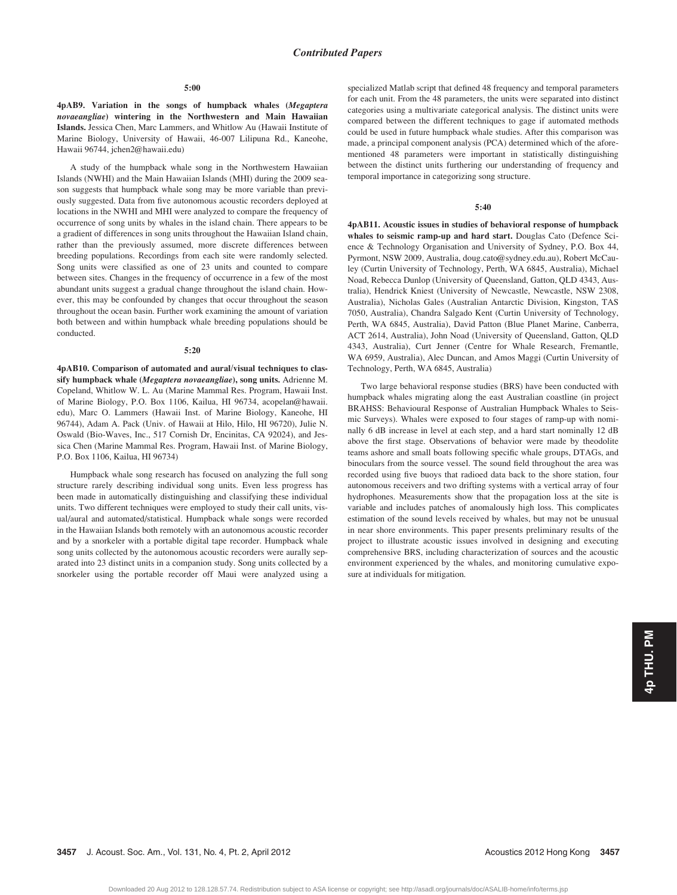**5:00**

**4pAB9. Variation in the songs of humpback whales (*Megaptera novaeangliae*) wintering in the Northwestern and Main Hawaiian Islands.** Jessica Chen, Marc Lammers, and Whitlow Au (Hawaii Institute of Marine Biology, University of Hawaii, 46-007 Lilipuna Rd., Kaneohe, Hawaii 96744, jchen2@hawaii.edu)

A study of the humpback whale song in the Northwestern Hawaiian Islands (NWHI) and the Main Hawaiian Islands (MHI) during the 2009 season suggests that humpback whale song may be more variable than previously suggested. Data from five autonomous acoustic recorders deployed at locations in the NWHI and MHI were analyzed to compare the frequency of occurrence of song units by whales in the island chain. There appears to be a gradient of differences in song units throughout the Hawaiian Island chain, rather than the previously assumed, more discrete differences between breeding populations. Recordings from each site were randomly selected. Song units were classified as one of 23 units and counted to compare between sites. Changes in the frequency of occurrence in a few of the most abundant units suggest a gradual change throughout the island chain. However, this may be confounded by changes that occur throughout the season throughout the ocean basin. Further work examining the amount of variation both between and within humpback whale breeding populations should be conducted.

**5:20**

**4pAB10. Comparison of automated and aural/visual techniques to classify humpback whale (*Megaptera novaeangliae*), song units.** Adrienne M. Copeland, Whitlow W. L. Au (Marine Mammal Res. Program, Hawaii Inst. of Marine Biology, P.O. Box 1106, Kailua, HI 96734, acopelan@hawaii.edu), Marc O. Lammers (Hawaii Inst. of Marine Biology, Kaneohe, HI 96744), Adam A. Pack (Univ. of Hawaii at Hilo, Hilo, HI 96720), Julie N. Oswald (Bio-Waves, Inc., 517 Cornish Dr, Encinitas, CA 92024), and Jessica Chen (Marine Mammal Res. Program, Hawaii Inst. of Marine Biology, P.O. Box 1106, Kailua, HI 96734)

Humpback whale song research has focused on analyzing the full song structure rarely describing individual song units. Even less progress has been made in automatically distinguishing and classifying these individual units. Two different techniques were employed to study their call units, visual/aural and automated/statistical. Humpback whale songs were recorded in the Hawaiian Islands both remotely with an autonomous acoustic recorder and by a snorkeler with a portable digital tape recorder. Humpback whale song units collected by the autonomous acoustic recorders were aurally separated into 23 distinct units in a companion study. Song units collected by a snorkeler using the portable recorder off Maui were analyzed using a specialized Matlab script that defined 48 frequency and temporal parameters for each unit. From the 48 parameters, the units were separated into distinct categories using a multivariate categorical analysis. The distinct units were compared between the different techniques to gage if automated methods could be used in future humpback whale studies. After this comparison was made, a principal component analysis (PCA) determined which of the aforementioned 48 parameters were important in statistically distinguishing between the distinct units furthering our understanding of frequency and temporal importance in categorizing song structure.

**5:40**

**4pAB11. Acoustic issues in studies of behavioral response of humpback whales to seismic ramp-up and hard start.** Douglas Cato (Defence Science & Technology Organisation and University of Sydney, P.O. Box 44, Pyrmont, NSW 2009, Australia, doug.cato@sydney.edu.au), Robert McCauley (Curtin University of Technology, Perth, WA 6845, Australia), Michael Noad, Rebecca Dunlop (University of Queensland, Gatton, QLD 4343, Australia), Hendrick Kniest (University of Newcastle, Newcastle, NSW 2308, Australia), Nicholas Gales (Australian Antarctic Division, Kingston, TAS 7050, Australia), Chandra Salgado Kent (Curtin University of Technology, Perth, WA 6845, Australia), David Patton (Blue Planet Marine, Canberra, ACT 2614, Australia), John Noad (University of Queensland, Gatton, QLD 4343, Australia), Curt Jenner (Centre for Whale Research, Fremantle, WA 6959, Australia), Alec Duncan, and Amos Maggi (Curtin University of Technology, Perth, WA 6845, Australia)

Two large behavioral response studies (BRS) have been conducted with humpback whales migrating along the east Australian coastline (in project BRAHSS: Behavioural Response of Australian Humpback Whales to Seismic Surveys). Whales were exposed to four stages of ramp-up with nominally 6 dB increase in level at each step, and a hard start nominally 12 dB above the first stage. Observations of behavior were made by theodolite teams ashore and small boats following specific whale groups, DTAGs, and binoculars from the source vessel. The sound field throughout the area was recorded using five buoys that radioed data back to the shore station, four autonomous receivers and two drifting systems with a vertical array of four hydrophones. Measurements show that the propagation loss at the site is variable and includes patches of anomalously high loss. This complicates estimation of the sound levels received by whales, but may not be unusual in near shore environments. This paper presents preliminary results of the project to illustrate acoustic issues involved in designing and executing comprehensive BRS, including characterization of sources and the acoustic environment experienced by the whales, and monitoring cumulative exposure at individuals for mitigation.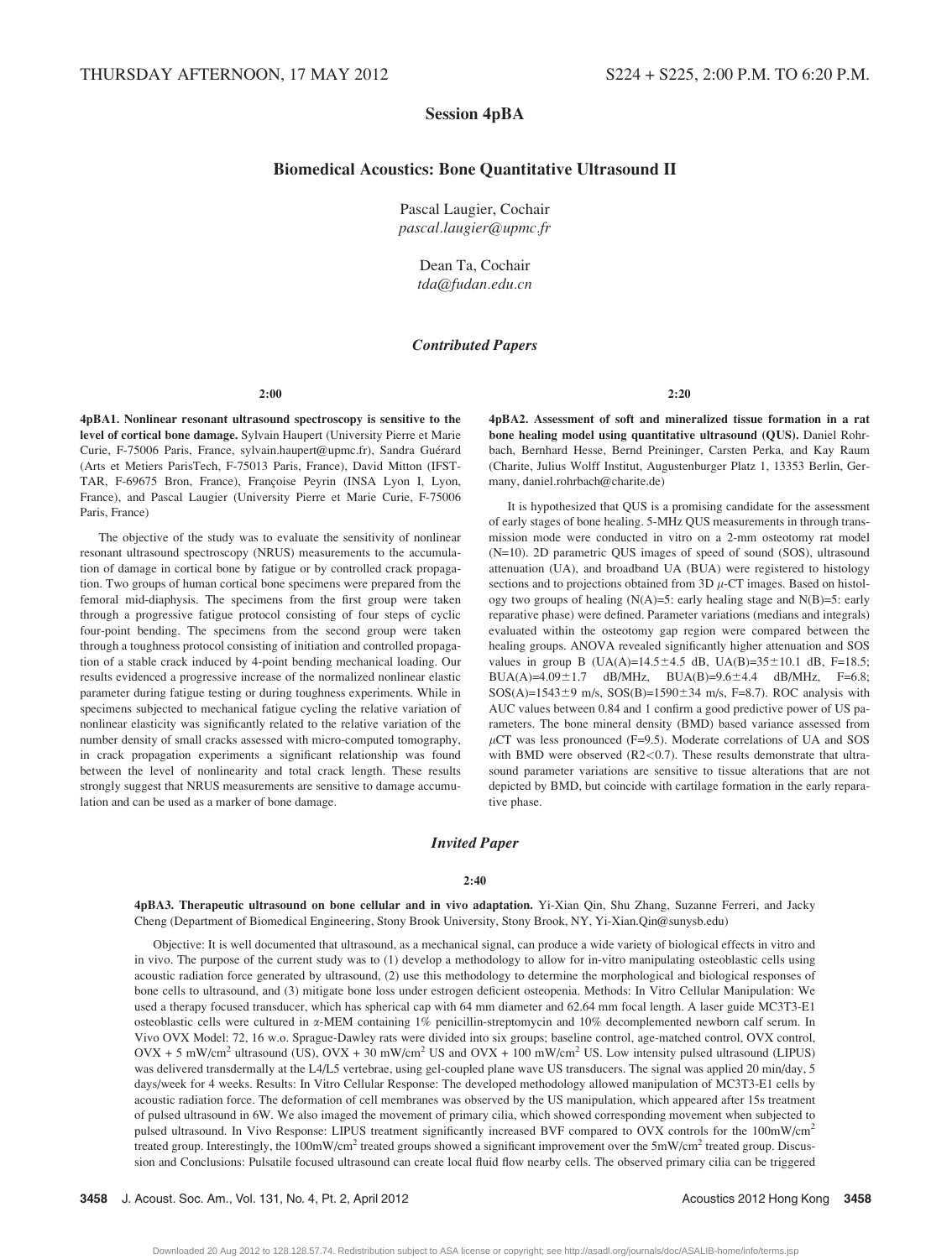THURSDAY AFTERNOON, 17 MAY 2012 S224 + S225, 2:00 P.M. TO 6:20 P.M.

# Session 4pBA

## Biomedical Acoustics: Bone Quantitative Ultrasound II

Pascal Laugier, Cochair
*pascal.laugier@upmc.fr*

Dean Ta, Cochair
*tda@fudan.edu.cn*

### *Contributed Papers*

**2:00**

**4pBA1. Nonlinear resonant ultrasound spectroscopy is sensitive to the level of cortical bone damage.** Sylvain Haupert (University Pierre et Marie Curie, F-75006 Paris, France, sylvain.haupert@upmc.fr), Sandra Guérard (Arts et Metiers ParisTech, F-75013 Paris, France), David Mitton (IFSTTAR, F-69675 Bron, France), Françoise Peyrin (INSA Lyon I, Lyon, France), and Pascal Laugier (University Pierre et Marie Curie, F-75006 Paris, France)

The objective of the study was to evaluate the sensitivity of nonlinear resonant ultrasound spectroscopy (NRUS) measurements to the accumulation of damage in cortical bone by fatigue or by controlled crack propagation. Two groups of human cortical bone specimens were prepared from the femoral mid-diaphysis. The specimens from the first group were taken through a progressive fatigue protocol consisting of four steps of cyclic four-point bending. The specimens from the second group were taken through a toughness protocol consisting of initiation and controlled propagation of a stable crack induced by 4-point bending mechanical loading. Our results evidenced a progressive increase of the normalized nonlinear elastic parameter during fatigue testing or during toughness experiments. While in specimens subjected to mechanical fatigue cycling the relative variation of nonlinear elasticity was significantly related to the relative variation of the number density of small cracks assessed with micro-computed tomography, in crack propagation experiments a significant relationship was found between the level of nonlinearity and total crack length. These results strongly suggest that NRUS measurements are sensitive to damage accumulation and can be used as a marker of bone damage.

**2:20**

**4pBA2. Assessment of soft and mineralized tissue formation in a rat bone healing model using quantitative ultrasound (QUS).** Daniel Rohrbach, Bernhard Hesse, Bernd Preininger, Carsten Perka, and Kay Raum (Charite, Julius Wolff Institut, Augustenburger Platz 1, 13353 Berlin, Germany, daniel.rohrbach@charite.de)

It is hypothesized that QUS is a promising candidate for the assessment of early stages of bone healing. 5-MHz QUS measurements in through transmission mode were conducted in vitro on a 2-mm osteotomy rat model (N=10). 2D parametric QUS images of speed of sound (SOS), ultrasound attenuation (UA), and broadband UA (BUA) were registered to histology sections and to projections obtained from 3D $\mu$-CT images. Based on histology two groups of healing (N(A)=5: early healing stage and N(B)=5: early reparative phase) were defined. Parameter variations (medians and integrals) evaluated within the osteotomy gap region were compared between the healing groups. ANOVA revealed significantly higher attenuation and SOS values in group B (UA(A)=14.5$\pm$4.5 dB, UA(B)=35$\pm$10.1 dB, F=18.5; BUA(A)=4.09$\pm$1.7 dB/MHz, BUA(B)=9.6$\pm$4.4 dB/MHz, F=6.8; SOS(A)=1543$\pm$9 m/s, SOS(B)=1590$\pm$34 m/s, F=8.7). ROC analysis with AUC values between 0.84 and 1 confirm a good predictive power of US parameters. The bone mineral density (BMD) based variance assessed from $\mu$CT was less pronounced (F=9.5). Moderate correlations of UA and SOS with BMD were observed ($R2<0.7$). These results demonstrate that ultrasound parameter variations are sensitive to tissue alterations that are not depicted by BMD, but coincide with cartilage formation in the early reparative phase.

### *Invited Paper*

**2:40**

**4pBA3. Therapeutic ultrasound on bone cellular and in vivo adaptation.** Yi-Xian Qin, Shu Zhang, Suzanne Ferreri, and Jacky Cheng (Department of Biomedical Engineering, Stony Brook University, Stony Brook, NY, Yi-Xian.Qin@sunysb.edu)

Objective: It is well documented that ultrasound, as a mechanical signal, can produce a wide variety of biological effects in vitro and in vivo. The purpose of the current study was to (1) develop a methodology to allow for in-vitro manipulating osteoblastic cells using acoustic radiation force generated by ultrasound, (2) use this methodology to determine the morphological and biological responses of bone cells to ultrasound, and (3) mitigate bone loss under estrogen deficient osteopenia. Methods: In Vitro Cellular Manipulation: We used a therapy focused transducer, which has spherical cap with 64 mm diameter and 62.64 mm focal length. A laser guide MC3T3-E1 osteoblastic cells were cultured in $\alpha$-MEM containing 1% penicillin-streptomycin and 10% decomplemented newborn calf serum. In Vivo OVX Model: 72, 16 w.o. Sprague-Dawley rats were divided into six groups; baseline control, age-matched control, OVX control, OVX + 5 mW/cm$^2$ ultrasound (US), OVX + 30 mW/cm$^2$ US and OVX + 100 mW/cm$^2$ US. Low intensity pulsed ultrasound (LIPUS) was delivered transdermally at the L4/L5 vertebrae, using gel-coupled plane wave US transducers. The signal was applied 20 min/day, 5 days/week for 4 weeks. Results: In Vitro Cellular Response: The developed methodology allowed manipulation of MC3T3-E1 cells by acoustic radiation force. The deformation of cell membranes was observed by the US manipulation, which appeared after 15s treatment of pulsed ultrasound in 6W. We also imaged the movement of primary cilia, which showed corresponding movement when subjected to pulsed ultrasound. In Vivo Response: LIPUS treatment significantly increased BVF compared to OVX controls for the 100mW/cm$^2$ treated group. Interestingly, the 100mW/cm$^2$ treated groups showed a significant improvement over the 5mW/cm$^2$ treated group. Discussion and Conclusions: Pulsatile focused ultrasound can create local fluid flow nearby cells. The observed primary cilia can be triggered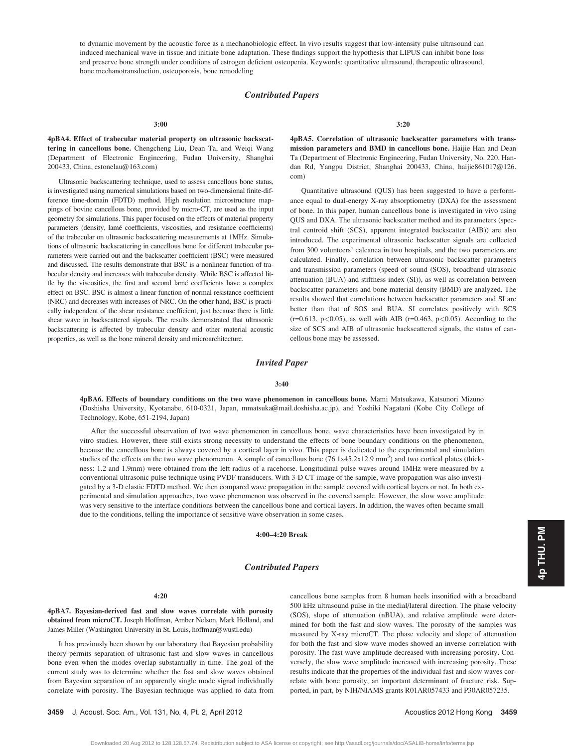to dynamic movement by the acoustic force as a mechanobiologic effect. In vivo results suggest that low-intensity pulse ultrasound can induced mechanical wave in tissue and initiate bone adaptation. These findings support the hypothesis that LIPUS can inhibit bone loss and preserve bone strength under conditions of estrogen deficient osteopenia. Keywords: quantitative ultrasound, therapeutic ultrasound, bone mechanotransduction, osteoporosis, bone remodeling

## *Contributed Papers*

**3:00**

**4pBA4. Effect of trabecular material property on ultrasonic backscattering in cancellous bone.** Chengcheng Liu, Dean Ta, and Weiqi Wang (Department of Electronic Engineering, Fudan University, Shanghai 200433, China, estonelau@163.com)

Ultrasonic backscattering technique, used to assess cancellous bone status, is investigated using numerical simulations based on two-dimensional finite-difference time-domain (FDTD) method. High resolution microstructure mappings of bovine cancellous bone, provided by micro-CT, are used as the input geometry for simulations. This paper focused on the effects of material property parameters (density, lamé coefficients, viscosities, and resistance coefficients) of the trabecular on ultrasonic backscattering measurements at 1MHz. Simulations of ultrasonic backscattering in cancellous bone for different trabecular parameters were carried out and the backscatter coefficient (BSC) were measured and discussed. The results demonstrate that BSC is a nonlinear function of trabecular density and increases with trabecular density. While BSC is affected little by the viscosities, the first and second lamé coefficients have a complex effect on BSC. BSC is almost a linear function of normal resistance coefficient (NRC) and decreases with increases of NRC. On the other hand, BSC is practically independent of the shear resistance coefficient, just because there is little shear wave in backscattered signals. The results demonstrated that ultrasonic backscattering is affected by trabecular density and other material acoustic properties, as well as the bone mineral density and microarchitecture.

**3:20**

**4pBA5. Correlation of ultrasonic backscatter parameters with transmission parameters and BMD in cancellous bone.** Haijie Han and Dean Ta (Department of Electronic Engineering, Fudan University, No. 220, Handan Rd, Yangpu District, Shanghai 200433, China, haijie861017@126.com)

Quantitative ultrasound (QUS) has been suggested to have a performance equal to dual-energy X-ray absorptiometry (DXA) for the assessment of bone. In this paper, human cancellous bone is investigated in vivo using QUS and DXA. The ultrasonic backscatter method and its parameters (spectral centroid shift (SCS), apparent integrated backscatter (AIB)) are also introduced. The experimental ultrasonic backscatter signals are collected from 300 volunteers' calcanea in two hospitals, and the two parameters are calculated. Finally, correlation between ultrasonic backscatter parameters and transmission parameters (speed of sound (SOS), broadband ultrasonic attenuation (BUA) and stiffness index (SI)), as well as correlation between backscatter parameters and bone material density (BMD) are analyzed. The results showed that correlations between backscatter parameters and SI are better than that of SOS and BUA. SI correlates positively with SCS ($r=0.613$, $p<0.05$), as well with AIB ($r=0.463$, $p<0.05$). According to the size of SCS and AIB of ultrasonic backscattered signals, the status of cancellous bone may be assessed.

## *Invited Paper*

**3:40**

**4pBA6. Effects of boundary conditions on the two wave phenomenon in cancellous bone.** Mami Matsukawa, Katsunori Mizuno (Doshisha University, Kyotanabe, 610-0321, Japan, mmatsuka@mail.doshisha.ac.jp), and Yoshiki Nagatani (Kobe City College of Technology, Kobe, 651-2194, Japan)

After the successful observation of two wave phenomenon in cancellous bone, wave characteristics have been investigated by in vitro studies. However, there still exists strong necessity to understand the effects of bone boundary conditions on the phenomenon, because the cancellous bone is always covered by a cortical layer in vivo. This paper is dedicated to the experimental and simulation studies of the effects on the two wave phenomenon. A sample of cancellous bone ($76.1\times45.2\times12.9$ mm$^3$) and two cortical plates (thickness: 1.2 and 1.9mm) were obtained from the left radius of a racehorse. Longitudinal pulse waves around 1MHz were measured by a conventional ultrasonic pulse technique using PVDF transducers. With 3-D CT image of the sample, wave propagation was also investigated by a 3-D elastic FDTD method. We then compared wave propagation in the sample covered with cortical layers or not. In both experimental and simulation approaches, two wave phenomenon was observed in the covered sample. However, the slow wave amplitude was very sensitive to the interface conditions between the cancellous bone and cortical layers. In addition, the waves often became small due to the conditions, telling the importance of sensitive wave observation in some cases.

**4:00–4:20 Break**

## *Contributed Papers*

**4:20**

**4pBA7. Bayesian-derived fast and slow waves correlate with porosity obtained from microCT.** Joseph Hoffman, Amber Nelson, Mark Holland, and James Miller (Washington University in St. Louis, hoffman@wustl.edu)

It has previously been shown by our laboratory that Bayesian probability theory permits separation of ultrasonic fast and slow waves in cancellous bone even when the modes overlap substantially in time. The goal of the current study was to determine whether the fast and slow waves obtained from Bayesian separation of an apparently single mode signal individually correlate with porosity. The Bayesian technique was applied to data from cancellous bone samples from 8 human heels insonified with a broadband 500 kHz ultrasound pulse in the medial/lateral direction. The phase velocity (SOS), slope of attenuation (nBUA), and relative amplitude were determined for both the fast and slow waves. The porosity of the samples was measured by X-ray microCT. The phase velocity and slope of attenuation for both the fast and slow wave modes showed an inverse correlation with porosity. The fast wave amplitude decreased with increasing porosity. Conversely, the slow wave amplitude increased with increasing porosity. These results indicate that the properties of the individual fast and slow waves correlate with bone porosity, an important determinant of fracture risk. Supported, in part, by NIH/NIAMS grants R01AR057433 and P30AR057235.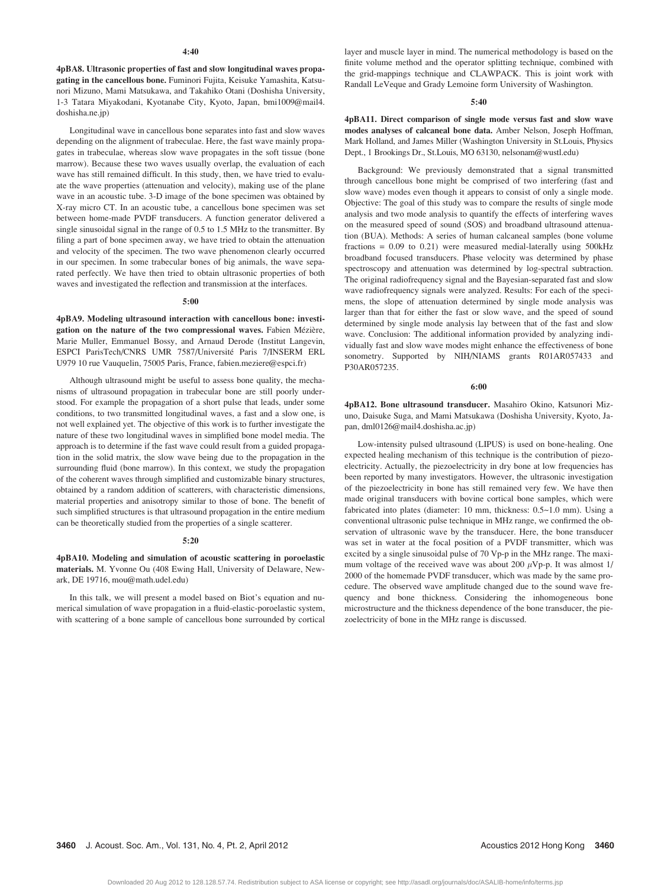**4:40**

**4pBA8. Ultrasonic properties of fast and slow longitudinal waves propagating in the cancellous bone.** Fuminori Fujita, Keisuke Yamashita, Katsunori Mizuno, Mami Matsukawa, and Takahiko Otani (Doshisha University, 1-3 Tatara Miyakodani, Kyotanabe City, Kyoto, Japan, bmi1009@mail4.doshisha.ne.jp)

Longitudinal wave in cancellous bone separates into fast and slow waves depending on the alignment of trabeculae. Here, the fast wave mainly propagates in trabeculae, whereas slow wave propagates in the soft tissue (bone marrow). Because these two waves usually overlap, the evaluation of each wave has still remained difficult. In this study, then, we have tried to evaluate the wave properties (attenuation and velocity), making use of the plane wave in an acoustic tube. 3-D image of the bone specimen was obtained by X-ray micro CT. In an acoustic tube, a cancellous bone specimen was set between home-made PVDF transducers. A function generator delivered a single sinusoidal signal in the range of 0.5 to 1.5 MHz to the transmitter. By filing a part of bone specimen away, we have tried to obtain the attenuation and velocity of the specimen. The two wave phenomenon clearly occurred in our specimen. In some trabecular bones of big animals, the wave separated perfectly. We have then tried to obtain ultrasonic properties of both waves and investigated the reflection and transmission at the interfaces.

**5:00**

**4pBA9. Modeling ultrasound interaction with cancellous bone: investigation on the nature of the two compressional waves.** Fabien Mézière, Marie Muller, Emmanuel Bossy, and Arnaud Derode (Institut Langevin, ESPCI ParisTech/CNRS UMR 7587/Université Paris 7/INSERM ERL U979 10 rue Vauquelin, 75005 Paris, France, fabien.meziere@espci.fr)

Although ultrasound might be useful to assess bone quality, the mechanisms of ultrasound propagation in trabecular bone are still poorly understood. For example the propagation of a short pulse that leads, under some conditions, to two transmitted longitudinal waves, a fast and a slow one, is not well explained yet. The objective of this work is to further investigate the nature of these two longitudinal waves in simplified bone model media. The approach is to determine if the fast wave could result from a guided propagation in the solid matrix, the slow wave being due to the propagation in the surrounding fluid (bone marrow). In this context, we study the propagation of the coherent waves through simplified and customizable binary structures, obtained by a random addition of scatterers, with characteristic dimensions, material properties and anisotropy similar to those of bone. The benefit of such simplified structures is that ultrasound propagation in the entire medium can be theoretically studied from the properties of a single scatterer.

**5:20**

**4pBA10. Modeling and simulation of acoustic scattering in poroelastic materials.** M. Yvonne Ou (408 Ewing Hall, University of Delaware, Newark, DE 19716, mou@math.udel.edu)

In this talk, we will present a model based on Biot's equation and numerical simulation of wave propagation in a fluid-elastic-poroelastic system, with scattering of a bone sample of cancellous bone surrounded by cortical layer and muscle layer in mind. The numerical methodology is based on the finite volume method and the operator splitting technique, combined with the grid-mappings technique and CLAWPACK. This is joint work with Randall LeVeque and Grady Lemoine form University of Washington.

**5:40**

**4pBA11. Direct comparison of single mode versus fast and slow wave modes analyses of calcaneal bone data.** Amber Nelson, Joseph Hoffman, Mark Holland, and James Miller (Washington University in St.Louis, Physics Dept., 1 Brookings Dr., St.Louis, MO 63130, nelsonam@wustl.edu)

Background: We previously demonstrated that a signal transmitted through cancellous bone might be comprised of two interfering (fast and slow wave) modes even though it appears to consist of only a single mode. Objective: The goal of this study was to compare the results of single mode analysis and two mode analysis to quantify the effects of interfering waves on the measured speed of sound (SOS) and broadband ultrasound attenuation (BUA). Methods: A series of human calcaneal samples (bone volume fractions = 0.09 to 0.21) were measured medial-laterally using 500kHz broadband focused transducers. Phase velocity was determined by phase spectroscopy and attenuation was determined by log-spectral subtraction. The original radiofrequency signal and the Bayesian-separated fast and slow wave radiofrequency signals were analyzed. Results: For each of the specimens, the slope of attenuation determined by single mode analysis was larger than that for either the fast or slow wave, and the speed of sound determined by single mode analysis lay between that of the fast and slow wave. Conclusion: The additional information provided by analyzing individually fast and slow wave modes might enhance the effectiveness of bone sonometry. Supported by NIH/NIAMS grants R01AR057433 and P30AR057235.

**6:00**

**4pBA12. Bone ultrasound transducer.** Masahiro Okino, Katsunori Mizuno, Daisuke Suga, and Mami Matsukawa (Doshisha University, Kyoto, Japan, dml0126@mail4.doshisha.ac.jp)

Low-intensity pulsed ultrasound (LIPUS) is used on bone-healing. One expected healing mechanism of this technique is the contribution of piezoelectricity. Actually, the piezoelectricity in dry bone at low frequencies has been reported by many investigators. However, the ultrasonic investigation of the piezoelectricity in bone has still remained very few. We have then made original transducers with bovine cortical bone samples, which were fabricated into plates (diameter: 10 mm, thickness: 0.5~1.0 mm). Using a conventional ultrasonic pulse technique in MHz range, we confirmed the observation of ultrasonic wave by the transducer. Here, the bone transducer was set in water at the focal position of a PVDF transmitter, which was excited by a single sinusoidal pulse of 70 Vp-p in the MHz range. The maximum voltage of the received wave was about 200 $\mu$Vp-p. It was almost 1/2000 of the homemade PVDF transducer, which was made by the same procedure. The observed wave amplitude changed due to the sound wave frequency and bone thickness. Considering the inhomogeneous bone microstructure and the thickness dependence of the bone transducer, the piezoelectricity of bone in the MHz range is discussed.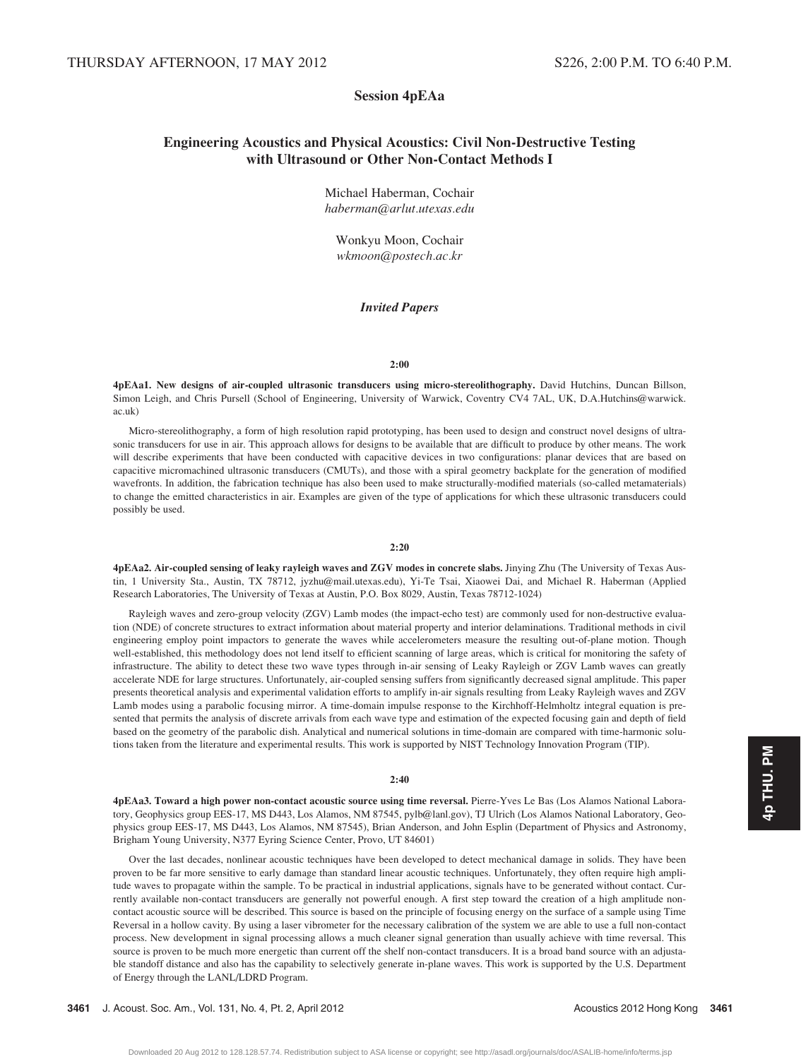THURSDAY AFTERNOON, 17 MAY 2012 S226, 2:00 P.M. TO 6:40 P.M.

## Session 4pEAa

## Engineering Acoustics and Physical Acoustics: Civil Non-Destructive Testing with Ultrasound or Other Non-Contact Methods I

Michael Haberman, Cochair
*haberman@arlut.utexas.edu*

Wonkyu Moon, Cochair
*wkmoon@postech.ac.kr*

### *Invited Papers*

**2:00**

**4pEAa1. New designs of air-coupled ultrasonic transducers using micro-stereolithography.** David Hutchins, Duncan Billson, Simon Leigh, and Chris Pursell (School of Engineering, University of Warwick, Coventry CV4 7AL, UK, D.A.Hutchins@warwick.ac.uk)

Micro-stereolithography, a form of high resolution rapid prototyping, has been used to design and construct novel designs of ultrasonic transducers for use in air. This approach allows for designs to be available that are difficult to produce by other means. The work will describe experiments that have been conducted with capacitive devices in two configurations: planar devices that are based on capacitive micromachined ultrasonic transducers (CMUTs), and those with a spiral geometry backplate for the generation of modified wavefronts. In addition, the fabrication technique has also been used to make structurally-modified materials (so-called metamaterials) to change the emitted characteristics in air. Examples are given of the type of applications for which these ultrasonic transducers could possibly be used.

**2:20**

**4pEAa2. Air-coupled sensing of leaky rayleigh waves and ZGV modes in concrete slabs.** Jinying Zhu (The University of Texas Austin, 1 University Sta., Austin, TX 78712, jyzhu@mail.utexas.edu), Yi-Te Tsai, Xiaowei Dai, and Michael R. Haberman (Applied Research Laboratories, The University of Texas at Austin, P.O. Box 8029, Austin, Texas 78712-1024)

Rayleigh waves and zero-group velocity (ZGV) Lamb modes (the impact-echo test) are commonly used for non-destructive evaluation (NDE) of concrete structures to extract information about material property and interior delaminations. Traditional methods in civil engineering employ point impactors to generate the waves while accelerometers measure the resulting out-of-plane motion. Though well-established, this methodology does not lend itself to efficient scanning of large areas, which is critical for monitoring the safety of infrastructure. The ability to detect these two wave types through in-air sensing of Leaky Rayleigh or ZGV Lamb waves can greatly accelerate NDE for large structures. Unfortunately, air-coupled sensing suffers from significantly decreased signal amplitude. This paper presents theoretical analysis and experimental validation efforts to amplify in-air signals resulting from Leaky Rayleigh waves and ZGV Lamb modes using a parabolic focusing mirror. A time-domain impulse response to the Kirchhoff-Helmholtz integral equation is presented that permits the analysis of discrete arrivals from each wave type and estimation of the expected focusing gain and depth of field based on the geometry of the parabolic dish. Analytical and numerical solutions in time-domain are compared with time-harmonic solutions taken from the literature and experimental results. This work is supported by NIST Technology Innovation Program (TIP).

**2:40**

**4pEAa3. Toward a high power non-contact acoustic source using time reversal.** Pierre-Yves Le Bas (Los Alamos National Laboratory, Geophysics group EES-17, MS D443, Los Alamos, NM 87545, pylb@lanl.gov), TJ Ulrich (Los Alamos National Laboratory, Geophysics group EES-17, MS D443, Los Alamos, NM 87545), Brian Anderson, and John Esplin (Department of Physics and Astronomy, Brigham Young University, N377 Eyring Science Center, Provo, UT 84601)

Over the last decades, nonlinear acoustic techniques have been developed to detect mechanical damage in solids. They have been proven to be far more sensitive to early damage than standard linear acoustic techniques. Unfortunately, they often require high amplitude waves to propagate within the sample. To be practical in industrial applications, signals have to be generated without contact. Currently available non-contact transducers are generally not powerful enough. A first step toward the creation of a high amplitude non-contact acoustic source will be described. This source is based on the principle of focusing energy on the surface of a sample using Time Reversal in a hollow cavity. By using a laser vibrometer for the necessary calibration of the system we are able to use a full non-contact process. New development in signal processing allows a much cleaner signal generation than usually achieve with time reversal. This source is proven to be much more energetic than current off the shelf non-contact transducers. It is a broad band source with an adjustable standoff distance and also has the capability to selectively generate in-plane waves. This work is supported by the U.S. Department of Energy through the LANL/LDRD Program.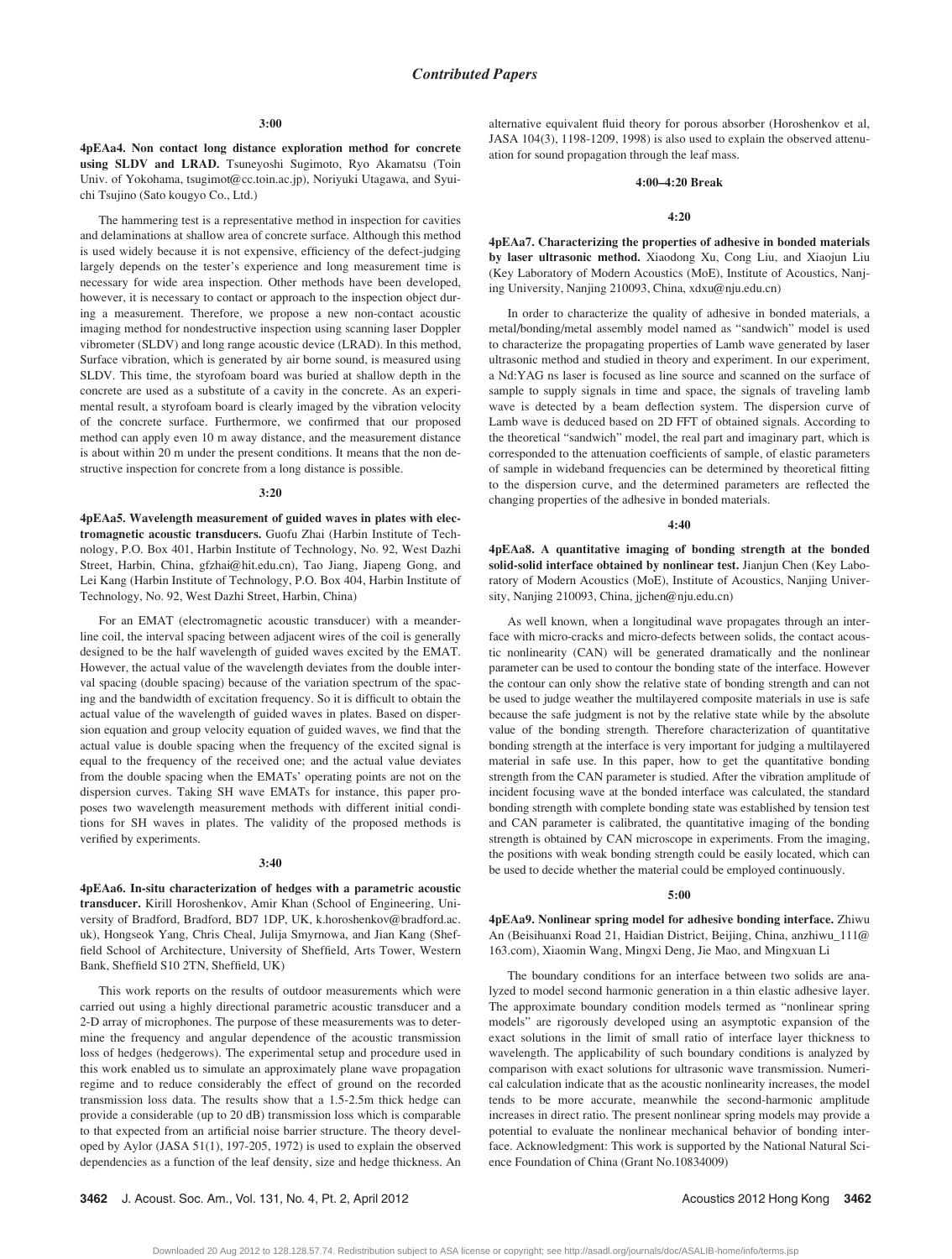**3:00**

**4pEAa4. Non contact long distance exploration method for concrete using SLDV and LRAD.** Tsuneyoshi Sugimoto, Ryo Akamatsu (Toin Univ. of Yokohama, tsugimot@cc.toin.ac.jp), Noriyuki Utagawa, and Syuichi Tsujino (Sato kougyo Co., Ltd.)

The hammering test is a representative method in inspection for cavities and delaminations at shallow area of concrete surface. Although this method is used widely because it is not expensive, efficiency of the defect-judging largely depends on the tester's experience and long measurement time is necessary for wide area inspection. Other methods have been developed, however, it is necessary to contact or approach to the inspection object during a measurement. Therefore, we propose a new non-contact acoustic imaging method for nondestructive inspection using scanning laser Doppler vibrometer (SLDV) and long range acoustic device (LRAD). In this method, Surface vibration, which is generated by air borne sound, is measured using SLDV. This time, the styrofoam board was buried at shallow depth in the concrete are used as a substitute of a cavity in the concrete. As an experimental result, a styrofoam board is clearly imaged by the vibration velocity of the concrete surface. Furthermore, we confirmed that our proposed method can apply even 10 m away distance, and the measurement distance is about within 20 m under the present conditions. It means that the non destructive inspection for concrete from a long distance is possible.

**3:20**

**4pEAa5. Wavelength measurement of guided waves in plates with electromagnetic acoustic transducers.** Guofu Zhai (Harbin Institute of Technology, P.O. Box 401, Harbin Institute of Technology, No. 92, West Dazhi Street, Harbin, China, gfzhai@hit.edu.cn), Tao Jiang, Jiapeng Gong, and Lei Kang (Harbin Institute of Technology, P.O. Box 404, Harbin Institute of Technology, No. 92, West Dazhi Street, Harbin, China)

For an EMAT (electromagnetic acoustic transducer) with a meander-line coil, the interval spacing between adjacent wires of the coil is generally designed to be the half wavelength of guided waves excited by the EMAT. However, the actual value of the wavelength deviates from the double interval spacing (double spacing) because of the variation spectrum of the spacing and the bandwidth of excitation frequency. So it is difficult to obtain the actual value of the wavelength of guided waves in plates. Based on dispersion equation and group velocity equation of guided waves, we find that the actual value is double spacing when the frequency of the excited signal is equal to the frequency of the received one; and the actual value deviates from the double spacing when the EMATs' operating points are not on the dispersion curves. Taking SH wave EMATs for instance, this paper proposes two wavelength measurement methods with different initial conditions for SH waves in plates. The validity of the proposed methods is verified by experiments.

**3:40**

**4pEAa6. In-situ characterization of hedges with a parametric acoustic transducer.** Kirill Horoshenkov, Amir Khan (School of Engineering, University of Bradford, Bradford, BD7 1DP, UK, k.horoshenkov@bradford.ac.uk), Hongseok Yang, Chris Cheal, Julija Smyrnowa, and Jian Kang (Sheffield School of Architecture, University of Sheffield, Arts Tower, Western Bank, Sheffield S10 2TN, Sheffield, UK)

This work reports on the results of outdoor measurements which were carried out using a highly directional parametric acoustic transducer and a 2-D array of microphones. The purpose of these measurements was to determine the frequency and angular dependence of the acoustic transmission loss of hedges (hedgerows). The experimental setup and procedure used in this work enabled us to simulate an approximately plane wave propagation regime and to reduce considerably the effect of ground on the recorded transmission loss data. The results show that a 1.5-2.5m thick hedge can provide a considerable (up to 20 dB) transmission loss which is comparable to that expected from an artificial noise barrier structure. The theory developed by Aylor (JASA 51(1), 197-205, 1972) is used to explain the observed dependencies as a function of the leaf density, size and hedge thickness. An alternative equivalent fluid theory for porous absorber (Horoshenkov et al, JASA 104(3), 1198-1209, 1998) is also used to explain the observed attenuation for sound propagation through the leaf mass.

**4:00–4:20 Break**

**4:20**

**4pEAa7. Characterizing the properties of adhesive in bonded materials by laser ultrasonic method.** Xiaodong Xu, Cong Liu, and Xiaojun Liu (Key Laboratory of Modern Acoustics (MoE), Institute of Acoustics, Nanjing University, Nanjing 210093, China, xdxu@nju.edu.cn)

In order to characterize the quality of adhesive in bonded materials, a metal/bonding/metal assembly model named as "sandwich" model is used to characterize the propagating properties of Lamb wave generated by laser ultrasonic method and studied in theory and experiment. In our experiment, a Nd:YAG ns laser is focused as line source and scanned on the surface of sample to supply signals in time and space, the signals of traveling lamb wave is detected by a beam deflection system. The dispersion curve of Lamb wave is deduced based on 2D FFT of obtained signals. According to the theoretical "sandwich" model, the real part and imaginary part, which is corresponded to the attenuation coefficients of sample, of elastic parameters of sample in wideband frequencies can be determined by theoretical fitting to the dispersion curve, and the determined parameters are reflected the changing properties of the adhesive in bonded materials.

**4:40**

**4pEAa8. A quantitative imaging of bonding strength at the bonded solid-solid interface obtained by nonlinear test.** Jianjun Chen (Key Laboratory of Modern Acoustics (MoE), Institute of Acoustics, Nanjing University, Nanjing 210093, China, jjchen@nju.edu.cn)

As well known, when a longitudinal wave propagates through an interface with micro-cracks and micro-defects between solids, the contact acoustic nonlinearity (CAN) will be generated dramatically and the nonlinear parameter can be used to contour the bonding state of the interface. However the contour can only show the relative state of bonding strength and can not be used to judge weather the multilayered composite materials in use is safe because the safe judgment is not by the relative state while by the absolute value of the bonding strength. Therefore characterization of quantitative bonding strength at the interface is very important for judging a multilayered material in safe use. In this paper, how to get the quantitative bonding strength from the CAN parameter is studied. After the vibration amplitude of incident focusing wave at the bonded interface was calculated, the standard bonding strength with complete bonding state was established by tension test and CAN parameter is calibrated, the quantitative imaging of the bonding strength is obtained by CAN microscope in experiments. From the imaging, the positions with weak bonding strength could be easily located, which can be used to decide whether the material could be employed continuously.

**5:00**

**4pEAa9. Nonlinear spring model for adhesive bonding interface.** Zhiwu An (Beisihuanxi Road 21, Haidian District, Beijing, China, anzhiwu_111@163.com), Xiaomin Wang, Mingxi Deng, Jie Mao, and Mingxuan Li

The boundary conditions for an interface between two solids are analyzed to model second harmonic generation in a thin elastic adhesive layer. The approximate boundary condition models termed as "nonlinear spring models" are rigorously developed using an asymptotic expansion of the exact solutions in the limit of small ratio of interface layer thickness to wavelength. The applicability of such boundary conditions is analyzed by comparison with exact solutions for ultrasonic wave transmission. Numerical calculation indicate that as the acoustic nonlinearity increases, the model tends to be more accurate, meanwhile the second-harmonic amplitude increases in direct ratio. The present nonlinear spring models may provide a potential to evaluate the nonlinear mechanical behavior of bonding interface. Acknowledgment: This work is supported by the National Natural Science Foundation of China (Grant No.10834009)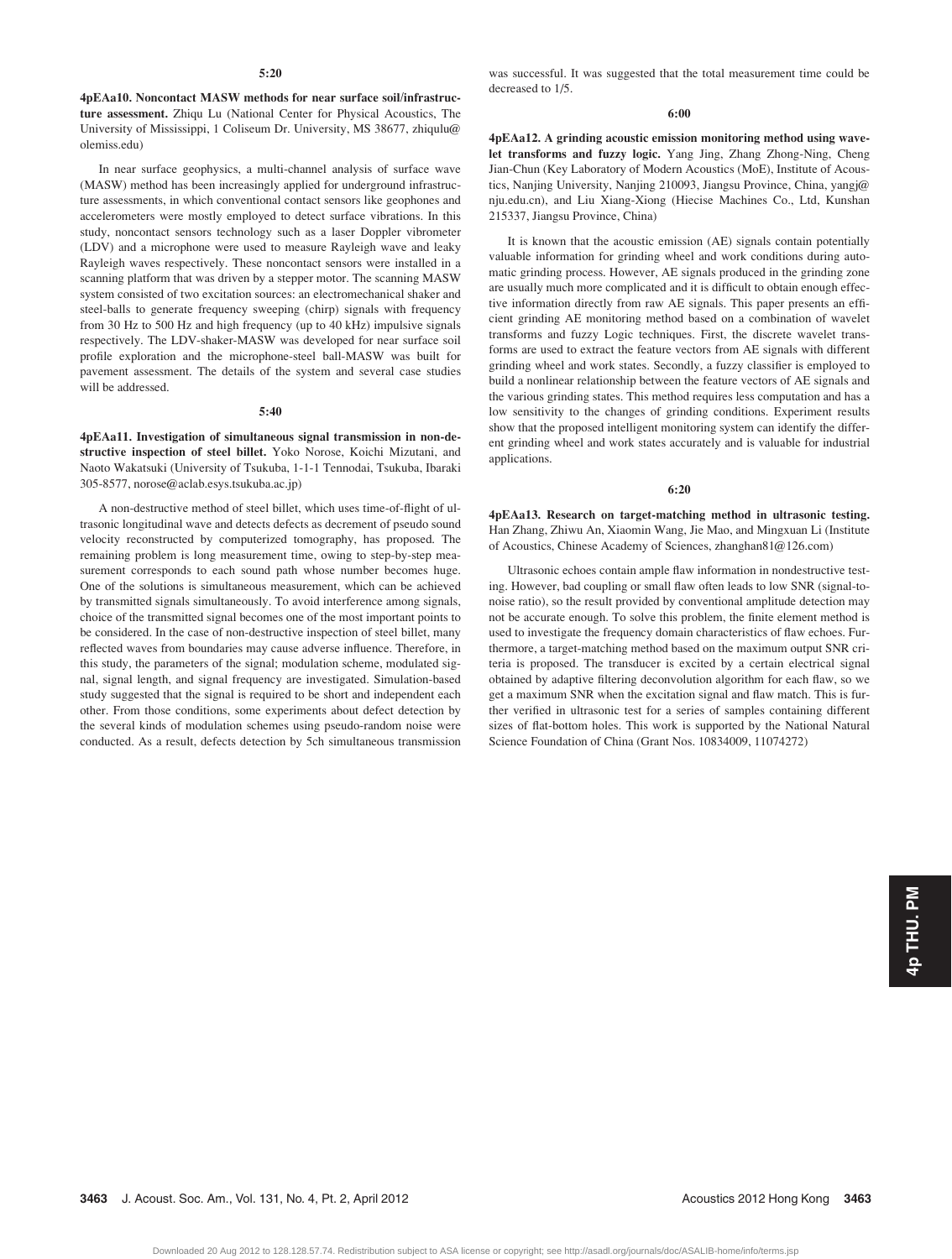**5:20**

**4pEAa10. Noncontact MASW methods for near surface soil/infrastructure assessment.** Zhiqu Lu (National Center for Physical Acoustics, The University of Mississippi, 1 Coliseum Dr. University, MS 38677, zhiqulu@olemiss.edu)

In near surface geophysics, a multi-channel analysis of surface wave (MASW) method has been increasingly applied for underground infrastructure assessments, in which conventional contact sensors like geophones and accelerometers were mostly employed to detect surface vibrations. In this study, noncontact sensors technology such as a laser Doppler vibrometer (LDV) and a microphone were used to measure Rayleigh wave and leaky Rayleigh waves respectively. These noncontact sensors were installed in a scanning platform that was driven by a stepper motor. The scanning MASW system consisted of two excitation sources: an electromechanical shaker and steel-balls to generate frequency sweeping (chirp) signals with frequency from 30 Hz to 500 Hz and high frequency (up to 40 kHz) impulsive signals respectively. The LDV-shaker-MASW was developed for near surface soil profile exploration and the microphone-steel ball-MASW was built for pavement assessment. The details of the system and several case studies will be addressed.

**5:40**

**4pEAa11. Investigation of simultaneous signal transmission in non-destructive inspection of steel billet.** Yoko Norose, Koichi Mizutani, and Naoto Wakatsuki (University of Tsukuba, 1-1-1 Tennodai, Tsukuba, Ibaraki 305-8577, norose@aclab.esys.tsukuba.ac.jp)

A non-destructive method of steel billet, which uses time-of-flight of ultrasonic longitudinal wave and detects defects as decrement of pseudo sound velocity reconstructed by computerized tomography, has proposed. The remaining problem is long measurement time, owing to step-by-step measurement corresponds to each sound path whose number becomes huge. One of the solutions is simultaneous measurement, which can be achieved by transmitted signals simultaneously. To avoid interference among signals, choice of the transmitted signal becomes one of the most important points to be considered. In the case of non-destructive inspection of steel billet, many reflected waves from boundaries may cause adverse influence. Therefore, in this study, the parameters of the signal; modulation scheme, modulated signal, signal length, and signal frequency are investigated. Simulation-based study suggested that the signal is required to be short and independent each other. From those conditions, some experiments about defect detection by the several kinds of modulation schemes using pseudo-random noise were conducted. As a result, defects detection by 5ch simultaneous transmission was successful. It was suggested that the total measurement time could be decreased to 1/5.

**6:00**

**4pEAa12. A grinding acoustic emission monitoring method using wavelet transforms and fuzzy logic.** Yang Jing, Zhang Zhong-Ning, Cheng Jian-Chun (Key Laboratory of Modern Acoustics (MoE), Institute of Acoustics, Nanjing University, Nanjing 210093, Jiangsu Province, China, yangj@nju.edu.cn), and Liu Xiang-Xiong (Hiecise Machines Co., Ltd, Kunshan 215337, Jiangsu Province, China)

It is known that the acoustic emission (AE) signals contain potentially valuable information for grinding wheel and work conditions during automatic grinding process. However, AE signals produced in the grinding zone are usually much more complicated and it is difficult to obtain enough effective information directly from raw AE signals. This paper presents an efficient grinding AE monitoring method based on a combination of wavelet transforms and fuzzy Logic techniques. First, the discrete wavelet transforms are used to extract the feature vectors from AE signals with different grinding wheel and work states. Secondly, a fuzzy classifier is employed to build a nonlinear relationship between the feature vectors of AE signals and the various grinding states. This method requires less computation and has a low sensitivity to the changes of grinding conditions. Experiment results show that the proposed intelligent monitoring system can identify the different grinding wheel and work states accurately and is valuable for industrial applications.

**6:20**

**4pEAa13. Research on target-matching method in ultrasonic testing.** Han Zhang, Zhiwu An, Xiaomin Wang, Jie Mao, and Mingxuan Li (Institute of Acoustics, Chinese Academy of Sciences, zhanghan81@126.com)

Ultrasonic echoes contain ample flaw information in nondestructive testing. However, bad coupling or small flaw often leads to low SNR (signal-to-noise ratio), so the result provided by conventional amplitude detection may not be accurate enough. To solve this problem, the finite element method is used to investigate the frequency domain characteristics of flaw echoes. Furthermore, a target-matching method based on the maximum output SNR criteria is proposed. The transducer is excited by a certain electrical signal obtained by adaptive filtering deconvolution algorithm for each flaw, so we get a maximum SNR when the excitation signal and flaw match. This is further verified in ultrasonic test for a series of samples containing different sizes of flat-bottom holes. This work is supported by the National Natural Science Foundation of China (Grant Nos. 10834009, 11074272)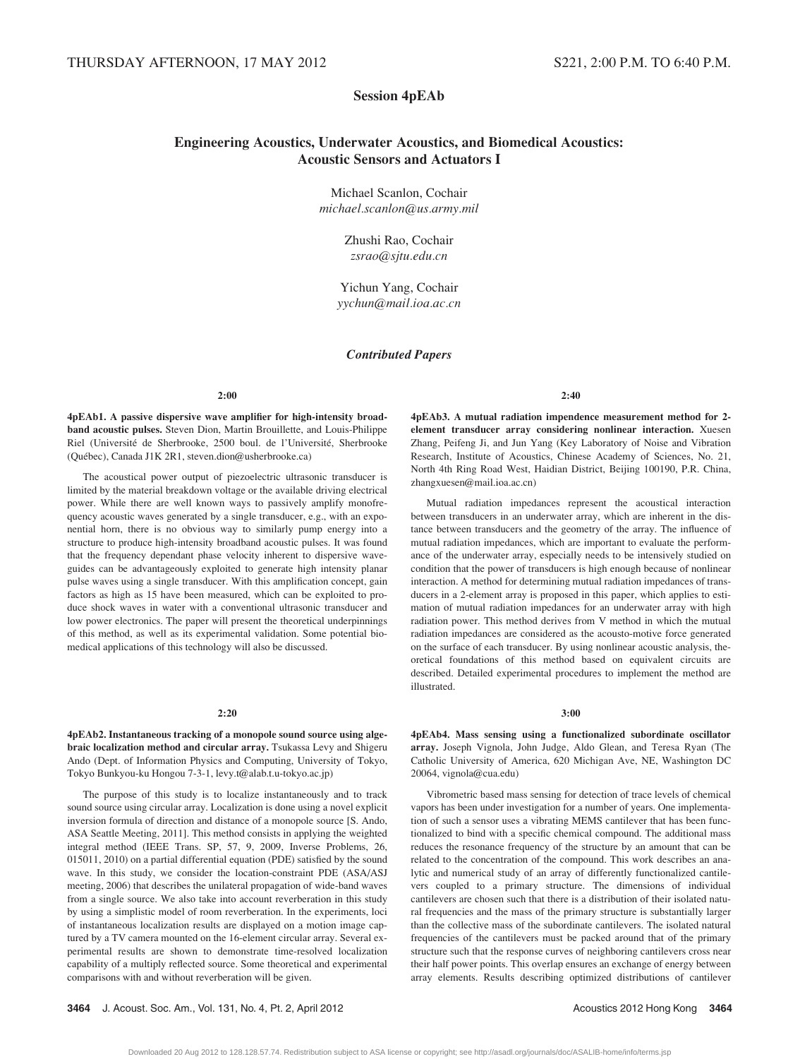THURSDAY AFTERNOON, 17 MAY 2012 S221, 2:00 P.M. TO 6:40 P.M.

## Session 4pEAb

## Engineering Acoustics, Underwater Acoustics, and Biomedical Acoustics: Acoustic Sensors and Actuators I

Michael Scanlon, Cochair
*michael.scanlon@us.army.mil*

Zhushi Rao, Cochair
*zsrao@sjtu.edu.cn*

Yichun Yang, Cochair
*yychun@mail.ioa.ac.cn*

### *Contributed Papers*

**2:00**

**4pEAb1. A passive dispersive wave amplifier for high-intensity broadband acoustic pulses.** Steven Dion, Martin Brouillette, and Louis-Philippe Riel (Université de Sherbrooke, 2500 boul. de l'Université, Sherbrooke (Québec), Canada J1K 2R1, steven.dion@usherbrooke.ca)

The acoustical power output of piezoelectric ultrasonic transducer is limited by the material breakdown voltage or the available driving electrical power. While there are well known ways to passively amplify monofrequency acoustic waves generated by a single transducer, e.g., with an exponential horn, there is no obvious way to similarly pump energy into a structure to produce high-intensity broadband acoustic pulses. It was found that the frequency dependant phase velocity inherent to dispersive waveguides can be advantageously exploited to generate high intensity planar pulse waves using a single transducer. With this amplification concept, gain factors as high as 15 have been measured, which can be exploited to produce shock waves in water with a conventional ultrasonic transducer and low power electronics. The paper will present the theoretical underpinnings of this method, as well as its experimental validation. Some potential biomedical applications of this technology will also be discussed.

**2:20**

**4pEAb2. Instantaneous tracking of a monopole sound source using algebraic localization method and circular array.** Tsukassa Levy and Shigeru Ando (Dept. of Information Physics and Computing, University of Tokyo, Tokyo Bunkyou-ku Hongou 7-3-1, levy.t@alab.t.u-tokyo.ac.jp)

The purpose of this study is to localize instantaneously and to track sound source using circular array. Localization is done using a novel explicit inversion formula of direction and distance of a monopole source [S. Ando, ASA Seattle Meeting, 2011]. This method consists in applying the weighted integral method (IEEE Trans. SP, 57, 9, 2009, Inverse Problems, 26, 015011, 2010) on a partial differential equation (PDE) satisfied by the sound wave. In this study, we consider the location-constraint PDE (ASA/ASJ meeting, 2006) that describes the unilateral propagation of wide-band waves from a single source. We also take into account reverberation in this study by using a simplistic model of room reverberation. In the experiments, loci of instantaneous localization results are displayed on a motion image captured by a TV camera mounted on the 16-element circular array. Several experimental results are shown to demonstrate time-resolved localization capability of a multiply reflected source. Some theoretical and experimental comparisons with and without reverberation will be given.

**2:40**

**4pEAb3. A mutual radiation impendence measurement method for 2-element transducer array considering nonlinear interaction.** Xuesen Zhang, Peifeng Ji, and Jun Yang (Key Laboratory of Noise and Vibration Research, Institute of Acoustics, Chinese Academy of Sciences, No. 21, North 4th Ring Road West, Haidian District, Beijing 100190, P.R. China, zhangxuesen@mail.ioa.ac.cn)

Mutual radiation impedances represent the acoustical interaction between transducers in an underwater array, which are inherent in the distance between transducers and the geometry of the array. The influence of mutual radiation impedances, which are important to evaluate the performance of the underwater array, especially needs to be intensively studied on condition that the power of transducers is high enough because of nonlinear interaction. A method for determining mutual radiation impedances of transducers in a 2-element array is proposed in this paper, which applies to estimation of mutual radiation impedances for an underwater array with high radiation power. This method derives from V method in which the mutual radiation impedances are considered as the acousto-motive force generated on the surface of each transducer. By using nonlinear acoustic analysis, theoretical foundations of this method based on equivalent circuits are described. Detailed experimental procedures to implement the method are illustrated.

**3:00**

**4pEAb4. Mass sensing using a functionalized subordinate oscillator array.** Joseph Vignola, John Judge, Aldo Glean, and Teresa Ryan (The Catholic University of America, 620 Michigan Ave, NE, Washington DC 20064, vignola@cua.edu)

Vibrometric based mass sensing for detection of trace levels of chemical vapors has been under investigation for a number of years. One implementation of such a sensor uses a vibrating MEMS cantilever that has been functionalized to bind with a specific chemical compound. The additional mass reduces the resonance frequency of the structure by an amount that can be related to the concentration of the compound. This work describes an analytic and numerical study of an array of differently functionalized cantilevers coupled to a primary structure. The dimensions of individual cantilevers are chosen such that there is a distribution of their isolated natural frequencies and the mass of the primary structure is substantially larger than the collective mass of the subordinate cantilevers. The isolated natural frequencies of the cantilevers must be packed around that of the primary structure such that the response curves of neighboring cantilevers cross near their half power points. This overlap ensures an exchange of energy between array elements. Results describing optimized distributions of cantilever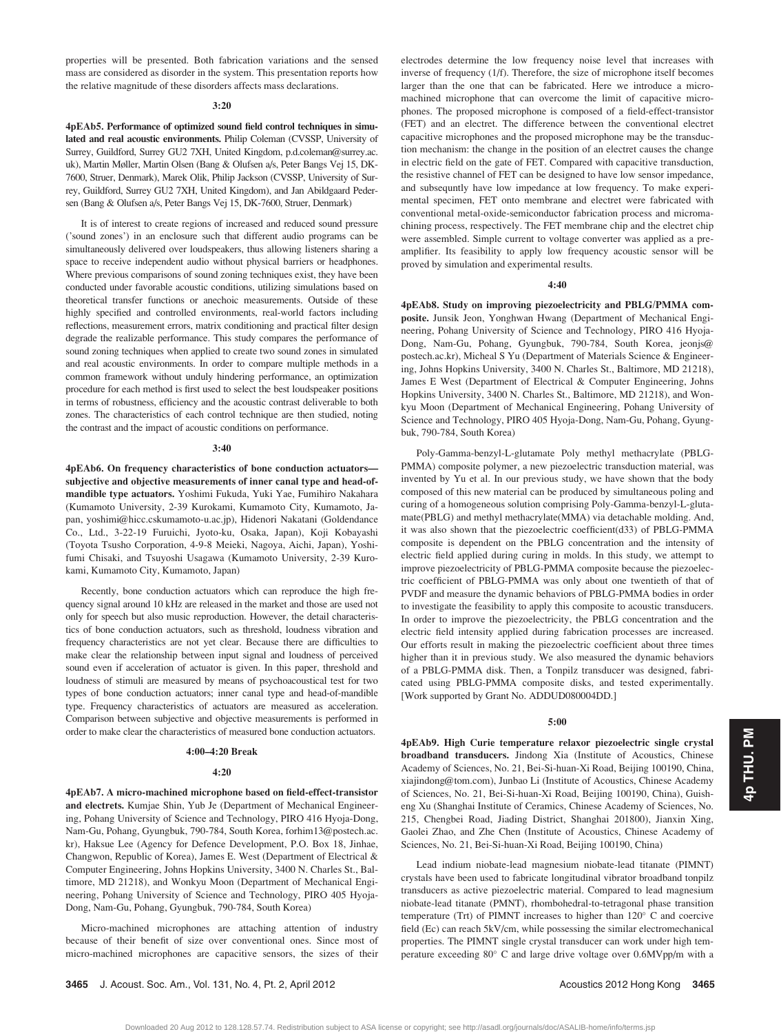properties will be presented. Both fabrication variations and the sensed mass are considered as disorder in the system. This presentation reports how the relative magnitude of these disorders affects mass declarations.

**3:20**

**4pEAb5. Performance of optimized sound field control techniques in simulated and real acoustic environments.** Philip Coleman (CVSSP, University of Surrey, Guildford, Surrey GU2 7XH, United Kingdom, p.d.coleman@surrey.ac.uk), Martin Møller, Martin Olsen (Bang & Olufsen a/s, Peter Bangs Vej 15, DK-7600, Struer, Denmark), Marek Olik, Philip Jackson (CVSSP, University of Surrey, Guildford, Surrey GU2 7XH, United Kingdom), and Jan Abildgaard Pedersen (Bang & Olufsen a/s, Peter Bangs Vej 15, DK-7600, Struer, Denmark)

It is of interest to create regions of increased and reduced sound pressure ('sound zones') in an enclosure such that different audio programs can be simultaneously delivered over loudspeakers, thus allowing listeners sharing a space to receive independent audio without physical barriers or headphones. Where previous comparisons of sound zoning techniques exist, they have been conducted under favorable acoustic conditions, utilizing simulations based on theoretical transfer functions or anechoic measurements. Outside of these highly specified and controlled environments, real-world factors including reflections, measurement errors, matrix conditioning and practical filter design degrade the realizable performance. This study compares the performance of sound zoning techniques when applied to create two sound zones in simulated and real acoustic environments. In order to compare multiple methods in a common framework without unduly hindering performance, an optimization procedure for each method is first used to select the best loudspeaker positions in terms of robustness, efficiency and the acoustic contrast deliverable to both zones. The characteristics of each control technique are then studied, noting the contrast and the impact of acoustic conditions on performance.

**3:40**

**4pEAb6. On frequency characteristics of bone conduction actuators—subjective and objective measurements of inner canal type and head-of-mandible type actuators.** Yoshimi Fukuda, Yuki Yae, Fumihiro Nakahara (Kumamoto University, 2-39 Kurokami, Kumamoto City, Kumamoto, Japan, yoshimi@hicc.cskumamoto-u.ac.jp), Hidenori Nakatani (Goldendance Co., Ltd., 3-22-19 Furuichi, Jyoto-ku, Osaka, Japan), Koji Kobayashi (Toyota Tsusho Corporation, 4-9-8 Meieki, Nagoya, Aichi, Japan), Yoshifumi Chisaki, and Tsuyoshi Usagawa (Kumamoto University, 2-39 Kurokami, Kumamoto City, Kumamoto, Japan)

Recently, bone conduction actuators which can reproduce the high frequency signal around 10 kHz are released in the market and those are used not only for speech but also music reproduction. However, the detail characteristics of bone conduction actuators, such as threshold, loudness vibration and frequency characteristics are not yet clear. Because there are difficulties to make clear the relationship between input signal and loudness of perceived sound even if acceleration of actuator is given. In this paper, threshold and loudness of stimuli are measured by means of psychoacoustical test for two types of bone conduction actuators; inner canal type and head-of-mandible type. Frequency characteristics of actuators are measured as acceleration. Comparison between subjective and objective measurements is performed in order to make clear the characteristics of measured bone conduction actuators.

**4:00–4:20 Break**

**4:20**

**4pEAb7. A micro-machined microphone based on field-effect-transistor and electrets.** Kumjae Shin, Yub Je (Department of Mechanical Engineering, Pohang University of Science and Technology, PIRO 416 Hyoja-Dong, Nam-Gu, Pohang, Gyungbuk, 790-784, South Korea, forhim13@postech.ac.kr), Haksue Lee (Agency for Defence Development, P.O. Box 18, Jinhae, Changwon, Republic of Korea), James E. West (Department of Electrical & Computer Engineering, Johns Hopkins University, 3400 N. Charles St., Baltimore, MD 21218), and Wonkyu Moon (Department of Mechanical Engineering, Pohang University of Science and Technology, PIRO 405 Hyoja-Dong, Nam-Gu, Pohang, Gyungbuk, 790-784, South Korea)

Micro-machined microphones are attaching attention of industry because of their benefit of size over conventional ones. Since most of micro-machined microphones are capacitive sensors, the sizes of their electrodes determine the low frequency noise level that increases with inverse of frequency (1/f). Therefore, the size of microphone itself becomes larger than the one that can be fabricated. Here we introduce a micro-machined microphone that can overcome the limit of capacitive microphones. The proposed microphone is composed of a field-effect-transistor (FET) and an electret. The difference between the conventional electret capacitive microphones and the proposed microphone may be the transduction mechanism: the change in the position of an electret causes the change in electric field on the gate of FET. Compared with capacitive transduction, the resistive channel of FET can be designed to have low sensor impedance, and subsequntly have low impedance at low frequency. To make experimental specimen, FET onto membrane and electret were fabricated with conventional metal-oxide-semiconductor fabrication process and micromachining process, respectively. The FET membrane chip and the electret chip were assembled. Simple current to voltage converter was applied as a preamplifier. Its feasibility to apply low frequency acoustic sensor will be proved by simulation and experimental results.

**4:40**

**4pEAb8. Study on improving piezoelectricity and PBLG/PMMA composite.** Junsik Jeon, Yonghwan Hwang (Department of Mechanical Engineering, Pohang University of Science and Technology, PIRO 416 Hyoja-Dong, Nam-Gu, Pohang, Gyungbuk, 790-784, South Korea, jeonjs@postech.ac.kr), Micheal S Yu (Department of Materials Science & Engineering, Johns Hopkins University, 3400 N. Charles St., Baltimore, MD 21218), James E West (Department of Electrical & Computer Engineering, Johns Hopkins University, 3400 N. Charles St., Baltimore, MD 21218), and Wonkyu Moon (Department of Mechanical Engineering, Pohang University of Science and Technology, PIRO 405 Hyoja-Dong, Nam-Gu, Pohang, Gyungbuk, 790-784, South Korea)

Poly-Gamma-benzyl-L-glutamate Poly methyl methacrylate (PBLG-PMMA) composite polymer, a new piezoelectric transduction material, was invented by Yu et al. In our previous study, we have shown that the body composed of this new material can be produced by simultaneous poling and curing of a homogeneous solution comprising Poly-Gamma-benzyl-L-glutamate(PBLG) and methyl methacrylate(MMA) via detachable molding. And, it was also shown that the piezoelectric coefficient($d_{33}$) of PBLG-PMMA composite is dependent on the PBLG concentration and the intensity of electric field applied during curing in molds. In this study, we attempt to improve piezoelectricity of PBLG-PMMA composite because the piezoelectric coefficient of PBLG-PMMA was only about one twentieth of that of PVDF and measure the dynamic behaviors of PBLG-PMMA bodies in order to investigate the feasibility to apply this composite to acoustic transducers. In order to improve the piezoelectricity, the PBLG concentration and the electric field intensity applied during fabrication processes are increased. Our efforts result in making the piezoelectric coefficient about three times higher than it in previous study. We also measured the dynamic behaviors of a PBLG-PMMA disk. Then, a Tonpilz transducer was designed, fabricated using PBLG-PMMA composite disks, and tested experimentally. [Work supported by Grant No. ADDUD080004DD.]

**5:00**

**4pEAb9. High Curie temperature relaxor piezoelectric single crystal broadband transducers.** Jindong Xia (Institute of Acoustics, Chinese Academy of Sciences, No. 21, Bei-Si-huan-Xi Road, Beijing 100190, China, xiajindong@tom.com), Junbao Li (Institute of Acoustics, Chinese Academy of Sciences, No. 21, Bei-Si-huan-Xi Road, Beijing 100190, China), Guisheng Xu (Shanghai Institute of Ceramics, Chinese Academy of Sciences, No. 215, Chengbei Road, Jiading District, Shanghai 201800), Jianxin Xing, Gaolei Zhao, and Zhe Chen (Institute of Acoustics, Chinese Academy of Sciences, No. 21, Bei-Si-huan-Xi Road, Beijing 100190, China)

Lead indium niobate-lead magnesium niobate-lead titanate (PIMNT) crystals have been used to fabricate longitudinal vibrator broadband tonpilz transducers as active piezoelectric material. Compared to lead magnesium niobate-lead titanate (PMNT), rhombohedral-to-tetragonal phase transition temperature (Trt) of PIMNT increases to higher than 120° C and coercive field (Ec) can reach 5kV/cm, while possessing the similar electromechanical properties. The PIMNT single crystal transducer can work under high temperature exceeding 80° C and large drive voltage over 0.6MVpp/m with a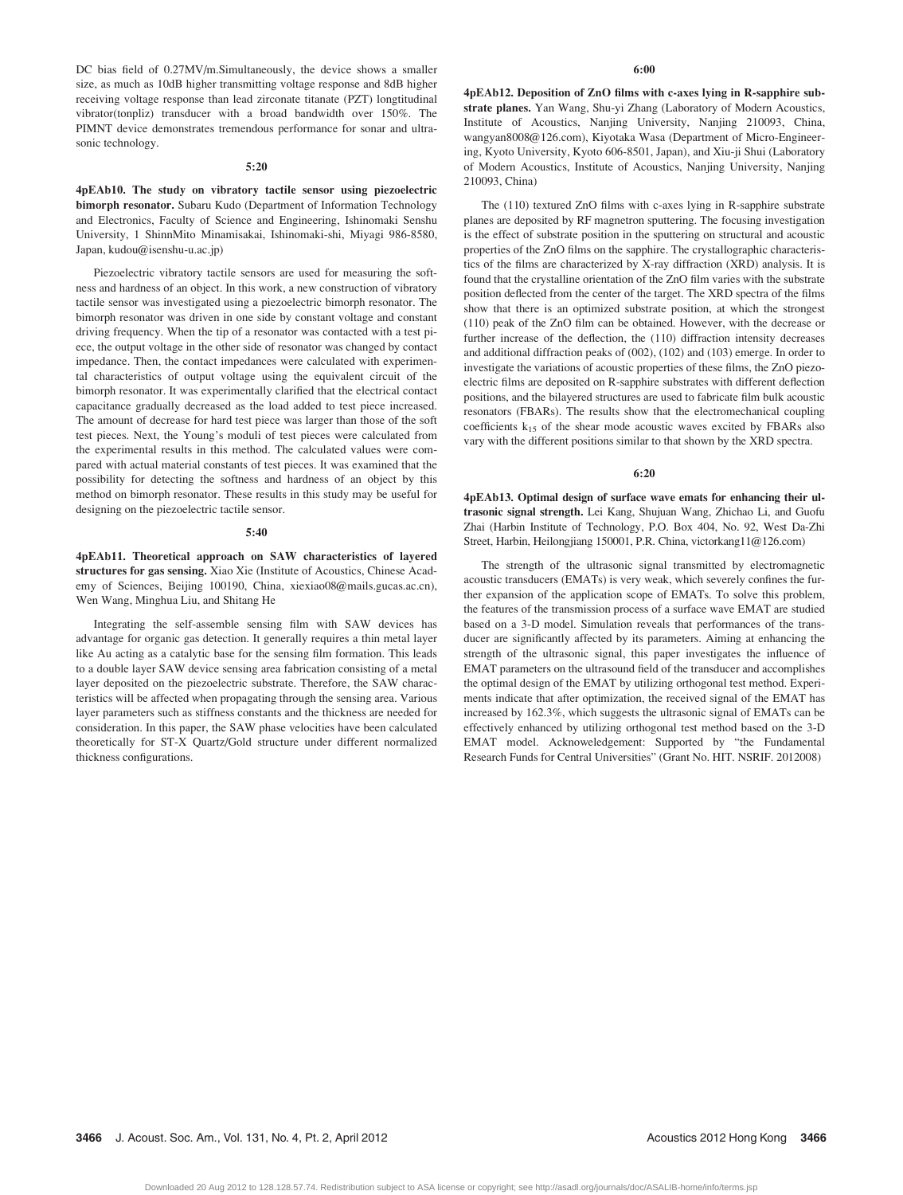DC bias field of 0.27MV/m.Simultaneously, the device shows a smaller size, as much as 10dB higher transmitting voltage response and 8dB higher receiving voltage response than lead zirconate titanate (PZT) longtitudinal vibrator(tonpliz) transducer with a broad bandwidth over 150%. The PIMNT device demonstrates tremendous performance for sonar and ultrasonic technology.

**5:20**

**4pEAb10. The study on vibratory tactile sensor using piezoelectric bimorph resonator.** Subaru Kudo (Department of Information Technology and Electronics, Faculty of Science and Engineering, Ishinomaki Senshu University, 1 ShinnMito Minamisakai, Ishinomaki-shi, Miyagi 986-8580, Japan, kudou@isenshu-u.ac.jp)

Piezoelectric vibratory tactile sensors are used for measuring the softness and hardness of an object. In this work, a new construction of vibratory tactile sensor was investigated using a piezoelectric bimorph resonator. The bimorph resonator was driven in one side by constant voltage and constant driving frequency. When the tip of a resonator was contacted with a test piece, the output voltage in the other side of resonator was changed by contact impedance. Then, the contact impedances were calculated with experimental characteristics of output voltage using the equivalent circuit of the bimorph resonator. It was experimentally clarified that the electrical contact capacitance gradually decreased as the load added to test piece increased. The amount of decrease for hard test piece was larger than those of the soft test pieces. Next, the Young's moduli of test pieces were calculated from the experimental results in this method. The calculated values were compared with actual material constants of test pieces. It was examined that the possibility for detecting the softness and hardness of an object by this method on bimorph resonator. These results in this study may be useful for designing on the piezoelectric tactile sensor.

**5:40**

**4pEAb11. Theoretical approach on SAW characteristics of layered structures for gas sensing.** Xiao Xie (Institute of Acoustics, Chinese Academy of Sciences, Beijing 100190, China, xiexiao08@mails.gucas.ac.cn), Wen Wang, Minghua Liu, and Shitang He

Integrating the self-assemble sensing film with SAW devices has advantage for organic gas detection. It generally requires a thin metal layer like Au acting as a catalytic base for the sensing film formation. This leads to a double layer SAW device sensing area fabrication consisting of a metal layer deposited on the piezoelectric substrate. Therefore, the SAW characteristics will be affected when propagating through the sensing area. Various layer parameters such as stiffness constants and the thickness are needed for consideration. In this paper, the SAW phase velocities have been calculated theoretically for ST-X Quartz/Gold structure under different normalized thickness configurations.

**6:00**

**4pEAb12. Deposition of ZnO films with c-axes lying in R-sapphire substrate planes.** Yan Wang, Shu-yi Zhang (Laboratory of Modern Acoustics, Institute of Acoustics, Nanjing University, Nanjing 210093, China, wangyan8008@126.com), Kiyotaka Wasa (Department of Micro-Engineering, Kyoto University, Kyoto 606-8501, Japan), and Xiu-ji Shui (Laboratory of Modern Acoustics, Institute of Acoustics, Nanjing University, Nanjing 210093, China)

The (110) textured ZnO films with c-axes lying in R-sapphire substrate planes are deposited by RF magnetron sputtering. The focusing investigation is the effect of substrate position in the sputtering on structural and acoustic properties of the ZnO films on the sapphire. The crystallographic characteristics of the films are characterized by X-ray diffraction (XRD) analysis. It is found that the crystalline orientation of the ZnO film varies with the substrate position deflected from the center of the target. The XRD spectra of the films show that there is an optimized substrate position, at which the strongest (110) peak of the ZnO film can be obtained. However, with the decrease or further increase of the deflection, the (110) diffraction intensity decreases and additional diffraction peaks of (002), (102) and (103) emerge. In order to investigate the variations of acoustic properties of these films, the ZnO piezoelectric films are deposited on R-sapphire substrates with different deflection positions, and the bilayered structures are used to fabricate film bulk acoustic resonators (FBARs). The results show that the electromechanical coupling coefficients $k_{15}$ of the shear mode acoustic waves excited by FBARs also vary with the different positions similar to that shown by the XRD spectra.

**6:20**

**4pEAb13. Optimal design of surface wave emats for enhancing their ultrasonic signal strength.** Lei Kang, Shujuan Wang, Zhichao Li, and Guofu Zhai (Harbin Institute of Technology, P.O. Box 404, No. 92, West Da-Zhi Street, Harbin, Heilongjiang 150001, P.R. China, victorkang11@126.com)

The strength of the ultrasonic signal transmitted by electromagnetic acoustic transducers (EMATs) is very weak, which severely confines the further expansion of the application scope of EMATs. To solve this problem, the features of the transmission process of a surface wave EMAT are studied based on a 3-D model. Simulation reveals that performances of the transducer are significantly affected by its parameters. Aiming at enhancing the strength of the ultrasonic signal, this paper investigates the influence of EMAT parameters on the ultrasound field of the transducer and accomplishes the optimal design of the EMAT by utilizing orthogonal test method. Experiments indicate that after optimization, the received signal of the EMAT has increased by 162.3%, which suggests the ultrasonic signal of EMATs can be effectively enhanced by utilizing orthogonal test method based on the 3-D EMAT model. Acknoweledgement: Supported by "the Fundamental Research Funds for Central Universities" (Grant No. HIT. NSRIF. 2012008)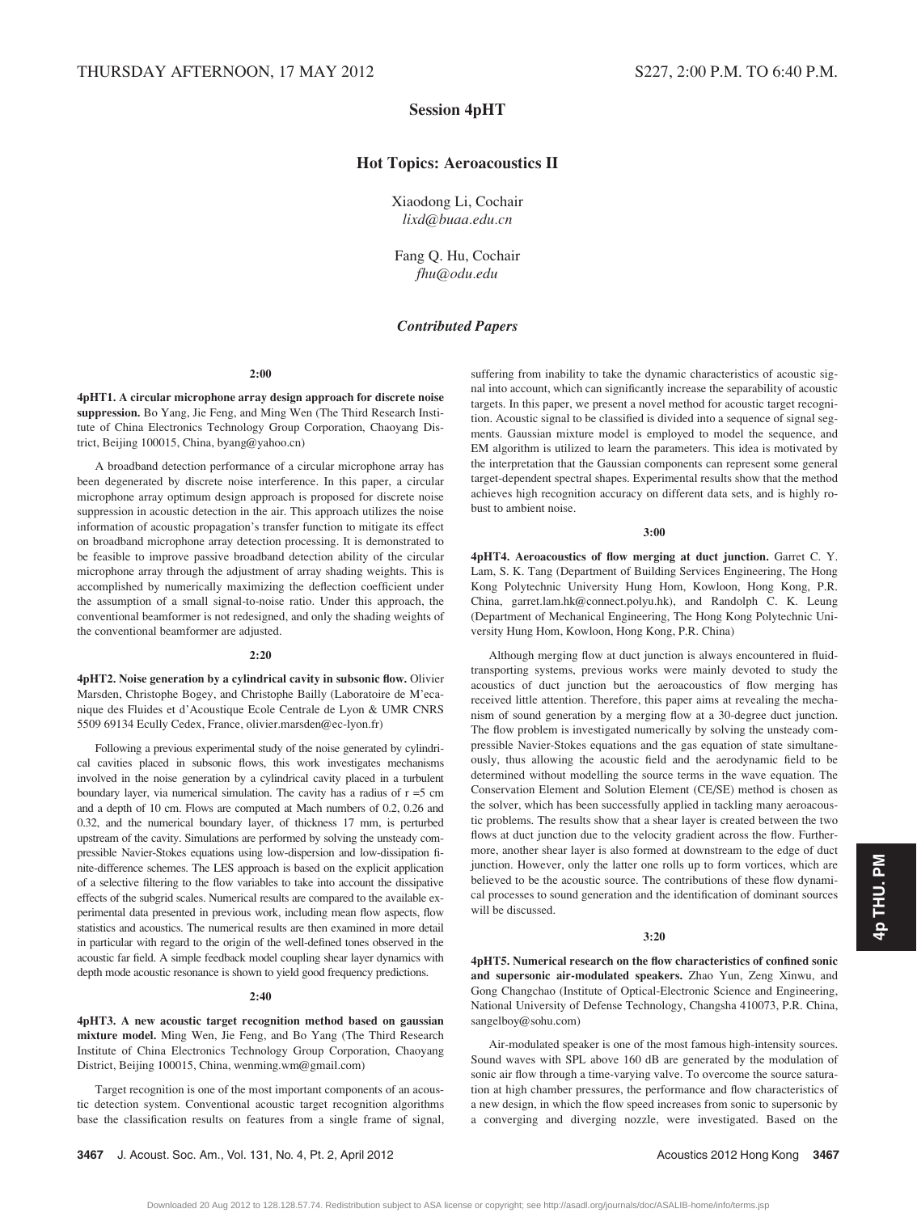THURSDAY AFTERNOON, 17 MAY 2012 S227, 2:00 P.M. TO 6:40 P.M.

# Session 4pHT

## Hot Topics: Aeroacoustics II

Xiaodong Li, Cochair
*lixd@buaa.edu.cn*

Fang Q. Hu, Cochair
*fhu@odu.edu*

### *Contributed Papers*

**2:00**

**4pHT1. A circular microphone array design approach for discrete noise suppression.** Bo Yang, Jie Feng, and Ming Wen (The Third Research Institute of China Electronics Technology Group Corporation, Chaoyang District, Beijing 100015, China, byang@yahoo.cn)

A broadband detection performance of a circular microphone array has been degenerated by discrete noise interference. In this paper, a circular microphone array optimum design approach is proposed for discrete noise suppression in acoustic detection in the air. This approach utilizes the noise information of acoustic propagation's transfer function to mitigate its effect on broadband microphone array detection processing. It is demonstrated to be feasible to improve passive broadband detection ability of the circular microphone array through the adjustment of array shading weights. This is accomplished by numerically maximizing the deflection coefficient under the assumption of a small signal-to-noise ratio. Under this approach, the conventional beamformer is not redesigned, and only the shading weights of the conventional beamformer are adjusted.

**2:20**

**4pHT2. Noise generation by a cylindrical cavity in subsonic flow.** Olivier Marsden, Christophe Bogey, and Christophe Bailly (Laboratoire de M'ecanique des Fluides et d'Acoustique Ecole Centrale de Lyon & UMR CNRS 5509 69134 Ecully Cedex, France, olivier.marsden@ec-lyon.fr)

Following a previous experimental study of the noise generated by cylindrical cavities placed in subsonic flows, this work investigates mechanisms involved in the noise generation by a cylindrical cavity placed in a turbulent boundary layer, via numerical simulation. The cavity has a radius of r =5 cm and a depth of 10 cm. Flows are computed at Mach numbers of 0.2, 0.26 and 0.32, and the numerical boundary layer, of thickness 17 mm, is perturbed upstream of the cavity. Simulations are performed by solving the unsteady compressible Navier-Stokes equations using low-dispersion and low-dissipation finite-difference schemes. The LES approach is based on the explicit application of a selective filtering to the flow variables to take into account the dissipative effects of the subgrid scales. Numerical results are compared to the available experimental data presented in previous work, including mean flow aspects, flow statistics and acoustics. The numerical results are then examined in more detail in particular with regard to the origin of the well-defined tones observed in the acoustic far field. A simple feedback model coupling shear layer dynamics with depth mode acoustic resonance is shown to yield good frequency predictions.

**2:40**

**4pHT3. A new acoustic target recognition method based on gaussian mixture model.** Ming Wen, Jie Feng, and Bo Yang (The Third Research Institute of China Electronics Technology Group Corporation, Chaoyang District, Beijing 100015, China, wenming.wm@gmail.com)

Target recognition is one of the most important components of an acoustic detection system. Conventional acoustic target recognition algorithms base the classification results on features from a single frame of signal, suffering from inability to take the dynamic characteristics of acoustic signal into account, which can significantly increase the separability of acoustic targets. In this paper, we present a novel method for acoustic target recognition. Acoustic signal to be classified is divided into a sequence of signal segments. Gaussian mixture model is employed to model the sequence, and EM algorithm is utilized to learn the parameters. This idea is motivated by the interpretation that the Gaussian components can represent some general target-dependent spectral shapes. Experimental results show that the method achieves high recognition accuracy on different data sets, and is highly robust to ambient noise.

**3:00**

**4pHT4. Aeroacoustics of flow merging at duct junction.** Garret C. Y. Lam, S. K. Tang (Department of Building Services Engineering, The Hong Kong Polytechnic University Hung Hom, Kowloon, Hong Kong, P.R. China, garret.lam.hk@connect.polyu.hk), and Randolph C. K. Leung (Department of Mechanical Engineering, The Hong Kong Polytechnic University Hung Hom, Kowloon, Hong Kong, P.R. China)

Although merging flow at duct junction is always encountered in fluid-transporting systems, previous works were mainly devoted to study the acoustics of duct junction but the aeroacoustics of flow merging has received little attention. Therefore, this paper aims at revealing the mechanism of sound generation by a merging flow at a 30-degree duct junction. The flow problem is investigated numerically by solving the unsteady compressible Navier-Stokes equations and the gas equation of state simultaneously, thus allowing the acoustic field and the aerodynamic field to be determined without modelling the source terms in the wave equation. The Conservation Element and Solution Element (CE/SE) method is chosen as the solver, which has been successfully applied in tackling many aeroacoustic problems. The results show that a shear layer is created between the two flows at duct junction due to the velocity gradient across the flow. Furthermore, another shear layer is also formed at downstream to the edge of duct junction. However, only the latter one rolls up to form vortices, which are believed to be the acoustic source. The contributions of these flow dynamical processes to sound generation and the identification of dominant sources will be discussed.

**3:20**

**4pHT5. Numerical research on the flow characteristics of confined sonic and supersonic air-modulated speakers.** Zhao Yun, Zeng Xinwu, and Gong Changchao (Institute of Optical-Electronic Science and Engineering, National University of Defense Technology, Changsha 410073, P.R. China, sangelboy@sohu.com)

Air-modulated speaker is one of the most famous high-intensity sources. Sound waves with SPL above 160 dB are generated by the modulation of sonic air flow through a time-varying valve. To overcome the source saturation at high chamber pressures, the performance and flow characteristics of a new design, in which the flow speed increases from sonic to supersonic by a converging and diverging nozzle, were investigated. Based on the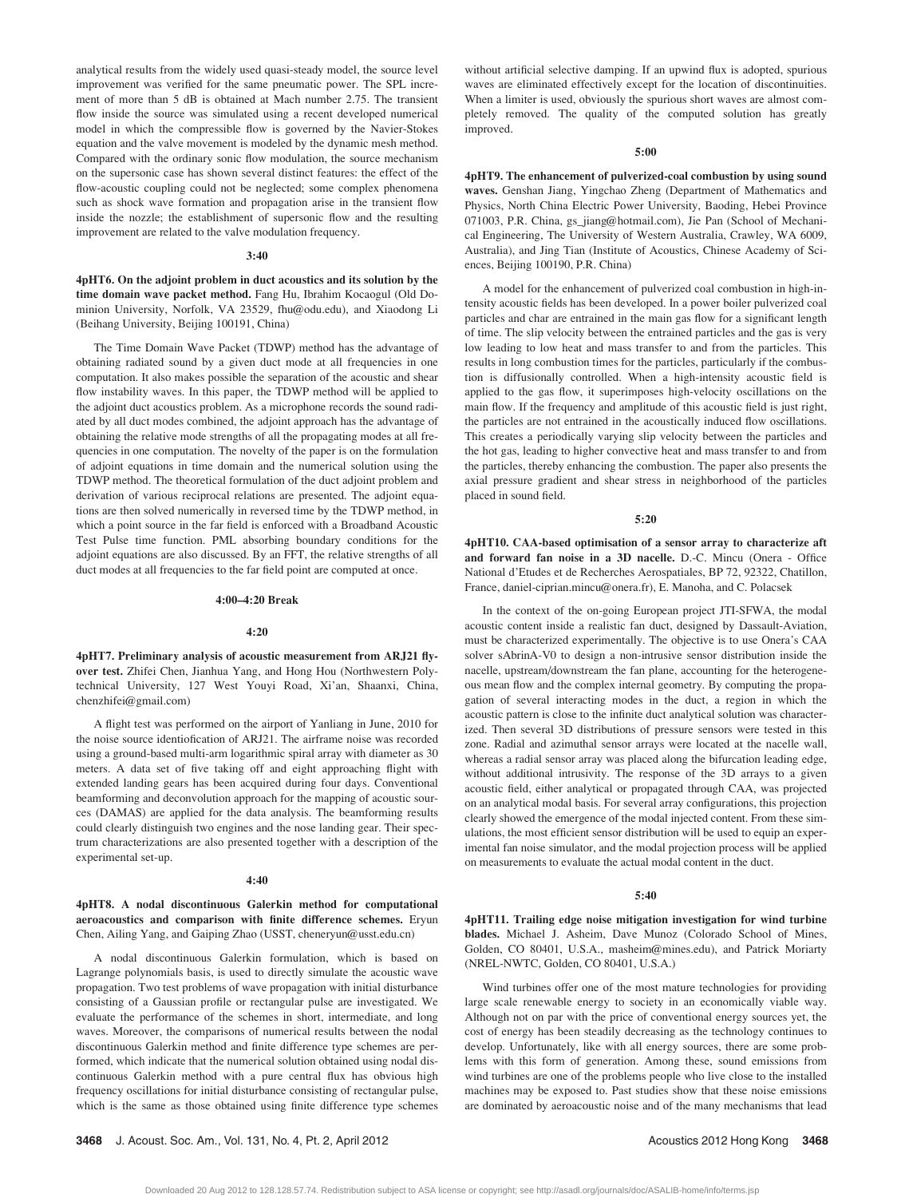analytical results from the widely used quasi-steady model, the source level improvement was verified for the same pneumatic power. The SPL increment of more than 5 dB is obtained at Mach number 2.75. The transient flow inside the source was simulated using a recent developed numerical model in which the compressible flow is governed by the Navier-Stokes equation and the valve movement is modeled by the dynamic mesh method. Compared with the ordinary sonic flow modulation, the source mechanism on the supersonic case has shown several distinct features: the effect of the flow-acoustic coupling could not be neglected; some complex phenomena such as shock wave formation and propagation arise in the transient flow inside the nozzle; the establishment of supersonic flow and the resulting improvement are related to the valve modulation frequency.

**3:40**

**4pHT6. On the adjoint problem in duct acoustics and its solution by the time domain wave packet method.** Fang Hu, Ibrahim Kocaogul (Old Dominion University, Norfolk, VA 23529, fhu@odu.edu), and Xiaodong Li (Beihang University, Beijing 100191, China)

The Time Domain Wave Packet (TDWP) method has the advantage of obtaining radiated sound by a given duct mode at all frequencies in one computation. It also makes possible the separation of the acoustic and shear flow instability waves. In this paper, the TDWP method will be applied to the adjoint duct acoustics problem. As a microphone records the sound radiated by all duct modes combined, the adjoint approach has the advantage of obtaining the relative mode strengths of all the propagating modes at all frequencies in one computation. The novelty of the paper is on the formulation of adjoint equations in time domain and the numerical solution using the TDWP method. The theoretical formulation of the duct adjoint problem and derivation of various reciprocal relations are presented. The adjoint equations are then solved numerically in reversed time by the TDWP method, in which a point source in the far field is enforced with a Broadband Acoustic Test Pulse time function. PML absorbing boundary conditions for the adjoint equations are also discussed. By an FFT, the relative strengths of all duct modes at all frequencies to the far field point are computed at once.

**4:00–4:20 Break**

**4:20**

**4pHT7. Preliminary analysis of acoustic measurement from ARJ21 flyover test.** Zhifei Chen, Jianhua Yang, and Hong Hou (Northwestern Polytechnical University, 127 West Youyi Road, Xi'an, Shaanxi, China, chenzhifei@gmail.com)

A flight test was performed on the airport of Yanliang in June, 2010 for the noise source identiofication of ARJ21. The airframe noise was recorded using a ground-based multi-arm logarithmic spiral array with diameter as 30 meters. A data set of five taking off and eight approaching flight with extended landing gears has been acquired during four days. Conventional beamforming and deconvolution approach for the mapping of acoustic sources (DAMAS) are applied for the data analysis. The beamforming results could clearly distinguish two engines and the nose landing gear. Their spectrum characterizations are also presented together with a description of the experimental set-up.

**4:40**

**4pHT8. A nodal discontinuous Galerkin method for computational aeroacoustics and comparison with finite difference schemes.** Eryun Chen, Ailing Yang, and Gaiping Zhao (USST, chenerуun@usst.edu.cn)

A nodal discontinuous Galerkin formulation, which is based on Lagrange polynomials basis, is used to directly simulate the acoustic wave propagation. Two test problems of wave propagation with initial disturbance consisting of a Gaussian profile or rectangular pulse are investigated. We evaluate the performance of the schemes in short, intermediate, and long waves. Moreover, the comparisons of numerical results between the nodal discontinuous Galerkin method and finite difference type schemes are performed, which indicate that the numerical solution obtained using nodal discontinuous Galerkin method with a pure central flux has obvious high frequency oscillations for initial disturbance consisting of rectangular pulse, which is the same as those obtained using finite difference type schemes without artificial selective damping. If an upwind flux is adopted, spurious waves are eliminated effectively except for the location of discontinuities. When a limiter is used, obviously the spurious short waves are almost completely removed. The quality of the computed solution has greatly improved.

**5:00**

**4pHT9. The enhancement of pulverized-coal combustion by using sound waves.** Genshan Jiang, Yingchao Zheng (Department of Mathematics and Physics, North China Electric Power University, Baoding, Hebei Province 071003, P.R. China, gs_jiang@hotmail.com), Jie Pan (School of Mechanical Engineering, The University of Western Australia, Crawley, WA 6009, Australia), and Jing Tian (Institute of Acoustics, Chinese Academy of Sciences, Beijing 100190, P.R. China)

A model for the enhancement of pulverized coal combustion in high-intensity acoustic fields has been developed. In a power boiler pulverized coal particles and char are entrained in the main gas flow for a significant length of time. The slip velocity between the entrained particles and the gas is very low leading to low heat and mass transfer to and from the particles. This results in long combustion times for the particles, particularly if the combustion is diffusionally controlled. When a high-intensity acoustic field is applied to the gas flow, it superimposes high-velocity oscillations on the main flow. If the frequency and amplitude of this acoustic field is just right, the particles are not entrained in the acoustically induced flow oscillations. This creates a periodically varying slip velocity between the particles and the hot gas, leading to higher convective heat and mass transfer to and from the particles, thereby enhancing the combustion. The paper also presents the axial pressure gradient and shear stress in neighborhood of the particles placed in sound field.

**5:20**

**4pHT10. CAA-based optimisation of a sensor array to characterize aft and forward fan noise in a 3D nacelle.** D.-C. Mincu (Onera - Office National d'Etudes et de Recherches Aerospatiales, BP 72, 92322, Chatillon, France, daniel-ciprian.mincu@onera.fr), E. Manoha, and C. Polacsek

In the context of the on-going European project JTI-SFWA, the modal acoustic content inside a realistic fan duct, designed by Dassault-Aviation, must be characterized experimentally. The objective is to use Onera's CAA solver sAbrinA-V0 to design a non-intrusive sensor distribution inside the nacelle, upstream/downstream the fan plane, accounting for the heterogeneous mean flow and the complex internal geometry. By computing the propagation of several interacting modes in the duct, a region in which the acoustic pattern is close to the infinite duct analytical solution was characterized. Then several 3D distributions of pressure sensors were tested in this zone. Radial and azimuthal sensor arrays were located at the nacelle wall, whereas a radial sensor array was placed along the bifurcation leading edge, without additional intrusivity. The response of the 3D arrays to a given acoustic field, either analytical or propagated through CAA, was projected on an analytical modal basis. For several array configurations, this projection clearly showed the emergence of the modal injected content. From these simulations, the most efficient sensor distribution will be used to equip an experimental fan noise simulator, and the modal projection process will be applied on measurements to evaluate the actual modal content in the duct.

**5:40**

**4pHT11. Trailing edge noise mitigation investigation for wind turbine blades.** Michael J. Asheim, Dave Munoz (Colorado School of Mines, Golden, CO 80401, U.S.A., masheim@mines.edu), and Patrick Moriarty (NREL-NWTC, Golden, CO 80401, U.S.A.)

Wind turbines offer one of the most mature technologies for providing large scale renewable energy to society in an economically viable way. Although not on par with the price of conventional energy sources yet, the cost of energy has been steadily decreasing as the technology continues to develop. Unfortunately, like with all energy sources, there are some problems with this form of generation. Among these, sound emissions from wind turbines are one of the problems people who live close to the installed machines may be exposed to. Past studies show that these noise emissions are dominated by aeroacoustic noise and of the many mechanisms that lead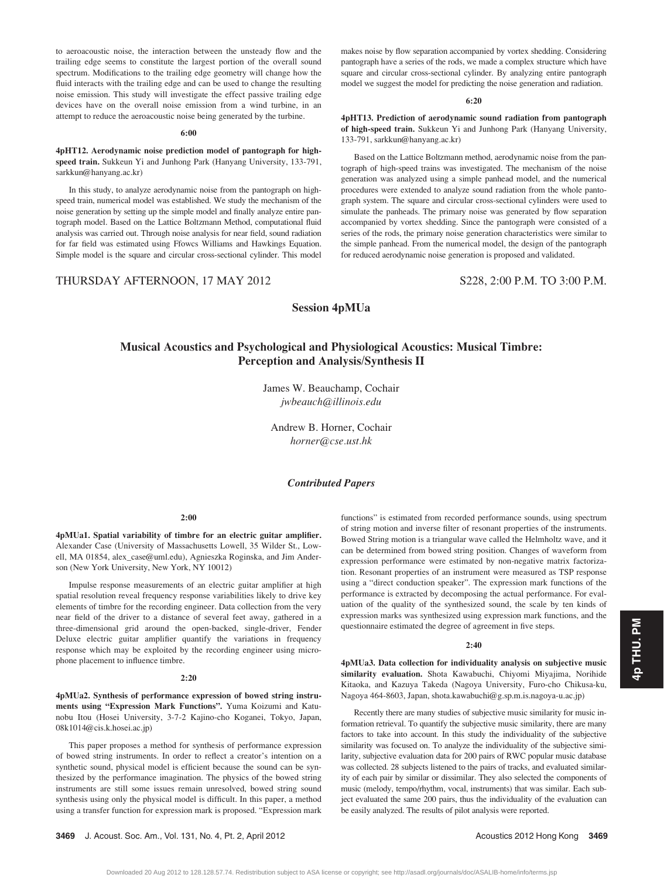to aeroacoustic noise, the interaction between the unsteady flow and the trailing edge seems to constitute the largest portion of the overall sound spectrum. Modifications to the trailing edge geometry will change how the fluid interacts with the trailing edge and can be used to change the resulting noise emission. This study will investigate the effect passive trailing edge devices have on the overall noise emission from a wind turbine, in an attempt to reduce the aeroacoustic noise being generated by the turbine.

**6:00**

**4pHT12. Aerodynamic noise prediction model of pantograph for high-speed train.** Sukkeun Yi and Junhong Park (Hanyang University, 133-791, sarkkun@hanyang.ac.kr)

In this study, to analyze aerodynamic noise from the pantograph on high-speed train, numerical model was established. We study the mechanism of the noise generation by setting up the simple model and finally analyze entire pantograph model. Based on the Lattice Boltzmann Method, computational fluid analysis was carried out. Through noise analysis for near field, sound radiation for far field was estimated using Ffowcs Williams and Hawkings Equation. Simple model is the square and circular cross-sectional cylinder. This model makes noise by flow separation accompanied by vortex shedding. Considering pantograph have a series of the rods, we made a complex structure which have square and circular cross-sectional cylinder. By analyzing entire pantograph model we suggest the model for predicting the noise generation and radiation.

**6:20**

**4pHT13. Prediction of aerodynamic sound radiation from pantograph of high-speed train.** Sukkeun Yi and Junhong Park (Hanyang University, 133-791, sarkkun@hanyang.ac.kr)

Based on the Lattice Boltzmann method, aerodynamic noise from the pantograph of high-speed trains was investigated. The mechanism of the noise generation was analyzed using a simple panhead model, and the numerical procedures were extended to analyze sound radiation from the whole pantograph system. The square and circular cross-sectional cylinders were used to simulate the panheads. The primary noise was generated by flow separation accompanied by vortex shedding. Since the pantograph were consisted of a series of the rods, the primary noise generation characteristics were similar to the simple panhead. From the numerical model, the design of the pantograph for reduced aerodynamic noise generation is proposed and validated.

THURSDAY AFTERNOON, 17 MAY 2012 — S228, 2:00 P.M. TO 3:00 P.M.

## Session 4pMUa

## Musical Acoustics and Psychological and Physiological Acoustics: Musical Timbre: Perception and Analysis/Synthesis II

James W. Beauchamp, Cochair
*jwbeauch@illinois.edu*

Andrew B. Horner, Cochair
*horner@cse.ust.hk*

### *Contributed Papers*

**2:00**

**4pMUa1. Spatial variability of timbre for an electric guitar amplifier.** Alexander Case (University of Massachusetts Lowell, 35 Wilder St., Lowell, MA 01854, alex_case@uml.edu), Agnieszka Roginska, and Jim Anderson (New York University, New York, NY 10012)

Impulse response measurements of an electric guitar amplifier at high spatial resolution reveal frequency response variabilities likely to drive key elements of timbre for the recording engineer. Data collection from the very near field of the driver to a distance of several feet away, gathered in a three-dimensional grid around the open-backed, single-driver, Fender Deluxe electric guitar amplifier quantify the variations in frequency response which may be exploited by the recording engineer using microphone placement to influence timbre.

**2:20**

**4pMUa2. Synthesis of performance expression of bowed string instruments using "Expression Mark Functions".** Yuma Koizumi and Katunobu Itou (Hosei University, 3-7-2 Kajino-cho Koganei, Tokyo, Japan, 08k1014@cis.k.hosei.ac.jp)

This paper proposes a method for synthesis of performance expression of bowed string instruments. In order to reflect a creator's intention on a synthetic sound, physical model is efficient because the sound can be synthesized by the performance imagination. The physics of the bowed string instruments are still some issues remain unresolved, bowed string sound synthesis using only the physical model is difficult. In this paper, a method using a transfer function for expression mark is proposed. "Expression mark functions" is estimated from recorded performance sounds, using spectrum of string motion and inverse filter of resonant properties of the instruments. Bowed String motion is a triangular wave called the Helmholtz wave, and it can be determined from bowed string position. Changes of waveform from expression performance were estimated by non-negative matrix factorization. Resonant properties of an instrument were measured as TSP response using a "direct conduction speaker". The expression mark functions of the performance is extracted by decomposing the actual performance. For evaluation of the quality of the synthesized sound, the scale by ten kinds of expression marks was synthesized using expression mark functions, and the questionnaire estimated the degree of agreement in five steps.

**2:40**

**4pMUa3. Data collection for individuality analysis on subjective music similarity evaluation.** Shota Kawabuchi, Chiyomi Miyajima, Norihide Kitaoka, and Kazuya Takeda (Nagoya University, Furo-cho Chikusa-ku, Nagoya 464-8603, Japan, shota.kawabuchi@g.sp.m.is.nagoya-u.ac.jp)

Recently there are many studies of subjective music similarity for music information retrieval. To quantify the subjective music similarity, there are many factors to take into account. In this study the individuality of the subjective similarity was focused on. To analyze the individuality of the subjective similarity, subjective evaluation data for 200 pairs of RWC popular music database was collected. 28 subjects listened to the pairs of tracks, and evaluated similarity of each pair by similar or dissimilar. They also selected the components of music (melody, tempo/rhythm, vocal, instruments) that was similar. Each subject evaluated the same 200 pairs, thus the individuality of the evaluation can be easily analyzed. The results of pilot analysis were reported.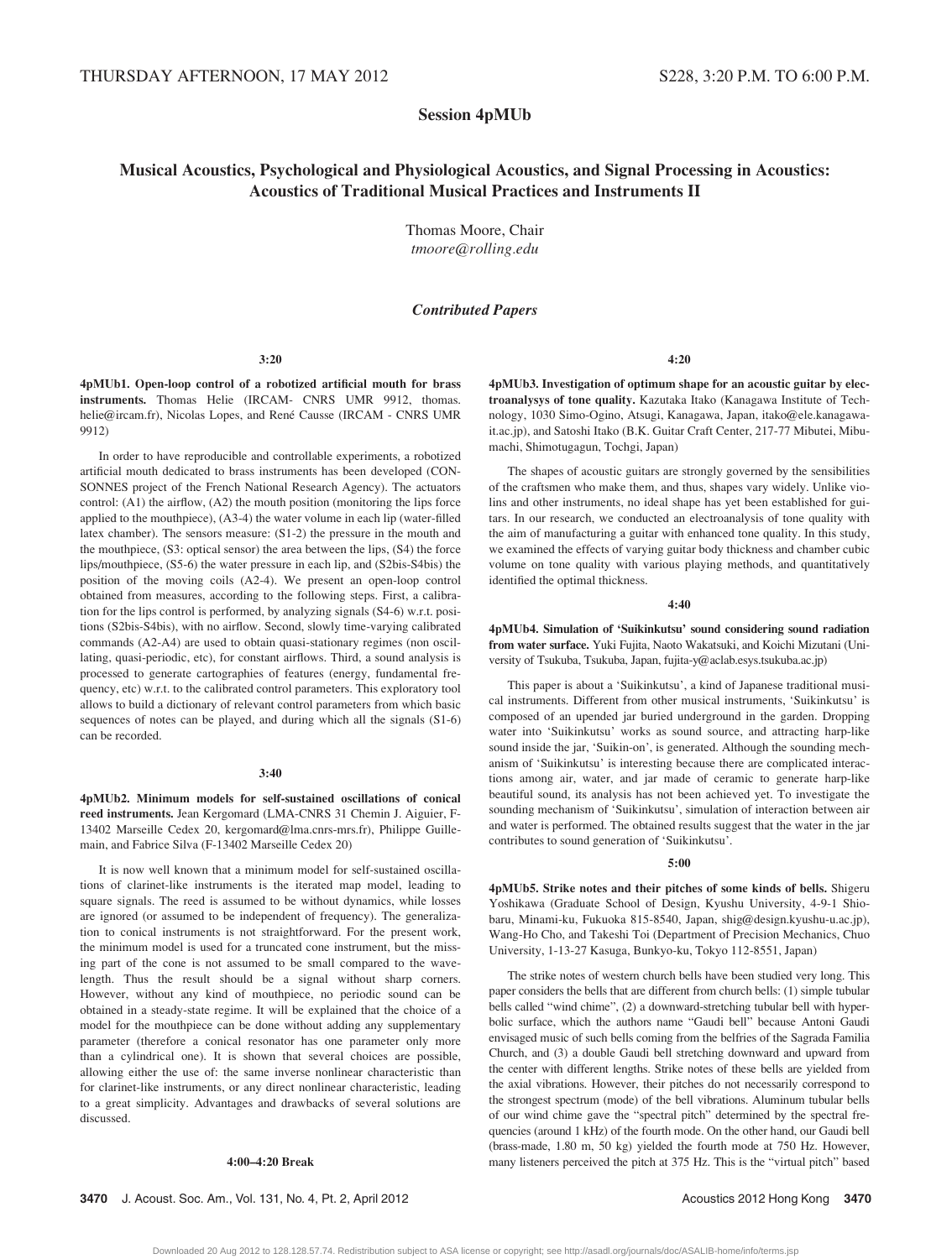THURSDAY AFTERNOON, 17 MAY 2012 — S228, 3:20 P.M. TO 6:00 P.M.

## Session 4pMUb

# Musical Acoustics, Psychological and Physiological Acoustics, and Signal Processing in Acoustics: Acoustics of Traditional Musical Practices and Instruments II

Thomas Moore, Chair
*tmoore@rolling.edu*

### *Contributed Papers*

**3:20**

**4pMUb1. Open-loop control of a robotized artificial mouth for brass instruments.** Thomas Helie (IRCAM- CNRS UMR 9912, thomas.helie@ircam.fr), Nicolas Lopes, and René Causse (IRCAM - CNRS UMR 9912)

In order to have reproducible and controllable experiments, a robotized artificial mouth dedicated to brass instruments has been developed (CONSONNES project of the French National Research Agency). The actuators control: (A1) the airflow, (A2) the mouth position (monitoring the lips force applied to the mouthpiece), (A3-4) the water volume in each lip (water-filled latex chamber). The sensors measure: (S1-2) the pressure in the mouth and the mouthpiece, (S3: optical sensor) the area between the lips, (S4) the force lips/mouthpiece, (S5-6) the water pressure in each lip, and (S2bis-S4bis) the position of the moving coils (A2-4). We present an open-loop control obtained from measures, according to the following steps. First, a calibration for the lips control is performed, by analyzing signals (S4-6) w.r.t. positions (S2bis-S4bis), with no airflow. Second, slowly time-varying calibrated commands (A2-A4) are used to obtain quasi-stationary regimes (non oscillating, quasi-periodic, etc), for constant airflows. Third, a sound analysis is processed to generate cartographies of features (energy, fundamental frequency, etc) w.r.t. to the calibrated control parameters. This exploratory tool allows to build a dictionary of relevant control parameters from which basic sequences of notes can be played, and during which all the signals (S1-6) can be recorded.

**3:40**

**4pMUb2. Minimum models for self-sustained oscillations of conical reed instruments.** Jean Kergomard (LMA-CNRS 31 Chemin J. Aiguier, F-13402 Marseille Cedex 20, kergomard@lma.cnrs-mrs.fr), Philippe Guillemain, and Fabrice Silva (F-13402 Marseille Cedex 20)

It is now well known that a minimum model for self-sustained oscillations of clarinet-like instruments is the iterated map model, leading to square signals. The reed is assumed to be without dynamics, while losses are ignored (or assumed to be independent of frequency). The generalization to conical instruments is not straightforward. For the present work, the minimum model is used for a truncated cone instrument, but the missing part of the cone is not assumed to be small compared to the wavelength. Thus the result should be a signal without sharp corners. However, without any kind of mouthpiece, no periodic sound can be obtained in a steady-state regime. It will be explained that the choice of a model for the mouthpiece can be done without adding any supplementary parameter (therefore a conical resonator has one parameter only more than a cylindrical one). It is shown that several choices are possible, allowing either the use of: the same inverse nonlinear characteristic than for clarinet-like instruments, or any direct nonlinear characteristic, leading to a great simplicity. Advantages and drawbacks of several solutions are discussed.

**4:00–4:20 Break**

**4:20**

**4pMUb3. Investigation of optimum shape for an acoustic guitar by electroanalysys of tone quality.** Kazutaka Itako (Kanagawa Institute of Technology, 1030 Simo-Ogino, Atsugi, Kanagawa, Japan, itako@ele.kanagawa-it.ac.jp), and Satoshi Itako (B.K. Guitar Craft Center, 217-77 Mibutei, Mibumachi, Shimotugagun, Tochgi, Japan)

The shapes of acoustic guitars are strongly governed by the sensibilities of the craftsmen who make them, and thus, shapes vary widely. Unlike violins and other instruments, no ideal shape has yet been established for guitars. In our research, we conducted an electroanalysis of tone quality with the aim of manufacturing a guitar with enhanced tone quality. In this study, we examined the effects of varying guitar body thickness and chamber cubic volume on tone quality with various playing methods, and quantitatively identified the optimal thickness.

**4:40**

**4pMUb4. Simulation of 'Suikinkutsu' sound considering sound radiation from water surface.** Yuki Fujita, Naoto Wakatsuki, and Koichi Mizutani (University of Tsukuba, Tsukuba, Japan, fujita-y@aclab.esys.tsukuba.ac.jp)

This paper is about a 'Suikinkutsu', a kind of Japanese traditional musical instruments. Different from other musical instruments, 'Suikinkutsu' is composed of an upended jar buried underground in the garden. Dropping water into 'Suikinkutsu' works as sound source, and attracting harp-like sound inside the jar, 'Suikin-on', is generated. Although the sounding mechanism of 'Suikinkutsu' is interesting because there are complicated interactions among air, water, and jar made of ceramic to generate harp-like beautiful sound, its analysis has not been achieved yet. To investigate the sounding mechanism of 'Suikinkutsu', simulation of interaction between air and water is performed. The obtained results suggest that the water in the jar contributes to sound generation of 'Suikinkutsu'.

**5:00**

**4pMUb5. Strike notes and their pitches of some kinds of bells.** Shigeru Yoshikawa (Graduate School of Design, Kyushu University, 4-9-1 Shiobaru, Minami-ku, Fukuoka 815-8540, Japan, shig@design.kyushu-u.ac.jp), Wang-Ho Cho, and Takeshi Toi (Department of Precision Mechanics, Chuo University, 1-13-27 Kasuga, Bunkyo-ku, Tokyo 112-8551, Japan)

The strike notes of western church bells have been studied very long. This paper considers the bells that are different from church bells: (1) simple tubular bells called "wind chime", (2) a downward-stretching tubular bell with hyperbolic surface, which the authors name "Gaudi bell" because Antoni Gaudi envisaged music of such bells coming from the belfries of the Sagrada Familia Church, and (3) a double Gaudi bell stretching downward and upward from the center with different lengths. Strike notes of these bells are yielded from the axial vibrations. However, their pitches do not necessarily correspond to the strongest spectrum (mode) of the bell vibrations. Aluminum tubular bells of our wind chime gave the "spectral pitch" determined by the spectral frequencies (around 1 kHz) of the fourth mode. On the other hand, our Gaudi bell (brass-made, 1.80 m, 50 kg) yielded the fourth mode at 750 Hz. However, many listeners perceived the pitch at 375 Hz. This is the "virtual pitch" based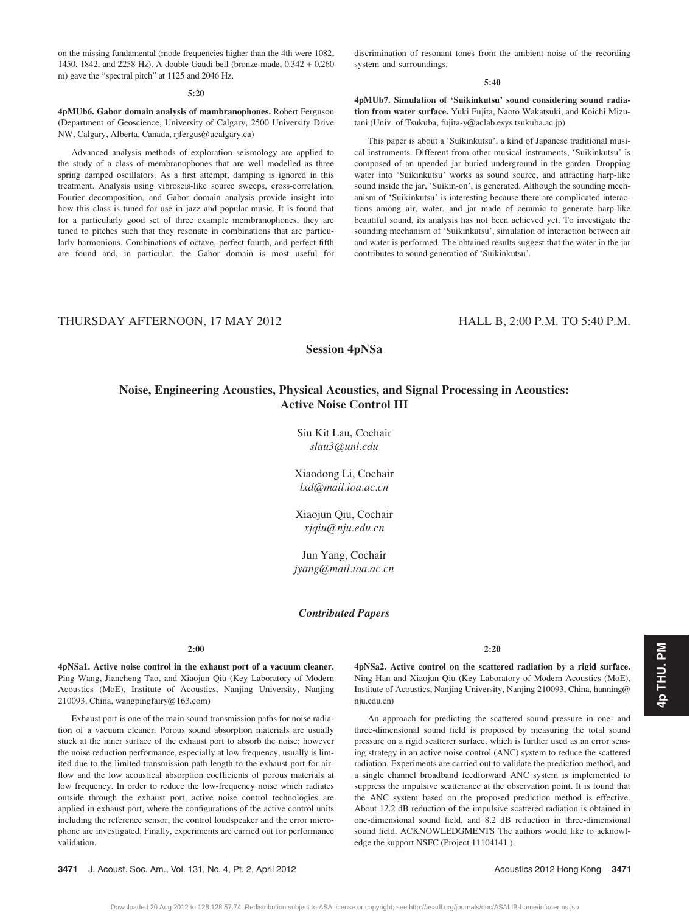on the missing fundamental (mode frequencies higher than the 4th were 1082, 1450, 1842, and 2258 Hz). A double Gaudi bell (bronze-made, 0.342 + 0.260 m) gave the "spectral pitch" at 1125 and 2046 Hz.

**5:20**

**4pMUb6. Gabor domain analysis of mambranophones.** Robert Ferguson (Department of Geoscience, University of Calgary, 2500 University Drive NW, Calgary, Alberta, Canada, rjfergus@ucalgary.ca)

Advanced analysis methods of exploration seismology are applied to the study of a class of membranophones that are well modelled as three spring damped oscillators. As a first attempt, damping is ignored in this treatment. Analysis using vibroseis-like source sweeps, cross-correlation, Fourier decomposition, and Gabor domain analysis provide insight into how this class is tuned for use in jazz and popular music. It is found that for a particularly good set of three example membranophones, they are tuned to pitches such that they resonate in combinations that are particularly harmonious. Combinations of octave, perfect fourth, and perfect fifth are found and, in particular, the Gabor domain is most useful for discrimination of resonant tones from the ambient noise of the recording system and surroundings.

**5:40**

**4pMUb7. Simulation of 'Suikinkutsu' sound considering sound radiation from water surface.** Yuki Fujita, Naoto Wakatsuki, and Koichi Mizutani (Univ. of Tsukuba, fujita-y@aclab.esys.tsukuba.ac.jp)

This paper is about a 'Suikinkutsu', a kind of Japanese traditional musical instruments. Different from other musical instruments, 'Suikinkutsu' is composed of an upended jar buried underground in the garden. Dropping water into 'Suikinkutsu' works as sound source, and attracting harp-like sound inside the jar, 'Suikin-on', is generated. Although the sounding mechanism of 'Suikinkutsu' is interesting because there are complicated interactions among air, water, and jar made of ceramic to generate harp-like beautiful sound, its analysis has not been achieved yet. To investigate the sounding mechanism of 'Suikinkutsu', simulation of interaction between air and water is performed. The obtained results suggest that the water in the jar contributes to sound generation of 'Suikinkutsu'.

THURSDAY AFTERNOON, 17 MAY 2012 HALL B, 2:00 P.M. TO 5:40 P.M.

## Session 4pNSa

## Noise, Engineering Acoustics, Physical Acoustics, and Signal Processing in Acoustics: Active Noise Control III

Siu Kit Lau, Cochair
*slau3@unl.edu*

Xiaodong Li, Cochair
*lxd@mail.ioa.ac.cn*

Xiaojun Qiu, Cochair
*xjqiu@nju.edu.cn*

Jun Yang, Cochair
*jyang@mail.ioa.ac.cn*

### *Contributed Papers*

**2:00**

**4pNSa1. Active noise control in the exhaust port of a vacuum cleaner.** Ping Wang, Jiancheng Tao, and Xiaojun Qiu (Key Laboratory of Modern Acoustics (MoE), Institute of Acoustics, Nanjing University, Nanjing 210093, China, wangpingfairy@163.com)

Exhaust port is one of the main sound transmission paths for noise radiation of a vacuum cleaner. Porous sound absorption materials are usually stuck at the inner surface of the exhaust port to absorb the noise; however the noise reduction performance, especially at low frequency, usually is limited due to the limited transmission path length to the exhaust port for airflow and the low acoustical absorption coefficients of porous materials at low frequency. In order to reduce the low-frequency noise which radiates outside through the exhaust port, active noise control technologies are applied in exhaust port, where the configurations of the active control units including the reference sensor, the control loudspeaker and the error microphone are investigated. Finally, experiments are carried out for performance validation.

**2:20**

**4pNSa2. Active control on the scattered radiation by a rigid surface.** Ning Han and Xiaojun Qiu (Key Laboratory of Modern Acoustics (MoE), Institute of Acoustics, Nanjing University, Nanjing 210093, China, hanning@nju.edu.cn)

An approach for predicting the scattered sound pressure in one- and three-dimensional sound field is proposed by measuring the total sound pressure on a rigid scatterer surface, which is further used as an error sensing strategy in an active noise control (ANC) system to reduce the scattered radiation. Experiments are carried out to validate the prediction method, and a single channel broadband feedforward ANC system is implemented to suppress the impulsive scatterance at the observation point. It is found that the ANC system based on the proposed prediction method is effective. About 12.2 dB reduction of the impulsive scattered radiation is obtained in one-dimensional sound field, and 8.2 dB reduction in three-dimensional sound field. ACKNOWLEDGMENTS The authors would like to acknowledge the support NSFC (Project 11104141 ).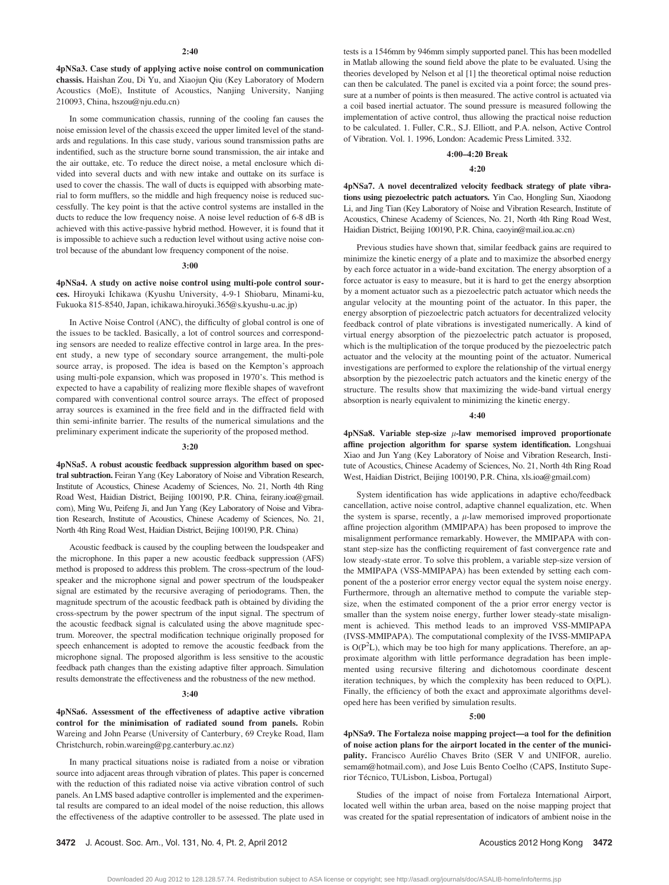**2:40**

**4pNSa3. Case study of applying active noise control on communication chassis.** Haishan Zou, Di Yu, and Xiaojun Qiu (Key Laboratory of Modern Acoustics (MoE), Institute of Acoustics, Nanjing University, Nanjing 210093, China, hszou@nju.edu.cn)

In some communication chassis, running of the cooling fan causes the noise emission level of the chassis exceed the upper limited level of the standards and regulations. In this case study, various sound transmission paths are identified, such as the structure borne sound transmission, the air intake and the air outtake, etc. To reduce the direct noise, a metal enclosure which divided into several ducts and with new intake and outtake on its surface is used to cover the chassis. The wall of ducts is equipped with absorbing material to form mufflers, so the middle and high frequency noise is reduced successfully. The key point is that the active control systems are installed in the ducts to reduce the low frequency noise. A noise level reduction of 6-8 dB is achieved with this active-passive hybrid method. However, it is found that it is impossible to achieve such a reduction level without using active noise control because of the abundant low frequency component of the noise.

**3:00**

**4pNSa4. A study on active noise control using multi-pole control sources.** Hiroyuki Ichikawa (Kyushu University, 4-9-1 Shiobaru, Minami-ku, Fukuoka 815-8540, Japan, ichikawa.hiroyuki.365@s.kyushu-u.ac.jp)

In Active Noise Control (ANC), the difficulty of global control is one of the issues to be tackled. Basically, a lot of control sources and corresponding sensors are needed to realize effective control in large area. In the present study, a new type of secondary source arrangement, the multi-pole source array, is proposed. The idea is based on the Kempton's approach using multi-pole expansion, which was proposed in 1970's. This method is expected to have a capability of realizing more flexible shapes of wavefront compared with conventional control source arrays. The effect of proposed array sources is examined in the free field and in the diffracted field with thin semi-infinite barrier. The results of the numerical simulations and the preliminary experiment indicate the superiority of the proposed method.

**3:20**

**4pNSa5. A robust acoustic feedback suppression algorithm based on spectral subtraction.** Feiran Yang (Key Laboratory of Noise and Vibration Research, Institute of Acoustics, Chinese Academy of Sciences, No. 21, North 4th Ring Road West, Haidian District, Beijing 100190, P.R. China, feirany.ioa@gmail.com), Ming Wu, Peifeng Ji, and Jun Yang (Key Laboratory of Noise and Vibration Research, Institute of Acoustics, Chinese Academy of Sciences, No. 21, North 4th Ring Road West, Haidian District, Beijing 100190, P.R. China)

Acoustic feedback is caused by the coupling between the loudspeaker and the microphone. In this paper a new acoustic feedback suppression (AFS) method is proposed to address this problem. The cross-spectrum of the loudspeaker and the microphone signal and power spectrum of the loudspeaker signal are estimated by the recursive averaging of periodograms. Then, the magnitude spectrum of the acoustic feedback path is obtained by dividing the cross-spectrum by the power spectrum of the input signal. The spectrum of the acoustic feedback signal is calculated using the above magnitude spectrum. Moreover, the spectral modification technique originally proposed for speech enhancement is adopted to remove the acoustic feedback from the microphone signal. The proposed algorithm is less sensitive to the acoustic feedback path changes than the existing adaptive filter approach. Simulation results demonstrate the effectiveness and the robustness of the new method.

**3:40**

**4pNSa6. Assessment of the effectiveness of adaptive active vibration control for the minimisation of radiated sound from panels.** Robin Wareing and John Pearse (University of Canterbury, 69 Creyke Road, Ilam Christchurch, robin.wareing@pg.canterbury.ac.nz)

In many practical situations noise is radiated from a noise or vibration source into adjacent areas through vibration of plates. This paper is concerned with the reduction of this radiated noise via active vibration control of such panels. An LMS based adaptive controller is implemented and the experimental results are compared to an ideal model of the noise reduction, this allows the effectiveness of the adaptive controller to be assessed. The plate used in tests is a 1546mm by 946mm simply supported panel. This has been modelled in Matlab allowing the sound field above the plate to be evaluated. Using the theories developed by Nelson et al [1] the theoretical optimal noise reduction can then be calculated. The panel is excited via a point force; the sound pressure at a number of points is then measured. The active control is actuated via a coil based inertial actuator. The sound pressure is measured following the implementation of active control, thus allowing the practical noise reduction to be calculated. 1. Fuller, C.R., S.J. Elliott, and P.A. nelson, Active Control of Vibration. Vol. 1. 1996, London: Academic Press Limited. 332.

**4:00–4:20 Break**

**4:20**

**4pNSa7. A novel decentralized velocity feedback strategy of plate vibrations using piezoelectric patch actuators.** Yin Cao, Hongling Sun, Xiaodong Li, and Jing Tian (Key Laboratory of Noise and Vibration Research, Institute of Acoustics, Chinese Academy of Sciences, No. 21, North 4th Ring Road West, Haidian District, Beijing 100190, P.R. China, caoyin@mail.ioa.ac.cn)

Previous studies have shown that, similar feedback gains are required to minimize the kinetic energy of a plate and to maximize the absorbed energy by each force actuator in a wide-band excitation. The energy absorption of a force actuator is easy to measure, but it is hard to get the energy absorption by a moment actuator such as a piezoelectric patch actuator which needs the angular velocity at the mounting point of the actuator. In this paper, the energy absorption of piezoelectric patch actuators for decentralized velocity feedback control of plate vibrations is investigated numerically. A kind of virtual energy absorption of the piezoelectric patch actuator is proposed, which is the multiplication of the torque produced by the piezoelectric patch actuator and the velocity at the mounting point of the actuator. Numerical investigations are performed to explore the relationship of the virtual energy absorption by the piezoelectric patch actuators and the kinetic energy of the structure. The results show that maximizing the wide-band virtual energy absorption is nearly equivalent to minimizing the kinetic energy.

**4:40**

**4pNSa8. Variable step-size $\mu$-law memorised improved proportionate affine projection algorithm for sparse system identification.** Longshuai Xiao and Jun Yang (Key Laboratory of Noise and Vibration Research, Institute of Acoustics, Chinese Academy of Sciences, No. 21, North 4th Ring Road West, Haidian District, Beijing 100190, P.R. China, xls.ioa@gmail.com)

System identification has wide applications in adaptive echo/feedback cancellation, active noise control, adaptive channel equalization, etc. When the system is sparse, recently, a $\mu$-law memorised improved proportionate affine projection algorithm (MMIPAPA) has been proposed to improve the misalignment performance remarkably. However, the MMIPAPA with constant step-size has the conflicting requirement of fast convergence rate and low steady-state error. To solve this problem, a variable step-size version of the MMIPAPA (VSS-MMIPAPA) has been extended by setting each component of the a posterior error energy vector equal the system noise energy. Furthermore, through an alternative method to compute the variable step-size, when the estimated component of the a prior error energy vector is smaller than the system noise energy, further lower steady-state misalignment is achieved. This method leads to an improved VSS-MMIPAPA (IVSS-MMIPAPA). The computational complexity of the IVSS-MMIPAPA is $O(P^2L)$, which may be too high for many applications. Therefore, an approximate algorithm with little performance degradation has been implemented using recursive filtering and dichotomous coordinate descent iteration techniques, by which the complexity has been reduced to $O(PL)$. Finally, the efficiency of both the exact and approximate algorithms developed here has been verified by simulation results.

**5:00**

**4pNSa9. The Fortaleza noise mapping project—a tool for the definition of noise action plans for the airport located in the center of the municipality.** Francisco Aurélio Chaves Brito (SER V and UNIFOR, aurelio.semam@hotmail.com), and Jose Luis Bento Coelho (CAPS, Instituto Superior Técnico, TULisbon, Lisboa, Portugal)

Studies of the impact of noise from Fortaleza International Airport, located well within the urban area, based on the noise mapping project that was created for the spatial representation of indicators of ambient noise in the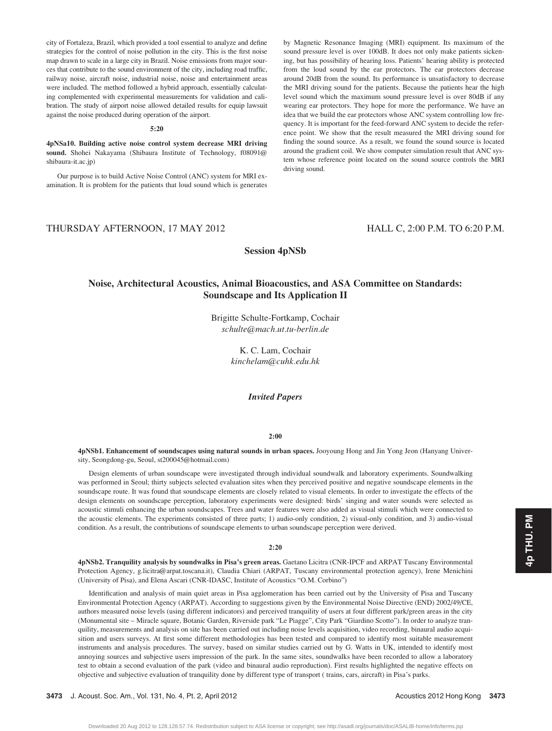city of Fortaleza, Brazil, which provided a tool essential to analyze and define strategies for the control of noise pollution in the city. This is the first noise map drawn to scale in a large city in Brazil. Noise emissions from major sources that contribute to the sound environment of the city, including road traffic, railway noise, aircraft noise, industrial noise, noise and entertainment areas were included. The method followed a hybrid approach, essentially calculating complemented with experimental measurements for validation and calibration. The study of airport noise allowed detailed results for equip lawsuit against the noise produced during operation of the airport.

**5:20**

**4pNSa10. Building active noise control system decrease MRI driving sound.** Shohei Nakayama (Shibaura Institute of Technology, f08091@shibaura-it.ac.jp)

Our purpose is to build Active Noise Control (ANC) system for MRI examination. It is problem for the patients that loud sound which is generates by Magnetic Resonance Imaging (MRI) equipment. Its maximum of the sound pressure level is over 100dB. It does not only make patients sickening, but has possibility of hearing loss. Patients' hearing ability is protected from the loud sound by the ear protectors. The ear protectors decrease around 20dB from the sound. Its performance is unsatisfactory to decrease the MRI driving sound for the patients. Because the patients hear the high level sound which the maximum sound pressure level is over 80dB if any wearing ear protectors. They hope for more the performance. We have an idea that we build the ear protectors whose ANC system controlling low frequency. It is important for the feed-forward ANC system to decide the reference point. We show that the result measured the MRI driving sound for finding the sound source. As a result, we found the sound source is located around the gradient coil. We show computer simulation result that ANC system whose reference point located on the sound source controls the MRI driving sound.

THURSDAY AFTERNOON, 17 MAY 2012 — HALL C, 2:00 P.M. TO 6:20 P.M.

## Session 4pNSb

## Noise, Architectural Acoustics, Animal Bioacoustics, and ASA Committee on Standards: Soundscape and Its Application II

Brigitte Schulte-Fortkamp, Cochair
*schulte@mach.ut.tu-berlin.de*

K. C. Lam, Cochair
*kinchelam@cuhk.edu.hk*

### *Invited Papers*

**2:00**

**4pNSb1. Enhancement of soundscapes using natural sounds in urban spaces.** Jooyoung Hong and Jin Yong Jeon (Hanyang University, Seongdong-gu, Seoul, st200045@hotmail.com)

Design elements of urban soundscape were investigated through individual soundwalk and laboratory experiments. Soundwalking was performed in Seoul; thirty subjects selected evaluation sites when they perceived positive and negative soundscape elements in the soundscape route. It was found that soundscape elements are closely related to visual elements. In order to investigate the effects of the design elements on soundscape perception, laboratory experiments were designed: birds' singing and water sounds were selected as acoustic stimuli enhancing the urban soundscapes. Trees and water features were also added as visual stimuli which were connected to the acoustic elements. The experiments consisted of three parts; 1) audio-only condition, 2) visual-only condition, and 3) audio-visual condition. As a result, the contributions of soundscape elements to urban soundscape perception were derived.

**2:20**

**4pNSb2. Tranquility analysis by soundwalks in Pisa's green areas.** Gaetano Licitra (CNR-IPCF and ARPAT Tuscany Environmental Protection Agency, g.licitra@arpat.toscana.it), Claudia Chiari (ARPAT, Tuscany environmental protection agency), Irene Menichini (University of Pisa), and Elena Ascari (CNR-IDASC, Institute of Acoustics "O.M. Corbino")

Identification and analysis of main quiet areas in Pisa agglomeration has been carried out by the University of Pisa and Tuscany Environmental Protection Agency (ARPAT). According to suggestions given by the Environmental Noise Directive (END) 2002/49/CE, authors measured noise levels (using different indicators) and perceived tranquility of users at four different park/green areas in the city (Monumental site – Miracle square, Botanic Garden, Riverside park "Le Piagge", City Park "Giardino Scotto"). In order to analyze tranquility, measurements and analysis on site has been carried out including noise levels acquisition, video recording, binaural audio acquisition and users surveys. At first some different methodologies has been tested and compared to identify most suitable measurement instruments and analysis procedures. The survey, based on similar studies carried out by G. Watts in UK, intended to allow a laboratory test to obtain a second evaluation of the park (video and binaural audio reproduction). First results highlighted the negative effects on objective and subjective evaluation of tranquility done by different type of transport ( trains, cars, aircraft) in Pisa's parks.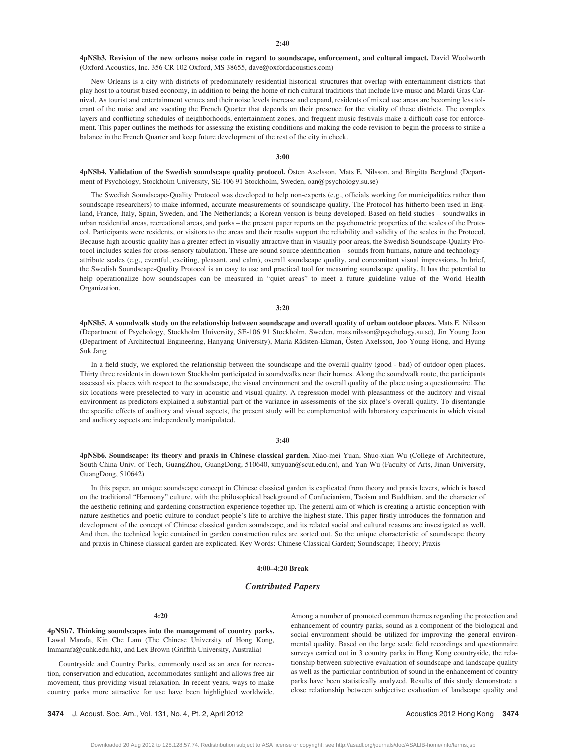**2:40**

**4pNSb3. Revision of the new orleans noise code in regard to soundscape, enforcement, and cultural impact.** David Woolworth (Oxford Acoustics, Inc. 356 CR 102 Oxford, MS 38655, dave@oxfordacoustics.com)

New Orleans is a city with districts of predominately residential historical structures that overlap with entertainment districts that play host to a tourist based economy, in addition to being the home of rich cultural traditions that include live music and Mardi Gras Carnival. As tourist and entertainment venues and their noise levels increase and expand, residents of mixed use areas are becoming less tolerant of the noise and are vacating the French Quarter that depends on their presence for the vitality of these districts. The complex layers and conflicting schedules of neighborhoods, entertainment zones, and frequent music festivals make a difficult case for enforcement. This paper outlines the methods for assessing the existing conditions and making the code revision to begin the process to strike a balance in the French Quarter and keep future development of the rest of the city in check.

**3:00**

**4pNSb4. Validation of the Swedish soundscape quality protocol.** Östen Axelsson, Mats E. Nilsson, and Birgitta Berglund (Department of Psychology, Stockholm University, SE-106 91 Stockholm, Sweden, oan@psychology.su.se)

The Swedish Soundscape-Quality Protocol was developed to help non-experts (e.g., officials working for municipalities rather than soundscape researchers) to make informed, accurate measurements of soundscape quality. The Protocol has hitherto been used in England, France, Italy, Spain, Sweden, and The Netherlands; a Korean version is being developed. Based on field studies – soundwalks in urban residential areas, recreational areas, and parks – the present paper reports on the psychometric properties of the scales of the Protocol. Participants were residents, or visitors to the areas and their results support the reliability and validity of the scales in the Protocol. Because high acoustic quality has a greater effect in visually attractive than in visually poor areas, the Swedish Soundscape-Quality Protocol includes scales for cross-sensory tabulation. These are sound source identification – sounds from humans, nature and technology – attribute scales (e.g., eventful, exciting, pleasant, and calm), overall soundscape quality, and concomitant visual impressions. In brief, the Swedish Soundscape-Quality Protocol is an easy to use and practical tool for measuring soundscape quality. It has the potential to help operationalize how soundscapes can be measured in "quiet areas" to meet a future guideline value of the World Health Organization.

**3:20**

**4pNSb5. A soundwalk study on the relationship between soundscape and overall quality of urban outdoor places.** Mats E. Nilsson (Department of Psychology, Stockholm University, SE-106 91 Stockholm, Sweden, mats.nilsson@psychology.su.se), Jin Young Jeon (Department of Architectual Engineering, Hanyang University), Maria Rådsten-Ekman, Östen Axelsson, Joo Young Hong, and Hyung Suk Jang

In a field study, we explored the relationship between the soundscape and the overall quality (good - bad) of outdoor open places. Thirty three residents in down town Stockholm participated in soundwalks near their homes. Along the soundwalk route, the participants assessed six places with respect to the soundscape, the visual environment and the overall quality of the place using a questionnaire. The six locations were preselected to vary in acoustic and visual quality. A regression model with pleasantness of the auditory and visual environment as predictors explained a substantial part of the variance in assessments of the six place's overall quality. To disentangle the specific effects of auditory and visual aspects, the present study will be complemented with laboratory experiments in which visual and auditory aspects are independently manipulated.

**3:40**

**4pNSb6. Soundscape: its theory and praxis in Chinese classical garden.** Xiao-mei Yuan, Shuo-xian Wu (College of Architecture, South China Univ. of Tech, GuangZhou, GuangDong, 510640, xmyuan@scut.edu.cn), and Yan Wu (Faculty of Arts, Jinan University, GuangDong, 510642)

In this paper, an unique soundscape concept in Chinese classical garden is explicated from theory and praxis levers, which is based on the traditional "Harmony" culture, with the philosophical background of Confucianism, Taoism and Buddhism, and the character of the aesthetic refining and gardening construction experience together up. The general aim of which is creating a artistic conception with nature aesthetics and poetic culture to conduct people's life to archive the highest state. This paper firstly introduces the formation and development of the concept of Chinese classical garden soundscape, and its related social and cultural reasons are investigated as well. And then, the technical logic contained in garden construction rules are sorted out. So the unique characteristic of soundscape theory and praxis in Chinese classical garden are explicated. Key Words: Chinese Classical Garden; Soundscape; Theory; Praxis

**4:00–4:20 Break**

## *Contributed Papers*

**4:20**

**4pNSb7. Thinking soundscapes into the management of country parks.** Lawal Marafa, Kin Che Lam (The Chinese University of Hong Kong, lmmarafa@cuhk.edu.hk), and Lex Brown (Griffith University, Australia)

Countryside and Country Parks, commonly used as an area for recreation, conservation and education, accommodates sunlight and allows free air movement, thus providing visual relaxation. In recent years, ways to make country parks more attractive for use have been highlighted worldwide. Among a number of promoted common themes regarding the protection and enhancement of country parks, sound as a component of the biological and social environment should be utilized for improving the general environmental quality. Based on the large scale field recordings and questionnaire surveys carried out in 3 country parks in Hong Kong countryside, the relationship between subjective evaluation of soundscape and landscape quality as well as the particular contribution of sound in the enhancement of country parks have been statistically analyzed. Results of this study demonstrate a close relationship between subjective evaluation of landscape quality and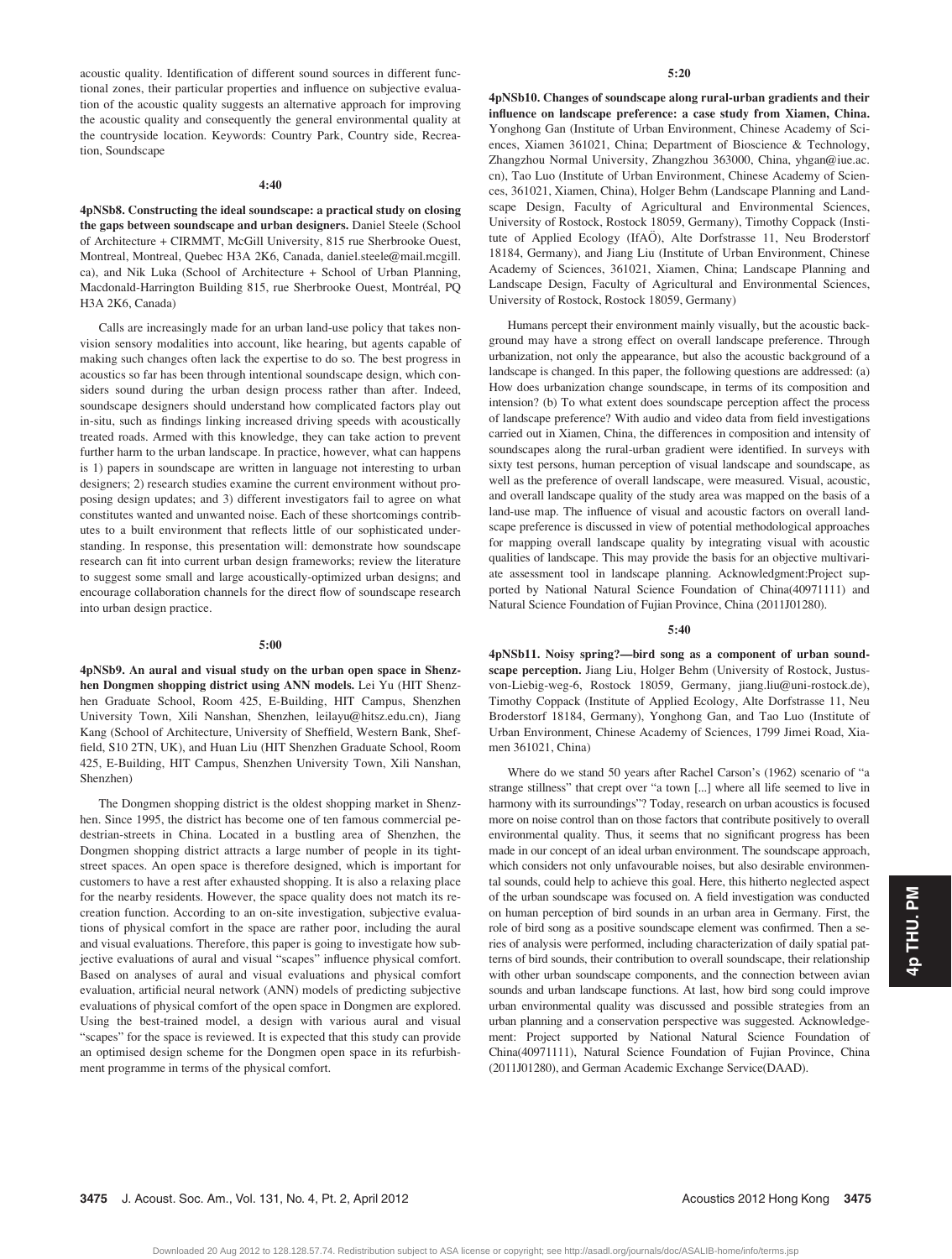acoustic quality. Identification of different sound sources in different functional zones, their particular properties and influence on subjective evaluation of the acoustic quality suggests an alternative approach for improving the acoustic quality and consequently the general environmental quality at the countryside location. Keywords: Country Park, Country side, Recreation, Soundscape

**4:40**

**4pNSb8. Constructing the ideal soundscape: a practical study on closing the gaps between soundscape and urban designers.** Daniel Steele (School of Architecture + CIRMMT, McGill University, 815 rue Sherbrooke Ouest, Montreal, Montreal, Quebec H3A 2K6, Canada, daniel.steele@mail.mcgill.ca), and Nik Luka (School of Architecture + School of Urban Planning, Macdonald-Harrington Building 815, rue Sherbrooke Ouest, Montréal, PQ H3A 2K6, Canada)

Calls are increasingly made for an urban land-use policy that takes non-vision sensory modalities into account, like hearing, but agents capable of making such changes often lack the expertise to do so. The best progress in acoustics so far has been through intentional soundscape design, which considers sound during the urban design process rather than after. Indeed, soundscape designers should understand how complicated factors play out in-situ, such as findings linking increased driving speeds with acoustically treated roads. Armed with this knowledge, they can take action to prevent further harm to the urban landscape. In practice, however, what can happens is 1) papers in soundscape are written in language not interesting to urban designers; 2) research studies examine the current environment without proposing design updates; and 3) different investigators fail to agree on what constitutes wanted and unwanted noise. Each of these shortcomings contributes to a built environment that reflects little of our sophisticated understanding. In response, this presentation will: demonstrate how soundscape research can fit into current urban design frameworks; review the literature to suggest some small and large acoustically-optimized urban designs; and encourage collaboration channels for the direct flow of soundscape research into urban design practice.

**5:00**

**4pNSb9. An aural and visual study on the urban open space in Shenzhen Dongmen shopping district using ANN models.** Lei Yu (HIT Shenzhen Graduate School, Room 425, E-Building, HIT Campus, Shenzhen University Town, Xili Nanshan, Shenzhen, leilayu@hitsz.edu.cn), Jiang Kang (School of Architecture, University of Sheffield, Western Bank, Sheffield, S10 2TN, UK), and Huan Liu (HIT Shenzhen Graduate School, Room 425, E-Building, HIT Campus, Shenzhen University Town, Xili Nanshan, Shenzhen)

The Dongmen shopping district is the oldest shopping market in Shenzhen. Since 1995, the district has become one of ten famous commercial pedestrian-streets in China. Located in a bustling area of Shenzhen, the Dongmen shopping district attracts a large number of people in its tight-street spaces. An open space is therefore designed, which is important for customers to have a rest after exhausted shopping. It is also a relaxing place for the nearby residents. However, the space quality does not match its recreation function. According to an on-site investigation, subjective evaluations of physical comfort in the space are rather poor, including the aural and visual evaluations. Therefore, this paper is going to investigate how subjective evaluations of aural and visual "scapes" influence physical comfort. Based on analyses of aural and visual evaluations and physical comfort evaluation, artificial neural network (ANN) models of predicting subjective evaluations of physical comfort of the open space in Dongmen are explored. Using the best-trained model, a design with various aural and visual "scapes" for the space is reviewed. It is expected that this study can provide an optimised design scheme for the Dongmen open space in its refurbishment programme in terms of the physical comfort.

**5:20**

**4pNSb10. Changes of soundscape along rural-urban gradients and their influence on landscape preference: a case study from Xiamen, China.** Yonghong Gan (Institute of Urban Environment, Chinese Academy of Sciences, Xiamen 361021, China; Department of Bioscience & Technology, Zhangzhou Normal University, Zhangzhou 363000, China, yhgan@iue.ac.cn), Tao Luo (Institute of Urban Environment, Chinese Academy of Sciences, 361021, Xiamen, China), Holger Behm (Landscape Planning and Landscape Design, Faculty of Agricultural and Environmental Sciences, University of Rostock, Rostock 18059, Germany), Timothy Coppack (Institute of Applied Ecology (IfAÖ), Alte Dorfstrasse 11, Neu Broderstorf 18184, Germany), and Jiang Liu (Institute of Urban Environment, Chinese Academy of Sciences, 361021, Xiamen, China; Landscape Planning and Landscape Design, Faculty of Agricultural and Environmental Sciences, University of Rostock, Rostock 18059, Germany)

Humans percept their environment mainly visually, but the acoustic background may have a strong effect on overall landscape preference. Through urbanization, not only the appearance, but also the acoustic background of a landscape is changed. In this paper, the following questions are addressed: (a) How does urbanization change soundscape, in terms of its composition and intension? (b) To what extent does soundscape perception affect the process of landscape preference? With audio and video data from field investigations carried out in Xiamen, China, the differences in composition and intensity of soundscapes along the rural-urban gradient were identified. In surveys with sixty test persons, human perception of visual landscape and soundscape, as well as the preference of overall landscape, were measured. Visual, acoustic, and overall landscape quality of the study area was mapped on the basis of a land-use map. The influence of visual and acoustic factors on overall landscape preference is discussed in view of potential methodological approaches for mapping overall landscape quality by integrating visual with acoustic qualities of landscape. This may provide the basis for an objective multivariate assessment tool in landscape planning. Acknowledgment:Project supported by National Natural Science Foundation of China(40971111) and Natural Science Foundation of Fujian Province, China (2011J01280).

**5:40**

**4pNSb11. Noisy spring?—bird song as a component of urban soundscape perception.** Jiang Liu, Holger Behm (University of Rostock, Justus-von-Liebig-weg-6, Rostock 18059, Germany, jiang.liu@uni-rostock.de), Timothy Coppack (Institute of Applied Ecology, Alte Dorfstrasse 11, Neu Broderstorf 18184, Germany), Yonghong Gan, and Tao Luo (Institute of Urban Environment, Chinese Academy of Sciences, 1799 Jimei Road, Xiamen 361021, China)

Where do we stand 50 years after Rachel Carson's (1962) scenario of "a strange stillness" that crept over "a town [...] where all life seemed to live in harmony with its surroundings"? Today, research on urban acoustics is focused more on noise control than on those factors that contribute positively to overall environmental quality. Thus, it seems that no significant progress has been made in our concept of an ideal urban environment. The soundscape approach, which considers not only unfavourable noises, but also desirable environmental sounds, could help to achieve this goal. Here, this hitherto neglected aspect of the urban soundscape was focused on. A field investigation was conducted on human perception of bird sounds in an urban area in Germany. First, the role of bird song as a positive soundscape element was confirmed. Then a series of analysis were performed, including characterization of daily spatial patterns of bird sounds, their contribution to overall soundscape, their relationship with other urban soundscape components, and the connection between avian sounds and urban landscape functions. At last, how bird song could improve urban environmental quality was discussed and possible strategies from an urban planning and a conservation perspective was suggested. Acknowledgement: Project supported by National Natural Science Foundation of China(40971111), Natural Science Foundation of Fujian Province, China (2011J01280), and German Academic Exchange Service(DAAD).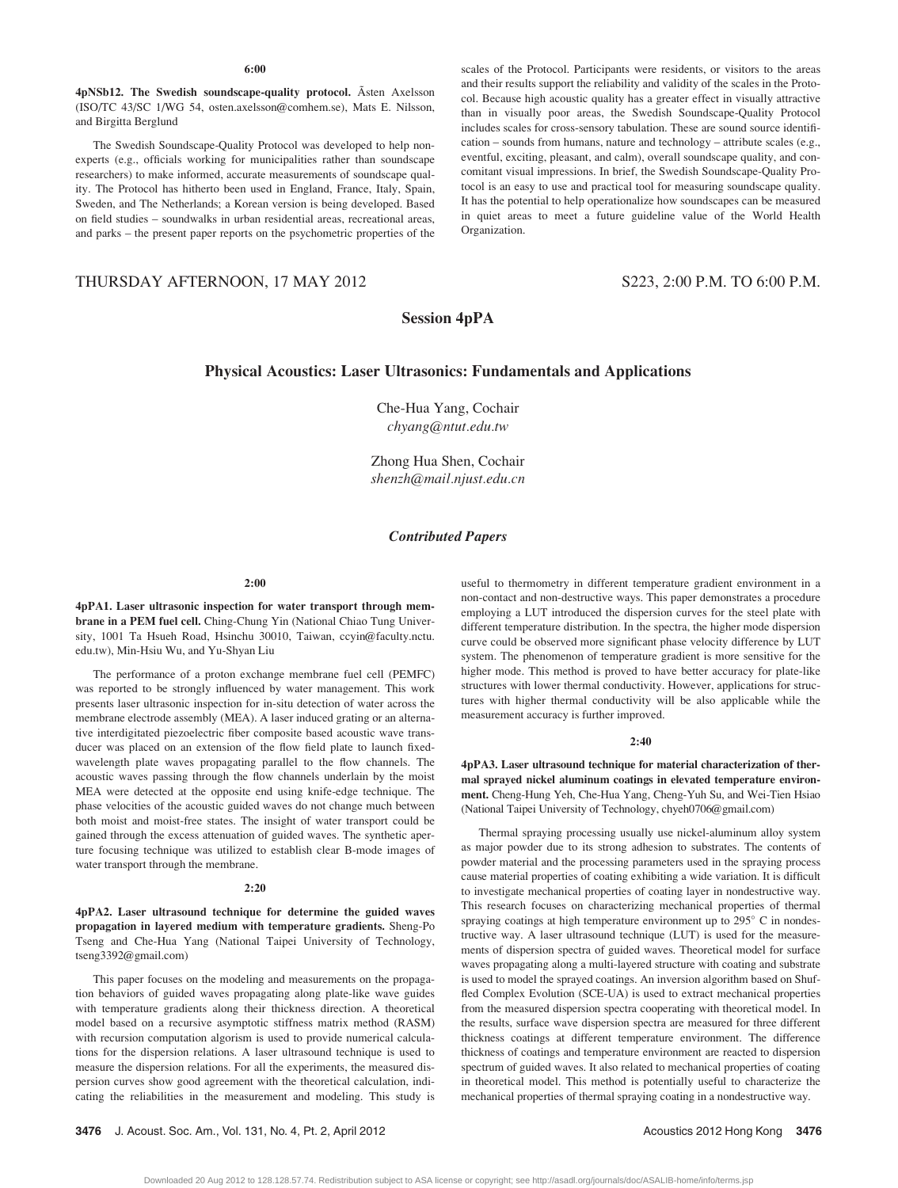**6:00**

**4pNSb12. The Swedish soundscape-quality protocol.** Östen Axelsson (ISO/TC 43/SC 1/WG 54, osten.axelsson@comhem.se), Mats E. Nilsson, and Birgitta Berglund

The Swedish Soundscape-Quality Protocol was developed to help non-experts (e.g., officials working for municipalities rather than soundscape researchers) to make informed, accurate measurements of soundscape quality. The Protocol has hitherto been used in England, France, Italy, Spain, Sweden, and The Netherlands; a Korean version is being developed. Based on field studies – soundwalks in urban residential areas, recreational areas, and parks – the present paper reports on the psychometric properties of the scales of the Protocol. Participants were residents, or visitors to the areas and their results support the reliability and validity of the scales in the Protocol. Because high acoustic quality has a greater effect in visually attractive than in visually poor areas, the Swedish Soundscape-Quality Protocol includes scales for cross-sensory tabulation. These are sound source identification – sounds from humans, nature and technology – attribute scales (e.g., eventful, exciting, pleasant, and calm), overall soundscape quality, and concomitant visual impressions. In brief, the Swedish Soundscape-Quality Protocol is an easy to use and practical tool for measuring soundscape quality. It has the potential to help operationalize how soundscapes can be measured in quiet areas to meet a future guideline value of the World Health Organization.

THURSDAY AFTERNOON, 17 MAY 2012 — S223, 2:00 P.M. TO 6:00 P.M.

## Session 4pPA

## Physical Acoustics: Laser Ultrasonics: Fundamentals and Applications

Che-Hua Yang, Cochair
*chyang@ntut.edu.tw*

Zhong Hua Shen, Cochair
*shenzh@mail.njust.edu.cn*

### *Contributed Papers*

**2:00**

**4pPA1. Laser ultrasonic inspection for water transport through membrane in a PEM fuel cell.** Ching-Chung Yin (National Chiao Tung University, 1001 Ta Hsueh Road, Hsinchu 30010, Taiwan, ccyin@faculty.nctu.edu.tw), Min-Hsiu Wu, and Yu-Shyan Liu

The performance of a proton exchange membrane fuel cell (PEMFC) was reported to be strongly influenced by water management. This work presents laser ultrasonic inspection for in-situ detection of water across the membrane electrode assembly (MEA). A laser induced grating or an alternative interdigitated piezoelectric fiber composite based acoustic wave transducer was placed on an extension of the flow field plate to launch fixed-wavelength plate waves propagating parallel to the flow channels. The acoustic waves passing through the flow channels underlain by the moist MEA were detected at the opposite end using knife-edge technique. The phase velocities of the acoustic guided waves do not change much between both moist and moist-free states. The insight of water transport could be gained through the excess attenuation of guided waves. The synthetic aperture focusing technique was utilized to establish clear B-mode images of water transport through the membrane.

**2:20**

**4pPA2. Laser ultrasound technique for determine the guided waves propagation in layered medium with temperature gradients.** Sheng-Po Tseng and Che-Hua Yang (National Taipei University of Technology, tseng3392@gmail.com)

This paper focuses on the modeling and measurements on the propagation behaviors of guided waves propagating along plate-like wave guides with temperature gradients along their thickness direction. A theoretical model based on a recursive asymptotic stiffness matrix method (RASM) with recursion computation algorism is used to provide numerical calculations for the dispersion relations. A laser ultrasound technique is used to measure the dispersion relations. For all the experiments, the measured dispersion curves show good agreement with the theoretical calculation, indicating the reliabilities in the measurement and modeling. This study is useful to thermometry in different temperature gradient environment in a non-contact and non-destructive ways. This paper demonstrates a procedure employing a LUT introduced the dispersion curves for the steel plate with different temperature distribution. In the spectra, the higher mode dispersion curve could be observed more significant phase velocity difference by LUT system. The phenomenon of temperature gradient is more sensitive for the higher mode. This method is proved to have better accuracy for plate-like structures with lower thermal conductivity. However, applications for structures with higher thermal conductivity will be also applicable while the measurement accuracy is further improved.

**2:40**

**4pPA3. Laser ultrasound technique for material characterization of thermal sprayed nickel aluminum coatings in elevated temperature environment.** Cheng-Hung Yeh, Che-Hua Yang, Cheng-Yuh Su, and Wei-Tien Hsiao (National Taipei University of Technology, chyeh0706@gmail.com)

Thermal spraying processing usually use nickel-aluminum alloy system as major powder due to its strong adhesion to substrates. The contents of powder material and the processing parameters used in the spraying process cause material properties of coating exhibiting a wide variation. It is difficult to investigate mechanical properties of coating layer in nondestructive way. This research focuses on characterizing mechanical properties of thermal spraying coatings at high temperature environment up to 295° C in nondestructive way. A laser ultrasound technique (LUT) is used for the measurements of dispersion spectra of guided waves. Theoretical model for surface waves propagating along a multi-layered structure with coating and substrate is used to model the sprayed coatings. An inversion algorithm based on Shuffled Complex Evolution (SCE-UA) is used to extract mechanical properties from the measured dispersion spectra cooperating with theoretical model. In the results, surface wave dispersion spectra are measured for three different thickness coatings at different temperature environment. The difference thickness of coatings and temperature environment are reacted to dispersion spectrum of guided waves. It also related to mechanical properties of coating in theoretical model. This method is potentially useful to characterize the mechanical properties of thermal spraying coating in a nondestructive way.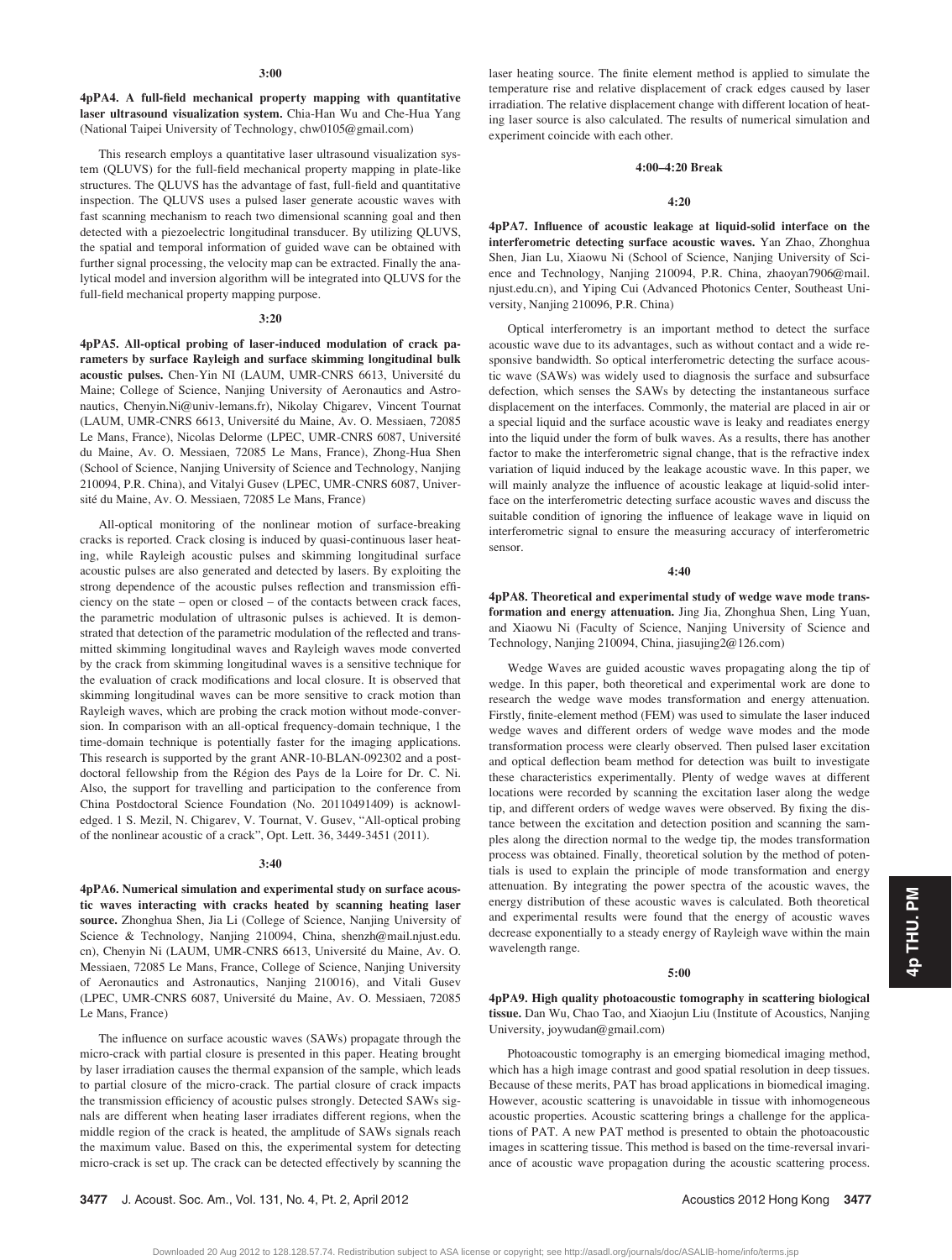**3:00**

**4pPA4. A full-field mechanical property mapping with quantitative laser ultrasound visualization system.** Chia-Han Wu and Che-Hua Yang (National Taipei University of Technology, chw0105@gmail.com)

This research employs a quantitative laser ultrasound visualization system (QLUVS) for the full-field mechanical property mapping in plate-like structures. The QLUVS has the advantage of fast, full-field and quantitative inspection. The QLUVS uses a pulsed laser generate acoustic waves with fast scanning mechanism to reach two dimensional scanning goal and then detected with a piezoelectric longitudinal transducer. By utilizing QLUVS, the spatial and temporal information of guided wave can be obtained with further signal processing, the velocity map can be extracted. Finally the analytical model and inversion algorithm will be integrated into QLUVS for the full-field mechanical property mapping purpose.

**3:20**

**4pPA5. All-optical probing of laser-induced modulation of crack parameters by surface Rayleigh and surface skimming longitudinal bulk acoustic pulses.** Chen-Yin NI (LAUM, UMR-CNRS 6613, Université du Maine; College of Science, Nanjing University of Aeronautics and Astronautics, Chenyin.Ni@univ-lemans.fr), Nikolay Chigarev, Vincent Tournat (LAUM, UMR-CNRS 6613, Université du Maine, Av. O. Messiaen, 72085 Le Mans, France), Nicolas Delorme (LPEC, UMR-CNRS 6087, Université du Maine, Av. O. Messiaen, 72085 Le Mans, France), Zhong-Hua Shen (School of Science, Nanjing University of Science and Technology, Nanjing 210094, P.R. China), and Vitalyi Gusev (LPEC, UMR-CNRS 6087, Université du Maine, Av. O. Messiaen, 72085 Le Mans, France)

All-optical monitoring of the nonlinear motion of surface-breaking cracks is reported. Crack closing is induced by quasi-continuous laser heating, while Rayleigh acoustic pulses and skimming longitudinal surface acoustic pulses are also generated and detected by lasers. By exploiting the strong dependence of the acoustic pulses reflection and transmission efficiency on the state – open or closed – of the contacts between crack faces, the parametric modulation of ultrasonic pulses is achieved. It is demonstrated that detection of the parametric modulation of the reflected and transmitted skimming longitudinal waves and Rayleigh waves mode converted by the crack from skimming longitudinal waves is a sensitive technique for the evaluation of crack modifications and local closure. It is observed that skimming longitudinal waves can be more sensitive to crack motion than Rayleigh waves, which are probing the crack motion without mode-conversion. In comparison with an all-optical frequency-domain technique, 1 the time-domain technique is potentially faster for the imaging applications. This research is supported by the grant ANR-10-BLAN-092302 and a postdoctoral fellowship from the Région des Pays de la Loire for Dr. C. Ni. Also, the support for travelling and participation to the conference from China Postdoctoral Science Foundation (No. 20110491409) is acknowledged. 1 S. Mezil, N. Chigarev, V. Tournat, V. Gusev, "All-optical probing of the nonlinear acoustic of a crack", Opt. Lett. 36, 3449-3451 (2011).

**3:40**

**4pPA6. Numerical simulation and experimental study on surface acoustic waves interacting with cracks heated by scanning heating laser source.** Zhonghua Shen, Jia Li (College of Science, Nanjing University of Science & Technology, Nanjing 210094, China, shenzh@mail.njust.edu.cn), Chenyin Ni (LAUM, UMR-CNRS 6613, Université du Maine, Av. O. Messiaen, 72085 Le Mans, France, College of Science, Nanjing University of Aeronautics and Astronautics, Nanjing 210016), and Vitali Gusev (LPEC, UMR-CNRS 6087, Université du Maine, Av. O. Messiaen, 72085 Le Mans, France)

The influence on surface acoustic waves (SAWs) propagate through the micro-crack with partial closure is presented in this paper. Heating brought by laser irradiation causes the thermal expansion of the sample, which leads to partial closure of the micro-crack. The partial closure of crack impacts the transmission efficiency of acoustic pulses strongly. Detected SAWs signals are different when heating laser irradiates different regions, when the middle region of the crack is heated, the amplitude of SAWs signals reach the maximum value. Based on this, the experimental system for detecting micro-crack is set up. The crack can be detected effectively by scanning the laser heating source. The finite element method is applied to simulate the temperature rise and relative displacement of crack edges caused by laser irradiation. The relative displacement change with different location of heating laser source is also calculated. The results of numerical simulation and experiment coincide with each other.

**4:00–4:20 Break**

**4:20**

**4pPA7. Influence of acoustic leakage at liquid-solid interface on the interferometric detecting surface acoustic waves.** Yan Zhao, Zhonghua Shen, Jian Lu, Xiaowu Ni (School of Science, Nanjing University of Science and Technology, Nanjing 210094, P.R. China, zhaoyan7906@mail.njust.edu.cn), and Yiping Cui (Advanced Photonics Center, Southeast University, Nanjing 210096, P.R. China)

Optical interferometry is an important method to detect the surface acoustic wave due to its advantages, such as without contact and a wide responsive bandwidth. So optical interferometric detecting the surface acoustic wave (SAWs) was widely used to diagnosis the surface and subsurface defection, which senses the SAWs by detecting the instantaneous surface displacement on the interfaces. Commonly, the material are placed in air or a special liquid and the surface acoustic wave is leaky and readiates energy into the liquid under the form of bulk waves. As a results, there has another factor to make the interferometric signal change, that is the refractive index variation of liquid induced by the leakage acoustic wave. In this paper, we will mainly analyze the influence of acoustic leakage at liquid-solid interface on the interferometric detecting surface acoustic waves and discuss the suitable condition of ignoring the influence of leakage wave in liquid on interferometric signal to ensure the measuring accuracy of interferometric sensor.

**4:40**

**4pPA8. Theoretical and experimental study of wedge wave mode transformation and energy attenuation.** Jing Jia, Zhonghua Shen, Ling Yuan, and Xiaowu Ni (Faculty of Science, Nanjing University of Science and Technology, Nanjing 210094, China, jiasujing2@126.com)

Wedge Waves are guided acoustic waves propagating along the tip of wedge. In this paper, both theoretical and experimental work are done to research the wedge wave modes transformation and energy attenuation. Firstly, finite-element method (FEM) was used to simulate the laser induced wedge waves and different orders of wedge wave modes and the mode transformation process were clearly observed. Then pulsed laser excitation and optical deflection beam method for detection was built to investigate these characteristics experimentally. Plenty of wedge waves at different locations were recorded by scanning the excitation laser along the wedge tip, and different orders of wedge waves were observed. By fixing the distance between the excitation and detection position and scanning the samples along the direction normal to the wedge tip, the modes transformation process was obtained. Finally, theoretical solution by the method of potentials is used to explain the principle of mode transformation and energy attenuation. By integrating the power spectra of the acoustic waves, the energy distribution of these acoustic waves is calculated. Both theoretical and experimental results were found that the energy of acoustic waves decrease exponentially to a steady energy of Rayleigh wave within the main wavelength range.

**5:00**

**4pPA9. High quality photoacoustic tomography in scattering biological tissue.** Dan Wu, Chao Tao, and Xiaojun Liu (Institute of Acoustics, Nanjing University, joywudan@gmail.com)

Photoacoustic tomography is an emerging biomedical imaging method, which has a high image contrast and good spatial resolution in deep tissues. Because of these merits, PAT has broad applications in biomedical imaging. However, acoustic scattering is unavoidable in tissue with inhomogeneous acoustic properties. Acoustic scattering brings a challenge for the applications of PAT. A new PAT method is presented to obtain the photoacoustic images in scattering tissue. This method is based on the time-reversal invariance of acoustic wave propagation during the acoustic scattering process.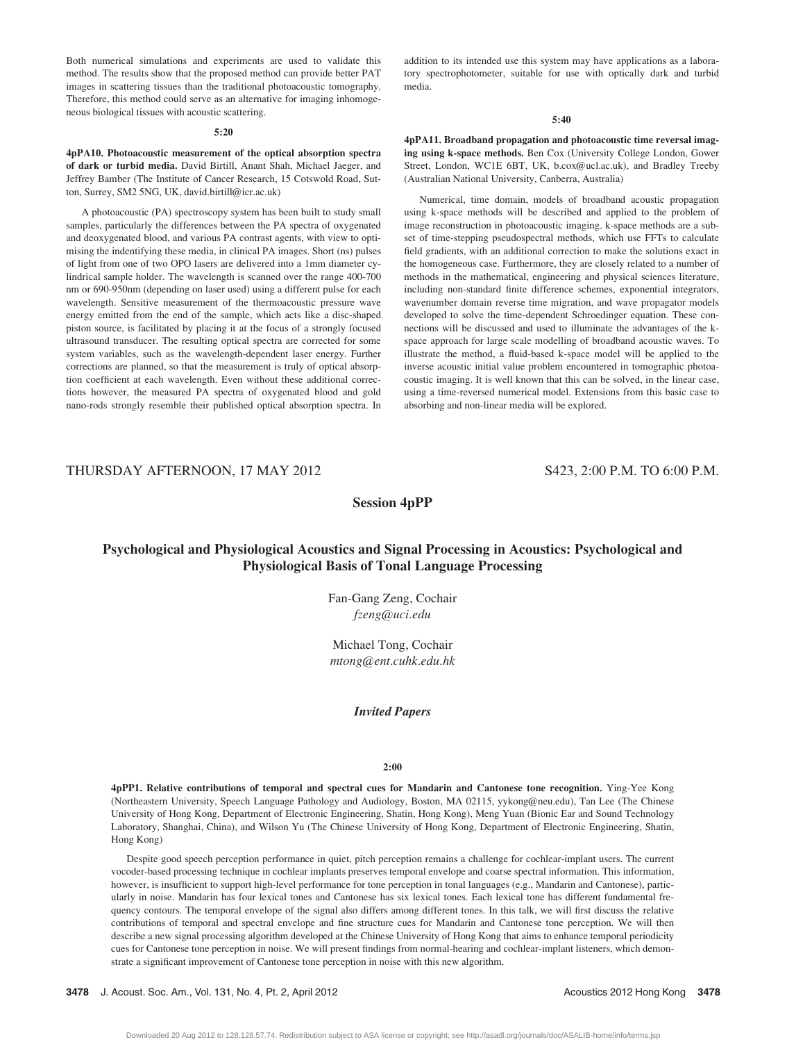Both numerical simulations and experiments are used to validate this method. The results show that the proposed method can provide better PAT images in scattering tissues than the traditional photoacoustic tomography. Therefore, this method could serve as an alternative for imaging inhomogeneous biological tissues with acoustic scattering.

**5:20**

**4pPA10. Photoacoustic measurement of the optical absorption spectra of dark or turbid media.** David Birtill, Anant Shah, Michael Jaeger, and Jeffrey Bamber (The Institute of Cancer Research, 15 Cotswold Road, Sutton, Surrey, SM2 5NG, UK, david.birtill@icr.ac.uk)

A photoacoustic (PA) spectroscopy system has been built to study small samples, particularly the differences between the PA spectra of oxygenated and deoxygenated blood, and various PA contrast agents, with view to optimising the indentifying these media, in clinical PA images. Short (ns) pulses of light from one of two OPO lasers are delivered into a 1mm diameter cylindrical sample holder. The wavelength is scanned over the range 400-700 nm or 690-950nm (depending on laser used) using a different pulse for each wavelength. Sensitive measurement of the thermoacoustic pressure wave energy emitted from the end of the sample, which acts like a disc-shaped piston source, is facilitated by placing it at the focus of a strongly focused ultrasound transducer. The resulting optical spectra are corrected for some system variables, such as the wavelength-dependent laser energy. Further corrections are planned, so that the measurement is truly of optical absorption coefficient at each wavelength. Even without these additional corrections however, the measured PA spectra of oxygenated blood and gold nano-rods strongly resemble their published optical absorption spectra. In addition to its intended use this system may have applications as a laboratory spectrophotometer, suitable for use with optically dark and turbid media.

**5:40**

**4pPA11. Broadband propagation and photoacoustic time reversal imaging using k-space methods.** Ben Cox (University College London, Gower Street, London, WC1E 6BT, UK, b.cox@ucl.ac.uk), and Bradley Treeby (Australian National University, Canberra, Australia)

Numerical, time domain, models of broadband acoustic propagation using k-space methods will be described and applied to the problem of image reconstruction in photoacoustic imaging. k-space methods are a subset of time-stepping pseudospectral methods, which use FFTs to calculate field gradients, with an additional correction to make the solutions exact in the homogeneous case. Furthermore, they are closely related to a number of methods in the mathematical, engineering and physical sciences literature, including non-standard finite difference schemes, exponential integrators, wavenumber domain reverse time migration, and wave propagator models developed to solve the time-dependent Schroedinger equation. These connections will be discussed and used to illuminate the advantages of the k-space approach for large scale modelling of broadband acoustic waves. To illustrate the method, a fluid-based k-space model will be applied to the inverse acoustic initial value problem encountered in tomographic photoacoustic imaging. It is well known that this can be solved, in the linear case, using a time-reversed numerical model. Extensions from this basic case to absorbing and non-linear media will be explored.

THURSDAY AFTERNOON, 17 MAY 2012 — S423, 2:00 P.M. TO 6:00 P.M.

## Session 4pPP

## Psychological and Physiological Acoustics and Signal Processing in Acoustics: Psychological and Physiological Basis of Tonal Language Processing

Fan-Gang Zeng, Cochair
*fzeng@uci.edu*

Michael Tong, Cochair
*mtong@ent.cuhk.edu.hk*

### *Invited Papers*

**2:00**

**4pPP1. Relative contributions of temporal and spectral cues for Mandarin and Cantonese tone recognition.** Ying-Yee Kong (Northeastern University, Speech Language Pathology and Audiology, Boston, MA 02115, yykong@neu.edu), Tan Lee (The Chinese University of Hong Kong, Department of Electronic Engineering, Shatin, Hong Kong), Meng Yuan (Bionic Ear and Sound Technology Laboratory, Shanghai, China), and Wilson Yu (The Chinese University of Hong Kong, Department of Electronic Engineering, Shatin, Hong Kong)

Despite good speech perception performance in quiet, pitch perception remains a challenge for cochlear-implant users. The current vocoder-based processing technique in cochlear implants preserves temporal envelope and coarse spectral information. This information, however, is insufficient to support high-level performance for tone perception in tonal languages (e.g., Mandarin and Cantonese), particularly in noise. Mandarin has four lexical tones and Cantonese has six lexical tones. Each lexical tone has different fundamental frequency contours. The temporal envelope of the signal also differs among different tones. In this talk, we will first discuss the relative contributions of temporal and spectral envelope and fine structure cues for Mandarin and Cantonese tone perception. We will then describe a new signal processing algorithm developed at the Chinese University of Hong Kong that aims to enhance temporal periodicity cues for Cantonese tone perception in noise. We will present findings from normal-hearing and cochlear-implant listeners, which demonstrate a significant improvement of Cantonese tone perception in noise with this new algorithm.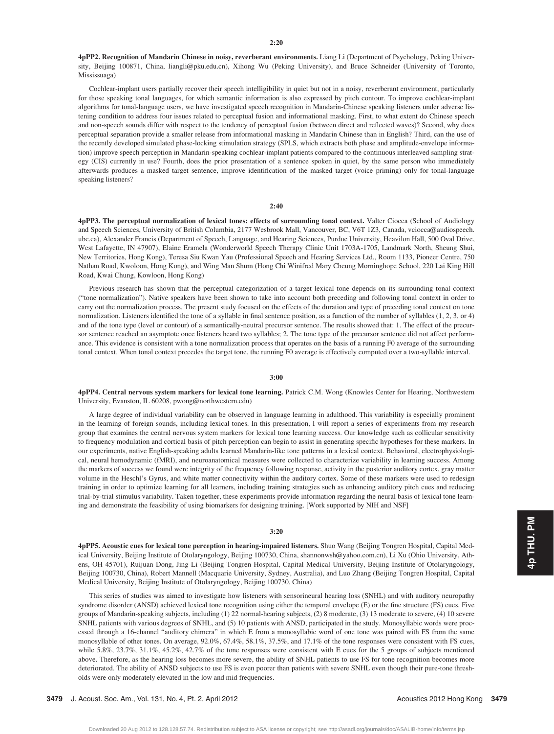**2:20**

**4pPP2. Recognition of Mandarin Chinese in noisy, reverberant environments.** Liang Li (Department of Psychology, Peking University, Beijing 100871, China, liangli@pku.edu.cn), Xihong Wu (Peking University), and Bruce Schneider (University of Toronto, Mississuaga)

Cochlear-implant users partially recover their speech intelligibility in quiet but not in a noisy, reverberant environment, particularly for those speaking tonal languages, for which semantic information is also expressed by pitch contour. To improve cochlear-implant algorithms for tonal-language users, we have investigated speech recognition in Mandarin-Chinese speaking listeners under adverse listening condition to address four issues related to perceptual fusion and informational masking. First, to what extent do Chinese speech and non-speech sounds differ with respect to the tendency of perceptual fusion (between direct and reflected waves)? Second, why does perceptual separation provide a smaller release from informational masking in Mandarin Chinese than in English? Third, can the use of the recently developed simulated phase-locking stimulation strategy (SPLS, which extracts both phase and amplitude-envelope information) improve speech perception in Mandarin-speaking cochlear-implant patients compared to the continuous interleaved sampling strategy (CIS) currently in use? Fourth, does the prior presentation of a sentence spoken in quiet, by the same person who immediately afterwards produces a masked target sentence, improve identification of the masked target (voice priming) only for tonal-language speaking listeners?

**2:40**

**4pPP3. The perceptual normalization of lexical tones: effects of surrounding tonal context.** Valter Ciocca (School of Audiology and Speech Sciences, University of British Columbia, 2177 Wesbrook Mall, Vancouver, BC, V6T 1Z3, Canada, vciocca@audiospeech.ubc.ca), Alexander Francis (Department of Speech, Language, and Hearing Sciences, Purdue University, Heavilon Hall, 500 Oval Drive, West Lafayette, IN 47907), Elaine Eramela (Wonderworld Speech Therapy Clinic Unit 1703A-1705, Landmark North, Sheung Shui, New Territories, Hong Kong), Teresa Siu Kwan Yau (Professional Speech and Hearing Services Ltd., Room 1133, Pioneer Centre, 750 Nathan Road, Kwoloon, Hong Kong), and Wing Man Shum (Hong Chi Winifred Mary Cheung Morninghope School, 220 Lai King Hill Road, Kwai Chung, Kowloon, Hong Kong)

Previous research has shown that the perceptual categorization of a target lexical tone depends on its surrounding tonal context ("tone normalization"). Native speakers have been shown to take into account both preceding and following tonal context in order to carry out the normalization process. The present study focused on the effects of the duration and type of preceding tonal context on tone normalization. Listeners identified the tone of a syllable in final sentence position, as a function of the number of syllables (1, 2, 3, or 4) and of the tone type (level or contour) of a semantically-neutral precursor sentence. The results showed that: 1. The effect of the precursor sentence reached an asymptote once listeners heard two syllables; 2. The tone type of the precursor sentence did not affect performance. This evidence is consistent with a tone normalization process that operates on the basis of a running F0 average of the surrounding tonal context. When tonal context precedes the target tone, the running F0 average is effectively computed over a two-syllable interval.

**3:00**

**4pPP4. Central nervous system markers for lexical tone learning.** Patrick C.M. Wong (Knowles Center for Hearing, Northwestern University, Evanston, IL 60208, pwong@northwestern.edu)

A large degree of individual variability can be observed in language learning in adulthood. This variability is especially prominent in the learning of foreign sounds, including lexical tones. In this presentation, I will report a series of experiments from my research group that examines the central nervous system markers for lexical tone learning success. Our knowledge such as collicular sensitivity to frequency modulation and cortical basis of pitch perception can begin to assist in generating specific hypotheses for these markers. In our experiments, native English-speaking adults learned Mandarin-like tone patterns in a lexical context. Behavioral, electrophysiological, neural hemodynamic (fMRI), and neuroanatomical measures were collected to characterize variability in learning success. Among the markers of success we found were integrity of the frequency following response, activity in the posterior auditory cortex, gray matter volume in the Heschl's Gyrus, and white matter connectivity within the auditory cortex. Some of these markers were used to redesign training in order to optimize learning for all learners, including training strategies such as enhancing auditory pitch cues and reducing trial-by-trial stimulus variability. Taken together, these experiments provide information regarding the neural basis of lexical tone learning and demonstrate the feasibility of using biomarkers for designing training. [Work supported by NIH and NSF]

**3:20**

**4pPP5. Acoustic cues for lexical tone perception in hearing-impaired listeners.** Shuo Wang (Beijing Tongren Hospital, Capital Medical University, Beijing Institute of Otolaryngology, Beijing 100730, China, shannonwsh@yahoo.com.cn), Li Xu (Ohio University, Athens, OH 45701), Ruijuan Dong, Jing Li (Beijing Tongren Hospital, Capital Medical University, Beijing Institute of Otolaryngology, Beijing 100730, China), Robert Mannell (Macquarie University, Sydney, Australia), and Luo Zhang (Beijing Tongren Hospital, Capital Medical University, Beijing Institute of Otolaryngology, Beijing 100730, China)

This series of studies was aimed to investigate how listeners with sensorineural hearing loss (SNHL) and with auditory neuropathy syndrome disorder (ANSD) achieved lexical tone recognition using either the temporal envelope (E) or the fine structure (FS) cues. Five groups of Mandarin-speaking subjects, including (1) 22 normal-hearing subjects, (2) 8 moderate, (3) 13 moderate to severe, (4) 10 severe SNHL patients with various degrees of SNHL, and (5) 10 patients with ANSD, participated in the study. Monosyllabic words were processed through a 16-channel "auditory chimera" in which E from a monosyllabic word of one tone was paired with FS from the same monosyllable of other tones. On average, 92.0%, 67.4%, 58.1%, 37.5%, and 17.1% of the tone responses were consistent with FS cues, while 5.8%, 23.7%, 31.1%, 45.2%, 42.7% of the tone responses were consistent with E cues for the 5 groups of subjects mentioned above. Therefore, as the hearing loss becomes more severe, the ability of SNHL patients to use FS for tone recognition becomes more deteriorated. The ability of ANSD subjects to use FS is even poorer than patients with severe SNHL even though their pure-tone thresholds were only moderately elevated in the low and mid frequencies.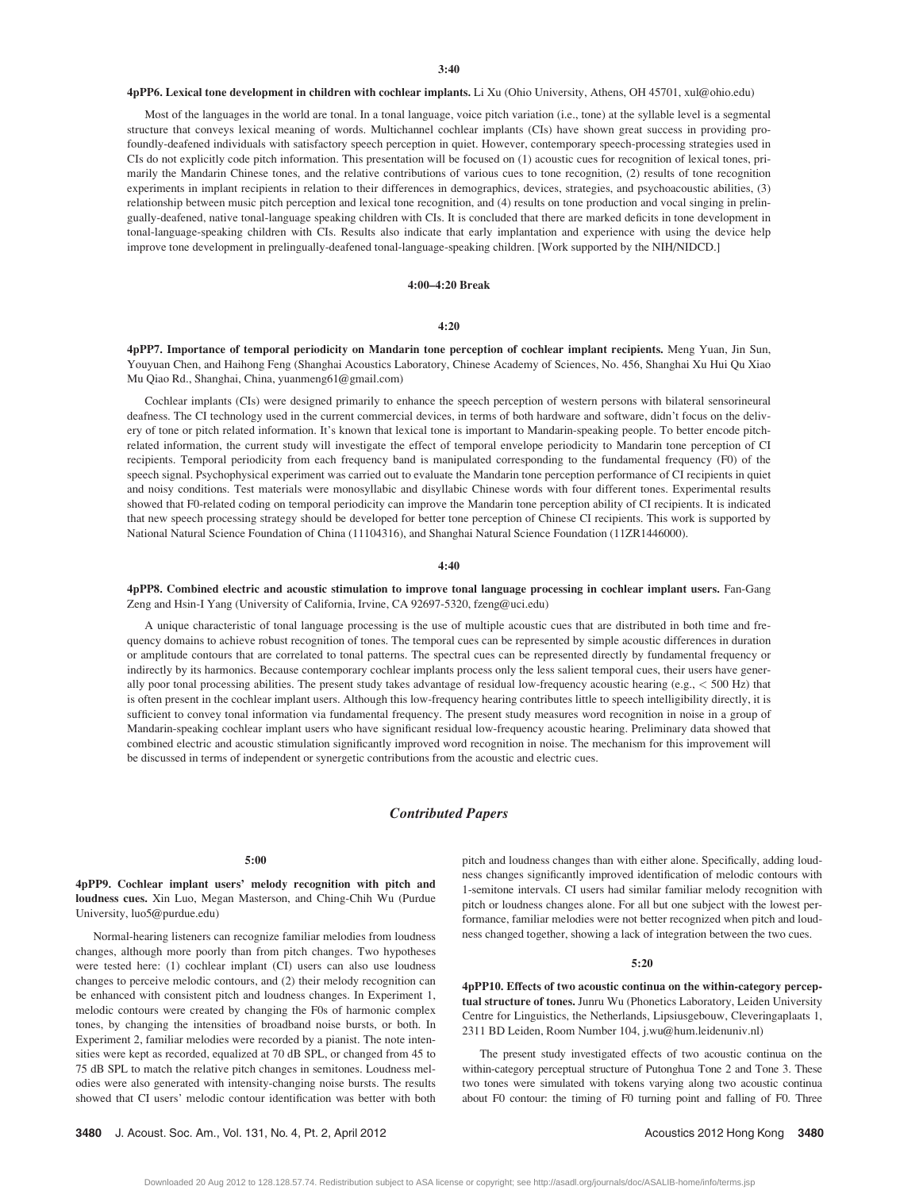**3:40**

**4pPP6. Lexical tone development in children with cochlear implants.** Li Xu (Ohio University, Athens, OH 45701, xul@ohio.edu)

Most of the languages in the world are tonal. In a tonal language, voice pitch variation (i.e., tone) at the syllable level is a segmental structure that conveys lexical meaning of words. Multichannel cochlear implants (CIs) have shown great success in providing profoundly-deafened individuals with satisfactory speech perception in quiet. However, contemporary speech-processing strategies used in CIs do not explicitly code pitch information. This presentation will be focused on (1) acoustic cues for recognition of lexical tones, primarily the Mandarin Chinese tones, and the relative contributions of various cues to tone recognition, (2) results of tone recognition experiments in implant recipients in relation to their differences in demographics, devices, strategies, and psychoacoustic abilities, (3) relationship between music pitch perception and lexical tone recognition, and (4) results on tone production and vocal singing in prelingually-deafened, native tonal-language speaking children with CIs. It is concluded that there are marked deficits in tone development in tonal-language-speaking children with CIs. Results also indicate that early implantation and experience with using the device help improve tone development in prelingually-deafened tonal-language-speaking children. [Work supported by the NIH/NIDCD.]

**4:00–4:20 Break**

**4:20**

**4pPP7. Importance of temporal periodicity on Mandarin tone perception of cochlear implant recipients.** Meng Yuan, Jin Sun, Youyuan Chen, and Haihong Feng (Shanghai Acoustics Laboratory, Chinese Academy of Sciences, No. 456, Shanghai Xu Hui Qu Xiao Mu Qiao Rd., Shanghai, China, yuanmeng61@gmail.com)

Cochlear implants (CIs) were designed primarily to enhance the speech perception of western persons with bilateral sensorineural deafness. The CI technology used in the current commercial devices, in terms of both hardware and software, didn't focus on the delivery of tone or pitch related information. It's known that lexical tone is important to Mandarin-speaking people. To better encode pitch-related information, the current study will investigate the effect of temporal envelope periodicity to Mandarin tone perception of CI recipients. Temporal periodicity from each frequency band is manipulated corresponding to the fundamental frequency (F0) of the speech signal. Psychophysical experiment was carried out to evaluate the Mandarin tone perception performance of CI recipients in quiet and noisy conditions. Test materials were monosyllabic and disyllabic Chinese words with four different tones. Experimental results showed that F0-related coding on temporal periodicity can improve the Mandarin tone perception ability of CI recipients. It is indicated that new speech processing strategy should be developed for better tone perception of Chinese CI recipients. This work is supported by National Natural Science Foundation of China (11104316), and Shanghai Natural Science Foundation (11ZR1446000).

**4:40**

**4pPP8. Combined electric and acoustic stimulation to improve tonal language processing in cochlear implant users.** Fan-Gang Zeng and Hsin-I Yang (University of California, Irvine, CA 92697-5320, fzeng@uci.edu)

A unique characteristic of tonal language processing is the use of multiple acoustic cues that are distributed in both time and frequency domains to achieve robust recognition of tones. The temporal cues can be represented by simple acoustic differences in duration or amplitude contours that are correlated to tonal patterns. The spectral cues can be represented directly by fundamental frequency or indirectly by its harmonics. Because contemporary cochlear implants process only the less salient temporal cues, their users have generally poor tonal processing abilities. The present study takes advantage of residual low-frequency acoustic hearing (e.g., < 500 Hz) that is often present in the cochlear implant users. Although this low-frequency hearing contributes little to speech intelligibility directly, it is sufficient to convey tonal information via fundamental frequency. The present study measures word recognition in noise in a group of Mandarin-speaking cochlear implant users who have significant residual low-frequency acoustic hearing. Preliminary data showed that combined electric and acoustic stimulation significantly improved word recognition in noise. The mechanism for this improvement will be discussed in terms of independent or synergetic contributions from the acoustic and electric cues.

## *Contributed Papers*

**5:00**

**4pPP9. Cochlear implant users' melody recognition with pitch and loudness cues.** Xin Luo, Megan Masterson, and Ching-Chih Wu (Purdue University, luo5@purdue.edu)

Normal-hearing listeners can recognize familiar melodies from loudness changes, although more poorly than from pitch changes. Two hypotheses were tested here: (1) cochlear implant (CI) users can also use loudness changes to perceive melodic contours, and (2) their melody recognition can be enhanced with consistent pitch and loudness changes. In Experiment 1, melodic contours were created by changing the F0s of harmonic complex tones, by changing the intensities of broadband noise bursts, or both. In Experiment 2, familiar melodies were recorded by a pianist. The note intensities were kept as recorded, equalized at 70 dB SPL, or changed from 45 to 75 dB SPL to match the relative pitch changes in semitones. Loudness melodies were also generated with intensity-changing noise bursts. The results showed that CI users' melodic contour identification was better with both pitch and loudness changes than with either alone. Specifically, adding loudness changes significantly improved identification of melodic contours with 1-semitone intervals. CI users had similar familiar melody recognition with pitch or loudness changes alone. For all but one subject with the lowest performance, familiar melodies were not better recognized when pitch and loudness changed together, showing a lack of integration between the two cues.

**5:20**

**4pPP10. Effects of two acoustic continua on the within-category perceptual structure of tones.** Junru Wu (Phonetics Laboratory, Leiden University Centre for Linguistics, the Netherlands, Lipsiusgebouw, Cleveringaplaats 1, 2311 BD Leiden, Room Number 104, j.wu@hum.leidenuniv.nl)

The present study investigated effects of two acoustic continua on the within-category perceptual structure of Putonghua Tone 2 and Tone 3. These two tones were simulated with tokens varying along two acoustic continua about F0 contour: the timing of F0 turning point and falling of F0. Three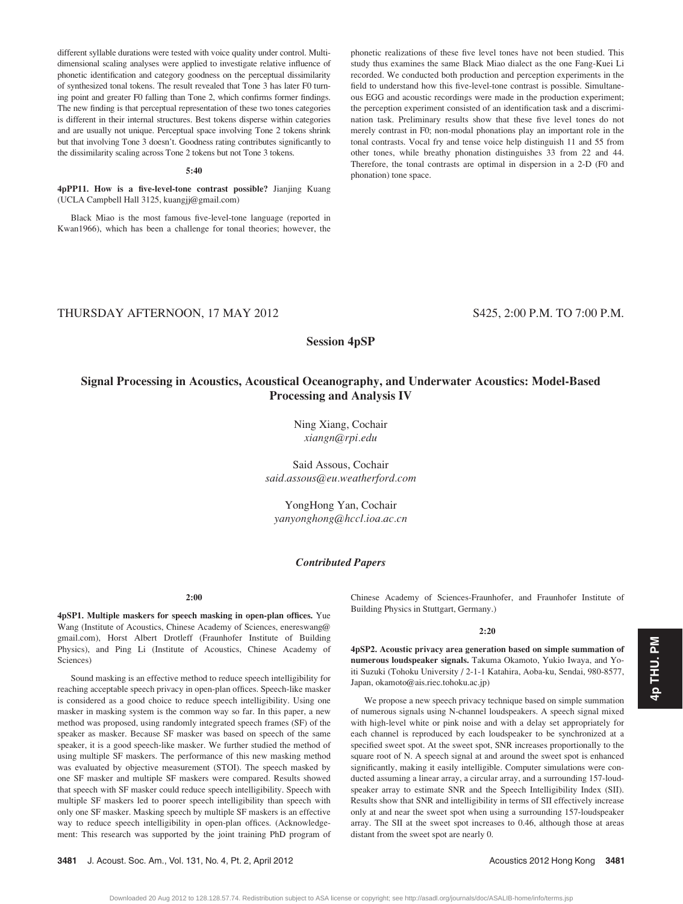different syllable durations were tested with voice quality under control. Multidimensional scaling analyses were applied to investigate relative influence of phonetic identification and category goodness on the perceptual dissimilarity of synthesized tonal tokens. The result revealed that Tone 3 has later F0 turning point and greater F0 falling than Tone 2, which confirms former findings. The new finding is that perceptual representation of these two tones categories is different in their internal structures. Best tokens disperse within categories and are usually not unique. Perceptual space involving Tone 2 tokens shrink but that involving Tone 3 doesn't. Goodness rating contributes significantly to the dissimilarity scaling across Tone 2 tokens but not Tone 3 tokens.

**5:40**

**4pPP11. How is a five-level-tone contrast possible?** Jianjing Kuang (UCLA Campbell Hall 3125, kuangjj@gmail.com)

Black Miao is the most famous five-level-tone language (reported in Kwan1966), which has been a challenge for tonal theories; however, the phonetic realizations of these five level tones have not been studied. This study thus examines the same Black Miao dialect as the one Fang-Kuei Li recorded. We conducted both production and perception experiments in the field to understand how this five-level-tone contrast is possible. Simultaneous EGG and acoustic recordings were made in the production experiment; the perception experiment consisted of an identification task and a discrimination task. Preliminary results show that these five level tones do not merely contrast in F0; non-modal phonations play an important role in the tonal contrasts. Vocal fry and tense voice help distinguish 11 and 55 from other tones, while breathy phonation distinguishes 33 from 22 and 44. Therefore, the tonal contrasts are optimal in dispersion in a 2-D (F0 and phonation) tone space.

THURSDAY AFTERNOON, 17 MAY 2012 — S425, 2:00 P.M. TO 7:00 P.M.

# Session 4pSP

## Signal Processing in Acoustics, Acoustical Oceanography, and Underwater Acoustics: Model-Based Processing and Analysis IV

Ning Xiang, Cochair
*xiangn@rpi.edu*

Said Assous, Cochair
*said.assous@eu.weatherford.com*

YongHong Yan, Cochair
*yanyonghong@hccl.ioa.ac.cn*

### *Contributed Papers*

**2:00**

**4pSP1. Multiple maskers for speech masking in open-plan offices.** Yue Wang (Institute of Acoustics, Chinese Academy of Sciences, enereswang@gmail.com), Horst Albert Drotleff (Fraunhofer Institute of Building Physics), and Ping Li (Institute of Acoustics, Chinese Academy of Sciences)

Sound masking is an effective method to reduce speech intelligibility for reaching acceptable speech privacy in open-plan offices. Speech-like masker is considered as a good choice to reduce speech intelligibility. Using one masker in masking system is the common way so far. In this paper, a new method was proposed, using randomly integrated speech frames (SF) of the speaker as masker. Because SF masker was based on speech of the same speaker, it is a good speech-like masker. We further studied the method of using multiple SF maskers. The performance of this new masking method was evaluated by objective measurement (STOI). The speech masked by one SF masker and multiple SF maskers were compared. Results showed that speech with SF masker could reduce speech intelligibility. Speech with multiple SF maskers led to poorer speech intelligibility than speech with only one SF masker. Masking speech by multiple SF maskers is an effective way to reduce speech intelligibility in open-plan offices. (Acknowledgement: This research was supported by the joint training PhD program of Chinese Academy of Sciences-Fraunhofer, and Fraunhofer Institute of Building Physics in Stuttgart, Germany.)

**2:20**

**4pSP2. Acoustic privacy area generation based on simple summation of numerous loudspeaker signals.** Takuma Okamoto, Yukio Iwaya, and Yoiti Suzuki (Tohoku University / 2-1-1 Katahira, Aoba-ku, Sendai, 980-8577, Japan, okamoto@ais.riec.tohoku.ac.jp)

We propose a new speech privacy technique based on simple summation of numerous signals using N-channel loudspeakers. A speech signal mixed with high-level white or pink noise and with a delay set appropriately for each channel is reproduced by each loudspeaker to be synchronized at a specified sweet spot. At the sweet spot, SNR increases proportionally to the square root of N. A speech signal at and around the sweet spot is enhanced significantly, making it easily intelligible. Computer simulations were conducted assuming a linear array, a circular array, and a surrounding 157-loudspeaker array to estimate SNR and the Speech Intelligibility Index (SII). Results show that SNR and intelligibility in terms of SII effectively increase only at and near the sweet spot when using a surrounding 157-loudspeaker array. The SII at the sweet spot increases to 0.46, although those at areas distant from the sweet spot are nearly 0.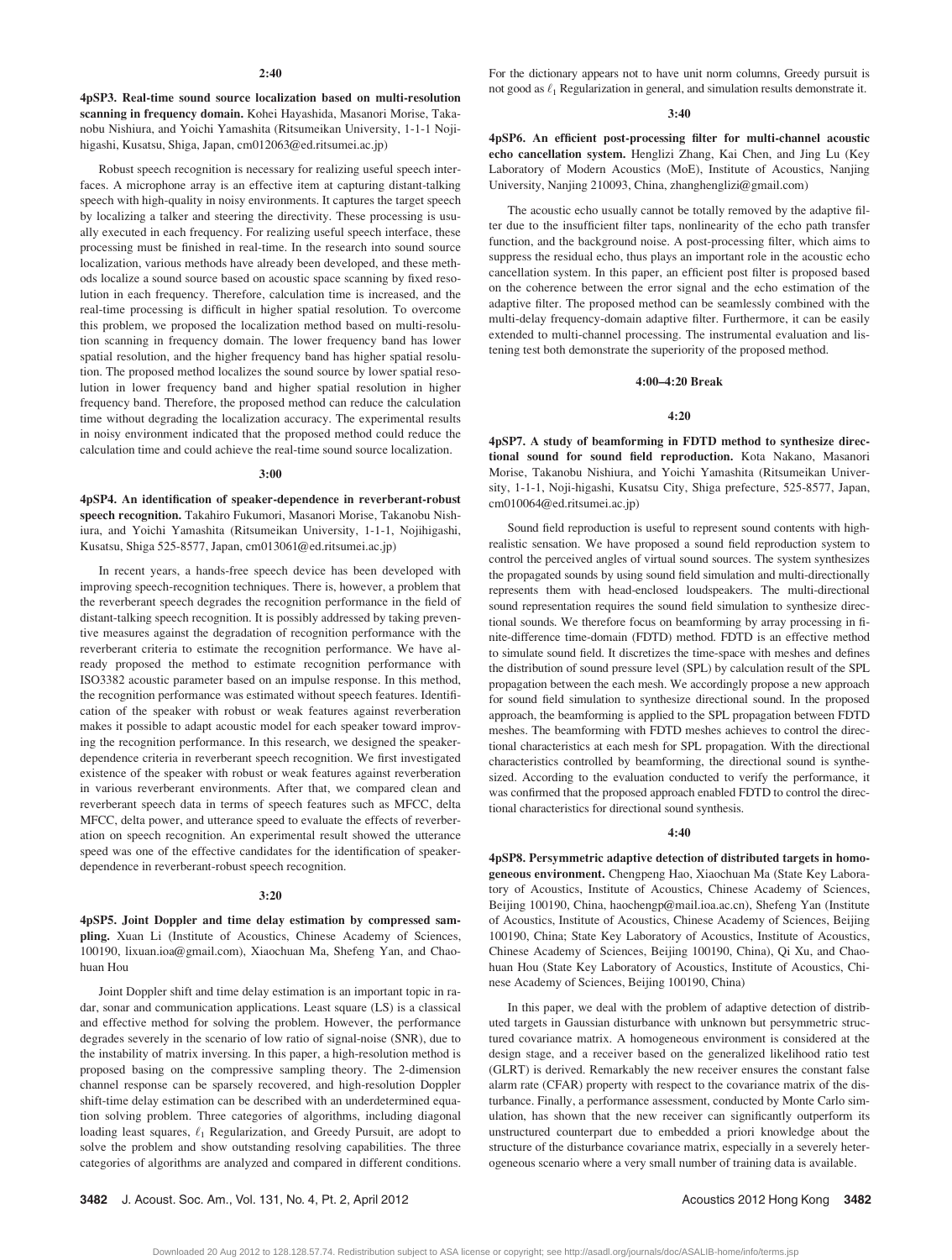2:40

**4pSP3. Real-time sound source localization based on multi-resolution scanning in frequency domain.** Kohei Hayashida, Masanori Morise, Takanobu Nishiura, and Yoichi Yamashita (Ritsumeikan University, 1-1-1 Nojihigashi, Kusatsu, Shiga, Japan, cm012063@ed.ritsumei.ac.jp)

Robust speech recognition is necessary for realizing useful speech interfaces. A microphone array is an effective item at capturing distant-talking speech with high-quality in noisy environments. It captures the target speech by localizing a talker and steering the directivity. These processing is usually executed in each frequency. For realizing useful speech interface, these processing must be finished in real-time. In the research into sound source localization, various methods have already been developed, and these methods localize a sound source based on acoustic space scanning by fixed resolution in each frequency. Therefore, calculation time is increased, and the real-time processing is difficult in higher spatial resolution. To overcome this problem, we proposed the localization method based on multi-resolution scanning in frequency domain. The lower frequency band has lower spatial resolution, and the higher frequency band has higher spatial resolution. The proposed method localizes the sound source by lower spatial resolution in lower frequency band and higher spatial resolution in higher frequency band. Therefore, the proposed method can reduce the calculation time without degrading the localization accuracy. The experimental results in noisy environment indicated that the proposed method could reduce the calculation time and could achieve the real-time sound source localization.

3:00

**4pSP4. An identification of speaker-dependence in reverberant-robust speech recognition.** Takahiro Fukumori, Masanori Morise, Takanobu Nishiura, and Yoichi Yamashita (Ritsumeikan University, 1-1-1, Nojihigashi, Kusatsu, Shiga 525-8577, Japan, cm013061@ed.ritsumei.ac.jp)

In recent years, a hands-free speech device has been developed with improving speech-recognition techniques. There is, however, a problem that the reverberant speech degrades the recognition performance in the field of distant-talking speech recognition. It is possibly addressed by taking preventive measures against the degradation of recognition performance with the reverberant criteria to estimate the recognition performance. We have already proposed the method to estimate recognition performance with ISO3382 acoustic parameter based on an impulse response. In this method, the recognition performance was estimated without speech features. Identification of the speaker with robust or weak features against reverberation makes it possible to adapt acoustic model for each speaker toward improving the recognition performance. In this research, we designed the speaker-dependence criteria in reverberant speech recognition. We first investigated existence of the speaker with robust or weak features against reverberation in various reverberant environments. After that, we compared clean and reverberant speech data in terms of speech features such as MFCC, delta MFCC, delta power, and utterance speed to evaluate the effects of reverberation on speech recognition. An experimental result showed the utterance speed was one of the effective candidates for the identification of speaker-dependence in reverberant-robust speech recognition.

3:20

**4pSP5. Joint Doppler and time delay estimation by compressed sampling.** Xuan Li (Institute of Acoustics, Chinese Academy of Sciences, 100190, lixuan.ioa@gmail.com), Xiaochuan Ma, Shefeng Yan, and Chaohuan Hou

Joint Doppler shift and time delay estimation is an important topic in radar, sonar and communication applications. Least square (LS) is a classical and effective method for solving the problem. However, the performance degrades severely in the scenario of low ratio of signal-noise (SNR), due to the instability of matrix inversing. In this paper, a high-resolution method is proposed basing on the compressive sampling theory. The 2-dimension channel response can be sparsely recovered, and high-resolution Doppler shift-time delay estimation can be described with an underdetermined equation solving problem. Three categories of algorithms, including diagonal loading least squares, $\ell_1$ Regularization, and Greedy Pursuit, are adopt to solve the problem and show outstanding resolving capabilities. The three categories of algorithms are analyzed and compared in different conditions. For the dictionary appears not to have unit norm columns, Greedy pursuit is not good as $\ell_1$ Regularization in general, and simulation results demonstrate it.

3:40

**4pSP6. An efficient post-processing filter for multi-channel acoustic echo cancellation system.** Henglizi Zhang, Kai Chen, and Jing Lu (Key Laboratory of Modern Acoustics (MoE), Institute of Acoustics, Nanjing University, Nanjing 210093, China, zhanghenglizi@gmail.com)

The acoustic echo usually cannot be totally removed by the adaptive filter due to the insufficient filter taps, nonlinearity of the echo path transfer function, and the background noise. A post-processing filter, which aims to suppress the residual echo, thus plays an important role in the acoustic echo cancellation system. In this paper, an efficient post filter is proposed based on the coherence between the error signal and the echo estimation of the adaptive filter. The proposed method can be seamlessly combined with the multi-delay frequency-domain adaptive filter. Furthermore, it can be easily extended to multi-channel processing. The instrumental evaluation and listening test both demonstrate the superiority of the proposed method.

4:00–4:20 Break

4:20

**4pSP7. A study of beamforming in FDTD method to synthesize directional sound for sound field reproduction.** Kota Nakano, Masanori Morise, Takanobu Nishiura, and Yoichi Yamashita (Ritsumeikan University, 1-1-1, Noji-higashi, Kusatsu City, Shiga prefecture, 525-8577, Japan, cm010064@ed.ritsumei.ac.jp)

Sound field reproduction is useful to represent sound contents with high-realistic sensation. We have proposed a sound field reproduction system to control the perceived angles of virtual sound sources. The system synthesizes the propagated sounds by using sound field simulation and multi-directionally represents them with head-enclosed loudspeakers. The multi-directional sound representation requires the sound field simulation to synthesize directional sounds. We therefore focus on beamforming by array processing in finite-difference time-domain (FDTD) method. FDTD is an effective method to simulate sound field. It discretizes the time-space with meshes and defines the distribution of sound pressure level (SPL) by calculation result of the SPL propagation between the each mesh. We accordingly propose a new approach for sound field simulation to synthesize directional sound. In the proposed approach, the beamforming is applied to the SPL propagation between FDTD meshes. The beamforming with FDTD meshes achieves to control the directional characteristics at each mesh for SPL propagation. With the directional characteristics controlled by beamforming, the directional sound is synthesized. According to the evaluation conducted to verify the performance, it was confirmed that the proposed approach enabled FDTD to control the directional characteristics for directional sound synthesis.

4:40

**4pSP8. Persymmetric adaptive detection of distributed targets in homogeneous environment.** Chengpeng Hao, Xiaochuan Ma (State Key Laboratory of Acoustics, Institute of Acoustics, Chinese Academy of Sciences, Beijing 100190, China, haochengp@mail.ioa.ac.cn), Shefeng Yan (Institute of Acoustics, Institute of Acoustics, Chinese Academy of Sciences, Beijing 100190, China; State Key Laboratory of Acoustics, Institute of Acoustics, Chinese Academy of Sciences, Beijing 100190, China), Qi Xu, and Chaohuan Hou (State Key Laboratory of Acoustics, Institute of Acoustics, Chinese Academy of Sciences, Beijing 100190, China)

In this paper, we deal with the problem of adaptive detection of distributed targets in Gaussian disturbance with unknown but persymmetric structured covariance matrix. A homogeneous environment is considered at the design stage, and a receiver based on the generalized likelihood ratio test (GLRT) is derived. Remarkably the new receiver ensures the constant false alarm rate (CFAR) property with respect to the covariance matrix of the disturbance. Finally, a performance assessment, conducted by Monte Carlo simulation, has shown that the new receiver can significantly outperform its unstructured counterpart due to embedded a priori knowledge about the structure of the disturbance covariance matrix, especially in a severely heterogeneous scenario where a very small number of training data is available.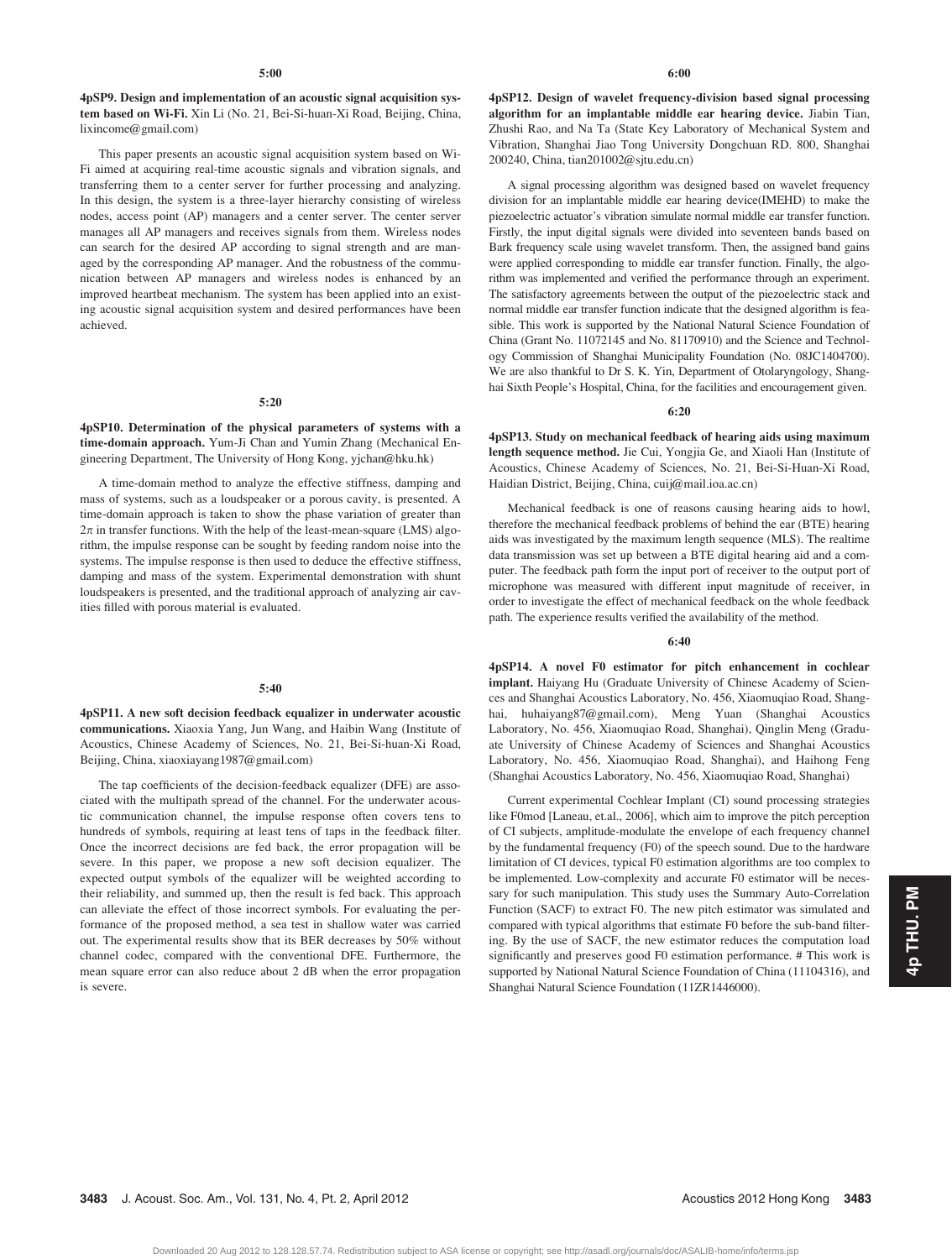5:00

**4pSP9. Design and implementation of an acoustic signal acquisition system based on Wi-Fi.** Xin Li (No. 21, Bei-Si-huan-Xi Road, Beijing, China, lixincome@gmail.com)

This paper presents an acoustic signal acquisition system based on Wi-Fi aimed at acquiring real-time acoustic signals and vibration signals, and transferring them to a center server for further processing and analyzing. In this design, the system is a three-layer hierarchy consisting of wireless nodes, access point (AP) managers and a center server. The center server manages all AP managers and receives signals from them. Wireless nodes can search for the desired AP according to signal strength and are managed by the corresponding AP manager. And the robustness of the communication between AP managers and wireless nodes is enhanced by an improved heartbeat mechanism. The system has been applied into an existing acoustic signal acquisition system and desired performances have been achieved.

5:20

**4pSP10. Determination of the physical parameters of systems with a time-domain approach.** Yum-Ji Chan and Yumin Zhang (Mechanical Engineering Department, The University of Hong Kong, yjchan@hku.hk)

A time-domain method to analyze the effective stiffness, damping and mass of systems, such as a loudspeaker or a porous cavity, is presented. A time-domain approach is taken to show the phase variation of greater than $2\pi$ in transfer functions. With the help of the least-mean-square (LMS) algorithm, the impulse response can be sought by feeding random noise into the systems. The impulse response is then used to deduce the effective stiffness, damping and mass of the system. Experimental demonstration with shunt loudspeakers is presented, and the traditional approach of analyzing air cavities filled with porous material is evaluated.

5:40

**4pSP11. A new soft decision feedback equalizer in underwater acoustic communications.** Xiaoxia Yang, Jun Wang, and Haibin Wang (Institute of Acoustics, Chinese Academy of Sciences, No. 21, Bei-Si-huan-Xi Road, Beijing, China, xiaoxiayang1987@gmail.com)

The tap coefficients of the decision-feedback equalizer (DFE) are associated with the multipath spread of the channel. For the underwater acoustic communication channel, the impulse response often covers tens to hundreds of symbols, requiring at least tens of taps in the feedback filter. Once the incorrect decisions are fed back, the error propagation will be severe. In this paper, we propose a new soft decision equalizer. The expected output symbols of the equalizer will be weighted according to their reliability, and summed up, then the result is fed back. This approach can alleviate the effect of those incorrect symbols. For evaluating the performance of the proposed method, a sea test in shallow water was carried out. The experimental results show that its BER decreases by 50% without channel codec, compared with the conventional DFE. Furthermore, the mean square error can also reduce about 2 dB when the error propagation is severe.

6:00

**4pSP12. Design of wavelet frequency-division based signal processing algorithm for an implantable middle ear hearing device.** Jiabin Tian, Zhushi Rao, and Na Ta (State Key Laboratory of Mechanical System and Vibration, Shanghai Jiao Tong University Dongchuan RD. 800, Shanghai 200240, China, tian201002@sjtu.edu.cn)

A signal processing algorithm was designed based on wavelet frequency division for an implantable middle ear hearing device(IMEHD) to make the piezoelectric actuator's vibration simulate normal middle ear transfer function. Firstly, the input digital signals were divided into seventeen bands based on Bark frequency scale using wavelet transform. Then, the assigned band gains were applied corresponding to middle ear transfer function. Finally, the algorithm was implemented and verified the performance through an experiment. The satisfactory agreements between the output of the piezoelectric stack and normal middle ear transfer function indicate that the designed algorithm is feasible. This work is supported by the National Natural Science Foundation of China (Grant No. 11072145 and No. 81170910) and the Science and Technology Commission of Shanghai Municipality Foundation (No. 08JC1404700). We are also thankful to Dr S. K. Yin, Department of Otolaryngology, Shanghai Sixth People's Hospital, China, for the facilities and encouragement given.

6:20

**4pSP13. Study on mechanical feedback of hearing aids using maximum length sequence method.** Jie Cui, Yongjia Ge, and Xiaoli Han (Institute of Acoustics, Chinese Academy of Sciences, No. 21, Bei-Si-Huan-Xi Road, Haidian District, Beijing, China, cuij@mail.ioa.ac.cn)

Mechanical feedback is one of reasons causing hearing aids to howl, therefore the mechanical feedback problems of behind the ear (BTE) hearing aids was investigated by the maximum length sequence (MLS). The realtime data transmission was set up between a BTE digital hearing aid and a computer. The feedback path form the input port of receiver to the output port of microphone was measured with different input magnitude of receiver, in order to investigate the effect of mechanical feedback on the whole feedback path. The experience results verified the availability of the method.

6:40

**4pSP14. A novel F0 estimator for pitch enhancement in cochlear implant.** Haiyang Hu (Graduate University of Chinese Academy of Sciences and Shanghai Acoustics Laboratory, No. 456, Xiaomuqiao Road, Shanghai, huhaiyang87@gmail.com), Meng Yuan (Shanghai Acoustics Laboratory, No. 456, Xiaomuqiao Road, Shanghai), Qinglin Meng (Graduate University of Chinese Academy of Sciences and Shanghai Acoustics Laboratory, No. 456, Xiaomuqiao Road, Shanghai), and Haihong Feng (Shanghai Acoustics Laboratory, No. 456, Xiaomuqiao Road, Shanghai)

Current experimental Cochlear Implant (CI) sound processing strategies like F0mod [Laneau, et.al., 2006], which aim to improve the pitch perception of CI subjects, amplitude-modulate the envelope of each frequency channel by the fundamental frequency (F0) of the speech sound. Due to the hardware limitation of CI devices, typical F0 estimation algorithms are too complex to be implemented. Low-complexity and accurate F0 estimator will be necessary for such manipulation. This study uses the Summary Auto-Correlation Function (SACF) to extract F0. The new pitch estimator was simulated and compared with typical algorithms that estimate F0 before the sub-band filtering. By the use of SACF, the new estimator reduces the computation load significantly and preserves good F0 estimation performance. # This work is supported by National Natural Science Foundation of China (11104316), and Shanghai Natural Science Foundation (11ZR1446000).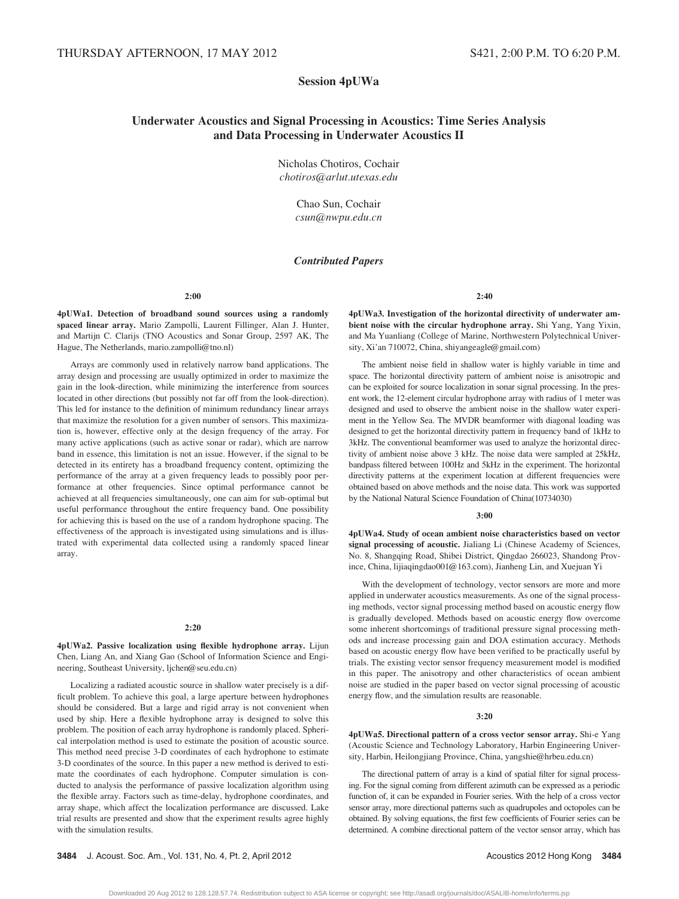THURSDAY AFTERNOON, 17 MAY 2012 S421, 2:00 P.M. TO 6:20 P.M.

## Session 4pUWa

## Underwater Acoustics and Signal Processing in Acoustics: Time Series Analysis and Data Processing in Underwater Acoustics II

Nicholas Chotiros, Cochair
*chotiros@arlut.utexas.edu*

Chao Sun, Cochair
*csun@nwpu.edu.cn*

### *Contributed Papers*

**2:00**

**4pUWa1. Detection of broadband sound sources using a randomly spaced linear array.** Mario Zampolli, Laurent Fillinger, Alan J. Hunter, and Martijn C. Clarijs (TNO Acoustics and Sonar Group, 2597 AK, The Hague, The Netherlands, mario.zampolli@tno.nl)

Arrays are commonly used in relatively narrow band applications. The array design and processing are usually optimized in order to maximize the gain in the look-direction, while minimizing the interference from sources located in other directions (but possibly not far off from the look-direction). This led for instance to the definition of minimum redundancy linear arrays that maximize the resolution for a given number of sensors. This maximization is, however, effective only at the design frequency of the array. For many active applications (such as active sonar or radar), which are narrow band in essence, this limitation is not an issue. However, if the signal to be detected in its entirety has a broadband frequency content, optimizing the performance of the array at a given frequency leads to possibly poor performance at other frequencies. Since optimal performance cannot be achieved at all frequencies simultaneously, one can aim for sub-optimal but useful performance throughout the entire frequency band. One possibility for achieving this is based on the use of a random hydrophone spacing. The effectiveness of the approach is investigated using simulations and is illustrated with experimental data collected using a randomly spaced linear array.

**2:20**

**4pUWa2. Passive localization using flexible hydrophone array.** Lijun Chen, Liang An, and Xiang Gao (School of Information Science and Engineering, Southeast University, ljchen@seu.edu.cn)

Localizing a radiated acoustic source in shallow water precisely is a difficult problem. To achieve this goal, a large aperture between hydrophones should be considered. But a large and rigid array is not convenient when used by ship. Here a flexible hydrophone array is designed to solve this problem. The position of each array hydrophone is randomly placed. Spherical interpolation method is used to estimate the position of acoustic source. This method need precise 3-D coordinates of each hydrophone to estimate 3-D coordinates of the source. In this paper a new method is derived to estimate the coordinates of each hydrophone. Computer simulation is conducted to analysis the performance of passive localization algorithm using the flexible array. Factors such as time-delay, hydrophone coordinates, and array shape, which affect the localization performance are discussed. Lake trial results are presented and show that the experiment results agree highly with the simulation results.

**2:40**

**4pUWa3. Investigation of the horizontal directivity of underwater ambient noise with the circular hydrophone array.** Shi Yang, Yang Yixin, and Ma Yuanliang (College of Marine, Northwestern Polytechnical University, Xi'an 710072, China, shiyangeagle@gmail.com)

The ambient noise field in shallow water is highly variable in time and space. The horizontal directivity pattern of ambient noise is anisotropic and can be exploited for source localization in sonar signal processing. In the present work, the 12-element circular hydrophone array with radius of 1 meter was designed and used to observe the ambient noise in the shallow water experiment in the Yellow Sea. The MVDR beamformer with diagonal loading was designed to get the horizontal directivity pattern in frequency band of 1kHz to 3kHz. The conventional beamformer was used to analyze the horizontal directivity of ambient noise above 3 kHz. The noise data were sampled at 25kHz, bandpass filtered between 100Hz and 5kHz in the experiment. The horizontal directivity patterns at the experiment location at different frequencies were obtained based on above methods and the noise data. This work was supported by the National Natural Science Foundation of China(10734030)

**3:00**

**4pUWa4. Study of ocean ambient noise characteristics based on vector signal processing of acoustic.** Jialiang Li (Chinese Academy of Sciences, No. 8, Shangqing Road, Shibei District, Qingdao 266023, Shandong Province, China, lijiaqingdao001@163.com), Jianheng Lin, and Xuejuan Yi

With the development of technology, vector sensors are more and more applied in underwater acoustics measurements. As one of the signal processing methods, vector signal processing method based on acoustic energy flow is gradually developed. Methods based on acoustic energy flow overcome some inherent shortcomings of traditional pressure signal processing methods and increase processing gain and DOA estimation accuracy. Methods based on acoustic energy flow have been verified to be practically useful by trials. The existing vector sensor frequency measurement model is modified in this paper. The anisotropy and other characteristics of ocean ambient noise are studied in the paper based on vector signal processing of acoustic energy flow, and the simulation results are reasonable.

**3:20**

**4pUWa5. Directional pattern of a cross vector sensor array.** Shi-e Yang (Acoustic Science and Technology Laboratory, Harbin Engineering University, Harbin, Heilongjiang Province, China, yangshie@hrbeu.edu.cn)

The directional pattern of array is a kind of spatial filter for signal processing. For the signal coming from different azimuth can be expressed as a periodic function of, it can be expanded in Fourier series. With the help of a cross vector sensor array, more directional patterns such as quadrupoles and octopoles can be obtained. By solving equations, the first few coefficients of Fourier series can be determined. A combine directional pattern of the vector sensor array, which has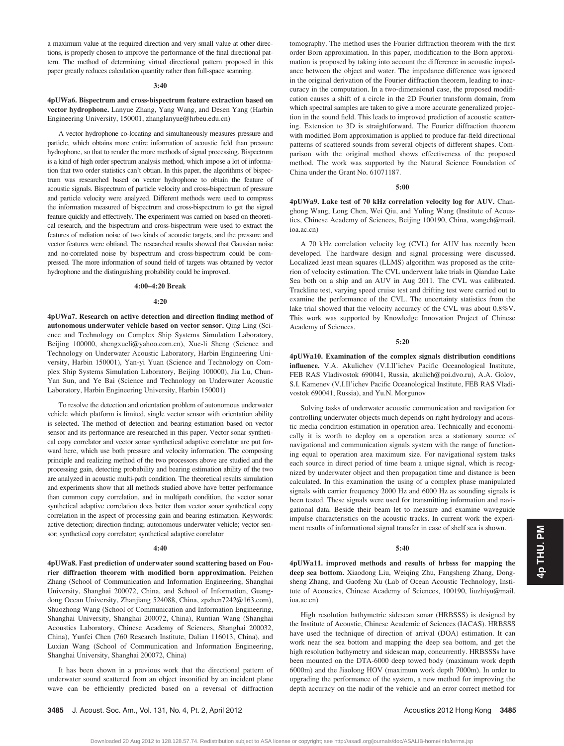a maximum value at the required direction and very small value at other directions, is properly chosen to improve the performance of the final directional pattern. The method of determining virtual directional pattern proposed in this paper greatly reduces calculation quantity rather than full-space scanning.

**3:40**

**4pUWa6. Bispectrum and cross-bispectrum feature extraction based on vector hydrophone.** Lanyue Zhang, Yang Wang, and Desen Yang (Harbin Engineering University, 150001, zhanglanyue@hrbeu.edu.cn)

A vector hydrophone co-locating and simultaneously measures pressure and particle, which obtains more entire information of acoustic field than pressure hydrophone, so that to render the more methods of signal processing. Bispectrum is a kind of high order spectrum analysis method, which impose a lot of information that two order statistics can't obtian. In this paper, the algorithms of bispectrum was researched based on vector hydrophone to obtain the feature of acoustic signals. Bispectrum of particle velocity and cross-bispectrum of pressure and particle velocity were analyzed. Different methods were used to compress the information measured of bispectrum and cross-bispectrum to get the signal feature quickly and effectively. The experiment was carried on based on theoretical research, and the bispectrum and cross-bispectrum were used to extract the features of radiation noise of two kinds of acoustic targets, and the pressure and vector features were obtiand. The researched results showed that Gaussian noise and no-correlated noise by bispectrum and cross-bispectrum could be compressed. The more information of sound field of targets was obtained by vector hydrophone and the distinguishing probability could be improved.

**4:00–4:20 Break**

**4:20**

**4pUWa7. Research on active detection and direction finding method of autonomous underwater vehicle based on vector sensor.** Qing Ling (Science and Technology on Complex Ship Systems Simulation Laboratory, Beijing 100000, shengxueli@yahoo.com.cn), Xue-li Sheng (Science and Technology on Underwater Acoustic Laboratory, Harbin Engineering University, Harbin 150001), Yan-yi Yuan (Science and Technology on Complex Ship Systems Simulation Laboratory, Beijing 100000), Jia Lu, Chun-Yan Sun, and Ye Bai (Science and Technology on Underwater Acoustic Laboratory, Harbin Engineering University, Harbin 150001)

To resolve the detection and orientation problem of autonomous underwater vehicle which platform is limited, single vector sensor with orientation ability is selected. The method of detection and bearing estimation based on vector sensor and its performance are researched in this paper. Vector sonar synthetical copy correlator and vector sonar synthetical adaptive correlator are put forward here, which use both pressure and velocity information. The composing principle and realizing method of the two processors above are studied and the processing gain, detecting probability and bearing estimation ability of the two are analyzed in acoustic multi-path condition. The theoretical results simulation and experiments show that all methods studied above have better performance than common copy correlation, and in multipath condition, the vector sonar synthetical adaptive correlation does better than vector sonar synthetical copy correlation in the aspect of processing gain and bearing estimation. Keywords: active detection; direction finding; autonomous underwater vehicle; vector sensor; synthetical copy correlator; synthetical adaptive correlator

**4:40**

**4pUWa8. Fast prediction of underwater sound scattering based on Fourier diffraction theorem with modified born approximation.** Peizhen Zhang (School of Communication and Information Engineering, Shanghai University, Shanghai 200072, China, and School of Information, Guangdong Ocean University, Zhanjiang 524088, China, zpzhen7242@163.com), Shuozhong Wang (School of Communication and Information Engineering, Shanghai University, Shanghai 200072, China), Runtian Wang (Shanghai Acoustics Laboratory, Chinese Academy of Sciences, Shanghai 200032, China), Yunfei Chen (760 Research Institute, Dalian 116013, China), and Luxian Wang (School of Communication and Information Engineering, Shanghai University, Shanghai 200072, China)

It has been shown in a previous work that the directional pattern of underwater sound scattered from an object insonified by an incident plane wave can be efficiently predicted based on a reversal of diffraction tomography. The method uses the Fourier diffraction theorem with the first order Born approximation. In this paper, modification to the Born approximation is proposed by taking into account the difference in acoustic impedance between the object and water. The impedance difference was ignored in the original derivation of the Fourier diffraction theorem, leading to inaccuracy in the computation. In a two-dimensional case, the proposed modification causes a shift of a circle in the 2D Fourier transform domain, from which spectral samples are taken to give a more accurate generalized projection in the sound field. This leads to improved prediction of acoustic scattering. Extension to 3D is straightforward. The Fourier diffraction theorem with modified Born approximation is applied to produce far-field directional patterns of scattered sounds from several objects of different shapes. Comparison with the original method shows effectiveness of the proposed method. The work was supported by the Natural Science Foundation of China under the Grant No. 61071187.

**5:00**

**4pUWa9. Lake test of 70 kHz correlation velocity log for AUV.** Changhong Wang, Long Chen, Wei Qiu, and Yuling Wang (Institute of Acoustics, Chinese Academy of Sciences, Beijing 100190, China, wangch@mail.ioa.ac.cn)

A 70 kHz correlation velocity log (CVL) for AUV has recently been developed. The hardware design and signal processing were discussed. Localized least mean squares (LLMS) algorithm was proposed as the criterion of velocity estimation. The CVL underwent lake trials in Qiandao Lake Sea both on a ship and an AUV in Aug 2011. The CVL was calibrated. Trackline test, varying speed cruise test and drifting test were carried out to examine the performance of the CVL. The uncertainty statistics from the lake trial showed that the velocity accuracy of the CVL was about 0.8%V. This work was supported by Knowledge Innovation Project of Chinese Academy of Sciences.

**5:20**

**4pUWa10. Examination of the complex signals distribution conditions influence.** V.A. Akulichev (V.I.Il'ichev Pacific Oceanological Institute, FEB RAS Vladivostok 690041, Russia, akulich@poi.dvo.ru), A.A. Golov, S.I. Kamenev (V.I.Il'ichev Pacific Oceanological Institute, FEB RAS Vladivostok 690041, Russia), and Yu.N. Morgunov

Solving tasks of underwater acoustic communication and navigation for controlling underwater objects much depends on right hydrology and acoustic media condition estimation in operation area. Technically and economically it is worth to deploy on a operation area a stationary source of navigational and communication signals system with the range of functioning equal to operation area maximum size. For navigational system tasks each source in direct period of time beam a unique signal, which is recognized by underwater object and then propagation time and distance is been calculated. In this examination the using of a complex phase manipulated signals with carrier frequency 2000 Hz and 6000 Hz as sounding signals is been tested. These signals were used for transmitting information and navigational data. Beside their beam let to measure and examine waveguide impulse characteristics on the acoustic tracks. In current work the experiment results of informational signal transfer in case of shelf sea is shown.

**5:40**

**4pUWa11. improved methods and results of hrbsss for mapping the deep sea bottom.** Xiaodong Liu, Weiqing Zhu, Fangsheng Zhang, Dongsheng Zhang, and Gaofeng Xu (Lab of Ocean Acoustic Technology, Institute of Acoustics, Chinese Academy of Sciences, 100190, liuzhiyu@mail.ioa.ac.cn)

High resolution bathymetric sidescan sonar (HRBSSS) is designed by the Institute of Acoustic, Chinese Academic of Sciences (IACAS). HRBSSS have used the technique of direction of arrival (DOA) estimation. It can work near the sea bottom and mapping the deep sea bottom, and get the high resolution bathymetry and sidescan map, concurrently. HRBSSSs have been mounted on the DTA-6000 deep towed body (maximum work depth 6000m) and the Jiaolong HOV (maximum work depth 7000m). In order to upgrading the performance of the system, a new method for improving the depth accuracy on the nadir of the vehicle and an error correct method for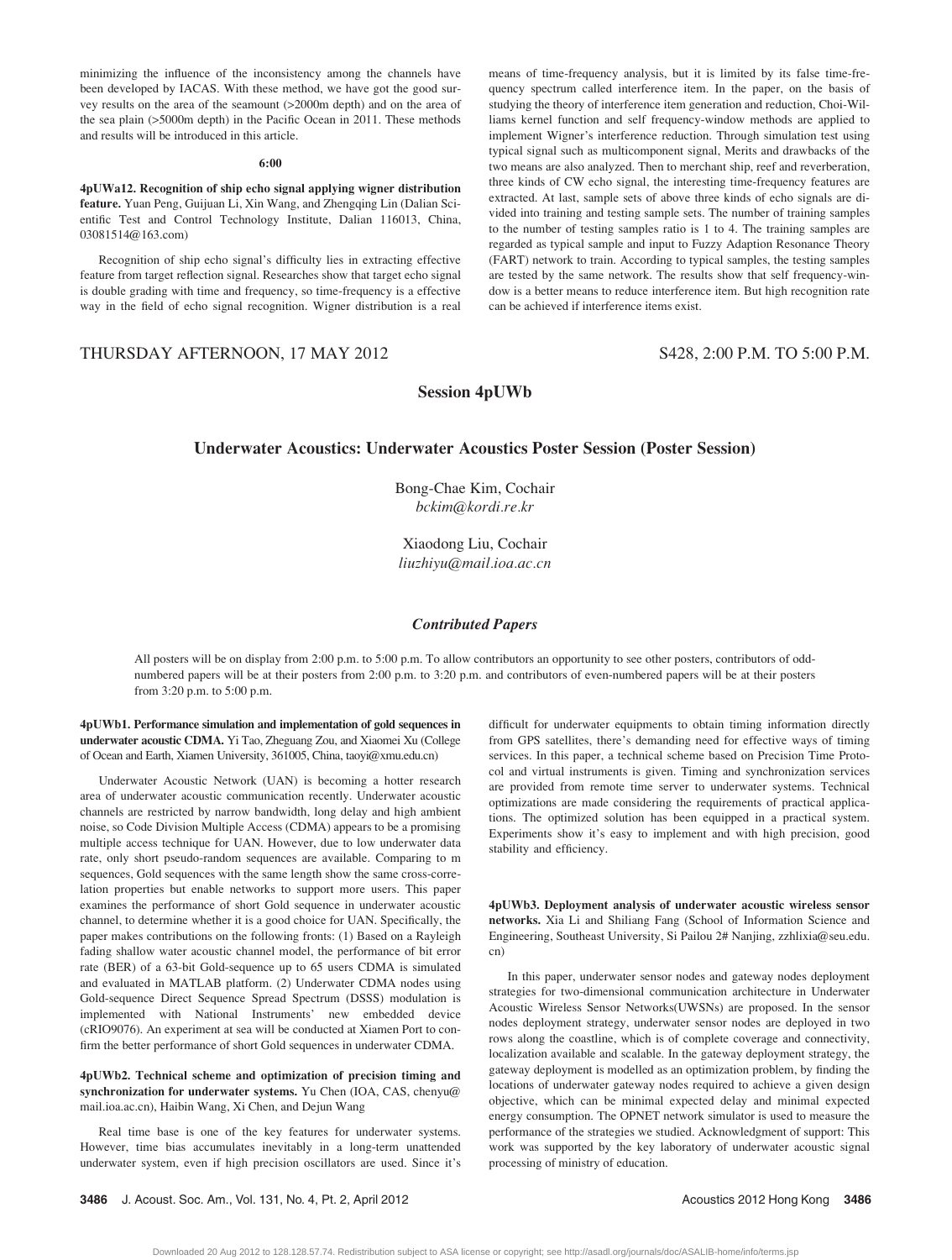minimizing the influence of the inconsistency among the channels have been developed by IACAS. With these method, we have got the good survey results on the area of the seamount (>2000m depth) and on the area of the sea plain (>5000m depth) in the Pacific Ocean in 2011. These methods and results will be introduced in this article.

**6:00**

**4pUWa12. Recognition of ship echo signal applying wigner distribution feature.** Yuan Peng, Guijuan Li, Xin Wang, and Zhengqing Lin (Dalian Scientific Test and Control Technology Institute, Dalian 116013, China, 03081514@163.com)

Recognition of ship echo signal's difficulty lies in extracting effective feature from target reflection signal. Researches show that target echo signal is double grading with time and frequency, so time-frequency is a effective way in the field of echo signal recognition. Wigner distribution is a real means of time-frequency analysis, but it is limited by its false time-frequency spectrum called interference item. In the paper, on the basis of studying the theory of interference item generation and reduction, Choi-Williams kernel function and self frequency-window methods are applied to implement Wigner's interference reduction. Through simulation test using typical signal such as multicomponent signal, Merits and drawbacks of the two means are also analyzed. Then to merchant ship, reef and reverberation, three kinds of CW echo signal, the interesting time-frequency features are extracted. At last, sample sets of above three kinds of echo signals are divided into training and testing sample sets. The number of training samples to the number of testing samples ratio is 1 to 4. The training samples are regarded as typical sample and input to Fuzzy Adaption Resonance Theory (FART) network to train. According to typical samples, the testing samples are tested by the same network. The results show that self frequency-window is a better means to reduce interference item. But high recognition rate can be achieved if interference items exist.

THURSDAY AFTERNOON, 17 MAY 2012 — S428, 2:00 P.M. TO 5:00 P.M.

## Session 4pUWb

### Underwater Acoustics: Underwater Acoustics Poster Session (Poster Session)

Bong-Chae Kim, Cochair
*bckim@kordi.re.kr*

Xiaodong Liu, Cochair
*liuzhiyu@mail.ioa.ac.cn*

### *Contributed Papers*

All posters will be on display from 2:00 p.m. to 5:00 p.m. To allow contributors an opportunity to see other posters, contributors of odd-numbered papers will be at their posters from 2:00 p.m. to 3:20 p.m. and contributors of even-numbered papers will be at their posters from 3:20 p.m. to 5:00 p.m.

**4pUWb1. Performance simulation and implementation of gold sequences in underwater acoustic CDMA.** Yi Tao, Zheguang Zou, and Xiaomei Xu (College of Ocean and Earth, Xiamen University, 361005, China, taoyi@xmu.edu.cn)

Underwater Acoustic Network (UAN) is becoming a hotter research area of underwater acoustic communication recently. Underwater acoustic channels are restricted by narrow bandwidth, long delay and high ambient noise, so Code Division Multiple Access (CDMA) appears to be a promising multiple access technique for UAN. However, due to low underwater data rate, only short pseudo-random sequences are available. Comparing to m sequences, Gold sequences with the same length show the same cross-correlation properties but enable networks to support more users. This paper examines the performance of short Gold sequence in underwater acoustic channel, to determine whether it is a good choice for UAN. Specifically, the paper makes contributions on the following fronts: (1) Based on a Rayleigh fading shallow water acoustic channel model, the performance of bit error rate (BER) of a 63-bit Gold-sequence up to 65 users CDMA is simulated and evaluated in MATLAB platform. (2) Underwater CDMA nodes using Gold-sequence Direct Sequence Spread Spectrum (DSSS) modulation is implemented with National Instruments' new embedded device (cRIO9076). An experiment at sea will be conducted at Xiamen Port to confirm the better performance of short Gold sequences in underwater CDMA.

**4pUWb2. Technical scheme and optimization of precision timing and synchronization for underwater systems.** Yu Chen (IOA, CAS, chenyu@mail.ioa.ac.cn), Haibin Wang, Xi Chen, and Dejun Wang

Real time base is one of the key features for underwater systems. However, time bias accumulates inevitably in a long-term unattended underwater system, even if high precision oscillators are used. Since it's difficult for underwater equipments to obtain timing information directly from GPS satellites, there's demanding need for effective ways of timing services. In this paper, a technical scheme based on Precision Time Protocol and virtual instruments is given. Timing and synchronization services are provided from remote time server to underwater systems. Technical optimizations are made considering the requirements of practical applications. The optimized solution has been equipped in a practical system. Experiments show it's easy to implement and with high precision, good stability and efficiency.

**4pUWb3. Deployment analysis of underwater acoustic wireless sensor networks.** Xia Li and Shiliang Fang (School of Information Science and Engineering, Southeast University, Si Pailou 2# Nanjing, zzhlixia@seu.edu.cn)

In this paper, underwater sensor nodes and gateway nodes deployment strategies for two-dimensional communication architecture in Underwater Acoustic Wireless Sensor Networks(UWSNs) are proposed. In the sensor nodes deployment strategy, underwater sensor nodes are deployed in two rows along the coastline, which is of complete coverage and connectivity, localization available and scalable. In the gateway deployment strategy, the gateway deployment is modelled as an optimization problem, by finding the locations of underwater gateway nodes required to achieve a given design objective, which can be minimal expected delay and minimal expected energy consumption. The OPNET network simulator is used to measure the performance of the strategies we studied. Acknowledgment of support: This work was supported by the key laboratory of underwater acoustic signal processing of ministry of education.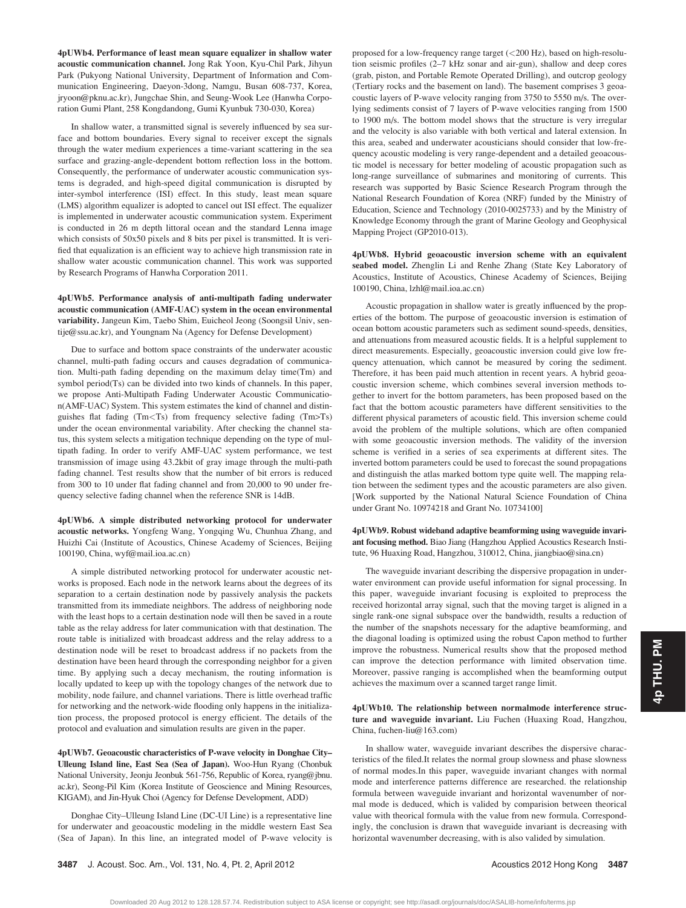**4pUWb4. Performance of least mean square equalizer in shallow water acoustic communication channel.** Jong Rak Yoon, Kyu-Chil Park, Jihyun Park (Pukyong National University, Department of Information and Communication Engineering, Daeyon-3dong, Namgu, Busan 608-737, Korea, jryoon@pknu.ac.kr), Jungchae Shin, and Seung-Wook Lee (Hanwha Corporation Gumi Plant, 258 Kongdandong, Gumi Kyunbuk 730-030, Korea)

In shallow water, a transmitted signal is severely influenced by sea surface and bottom boundaries. Every signal to receiver except the signals through the water medium experiences a time-variant scattering in the sea surface and grazing-angle-dependent bottom reflection loss in the bottom. Consequently, the performance of underwater acoustic communication systems is degraded, and high-speed digital communication is disrupted by inter-symbol interference (ISI) effect. In this study, least mean square (LMS) algorithm equalizer is adopted to cancel out ISI effect. The equalizer is implemented in underwater acoustic communication system. Experiment is conducted in 26 m depth littoral ocean and the standard Lenna image which consists of 50x50 pixels and 8 bits per pixel is transmitted. It is verified that equalization is an efficient way to achieve high transmission rate in shallow water acoustic communication channel. This work was supported by Research Programs of Hanwha Corporation 2011.

**4pUWb5. Performance analysis of anti-multipath fading underwater acoustic communication (AMF-UAC) system in the ocean environmental variability.** Jangeun Kim, Taebo Shim, Euicheol Jeong (Soongsil Univ, sentije@ssu.ac.kr), and Youngnam Na (Agency for Defense Development)

Due to surface and bottom space constraints of the underwater acoustic channel, multi-path fading occurs and causes degradation of communication. Multi-path fading depending on the maximum delay time(Tm) and symbol period(Ts) can be divided into two kinds of channels. In this paper, we propose Anti-Multipath Fading Underwater Acoustic Communication(AMF-UAC) System. This system estimates the kind of channel and distinguishes flat fading (Tm<Ts) from frequency selective fading (Tm>Ts) under the ocean environmental variability. After checking the channel status, this system selects a mitigation technique depending on the type of multipath fading. In order to verify AMF-UAC system performance, we test transmission of image using 43.2kbit of gray image through the multi-path fading channel. Test results show that the number of bit errors is reduced from 300 to 10 under flat fading channel and from 20,000 to 90 under frequency selective fading channel when the reference SNR is 14dB.

**4pUWb6. A simple distributed networking protocol for underwater acoustic networks.** Yongfeng Wang, Yongqing Wu, Chunhua Zhang, and Huizhi Cai (Institute of Acoustics, Chinese Academy of Sciences, Beijing 100190, China, wyf@mail.ioa.ac.cn)

A simple distributed networking protocol for underwater acoustic networks is proposed. Each node in the network learns about the degrees of its separation to a certain destination node by passively analysis the packets transmitted from its immediate neighbors. The address of neighboring node with the least hops to a certain destination node will then be saved in a route table as the relay address for later communication with that destination. The route table is initialized with broadcast address and the relay address to a destination node will be reset to broadcast address if no packets from the destination have been heard through the corresponding neighbor for a given time. By applying such a decay mechanism, the routing information is locally updated to keep up with the topology changes of the network due to mobility, node failure, and channel variations. There is little overhead traffic for networking and the network-wide flooding only happens in the initialization process, the proposed protocol is energy efficient. The details of the protocol and evaluation and simulation results are given in the paper.

**4pUWb7. Geoacoustic characteristics of P-wave velocity in Donghae City–Ulleung Island line, East Sea (Sea of Japan).** Woo-Hun Ryang (Chonbuk National University, Jeonju Jeonbuk 561-756, Republic of Korea, ryang@jbnu.ac.kr), Seong-Pil Kim (Korea Institute of Geoscience and Mining Resources, KIGAM), and Jin-Hyuk Choi (Agency for Defense Development, ADD)

Donghae City–Ulleung Island Line (DC-UI Line) is a representative line for underwater and geoacoustic modeling in the middle western East Sea (Sea of Japan). In this line, an integrated model of P-wave velocity is proposed for a low-frequency range target (<200 Hz), based on high-resolution seismic profiles (2–7 kHz sonar and air-gun), shallow and deep cores (grab, piston, and Portable Remote Operated Drilling), and outcrop geology (Tertiary rocks and the basement on land). The basement comprises 3 geoacoustic layers of P-wave velocity ranging from 3750 to 5550 m/s. The overlying sediments consist of 7 layers of P-wave velocities ranging from 1500 to 1900 m/s. The bottom model shows that the structure is very irregular and the velocity is also variable with both vertical and lateral extension. In this area, seabed and underwater acousticians should consider that low-frequency acoustic modeling is very range-dependent and a detailed geoacoustic model is necessary for better modeling of acoustic propagation such as long-range surveillance of submarines and monitoring of currents. This research was supported by Basic Science Research Program through the National Research Foundation of Korea (NRF) funded by the Ministry of Education, Science and Technology (2010-0025733) and by the Ministry of Knowledge Economy through the grant of Marine Geology and Geophysical Mapping Project (GP2010-013).

**4pUWb8. Hybrid geoacoustic inversion scheme with an equivalent seabed model.** Zhenglin Li and Renhe Zhang (State Key Laboratory of Acoustics, Institute of Acoustics, Chinese Academy of Sciences, Beijing 100190, China, lzhl@mail.ioa.ac.cn)

Acoustic propagation in shallow water is greatly influenced by the properties of the bottom. The purpose of geoacoustic inversion is estimation of ocean bottom acoustic parameters such as sediment sound-speeds, densities, and attenuations from measured acoustic fields. It is a helpful supplement to direct measurements. Especially, geoacoustic inversion could give low frequency attenuation, which cannot be measured by coring the sediment. Therefore, it has been paid much attention in recent years. A hybrid geoacoustic inversion scheme, which combines several inversion methods together to invert for the bottom parameters, has been proposed based on the fact that the bottom acoustic parameters have different sensitivities to the different physical parameters of acoustic field. This inversion scheme could avoid the problem of the multiple solutions, which are often companied with some geoacoustic inversion methods. The validity of the inversion scheme is verified in a series of sea experiments at different sites. The inverted bottom parameters could be used to forecast the sound propagations and distinguish the atlas marked bottom type quite well. The mapping relation between the sediment types and the acoustic parameters are also given. [Work supported by the National Natural Science Foundation of China under Grant No. 10974218 and Grant No. 10734100]

**4pUWb9. Robust wideband adaptive beamforming using waveguide invariant focusing method.** Biao Jiang (Hangzhou Applied Acoustics Research Institute, 96 Huaxing Road, Hangzhou, 310012, China, jiangbiao@sina.cn)

The waveguide invariant describing the dispersive propagation in underwater environment can provide useful information for signal processing. In this paper, waveguide invariant focusing is exploited to preprocess the received horizontal array signal, such that the moving target is aligned in a single rank-one signal subspace over the bandwidth, results a reduction of the number of the snapshots necessary for the adaptive beamforming, and the diagonal loading is optimized using the robust Capon method to further improve the robustness. Numerical results show that the proposed method can improve the detection performance with limited observation time. Moreover, passive ranging is accomplished when the beamforming output achieves the maximum over a scanned target range limit.

**4pUWb10. The relationship between normalmode interference structure and waveguide invariant.** Liu Fuchen (Huaxing Road, Hangzhou, China, fuchen-liu@163.com)

In shallow water, waveguide invariant describes the dispersive characteristics of the filed.It relates the normal group slowness and phase slowness of normal modes.In this paper, waveguide invariant changes with normal mode and interference patterns difference are researched. the relationship formula between waveguide invariant and horizontal wavenumber of normal mode is deduced, which is valided by comparision between theorical value with theorical formula with the value from new formula. Correspondingly, the conclusion is drawn that waveguide invariant is decreasing with horizontal wavenumber decreasing, with is also valided by simulation.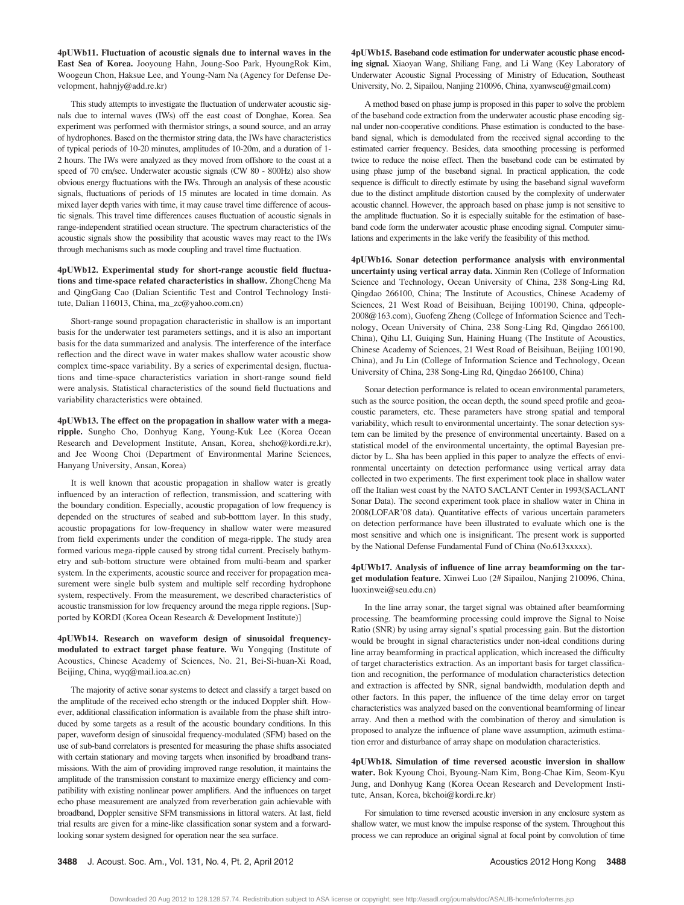**4pUWb11. Fluctuation of acoustic signals due to internal waves in the East Sea of Korea.** Jooyoung Hahn, Joung-Soo Park, HyoungRok Kim, Woogeun Chon, Haksue Lee, and Young-Nam Na (Agency for Defense Development, hahnjy@add.re.kr)

This study attempts to investigate the fluctuation of underwater acoustic signals due to internal waves (IWs) off the east coast of Donghae, Korea. Sea experiment was performed with thermistor strings, a sound source, and an array of hydrophones. Based on the thermistor string data, the IWs have characteristics of typical periods of 10-20 minutes, amplitudes of 10-20m, and a duration of 1-2 hours. The IWs were analyzed as they moved from offshore to the coast at a speed of 70 cm/sec. Underwater acoustic signals (CW 80 - 800Hz) also show obvious energy fluctuations with the IWs. Through an analysis of these acoustic signals, fluctuations of periods of 15 minutes are located in time domain. As mixed layer depth varies with time, it may cause travel time difference of acoustic signals. This travel time differences causes fluctuation of acoustic signals in range-independent stratified ocean structure. The spectrum characteristics of the acoustic signals show the possibility that acoustic waves may react to the IWs through mechanisms such as mode coupling and travel time fluctuation.

**4pUWb12. Experimental study for short-range acoustic field fluctuations and time-space related characteristics in shallow.** ZhongCheng Ma and QingGang Cao (Dalian Scientific Test and Control Technology Institute, Dalian 116013, China, ma_zc@yahoo.com.cn)

Short-range sound propagation characteristic in shallow is an important basis for the underwater test parameters settings, and it is also an important basis for the data summarized and analysis. The interference of the interface reflection and the direct wave in water makes shallow water acoustic show complex time-space variability. By a series of experimental design, fluctuations and time-space characteristics variation in short-range sound field were analysis. Statistical characteristics of the sound field fluctuations and variability characteristics were obtained.

**4pUWb13. The effect on the propagation in shallow water with a mega-ripple.** Sungho Cho, Donhyug Kang, Young-Kuk Lee (Korea Ocean Research and Development Institute, Ansan, Korea, shcho@kordi.re.kr), and Jee Woong Choi (Department of Environmental Marine Sciences, Hanyang University, Ansan, Korea)

It is well known that acoustic propagation in shallow water is greatly influenced by an interaction of reflection, transmission, and scattering with the boundary condition. Especially, acoustic propagation of low frequency is depended on the structures of seabed and sub-botttom layer. In this study, acoustic propagations for low-frequency in shallow water were measured from field experiments under the condition of mega-ripple. The study area formed various mega-ripple caused by strong tidal current. Precisely bathymetry and sub-bottom structure were obtained from multi-beam and sparker system. In the experiments, acoustic source and receiver for propagation measurement were single bulb system and multiple self recording hydrophone system, respectively. From the measurement, we described characteristics of acoustic transmission for low frequency around the mega ripple regions. [Supported by KORDI (Korea Ocean Research & Development Institute)]

**4pUWb14. Research on waveform design of sinusoidal frequency-modulated to extract target phase feature.** Wu Yongqing (Institute of Acoustics, Chinese Academy of Sciences, No. 21, Bei-Si-huan-Xi Road, Beijing, China, wyq@mail.ioa.ac.cn)

The majority of active sonar systems to detect and classify a target based on the amplitude of the received echo strength or the induced Doppler shift. However, additional classification information is available from the phase shift introduced by some targets as a result of the acoustic boundary conditions. In this paper, waveform design of sinusoidal frequency-modulated (SFM) based on the use of sub-band correlators is presented for measuring the phase shifts associated with certain stationary and moving targets when insonified by broadband transmissions. With the aim of providing improved range resolution, it maintains the amplitude of the transmission constant to maximize energy efficiency and compatibility with existing nonlinear power amplifiers. And the influences on target echo phase measurement are analyzed from reverberation gain achievable with broadband, Doppler sensitive SFM transmissions in littoral waters. At last, field trial results are given for a mine-like classification sonar system and a forward-looking sonar system designed for operation near the sea surface.

**4pUWb15. Baseband code estimation for underwater acoustic phase encoding signal.** Xiaoyan Wang, Shiliang Fang, and Li Wang (Key Laboratory of Underwater Acoustic Signal Processing of Ministry of Education, Southeast University, No. 2, Sipailou, Nanjing 210096, China, xyanwseu@gmail.com)

A method based on phase jump is proposed in this paper to solve the problem of the baseband code extraction from the underwater acoustic phase encoding signal under non-cooperative conditions. Phase estimation is conducted to the baseband signal, which is demodulated from the received signal according to the estimated carrier frequency. Besides, data smoothing processing is performed twice to reduce the noise effect. Then the baseband code can be estimated by using phase jump of the baseband signal. In practical application, the code sequence is difficult to directly estimate by using the baseband signal waveform due to the distinct amplitude distortion caused by the complexity of underwater acoustic channel. However, the approach based on phase jump is not sensitive to the amplitude fluctuation. So it is especially suitable for the estimation of baseband code form the underwater acoustic phase encoding signal. Computer simulations and experiments in the lake verify the feasibility of this method.

**4pUWb16. Sonar detection performance analysis with environmental uncertainty using vertical array data.** Xinmin Ren (College of Information Science and Technology, Ocean University of China, 238 Song-Ling Rd, Qingdao 266100, China; The Institute of Acoustics, Chinese Academy of Sciences, 21 West Road of Beisihuan, Beijing 100190, China, qdpeople-2008@163.com), Guofeng Zheng (College of Information Science and Technology, Ocean University of China, 238 Song-Ling Rd, Qingdao 266100, China), Qihu LI, Guiqing Sun, Haining Huang (The Institute of Acoustics, Chinese Academy of Sciences, 21 West Road of Beisihuan, Beijing 100190, China), and Ju Lin (College of Information Science and Technology, Ocean University of China, 238 Song-Ling Rd, Qingdao 266100, China)

Sonar detection performance is related to ocean environmental parameters, such as the source position, the ocean depth, the sound speed profile and geoacoustic parameters, etc. These parameters have strong spatial and temporal variability, which result to environmental uncertainty. The sonar detection system can be limited by the presence of environmental uncertainty. Based on a statistical model of the environmental uncertainty, the optimal Bayesian predictor by L. Sha has been applied in this paper to analyze the effects of environmental uncertainty on detection performance using vertical array data collected in two experiments. The first experiment took place in shallow water off the Italian west coast by the NATO SACLANT Center in 1993(SACLANT Sonar Data). The second experiment took place in shallow water in China in 2008(LOFAR'08 data). Quantitative effects of various uncertain parameters on detection performance have been illustrated to evaluate which one is the most sensitive and which one is insignificant. The present work is supported by the National Defense Fundamental Fund of China (No.613xxxxx).

**4pUWb17. Analysis of influence of line array beamforming on the target modulation feature.** Xinwei Luo (2# Sipailou, Nanjing 210096, China, luoxinwei@seu.edu.cn)

In the line array sonar, the target signal was obtained after beamforming processing. The beamforming processing could improve the Signal to Noise Ratio (SNR) by using array signal's spatial processing gain. But the distortion would be brought in signal characteristics under non-ideal conditions during line array beamforming in practical application, which increased the difficulty of target characteristics extraction. As an important basis for target classification and recognition, the performance of modulation characteristics detection and extraction is affected by SNR, signal bandwidth, modulation depth and other factors. In this paper, the influence of the time delay error on target characteristics was analyzed based on the conventional beamforming of linear array. And then a method with the combination of theroy and simulation is proposed to analyze the influence of plane wave assumption, azimuth estimation error and disturbance of array shape on modulation characteristics.

**4pUWb18. Simulation of time reversed acoustic inversion in shallow water.** Bok Kyoung Choi, Byoung-Nam Kim, Bong-Chae Kim, Seom-Kyu Jung, and Donhyug Kang (Korea Ocean Research and Development Institute, Ansan, Korea, bkchoi@kordi.re.kr)

For simulation to time reversed acoustic inversion in any enclosure system as shallow water, we must know the impulse response of the system. Throughout this process we can reproduce an original signal at focal point by convolution of time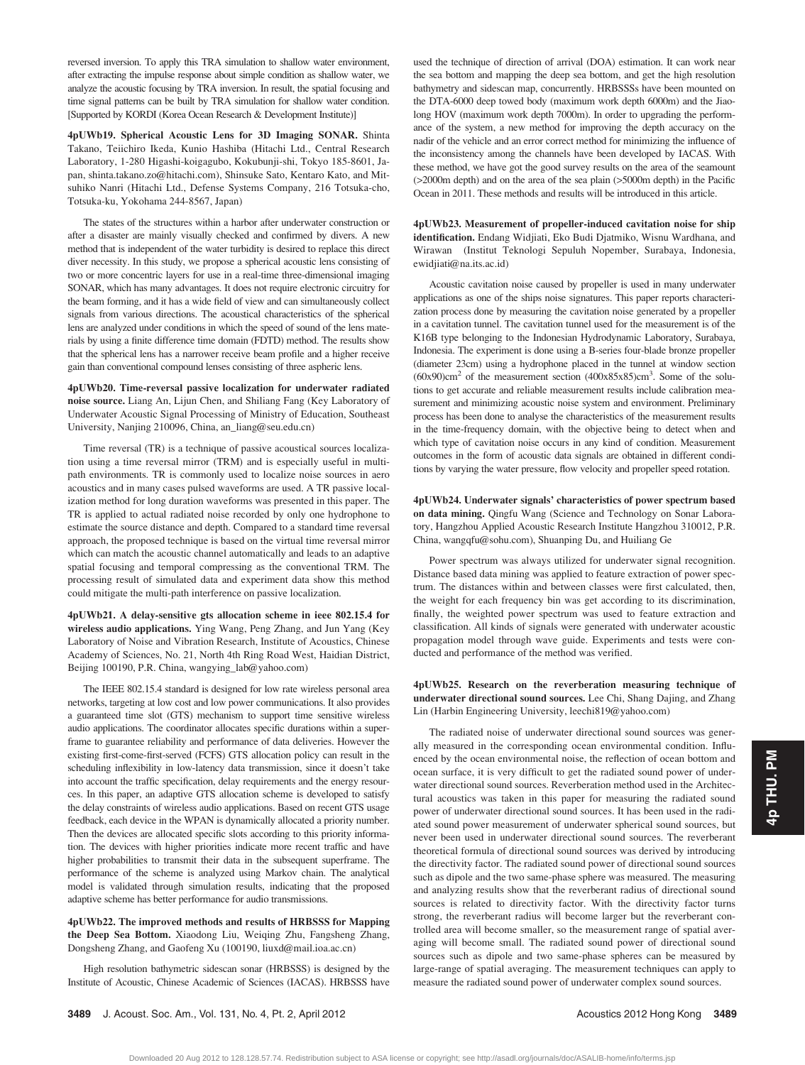reversed inversion. To apply this TRA simulation to shallow water environment, after extracting the impulse response about simple condition as shallow water, we analyze the acoustic focusing by TRA inversion. In result, the spatial focusing and time signal patterns can be built by TRA simulation for shallow water condition. [Supported by KORDI (Korea Ocean Research & Development Institute)]

**4pUWb19. Spherical Acoustic Lens for 3D Imaging SONAR.** Shinta Takano, Teiichiro Ikeda, Kunio Hashiba (Hitachi Ltd., Central Research Laboratory, 1-280 Higashi-koigagubo, Kokubunji-shi, Tokyo 185-8601, Japan, shinta.takano.zo@hitachi.com), Shinsuke Sato, Kentaro Kato, and Mitsuhiko Nanri (Hitachi Ltd., Defense Systems Company, 216 Totsuka-cho, Totsuka-ku, Yokohama 244-8567, Japan)

The states of the structures within a harbor after underwater construction or after a disaster are mainly visually checked and confirmed by divers. A new method that is independent of the water turbidity is desired to replace this direct diver necessity. In this study, we propose a spherical acoustic lens consisting of two or more concentric layers for use in a real-time three-dimensional imaging SONAR, which has many advantages. It does not require electronic circuitry for the beam forming, and it has a wide field of view and can simultaneously collect signals from various directions. The acoustical characteristics of the spherical lens are analyzed under conditions in which the speed of sound of the lens materials by using a finite difference time domain (FDTD) method. The results show that the spherical lens has a narrower receive beam profile and a higher receive gain than conventional compound lenses consisting of three aspheric lens.

**4pUWb20. Time-reversal passive localization for underwater radiated noise source.** Liang An, Lijun Chen, and Shiliang Fang (Key Laboratory of Underwater Acoustic Signal Processing of Ministry of Education, Southeast University, Nanjing 210096, China, an_liang@seu.edu.cn)

Time reversal (TR) is a technique of passive acoustical sources localization using a time reversal mirror (TRM) and is especially useful in multipath environments. TR is commonly used to localize noise sources in aero acoustics and in many cases pulsed waveforms are used. A TR passive localization method for long duration waveforms was presented in this paper. The TR is applied to actual radiated noise recorded by only one hydrophone to estimate the source distance and depth. Compared to a standard time reversal approach, the proposed technique is based on the virtual time reversal mirror which can match the acoustic channel automatically and leads to an adaptive spatial focusing and temporal compressing as the conventional TRM. The processing result of simulated data and experiment data show this method could mitigate the multi-path interference on passive localization.

**4pUWb21. A delay-sensitive gts allocation scheme in ieee 802.15.4 for wireless audio applications.** Ying Wang, Peng Zhang, and Jun Yang (Key Laboratory of Noise and Vibration Research, Institute of Acoustics, Chinese Academy of Sciences, No. 21, North 4th Ring Road West, Haidian District, Beijing 100190, P.R. China, wangying_lab@yahoo.com)

The IEEE 802.15.4 standard is designed for low rate wireless personal area networks, targeting at low cost and low power communications. It also provides a guaranteed time slot (GTS) mechanism to support time sensitive wireless audio applications. The coordinator allocates specific durations within a superframe to guarantee reliability and performance of data deliveries. However the existing first-come-first-served (FCFS) GTS allocation policy can result in the scheduling inflexibility in low-latency data transmission, since it doesn't take into account the traffic specification, delay requirements and the energy resources. In this paper, an adaptive GTS allocation scheme is developed to satisfy the delay constraints of wireless audio applications. Based on recent GTS usage feedback, each device in the WPAN is dynamically allocated a priority number. Then the devices are allocated specific slots according to this priority information. The devices with higher priorities indicate more recent traffic and have higher probabilities to transmit their data in the subsequent superframe. The performance of the scheme is analyzed using Markov chain. The analytical model is validated through simulation results, indicating that the proposed adaptive scheme has better performance for audio transmissions.

**4pUWb22. The improved methods and results of HRBSSS for Mapping the Deep Sea Bottom.** Xiaodong Liu, Weiqing Zhu, Fangsheng Zhang, Dongsheng Zhang, and Gaofeng Xu (100190, liuxd@mail.ioa.ac.cn)

High resolution bathymetric sidescan sonar (HRBSSS) is designed by the Institute of Acoustic, Chinese Academic of Sciences (IACAS). HRBSSS have used the technique of direction of arrival (DOA) estimation. It can work near the sea bottom and mapping the deep sea bottom, and get the high resolution bathymetry and sidescan map, concurrently. HRBSSSs have been mounted on the DTA-6000 deep towed body (maximum work depth 6000m) and the Jiaolong HOV (maximum work depth 7000m). In order to upgrading the performance of the system, a new method for improving the depth accuracy on the nadir of the vehicle and an error correct method for minimizing the influence of the inconsistency among the channels have been developed by IACAS. With these method, we have got the good survey results on the area of the seamount (>2000m depth) and on the area of the sea plain (>5000m depth) in the Pacific Ocean in 2011. These methods and results will be introduced in this article.

**4pUWb23. Measurement of propeller-induced cavitation noise for ship identification.** Endang Widjiati, Eko Budi Djatmiko, Wisnu Wardhana, and Wirawan (Institut Teknologi Sepuluh Nopember, Surabaya, Indonesia, ewidjiati@na.its.ac.id)

Acoustic cavitation noise caused by propeller is used in many underwater applications as one of the ships noise signatures. This paper reports characterization process done by measuring the cavitation noise generated by a propeller in a cavitation tunnel. The cavitation tunnel used for the measurement is of the K16B type belonging to the Indonesian Hydrodynamic Laboratory, Surabaya, Indonesia. The experiment is done using a B-series four-blade bronze propeller (diameter 23cm) using a hydrophone placed in the tunnel at window section $(60x90)cm^2$ of the measurement section $(400x85x85)cm^3$. Some of the solutions to get accurate and reliable measurement results include calibration measurement and minimizing acoustic noise system and environment. Preliminary process has been done to analyse the characteristics of the measurement results in the time-frequency domain, with the objective being to detect when and which type of cavitation noise occurs in any kind of condition. Measurement outcomes in the form of acoustic data signals are obtained in different conditions by varying the water pressure, flow velocity and propeller speed rotation.

**4pUWb24. Underwater signals' characteristics of power spectrum based on data mining.** Qingfu Wang (Science and Technology on Sonar Laboratory, Hangzhou Applied Acoustic Research Institute Hangzhou 310012, P.R. China, wangqfu@sohu.com), Shuanping Du, and Huiliang Ge

Power spectrum was always utilized for underwater signal recognition. Distance based data mining was applied to feature extraction of power spectrum. The distances within and between classes were first calculated, then, the weight for each frequency bin was get according to its discrimination, finally, the weighted power spectrum was used to feature extraction and classification. All kinds of signals were generated with underwater acoustic propagation model through wave guide. Experiments and tests were conducted and performance of the method was verified.

**4pUWb25. Research on the reverberation measuring technique of underwater directional sound sources.** Lee Chi, Shang Dajing, and Zhang Lin (Harbin Engineering University, leechi819@yahoo.com)

The radiated noise of underwater directional sound sources was generally measured in the corresponding ocean environmental condition. Influenced by the ocean environmental noise, the reflection of ocean bottom and ocean surface, it is very difficult to get the radiated sound power of underwater directional sound sources. Reverberation method used in the Architectural acoustics was taken in this paper for measuring the radiated sound power of underwater directional sound sources. It has been used in the radiated sound power measurement of underwater spherical sound sources, but never been used in underwater directional sound sources. The reverberant theoretical formula of directional sound sources was derived by introducing the directivity factor. The radiated sound power of directional sound sources such as dipole and the two same-phase sphere was measured. The measuring and analyzing results show that the reverberant radius of directional sound sources is related to directivity factor. With the directivity factor turns strong, the reverberant radius will become larger but the reverberant controlled area will become smaller, so the measurement range of spatial averaging will become small. The radiated sound power of directional sound sources such as dipole and two same-phase spheres can be measured by large-range of spatial averaging. The measurement techniques can apply to measure the radiated sound power of underwater complex sound sources.